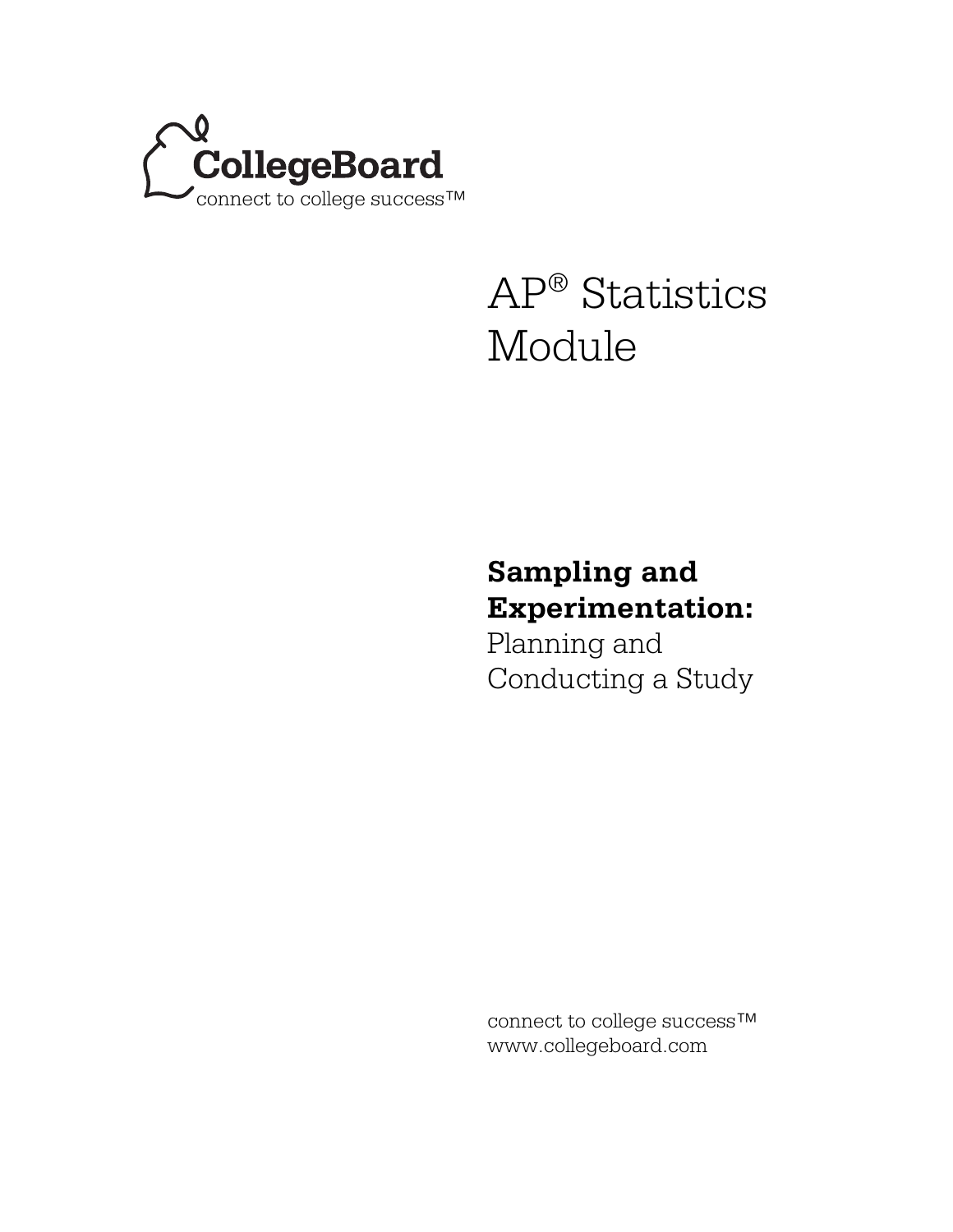CollegeBoard

connect to college success™

# AP® Statistics Module

## **Sampling and Experimentation:** Planning and Conducting a Study

connect to college success™
www.collegeboard.com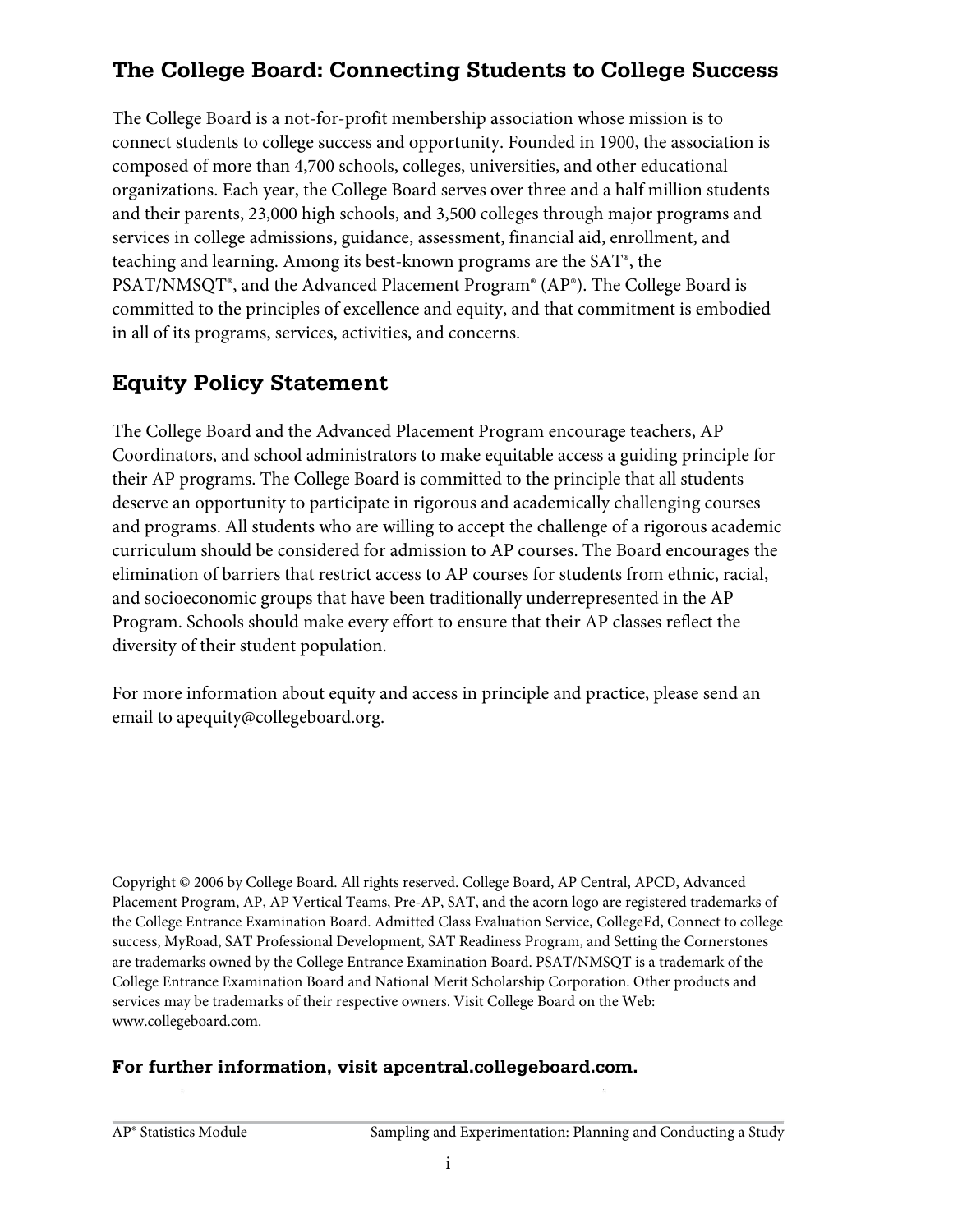## The College Board: Connecting Students to College Success

The College Board is a not-for-profit membership association whose mission is to connect students to college success and opportunity. Founded in 1900, the association is composed of more than 4,700 schools, colleges, universities, and other educational organizations. Each year, the College Board serves over three and a half million students and their parents, 23,000 high schools, and 3,500 colleges through major programs and services in college admissions, guidance, assessment, financial aid, enrollment, and teaching and learning. Among its best-known programs are the SAT®, the PSAT/NMSQT®, and the Advanced Placement Program® (AP®). The College Board is committed to the principles of excellence and equity, and that commitment is embodied in all of its programs, services, activities, and concerns.

## Equity Policy Statement

The College Board and the Advanced Placement Program encourage teachers, AP Coordinators, and school administrators to make equitable access a guiding principle for their AP programs. The College Board is committed to the principle that all students deserve an opportunity to participate in rigorous and academically challenging courses and programs. All students who are willing to accept the challenge of a rigorous academic curriculum should be considered for admission to AP courses. The Board encourages the elimination of barriers that restrict access to AP courses for students from ethnic, racial, and socioeconomic groups that have been traditionally underrepresented in the AP Program. Schools should make every effort to ensure that their AP classes reflect the diversity of their student population.

For more information about equity and access in principle and practice, please send an email to apequity@collegeboard.org.

Copyright © 2006 by College Board. All rights reserved. College Board, AP Central, APCD, Advanced Placement Program, AP, AP Vertical Teams, Pre-AP, SAT, and the acorn logo are registered trademarks of the College Entrance Examination Board. Admitted Class Evaluation Service, CollegeEd, Connect to college success, MyRoad, SAT Professional Development, SAT Readiness Program, and Setting the Cornerstones are trademarks owned by the College Entrance Examination Board. PSAT/NMSQT is a trademark of the College Entrance Examination Board and National Merit Scholarship Corporation. Other products and services may be trademarks of their respective owners. Visit College Board on the Web: www.collegeboard.com.

**For further information, visit apcentral.collegeboard.com.**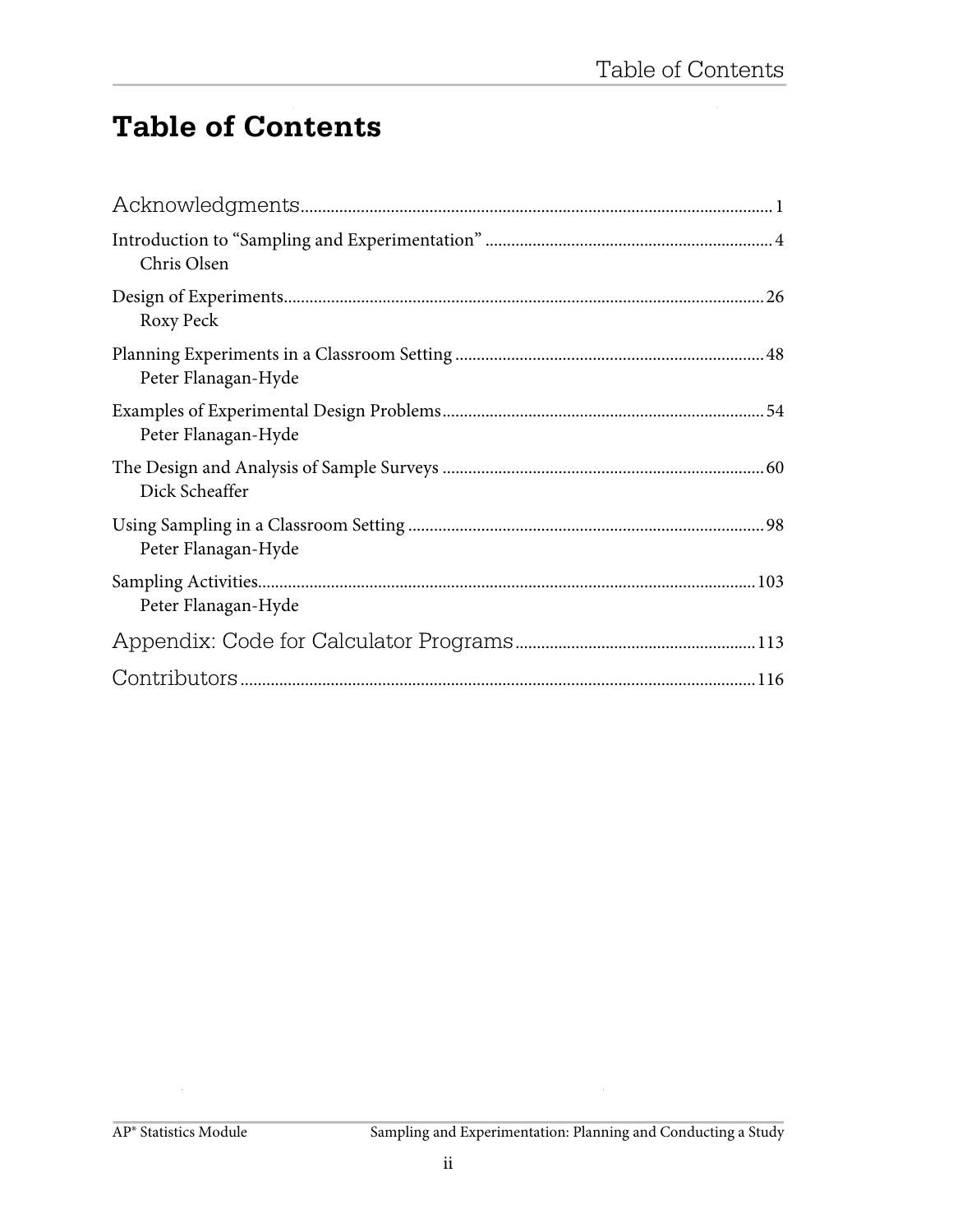# Table of Contents

Acknowledgments ..... 1

Introduction to "Sampling and Experimentation" ..... 4
Chris Olsen

Design of Experiments ..... 26
Roxy Peck

Planning Experiments in a Classroom Setting ..... 48
Peter Flanagan-Hyde

Examples of Experimental Design Problems ..... 54
Peter Flanagan-Hyde

The Design and Analysis of Sample Surveys ..... 60
Dick Scheaffer

Using Sampling in a Classroom Setting ..... 98
Peter Flanagan-Hyde

Sampling Activities ..... 103
Peter Flanagan-Hyde

Appendix: Code for Calculator Programs ..... 113

Contributors ..... 116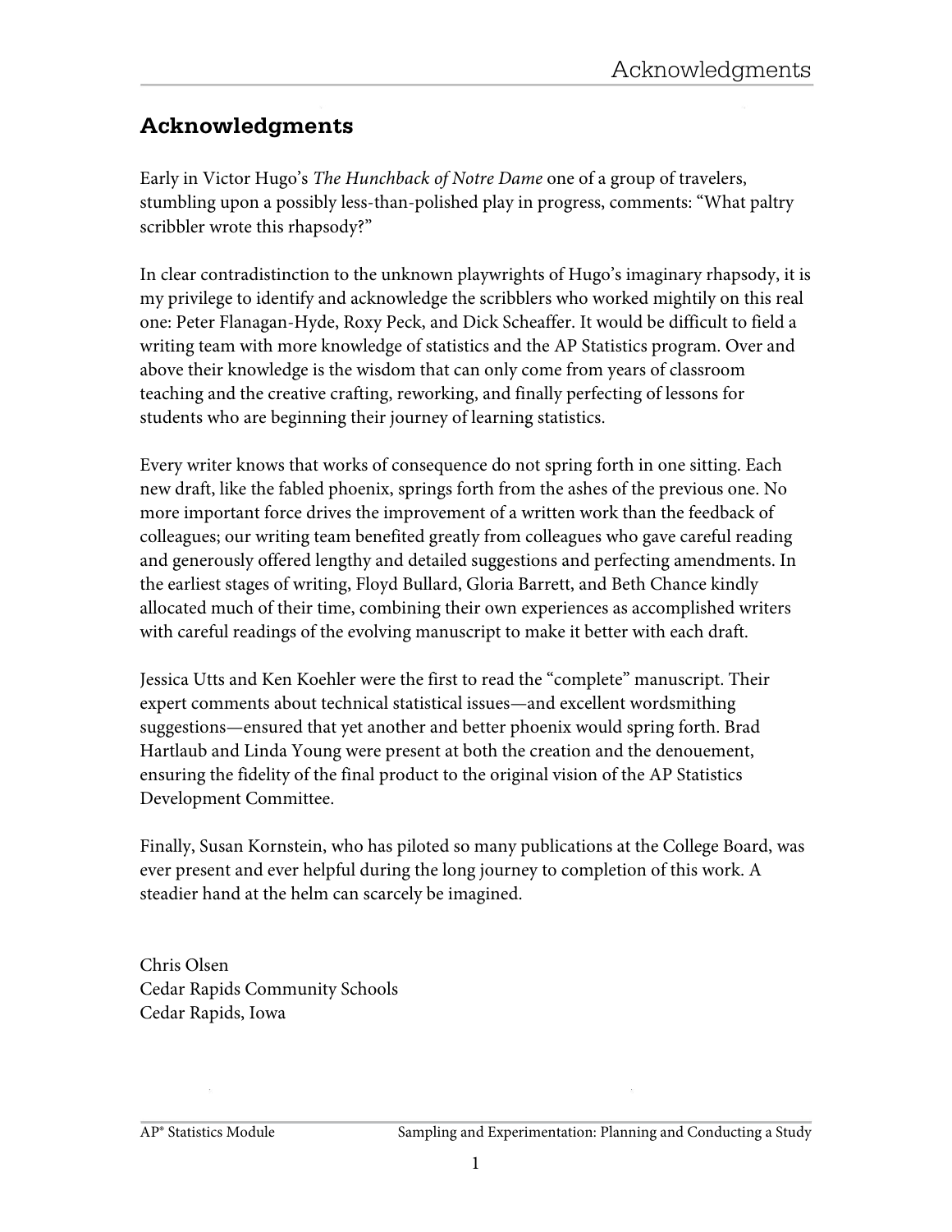## Acknowledgments

Early in Victor Hugo's *The Hunchback of Notre Dame* one of a group of travelers, stumbling upon a possibly less-than-polished play in progress, comments: "What paltry scribbler wrote this rhapsody?"

In clear contradistinction to the unknown playwrights of Hugo's imaginary rhapsody, it is my privilege to identify and acknowledge the scribblers who worked mightily on this real one: Peter Flanagan-Hyde, Roxy Peck, and Dick Scheaffer. It would be difficult to field a writing team with more knowledge of statistics and the AP Statistics program. Over and above their knowledge is the wisdom that can only come from years of classroom teaching and the creative crafting, reworking, and finally perfecting of lessons for students who are beginning their journey of learning statistics.

Every writer knows that works of consequence do not spring forth in one sitting. Each new draft, like the fabled phoenix, springs forth from the ashes of the previous one. No more important force drives the improvement of a written work than the feedback of colleagues; our writing team benefited greatly from colleagues who gave careful reading and generously offered lengthy and detailed suggestions and perfecting amendments. In the earliest stages of writing, Floyd Bullard, Gloria Barrett, and Beth Chance kindly allocated much of their time, combining their own experiences as accomplished writers with careful readings of the evolving manuscript to make it better with each draft.

Jessica Utts and Ken Koehler were the first to read the "complete" manuscript. Their expert comments about technical statistical issues—and excellent wordsmithing suggestions—ensured that yet another and better phoenix would spring forth. Brad Hartlaub and Linda Young were present at both the creation and the denouement, ensuring the fidelity of the final product to the original vision of the AP Statistics Development Committee.

Finally, Susan Kornstein, who has piloted so many publications at the College Board, was ever present and ever helpful during the long journey to completion of this work. A steadier hand at the helm can scarcely be imagined.

Chris Olsen
Cedar Rapids Community Schools
Cedar Rapids, Iowa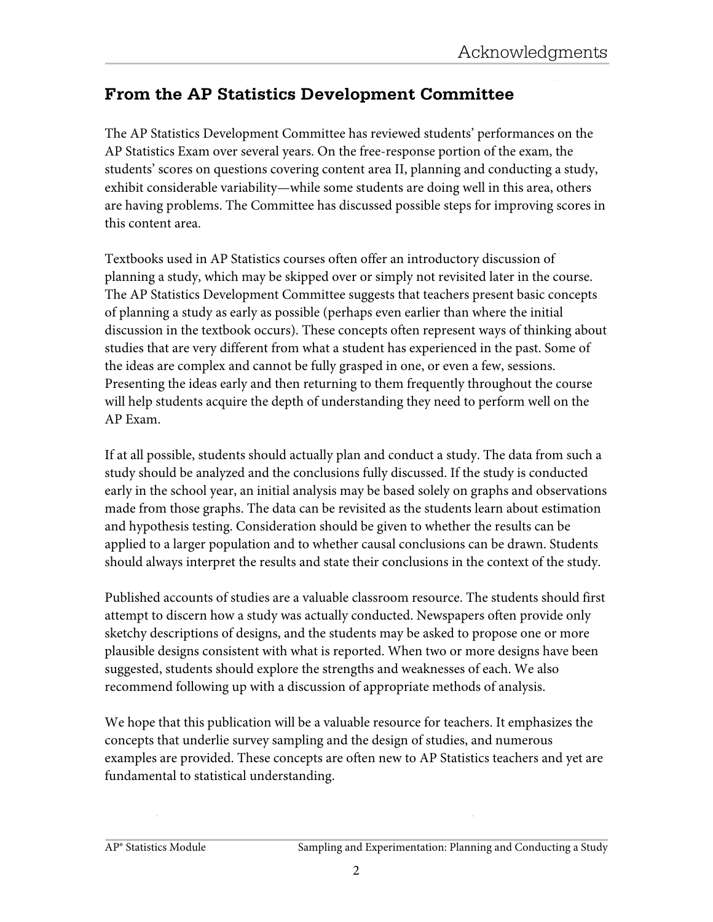## From the AP Statistics Development Committee

The AP Statistics Development Committee has reviewed students' performances on the AP Statistics Exam over several years. On the free-response portion of the exam, the students' scores on questions covering content area II, planning and conducting a study, exhibit considerable variability—while some students are doing well in this area, others are having problems. The Committee has discussed possible steps for improving scores in this content area.

Textbooks used in AP Statistics courses often offer an introductory discussion of planning a study, which may be skipped over or simply not revisited later in the course. The AP Statistics Development Committee suggests that teachers present basic concepts of planning a study as early as possible (perhaps even earlier than where the initial discussion in the textbook occurs). These concepts often represent ways of thinking about studies that are very different from what a student has experienced in the past. Some of the ideas are complex and cannot be fully grasped in one, or even a few, sessions. Presenting the ideas early and then returning to them frequently throughout the course will help students acquire the depth of understanding they need to perform well on the AP Exam.

If at all possible, students should actually plan and conduct a study. The data from such a study should be analyzed and the conclusions fully discussed. If the study is conducted early in the school year, an initial analysis may be based solely on graphs and observations made from those graphs. The data can be revisited as the students learn about estimation and hypothesis testing. Consideration should be given to whether the results can be applied to a larger population and to whether causal conclusions can be drawn. Students should always interpret the results and state their conclusions in the context of the study.

Published accounts of studies are a valuable classroom resource. The students should first attempt to discern how a study was actually conducted. Newspapers often provide only sketchy descriptions of designs, and the students may be asked to propose one or more plausible designs consistent with what is reported. When two or more designs have been suggested, students should explore the strengths and weaknesses of each. We also recommend following up with a discussion of appropriate methods of analysis.

We hope that this publication will be a valuable resource for teachers. It emphasizes the concepts that underlie survey sampling and the design of studies, and numerous examples are provided. These concepts are often new to AP Statistics teachers and yet are fundamental to statistical understanding.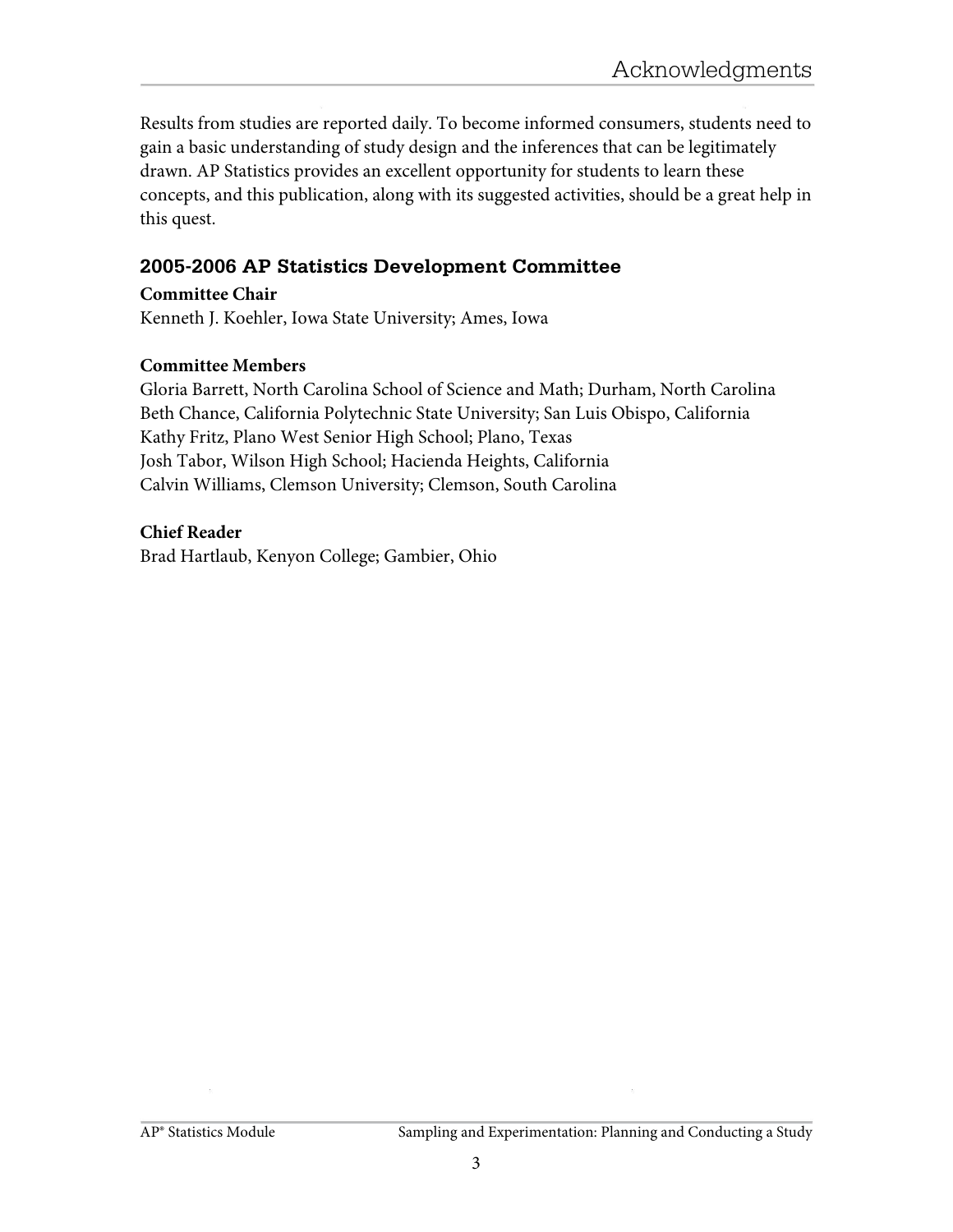Results from studies are reported daily. To become informed consumers, students need to gain a basic understanding of study design and the inferences that can be legitimately drawn. AP Statistics provides an excellent opportunity for students to learn these concepts, and this publication, along with its suggested activities, should be a great help in this quest.

## 2005-2006 AP Statistics Development Committee

**Committee Chair**
Kenneth J. Koehler, Iowa State University; Ames, Iowa

**Committee Members**
Gloria Barrett, North Carolina School of Science and Math; Durham, North Carolina
Beth Chance, California Polytechnic State University; San Luis Obispo, California
Kathy Fritz, Plano West Senior High School; Plano, Texas
Josh Tabor, Wilson High School; Hacienda Heights, California
Calvin Williams, Clemson University; Clemson, South Carolina

**Chief Reader**
Brad Hartlaub, Kenyon College; Gambier, Ohio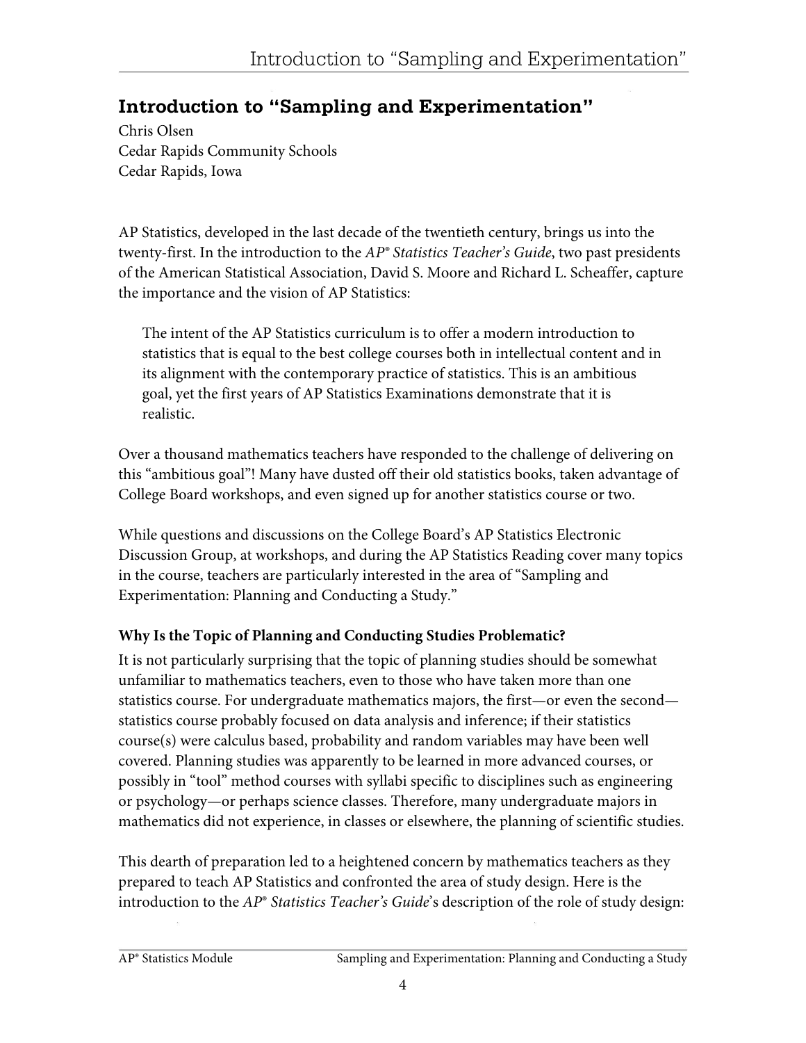## Introduction to "Sampling and Experimentation"

Chris Olsen
Cedar Rapids Community Schools
Cedar Rapids, Iowa

AP Statistics, developed in the last decade of the twentieth century, brings us into the twenty-first. In the introduction to the *AP® Statistics Teacher's Guide*, two past presidents of the American Statistical Association, David S. Moore and Richard L. Scheaffer, capture the importance and the vision of AP Statistics:

> The intent of the AP Statistics curriculum is to offer a modern introduction to statistics that is equal to the best college courses both in intellectual content and in its alignment with the contemporary practice of statistics. This is an ambitious goal, yet the first years of AP Statistics Examinations demonstrate that it is realistic.

Over a thousand mathematics teachers have responded to the challenge of delivering on this "ambitious goal"! Many have dusted off their old statistics books, taken advantage of College Board workshops, and even signed up for another statistics course or two.

While questions and discussions on the College Board's AP Statistics Electronic Discussion Group, at workshops, and during the AP Statistics Reading cover many topics in the course, teachers are particularly interested in the area of "Sampling and Experimentation: Planning and Conducting a Study."

**Why Is the Topic of Planning and Conducting Studies Problematic?**

It is not particularly surprising that the topic of planning studies should be somewhat unfamiliar to mathematics teachers, even to those who have taken more than one statistics course. For undergraduate mathematics majors, the first—or even the second—statistics course probably focused on data analysis and inference; if their statistics course(s) were calculus based, probability and random variables may have been well covered. Planning studies was apparently to be learned in more advanced courses, or possibly in "tool" method courses with syllabi specific to disciplines such as engineering or psychology—or perhaps science classes. Therefore, many undergraduate majors in mathematics did not experience, in classes or elsewhere, the planning of scientific studies.

This dearth of preparation led to a heightened concern by mathematics teachers as they prepared to teach AP Statistics and confronted the area of study design. Here is the introduction to the *AP® Statistics Teacher's Guide*'s description of the role of study design: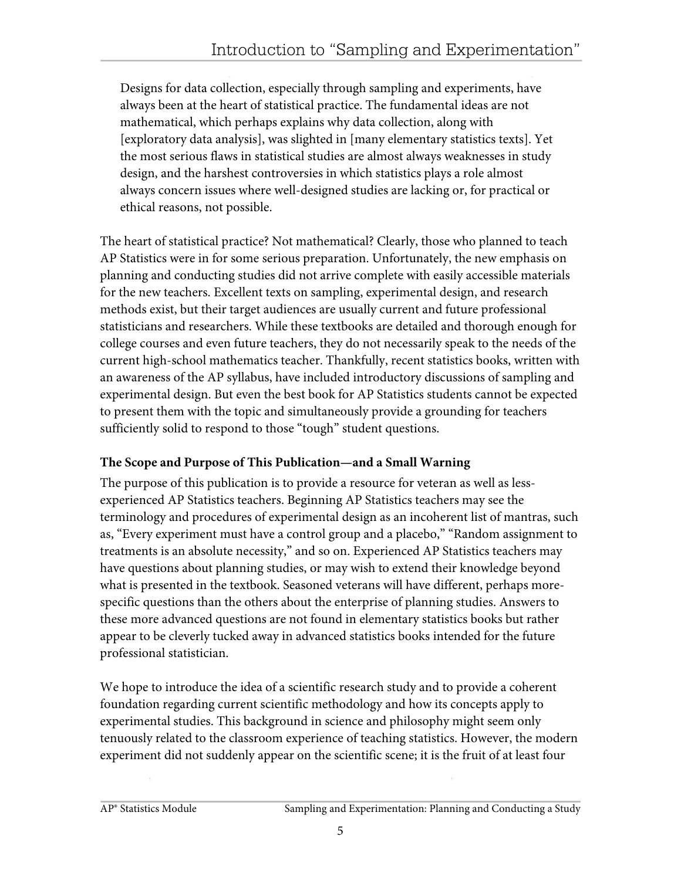> Designs for data collection, especially through sampling and experiments, have always been at the heart of statistical practice. The fundamental ideas are not mathematical, which perhaps explains why data collection, along with [exploratory data analysis], was slighted in [many elementary statistics texts]. Yet the most serious flaws in statistical studies are almost always weaknesses in study design, and the harshest controversies in which statistics plays a role almost always concern issues where well-designed studies are lacking or, for practical or ethical reasons, not possible.

The heart of statistical practice? Not mathematical? Clearly, those who planned to teach AP Statistics were in for some serious preparation. Unfortunately, the new emphasis on planning and conducting studies did not arrive complete with easily accessible materials for the new teachers. Excellent texts on sampling, experimental design, and research methods exist, but their target audiences are usually current and future professional statisticians and researchers. While these textbooks are detailed and thorough enough for college courses and even future teachers, they do not necessarily speak to the needs of the current high-school mathematics teacher. Thankfully, recent statistics books, written with an awareness of the AP syllabus, have included introductory discussions of sampling and experimental design. But even the best book for AP Statistics students cannot be expected to present them with the topic and simultaneously provide a grounding for teachers sufficiently solid to respond to those "tough" student questions.

**The Scope and Purpose of This Publication—and a Small Warning**

The purpose of this publication is to provide a resource for veteran as well as less-experienced AP Statistics teachers. Beginning AP Statistics teachers may see the terminology and procedures of experimental design as an incoherent list of mantras, such as, "Every experiment must have a control group and a placebo," "Random assignment to treatments is an absolute necessity," and so on. Experienced AP Statistics teachers may have questions about planning studies, or may wish to extend their knowledge beyond what is presented in the textbook. Seasoned veterans will have different, perhaps more-specific questions than the others about the enterprise of planning studies. Answers to these more advanced questions are not found in elementary statistics books but rather appear to be cleverly tucked away in advanced statistics books intended for the future professional statistician.

We hope to introduce the idea of a scientific research study and to provide a coherent foundation regarding current scientific methodology and how its concepts apply to experimental studies. This background in science and philosophy might seem only tenuously related to the classroom experience of teaching statistics. However, the modern experiment did not suddenly appear on the scientific scene; it is the fruit of at least four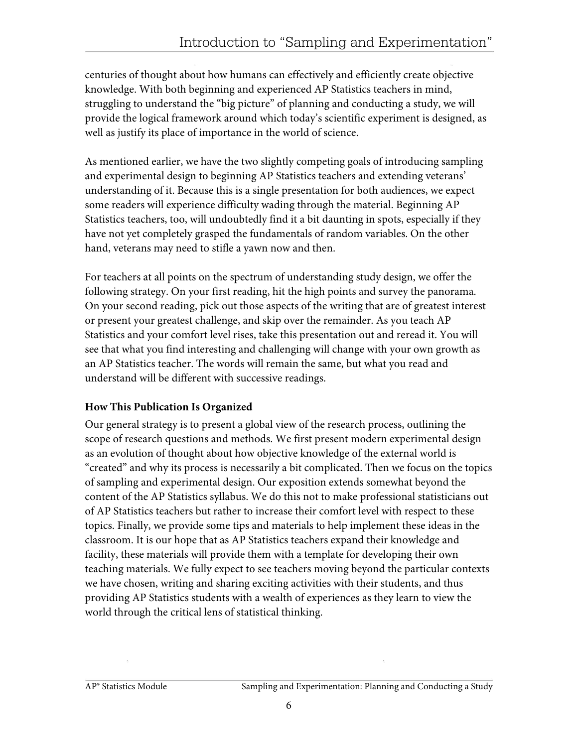centuries of thought about how humans can effectively and efficiently create objective knowledge. With both beginning and experienced AP Statistics teachers in mind, struggling to understand the "big picture" of planning and conducting a study, we will provide the logical framework around which today's scientific experiment is designed, as well as justify its place of importance in the world of science.

As mentioned earlier, we have the two slightly competing goals of introducing sampling and experimental design to beginning AP Statistics teachers and extending veterans' understanding of it. Because this is a single presentation for both audiences, we expect some readers will experience difficulty wading through the material. Beginning AP Statistics teachers, too, will undoubtedly find it a bit daunting in spots, especially if they have not yet completely grasped the fundamentals of random variables. On the other hand, veterans may need to stifle a yawn now and then.

For teachers at all points on the spectrum of understanding study design, we offer the following strategy. On your first reading, hit the high points and survey the panorama. On your second reading, pick out those aspects of the writing that are of greatest interest or present your greatest challenge, and skip over the remainder. As you teach AP Statistics and your comfort level rises, take this presentation out and reread it. You will see that what you find interesting and challenging will change with your own growth as an AP Statistics teacher. The words will remain the same, but what you read and understand will be different with successive readings.

**How This Publication Is Organized**

Our general strategy is to present a global view of the research process, outlining the scope of research questions and methods. We first present modern experimental design as an evolution of thought about how objective knowledge of the external world is "created" and why its process is necessarily a bit complicated. Then we focus on the topics of sampling and experimental design. Our exposition extends somewhat beyond the content of the AP Statistics syllabus. We do this not to make professional statisticians out of AP Statistics teachers but rather to increase their comfort level with respect to these topics. Finally, we provide some tips and materials to help implement these ideas in the classroom. It is our hope that as AP Statistics teachers expand their knowledge and facility, these materials will provide them with a template for developing their own teaching materials. We fully expect to see teachers moving beyond the particular contexts we have chosen, writing and sharing exciting activities with their students, and thus providing AP Statistics students with a wealth of experiences as they learn to view the world through the critical lens of statistical thinking.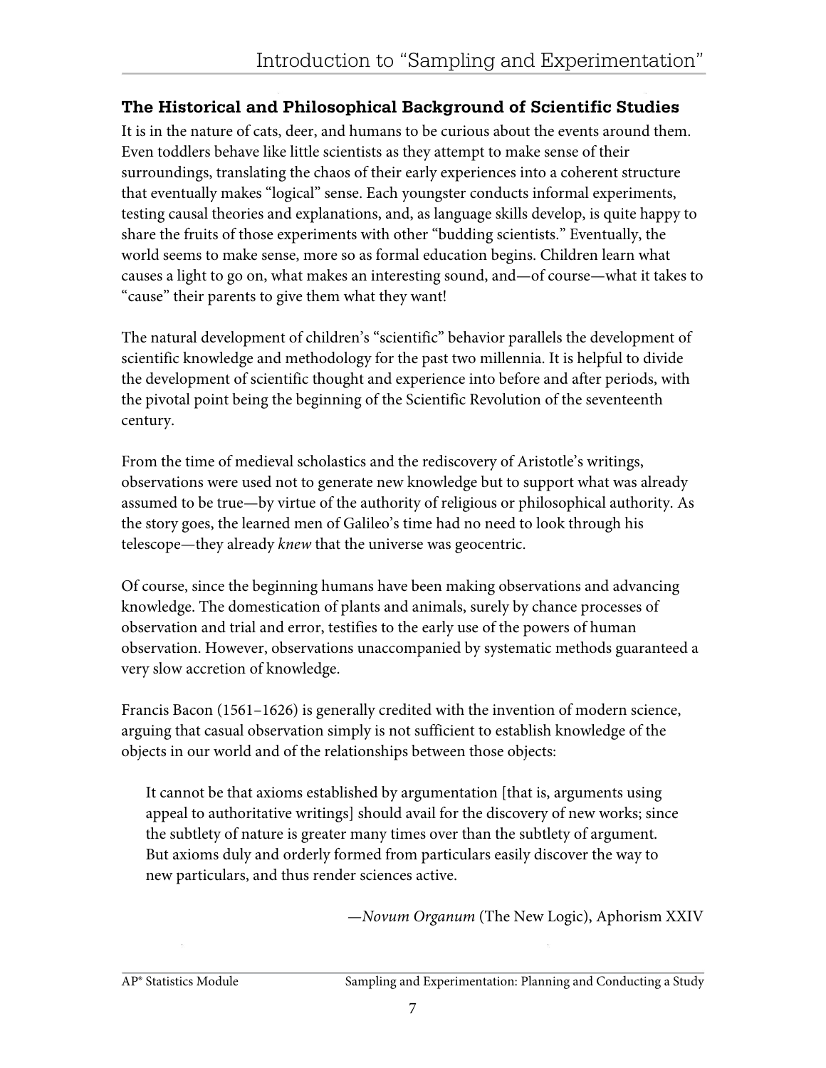## The Historical and Philosophical Background of Scientific Studies

It is in the nature of cats, deer, and humans to be curious about the events around them. Even toddlers behave like little scientists as they attempt to make sense of their surroundings, translating the chaos of their early experiences into a coherent structure that eventually makes "logical" sense. Each youngster conducts informal experiments, testing causal theories and explanations, and, as language skills develop, is quite happy to share the fruits of those experiments with other "budding scientists." Eventually, the world seems to make sense, more so as formal education begins. Children learn what causes a light to go on, what makes an interesting sound, and—of course—what it takes to "cause" their parents to give them what they want!

The natural development of children's "scientific" behavior parallels the development of scientific knowledge and methodology for the past two millennia. It is helpful to divide the development of scientific thought and experience into before and after periods, with the pivotal point being the beginning of the Scientific Revolution of the seventeenth century.

From the time of medieval scholastics and the rediscovery of Aristotle's writings, observations were used not to generate new knowledge but to support what was already assumed to be true—by virtue of the authority of religious or philosophical authority. As the story goes, the learned men of Galileo's time had no need to look through his telescope—they already *knew* that the universe was geocentric.

Of course, since the beginning humans have been making observations and advancing knowledge. The domestication of plants and animals, surely by chance processes of observation and trial and error, testifies to the early use of the powers of human observation. However, observations unaccompanied by systematic methods guaranteed a very slow accretion of knowledge.

Francis Bacon (1561–1626) is generally credited with the invention of modern science, arguing that casual observation simply is not sufficient to establish knowledge of the objects in our world and of the relationships between those objects:

> It cannot be that axioms established by argumentation [that is, arguments using appeal to authoritative writings] should avail for the discovery of new works; since the subtlety of nature is greater many times over than the subtlety of argument. But axioms duly and orderly formed from particulars easily discover the way to new particulars, and thus render sciences active.
>
> —*Novum Organum* (The New Logic), Aphorism XXIV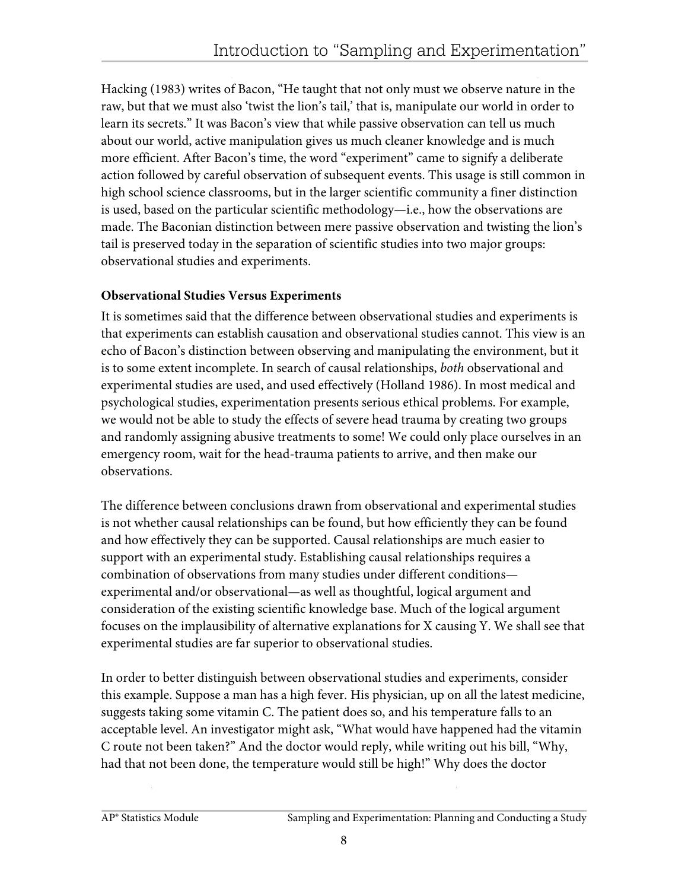Hacking (1983) writes of Bacon, "He taught that not only must we observe nature in the raw, but that we must also 'twist the lion's tail,' that is, manipulate our world in order to learn its secrets." It was Bacon's view that while passive observation can tell us much about our world, active manipulation gives us much cleaner knowledge and is much more efficient. After Bacon's time, the word "experiment" came to signify a deliberate action followed by careful observation of subsequent events. This usage is still common in high school science classrooms, but in the larger scientific community a finer distinction is used, based on the particular scientific methodology—i.e., how the observations are made. The Baconian distinction between mere passive observation and twisting the lion's tail is preserved today in the separation of scientific studies into two major groups: observational studies and experiments.

**Observational Studies Versus Experiments**

It is sometimes said that the difference between observational studies and experiments is that experiments can establish causation and observational studies cannot. This view is an echo of Bacon's distinction between observing and manipulating the environment, but it is to some extent incomplete. In search of causal relationships, *both* observational and experimental studies are used, and used effectively (Holland 1986). In most medical and psychological studies, experimentation presents serious ethical problems. For example, we would not be able to study the effects of severe head trauma by creating two groups and randomly assigning abusive treatments to some! We could only place ourselves in an emergency room, wait for the head-trauma patients to arrive, and then make our observations.

The difference between conclusions drawn from observational and experimental studies is not whether causal relationships can be found, but how efficiently they can be found and how effectively they can be supported. Causal relationships are much easier to support with an experimental study. Establishing causal relationships requires a combination of observations from many studies under different conditions—experimental and/or observational—as well as thoughtful, logical argument and consideration of the existing scientific knowledge base. Much of the logical argument focuses on the implausibility of alternative explanations for X causing Y. We shall see that experimental studies are far superior to observational studies.

In order to better distinguish between observational studies and experiments, consider this example. Suppose a man has a high fever. His physician, up on all the latest medicine, suggests taking some vitamin C. The patient does so, and his temperature falls to an acceptable level. An investigator might ask, "What would have happened had the vitamin C route not been taken?" And the doctor would reply, while writing out his bill, "Why, had that not been done, the temperature would still be high!" Why does the doctor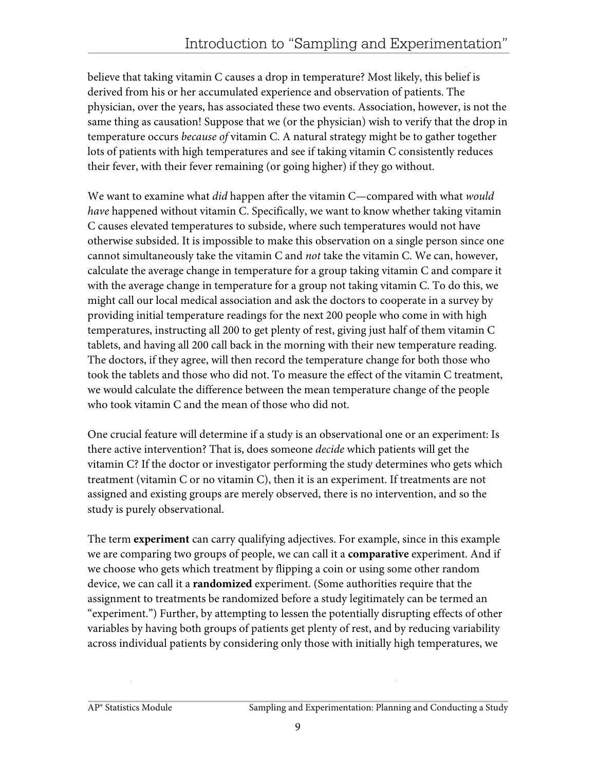believe that taking vitamin C causes a drop in temperature? Most likely, this belief is derived from his or her accumulated experience and observation of patients. The physician, over the years, has associated these two events. Association, however, is not the same thing as causation! Suppose that we (or the physician) wish to verify that the drop in temperature occurs *because of* vitamin C. A natural strategy might be to gather together lots of patients with high temperatures and see if taking vitamin C consistently reduces their fever, with their fever remaining (or going higher) if they go without.

We want to examine what *did* happen after the vitamin C—compared with what *would have* happened without vitamin C. Specifically, we want to know whether taking vitamin C causes elevated temperatures to subside, where such temperatures would not have otherwise subsided. It is impossible to make this observation on a single person since one cannot simultaneously take the vitamin C and *not* take the vitamin C. We can, however, calculate the average change in temperature for a group taking vitamin C and compare it with the average change in temperature for a group not taking vitamin C. To do this, we might call our local medical association and ask the doctors to cooperate in a survey by providing initial temperature readings for the next 200 people who come in with high temperatures, instructing all 200 to get plenty of rest, giving just half of them vitamin C tablets, and having all 200 call back in the morning with their new temperature reading. The doctors, if they agree, will then record the temperature change for both those who took the tablets and those who did not. To measure the effect of the vitamin C treatment, we would calculate the difference between the mean temperature change of the people who took vitamin C and the mean of those who did not.

One crucial feature will determine if a study is an observational one or an experiment: Is there active intervention? That is, does someone *decide* which patients will get the vitamin C? If the doctor or investigator performing the study determines who gets which treatment (vitamin C or no vitamin C), then it is an experiment. If treatments are not assigned and existing groups are merely observed, there is no intervention, and so the study is purely observational.

The term **experiment** can carry qualifying adjectives. For example, since in this example we are comparing two groups of people, we can call it a **comparative** experiment. And if we choose who gets which treatment by flipping a coin or using some other random device, we can call it a **randomized** experiment. (Some authorities require that the assignment to treatments be randomized before a study legitimately can be termed an "experiment.") Further, by attempting to lessen the potentially disrupting effects of other variables by having both groups of patients get plenty of rest, and by reducing variability across individual patients by considering only those with initially high temperatures, we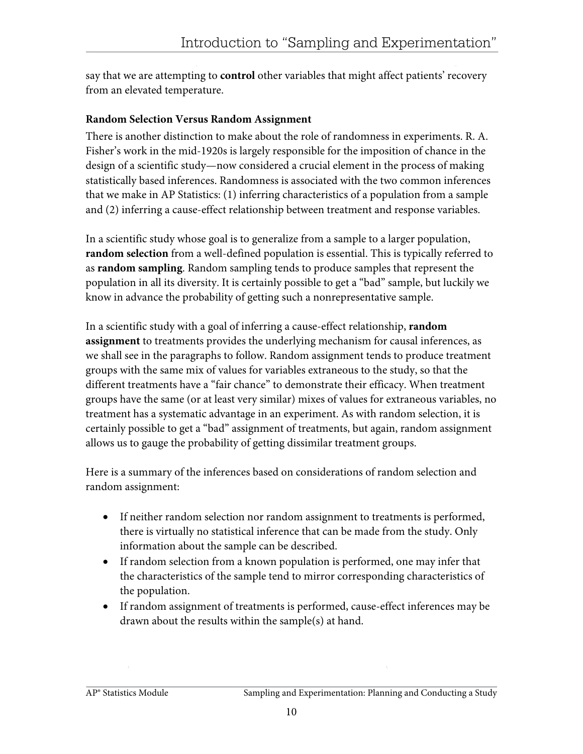say that we are attempting to **control** other variables that might affect patients' recovery from an elevated temperature.

**Random Selection Versus Random Assignment**

There is another distinction to make about the role of randomness in experiments. R. A. Fisher's work in the mid-1920s is largely responsible for the imposition of chance in the design of a scientific study—now considered a crucial element in the process of making statistically based inferences. Randomness is associated with the two common inferences that we make in AP Statistics: (1) inferring characteristics of a population from a sample and (2) inferring a cause-effect relationship between treatment and response variables.

In a scientific study whose goal is to generalize from a sample to a larger population, **random selection** from a well-defined population is essential. This is typically referred to as **random sampling**. Random sampling tends to produce samples that represent the population in all its diversity. It is certainly possible to get a "bad" sample, but luckily we know in advance the probability of getting such a nonrepresentative sample.

In a scientific study with a goal of inferring a cause-effect relationship, **random assignment** to treatments provides the underlying mechanism for causal inferences, as we shall see in the paragraphs to follow. Random assignment tends to produce treatment groups with the same mix of values for variables extraneous to the study, so that the different treatments have a "fair chance" to demonstrate their efficacy. When treatment groups have the same (or at least very similar) mixes of values for extraneous variables, no treatment has a systematic advantage in an experiment. As with random selection, it is certainly possible to get a "bad" assignment of treatments, but again, random assignment allows us to gauge the probability of getting dissimilar treatment groups.

Here is a summary of the inferences based on considerations of random selection and random assignment:

- If neither random selection nor random assignment to treatments is performed, there is virtually no statistical inference that can be made from the study. Only information about the sample can be described.
- If random selection from a known population is performed, one may infer that the characteristics of the sample tend to mirror corresponding characteristics of the population.
- If random assignment of treatments is performed, cause-effect inferences may be drawn about the results within the sample(s) at hand.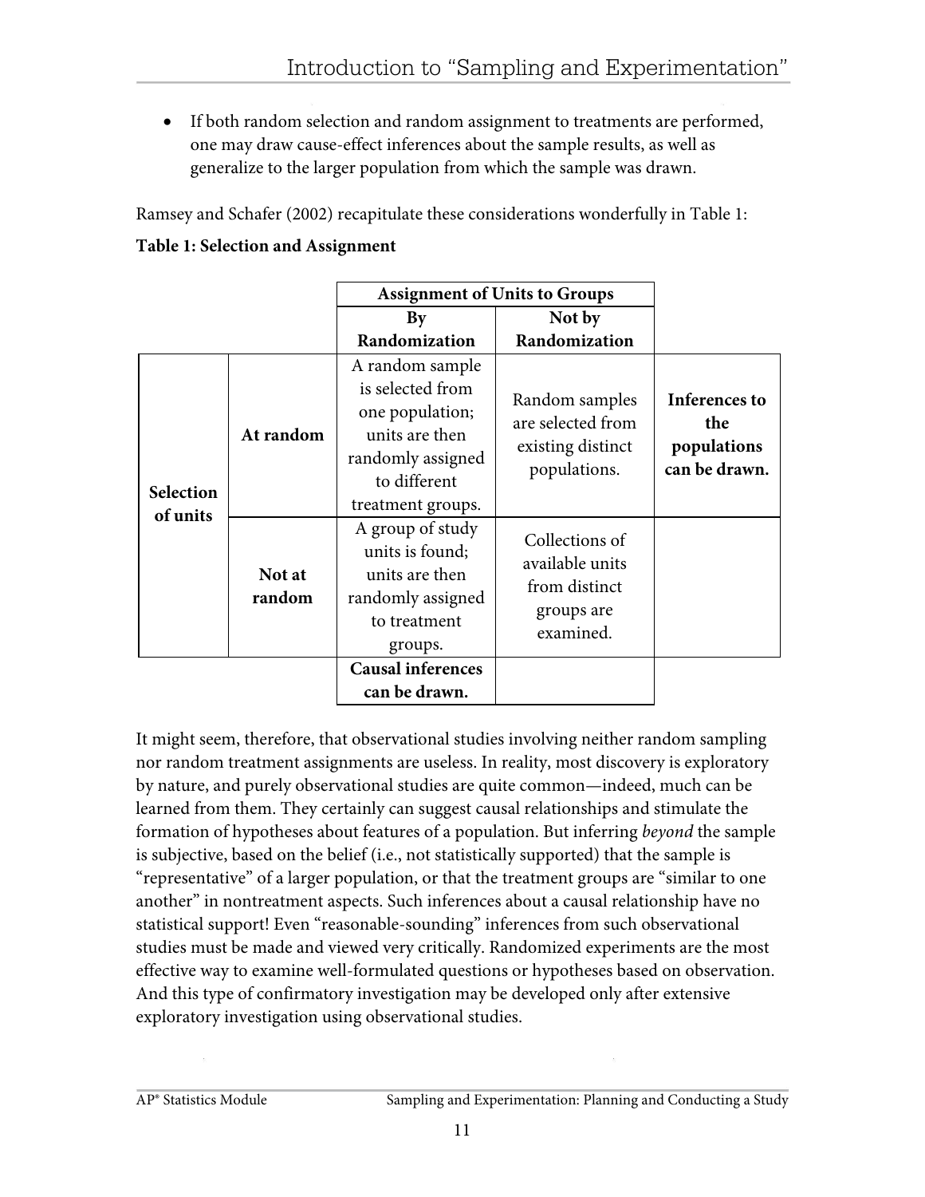- If both random selection and random assignment to treatments are performed, one may draw cause-effect inferences about the sample results, as well as generalize to the larger population from which the sample was drawn.

Ramsey and Schafer (2002) recapitulate these considerations wonderfully in Table 1:

**Table 1: Selection and Assignment**

| | | **Assignment of Units to Groups** | | |
|---|---|---|---|---|
| | | **By Randomization** | **Not by Randomization** | |
| **Selection of units** | **At random** | A random sample is selected from one population; units are then randomly assigned to different treatment groups. | Random samples are selected from existing distinct populations. | **Inferences to the populations can be drawn.** |
| | **Not at random** | A group of study units is found; units are then randomly assigned to treatment groups. | Collections of available units from distinct groups are examined. | |
| | | **Causal inferences can be drawn.** | | |

It might seem, therefore, that observational studies involving neither random sampling nor random treatment assignments are useless. In reality, most discovery is exploratory by nature, and purely observational studies are quite common—indeed, much can be learned from them. They certainly can suggest causal relationships and stimulate the formation of hypotheses about features of a population. But inferring *beyond* the sample is subjective, based on the belief (i.e., not statistically supported) that the sample is "representative" of a larger population, or that the treatment groups are "similar to one another" in nontreatment aspects. Such inferences about a causal relationship have no statistical support! Even "reasonable-sounding" inferences from such observational studies must be made and viewed very critically. Randomized experiments are the most effective way to examine well-formulated questions or hypotheses based on observation. And this type of confirmatory investigation may be developed only after extensive exploratory investigation using observational studies.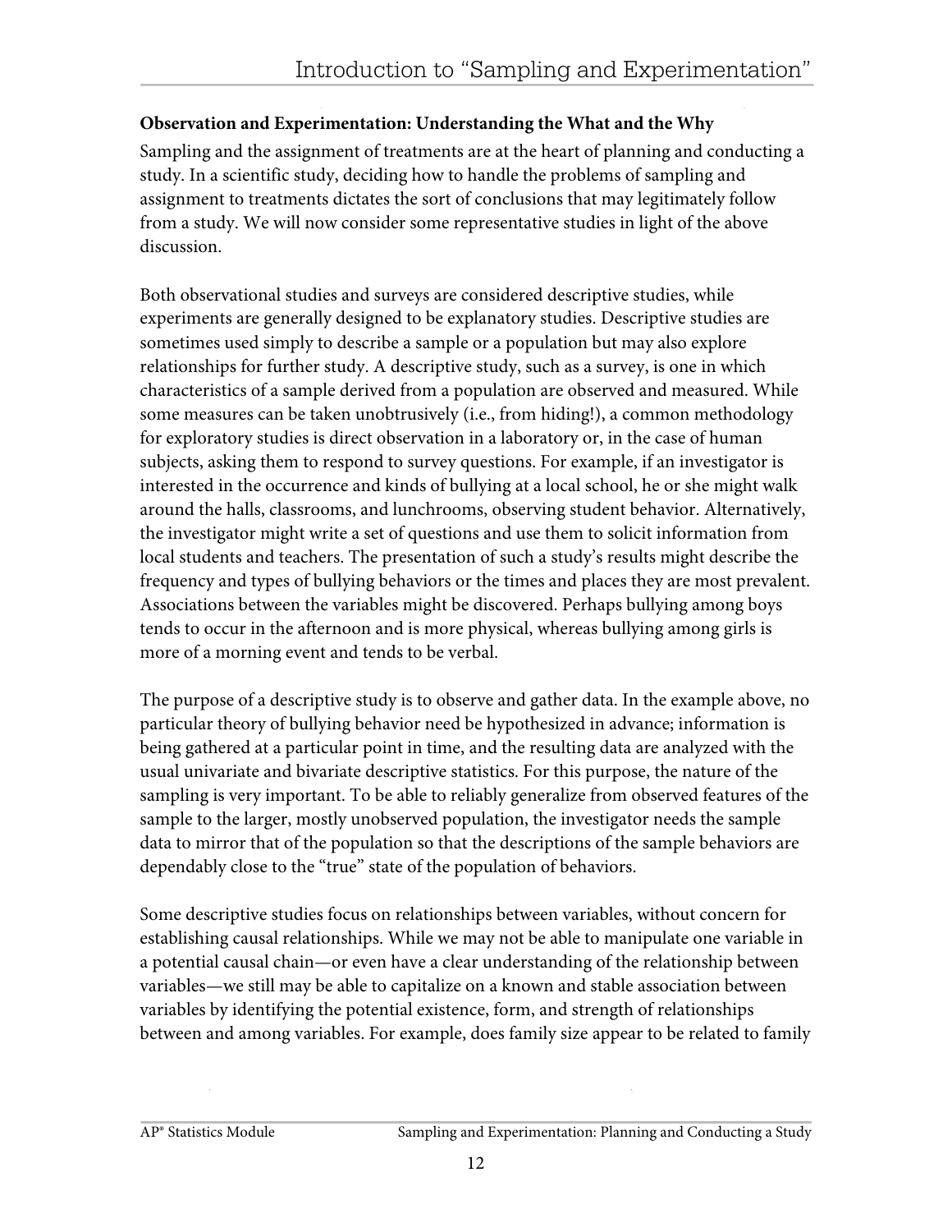**Observation and Experimentation: Understanding the What and the Why**

Sampling and the assignment of treatments are at the heart of planning and conducting a study. In a scientific study, deciding how to handle the problems of sampling and assignment to treatments dictates the sort of conclusions that may legitimately follow from a study. We will now consider some representative studies in light of the above discussion.

Both observational studies and surveys are considered descriptive studies, while experiments are generally designed to be explanatory studies. Descriptive studies are sometimes used simply to describe a sample or a population but may also explore relationships for further study. A descriptive study, such as a survey, is one in which characteristics of a sample derived from a population are observed and measured. While some measures can be taken unobtrusively (i.e., from hiding!), a common methodology for exploratory studies is direct observation in a laboratory or, in the case of human subjects, asking them to respond to survey questions. For example, if an investigator is interested in the occurrence and kinds of bullying at a local school, he or she might walk around the halls, classrooms, and lunchrooms, observing student behavior. Alternatively, the investigator might write a set of questions and use them to solicit information from local students and teachers. The presentation of such a study's results might describe the frequency and types of bullying behaviors or the times and places they are most prevalent. Associations between the variables might be discovered. Perhaps bullying among boys tends to occur in the afternoon and is more physical, whereas bullying among girls is more of a morning event and tends to be verbal.

The purpose of a descriptive study is to observe and gather data. In the example above, no particular theory of bullying behavior need be hypothesized in advance; information is being gathered at a particular point in time, and the resulting data are analyzed with the usual univariate and bivariate descriptive statistics. For this purpose, the nature of the sampling is very important. To be able to reliably generalize from observed features of the sample to the larger, mostly unobserved population, the investigator needs the sample data to mirror that of the population so that the descriptions of the sample behaviors are dependably close to the "true" state of the population of behaviors.

Some descriptive studies focus on relationships between variables, without concern for establishing causal relationships. While we may not be able to manipulate one variable in a potential causal chain—or even have a clear understanding of the relationship between variables—we still may be able to capitalize on a known and stable association between variables by identifying the potential existence, form, and strength of relationships between and among variables. For example, does family size appear to be related to family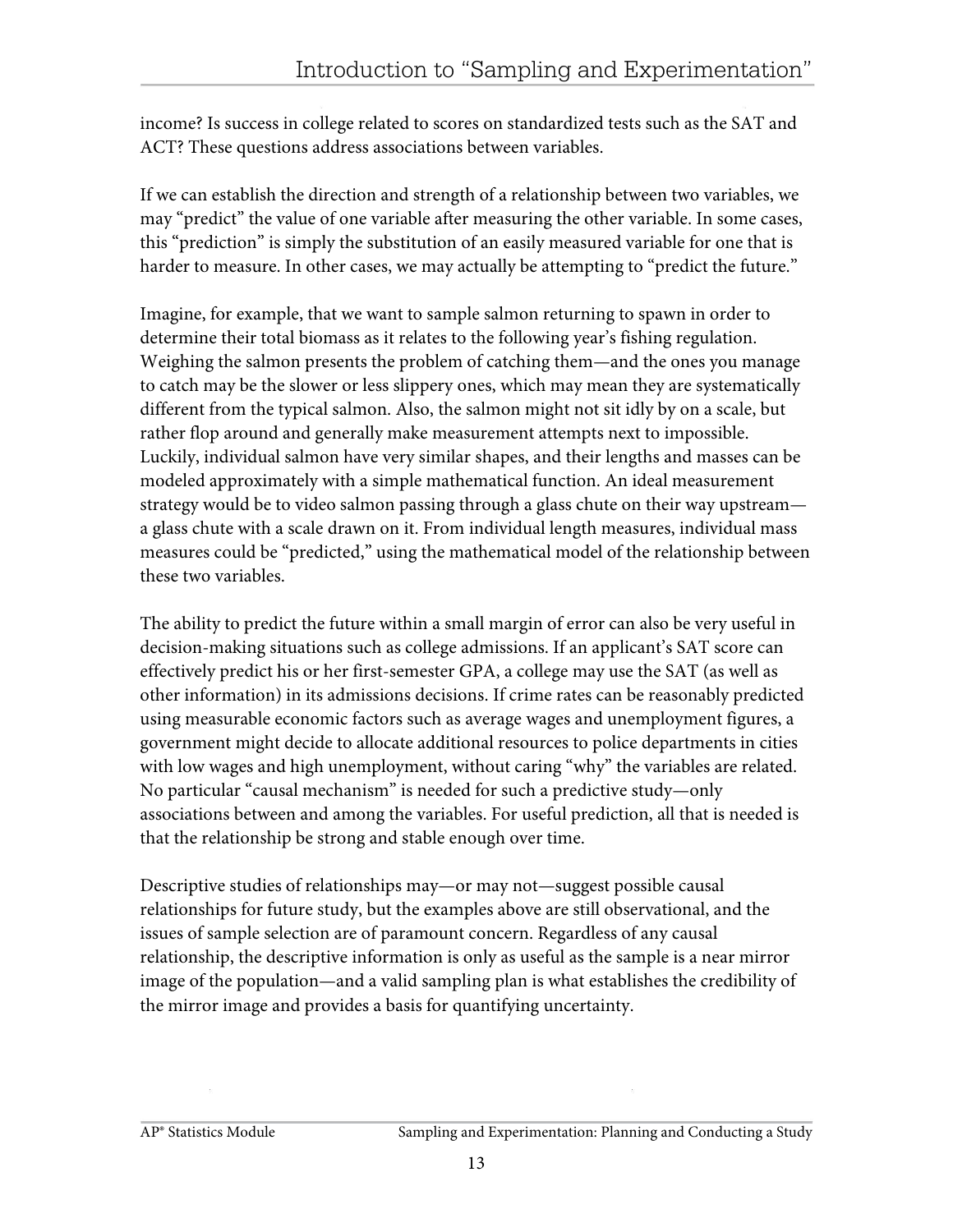income? Is success in college related to scores on standardized tests such as the SAT and ACT? These questions address associations between variables.

If we can establish the direction and strength of a relationship between two variables, we may "predict" the value of one variable after measuring the other variable. In some cases, this "prediction" is simply the substitution of an easily measured variable for one that is harder to measure. In other cases, we may actually be attempting to "predict the future."

Imagine, for example, that we want to sample salmon returning to spawn in order to determine their total biomass as it relates to the following year's fishing regulation. Weighing the salmon presents the problem of catching them—and the ones you manage to catch may be the slower or less slippery ones, which may mean they are systematically different from the typical salmon. Also, the salmon might not sit idly by on a scale, but rather flop around and generally make measurement attempts next to impossible. Luckily, individual salmon have very similar shapes, and their lengths and masses can be modeled approximately with a simple mathematical function. An ideal measurement strategy would be to video salmon passing through a glass chute on their way upstream—a glass chute with a scale drawn on it. From individual length measures, individual mass measures could be "predicted," using the mathematical model of the relationship between these two variables.

The ability to predict the future within a small margin of error can also be very useful in decision-making situations such as college admissions. If an applicant's SAT score can effectively predict his or her first-semester GPA, a college may use the SAT (as well as other information) in its admissions decisions. If crime rates can be reasonably predicted using measurable economic factors such as average wages and unemployment figures, a government might decide to allocate additional resources to police departments in cities with low wages and high unemployment, without caring "why" the variables are related. No particular "causal mechanism" is needed for such a predictive study—only associations between and among the variables. For useful prediction, all that is needed is that the relationship be strong and stable enough over time.

Descriptive studies of relationships may—or may not—suggest possible causal relationships for future study, but the examples above are still observational, and the issues of sample selection are of paramount concern. Regardless of any causal relationship, the descriptive information is only as useful as the sample is a near mirror image of the population—and a valid sampling plan is what establishes the credibility of the mirror image and provides a basis for quantifying uncertainty.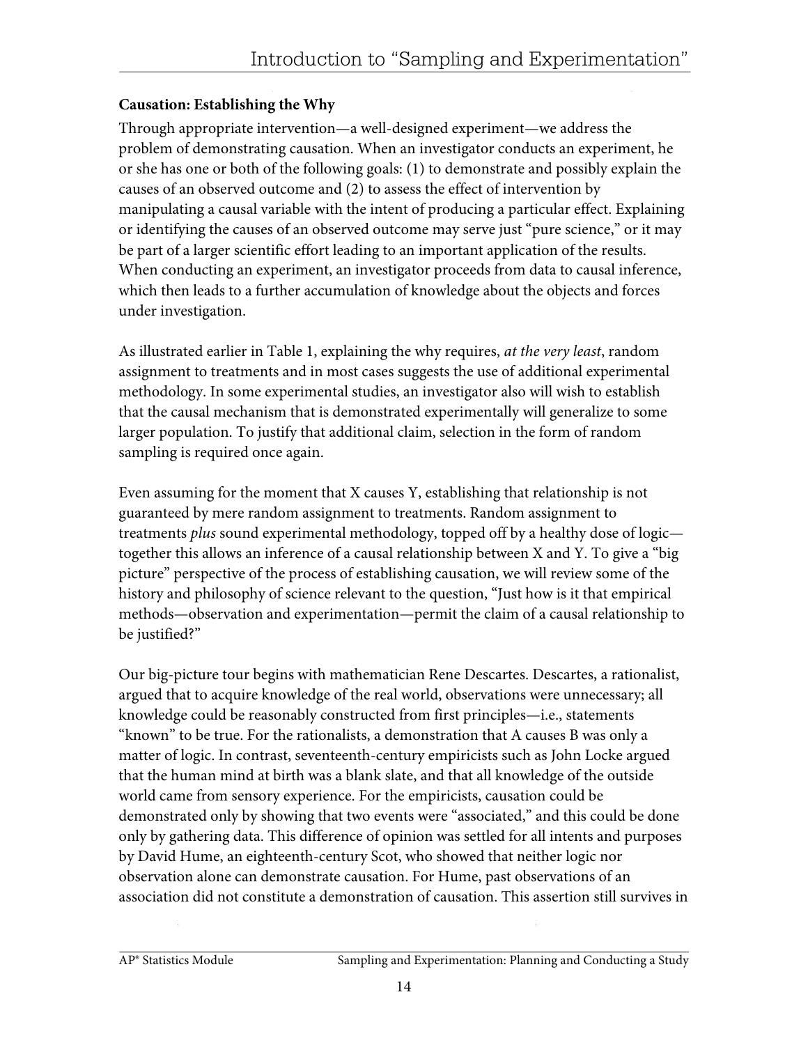### Causation: Establishing the Why

Through appropriate intervention—a well-designed experiment—we address the problem of demonstrating causation. When an investigator conducts an experiment, he or she has one or both of the following goals: (1) to demonstrate and possibly explain the causes of an observed outcome and (2) to assess the effect of intervention by manipulating a causal variable with the intent of producing a particular effect. Explaining or identifying the causes of an observed outcome may serve just "pure science," or it may be part of a larger scientific effort leading to an important application of the results. When conducting an experiment, an investigator proceeds from data to causal inference, which then leads to a further accumulation of knowledge about the objects and forces under investigation.

As illustrated earlier in Table 1, explaining the why requires, *at the very least*, random assignment to treatments and in most cases suggests the use of additional experimental methodology. In some experimental studies, an investigator also will wish to establish that the causal mechanism that is demonstrated experimentally will generalize to some larger population. To justify that additional claim, selection in the form of random sampling is required once again.

Even assuming for the moment that X causes Y, establishing that relationship is not guaranteed by mere random assignment to treatments. Random assignment to treatments *plus* sound experimental methodology, topped off by a healthy dose of logic—together this allows an inference of a causal relationship between X and Y. To give a "big picture" perspective of the process of establishing causation, we will review some of the history and philosophy of science relevant to the question, "Just how is it that empirical methods—observation and experimentation—permit the claim of a causal relationship to be justified?"

Our big-picture tour begins with mathematician Rene Descartes. Descartes, a rationalist, argued that to acquire knowledge of the real world, observations were unnecessary; all knowledge could be reasonably constructed from first principles—i.e., statements "known" to be true. For the rationalists, a demonstration that A causes B was only a matter of logic. In contrast, seventeenth-century empiricists such as John Locke argued that the human mind at birth was a blank slate, and that all knowledge of the outside world came from sensory experience. For the empiricists, causation could be demonstrated only by showing that two events were "associated," and this could be done only by gathering data. This difference of opinion was settled for all intents and purposes by David Hume, an eighteenth-century Scot, who showed that neither logic nor observation alone can demonstrate causation. For Hume, past observations of an association did not constitute a demonstration of causation. This assertion still survives in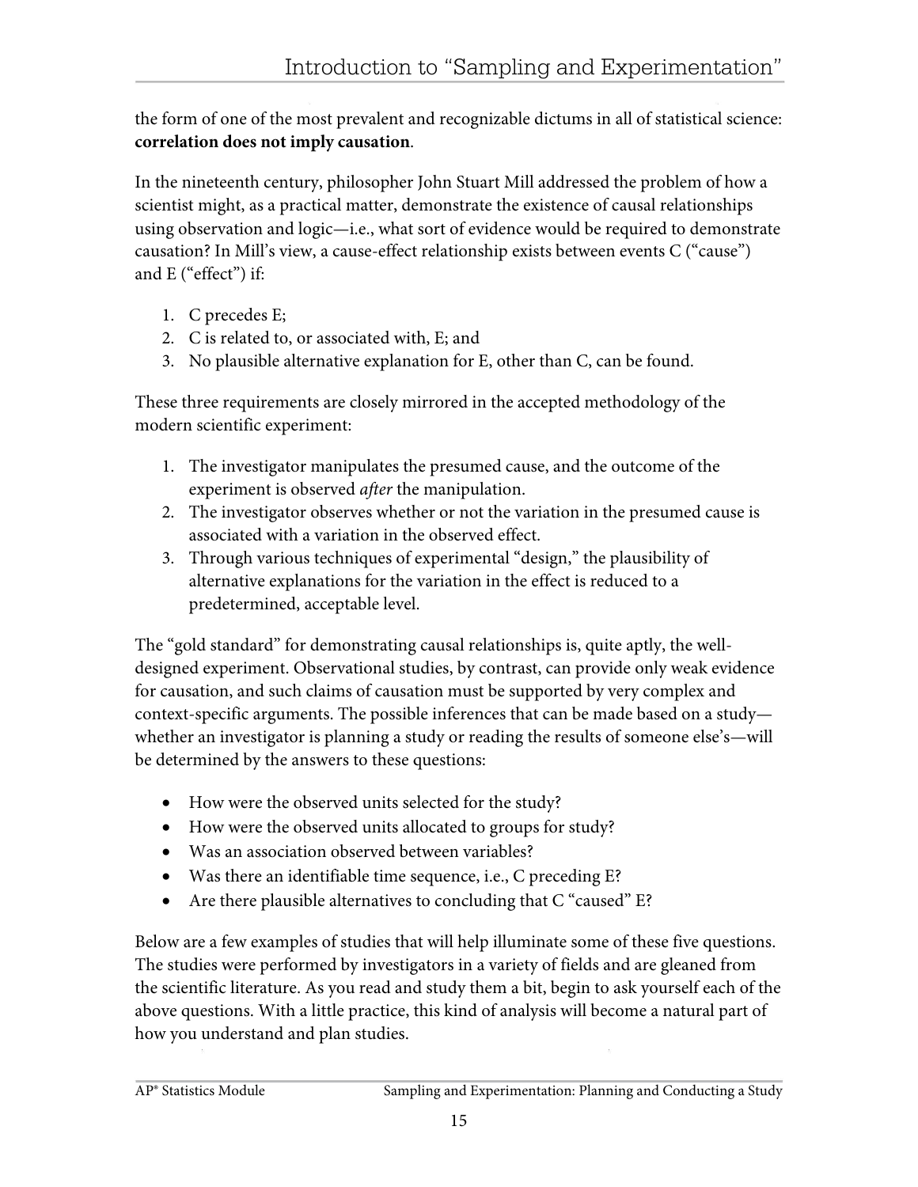the form of one of the most prevalent and recognizable dictums in all of statistical science: **correlation does not imply causation**.

In the nineteenth century, philosopher John Stuart Mill addressed the problem of how a scientist might, as a practical matter, demonstrate the existence of causal relationships using observation and logic—i.e., what sort of evidence would be required to demonstrate causation? In Mill's view, a cause-effect relationship exists between events C ("cause") and E ("effect") if:

1. C precedes E;
2. C is related to, or associated with, E; and
3. No plausible alternative explanation for E, other than C, can be found.

These three requirements are closely mirrored in the accepted methodology of the modern scientific experiment:

1. The investigator manipulates the presumed cause, and the outcome of the experiment is observed *after* the manipulation.
2. The investigator observes whether or not the variation in the presumed cause is associated with a variation in the observed effect.
3. Through various techniques of experimental "design," the plausibility of alternative explanations for the variation in the effect is reduced to a predetermined, acceptable level.

The "gold standard" for demonstrating causal relationships is, quite aptly, the well-designed experiment. Observational studies, by contrast, can provide only weak evidence for causation, and such claims of causation must be supported by very complex and context-specific arguments. The possible inferences that can be made based on a study—whether an investigator is planning a study or reading the results of someone else's—will be determined by the answers to these questions:

- How were the observed units selected for the study?
- How were the observed units allocated to groups for study?
- Was an association observed between variables?
- Was there an identifiable time sequence, i.e., C preceding E?
- Are there plausible alternatives to concluding that C "caused" E?

Below are a few examples of studies that will help illuminate some of these five questions. The studies were performed by investigators in a variety of fields and are gleaned from the scientific literature. As you read and study them a bit, begin to ask yourself each of the above questions. With a little practice, this kind of analysis will become a natural part of how you understand and plan studies.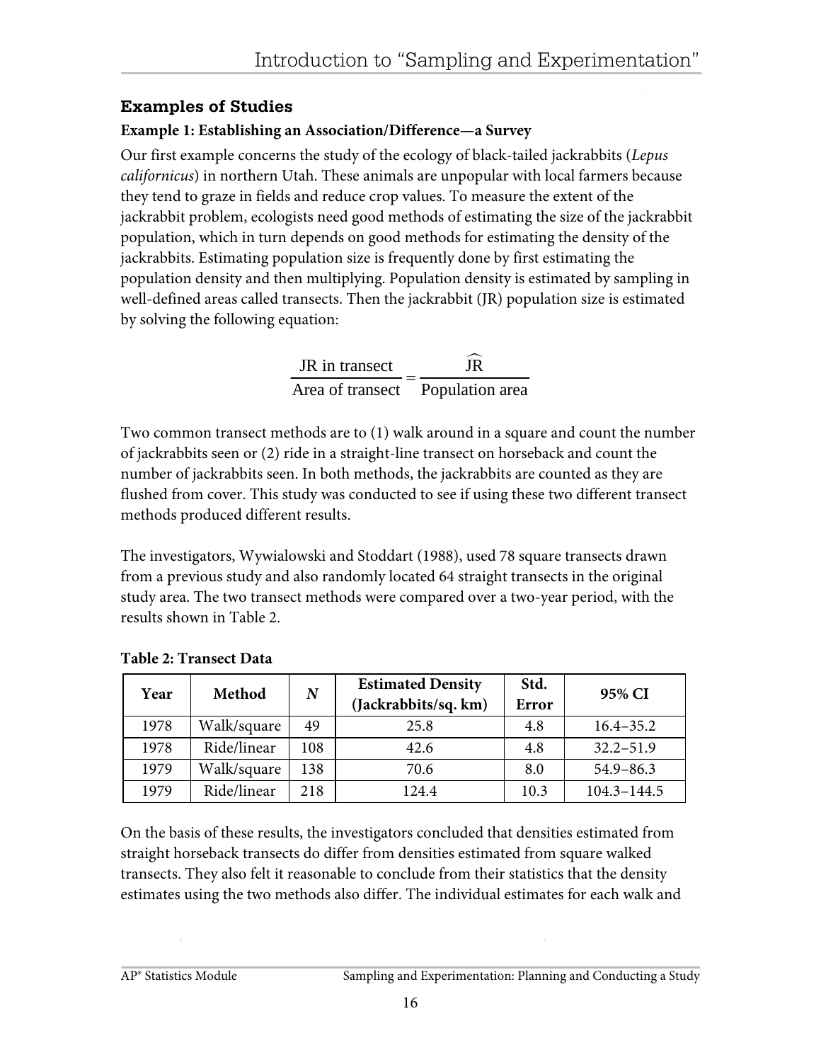## Examples of Studies

### Example 1: Establishing an Association/Difference—a Survey

Our first example concerns the study of the ecology of black-tailed jackrabbits (*Lepus californicus*) in northern Utah. These animals are unpopular with local farmers because they tend to graze in fields and reduce crop values. To measure the extent of the jackrabbit problem, ecologists need good methods of estimating the size of the jackrabbit population, which in turn depends on good methods for estimating the density of the jackrabbits. Estimating population size is frequently done by first estimating the population density and then multiplying. Population density is estimated by sampling in well-defined areas called transects. Then the jackrabbit (JR) population size is estimated by solving the following equation:

$$\frac{\text{JR in transect}}{\text{Area of transect}} = \frac{\widehat{\text{JR}}}{\text{Population area}}$$

Two common transect methods are to (1) walk around in a square and count the number of jackrabbits seen or (2) ride in a straight-line transect on horseback and count the number of jackrabbits seen. In both methods, the jackrabbits are counted as they are flushed from cover. This study was conducted to see if using these two different transect methods produced different results.

The investigators, Wywialowski and Stoddart (1988), used 78 square transects drawn from a previous study and also randomly located 64 straight transects in the original study area. The two transect methods were compared over a two-year period, with the results shown in Table 2.

**Table 2: Transect Data**

| Year | Method | *N* | Estimated Density (Jackrabbits/sq. km) | Std. Error | 95% CI |
|---|---|---|---|---|---|
| 1978 | Walk/square | 49 | 25.8 | 4.8 | 16.4–35.2 |
| 1978 | Ride/linear | 108 | 42.6 | 4.8 | 32.2–51.9 |
| 1979 | Walk/square | 138 | 70.6 | 8.0 | 54.9–86.3 |
| 1979 | Ride/linear | 218 | 124.4 | 10.3 | 104.3–144.5 |

On the basis of these results, the investigators concluded that densities estimated from straight horseback transects do differ from densities estimated from square walked transects. They also felt it reasonable to conclude from their statistics that the density estimates using the two methods also differ. The individual estimates for each walk and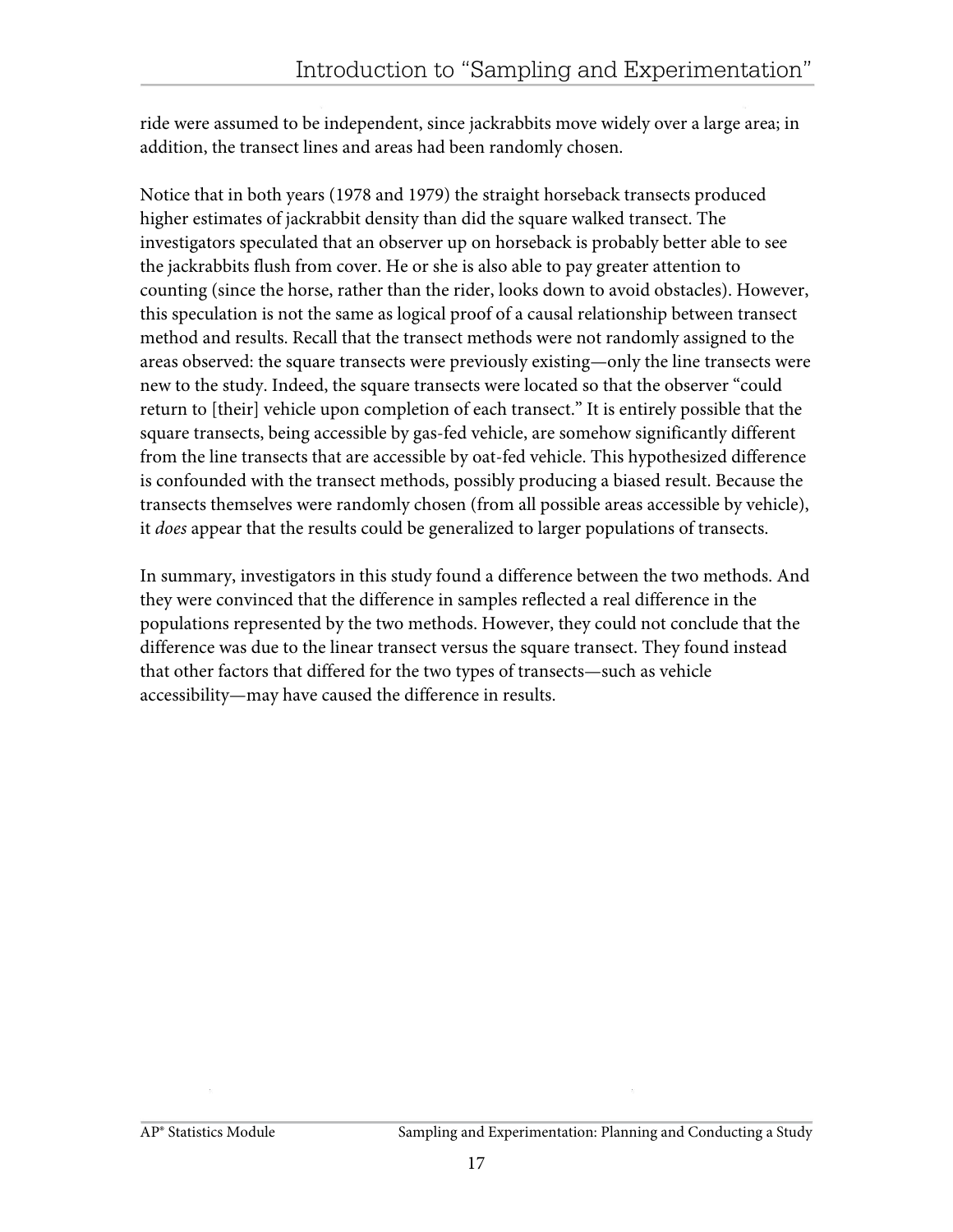ride were assumed to be independent, since jackrabbits move widely over a large area; in addition, the transect lines and areas had been randomly chosen.

Notice that in both years (1978 and 1979) the straight horseback transects produced higher estimates of jackrabbit density than did the square walked transect. The investigators speculated that an observer up on horseback is probably better able to see the jackrabbits flush from cover. He or she is also able to pay greater attention to counting (since the horse, rather than the rider, looks down to avoid obstacles). However, this speculation is not the same as logical proof of a causal relationship between transect method and results. Recall that the transect methods were not randomly assigned to the areas observed: the square transects were previously existing—only the line transects were new to the study. Indeed, the square transects were located so that the observer "could return to [their] vehicle upon completion of each transect." It is entirely possible that the square transects, being accessible by gas-fed vehicle, are somehow significantly different from the line transects that are accessible by oat-fed vehicle. This hypothesized difference is confounded with the transect methods, possibly producing a biased result. Because the transects themselves were randomly chosen (from all possible areas accessible by vehicle), it *does* appear that the results could be generalized to larger populations of transects.

In summary, investigators in this study found a difference between the two methods. And they were convinced that the difference in samples reflected a real difference in the populations represented by the two methods. However, they could not conclude that the difference was due to the linear transect versus the square transect. They found instead that other factors that differed for the two types of transects—such as vehicle accessibility—may have caused the difference in results.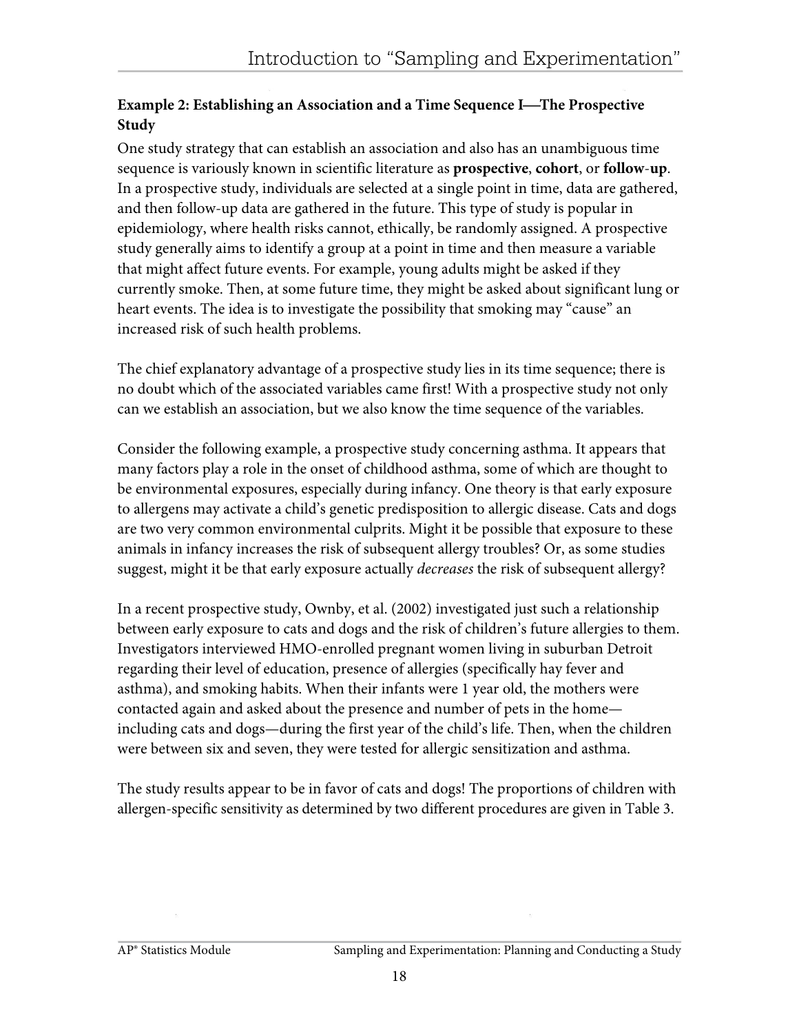**Example 2: Establishing an Association and a Time Sequence I—The Prospective Study**

One study strategy that can establish an association and also has an unambiguous time sequence is variously known in scientific literature as **prospective**, **cohort**, or **follow-up**. In a prospective study, individuals are selected at a single point in time, data are gathered, and then follow-up data are gathered in the future. This type of study is popular in epidemiology, where health risks cannot, ethically, be randomly assigned. A prospective study generally aims to identify a group at a point in time and then measure a variable that might affect future events. For example, young adults might be asked if they currently smoke. Then, at some future time, they might be asked about significant lung or heart events. The idea is to investigate the possibility that smoking may "cause" an increased risk of such health problems.

The chief explanatory advantage of a prospective study lies in its time sequence; there is no doubt which of the associated variables came first! With a prospective study not only can we establish an association, but we also know the time sequence of the variables.

Consider the following example, a prospective study concerning asthma. It appears that many factors play a role in the onset of childhood asthma, some of which are thought to be environmental exposures, especially during infancy. One theory is that early exposure to allergens may activate a child's genetic predisposition to allergic disease. Cats and dogs are two very common environmental culprits. Might it be possible that exposure to these animals in infancy increases the risk of subsequent allergy troubles? Or, as some studies suggest, might it be that early exposure actually *decreases* the risk of subsequent allergy?

In a recent prospective study, Ownby, et al. (2002) investigated just such a relationship between early exposure to cats and dogs and the risk of children's future allergies to them. Investigators interviewed HMO-enrolled pregnant women living in suburban Detroit regarding their level of education, presence of allergies (specifically hay fever and asthma), and smoking habits. When their infants were 1 year old, the mothers were contacted again and asked about the presence and number of pets in the home—including cats and dogs—during the first year of the child's life. Then, when the children were between six and seven, they were tested for allergic sensitization and asthma.

The study results appear to be in favor of cats and dogs! The proportions of children with allergen-specific sensitivity as determined by two different procedures are given in Table 3.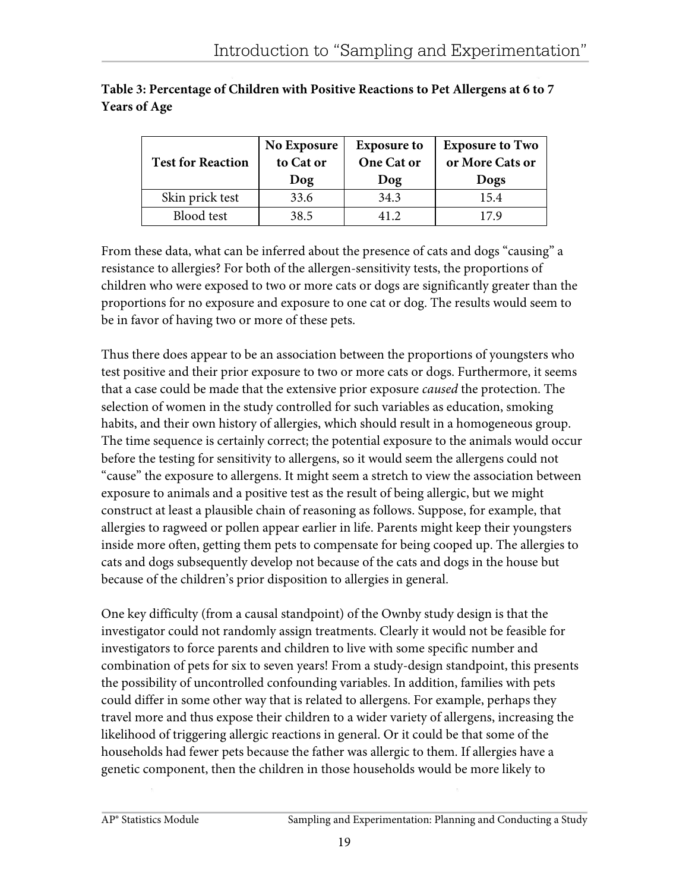**Table 3: Percentage of Children with Positive Reactions to Pet Allergens at 6 to 7 Years of Age**

| Test for Reaction | No Exposure to Cat or Dog | Exposure to One Cat or Dog | Exposure to Two or More Cats or Dogs |
|---|---|---|---|
| Skin prick test | 33.6 | 34.3 | 15.4 |
| Blood test | 38.5 | 41.2 | 17.9 |

From these data, what can be inferred about the presence of cats and dogs "causing" a resistance to allergies? For both of the allergen-sensitivity tests, the proportions of children who were exposed to two or more cats or dogs are significantly greater than the proportions for no exposure and exposure to one cat or dog. The results would seem to be in favor of having two or more of these pets.

Thus there does appear to be an association between the proportions of youngsters who test positive and their prior exposure to two or more cats or dogs. Furthermore, it seems that a case could be made that the extensive prior exposure *caused* the protection. The selection of women in the study controlled for such variables as education, smoking habits, and their own history of allergies, which should result in a homogeneous group. The time sequence is certainly correct; the potential exposure to the animals would occur before the testing for sensitivity to allergens, so it would seem the allergens could not "cause" the exposure to allergens. It might seem a stretch to view the association between exposure to animals and a positive test as the result of being allergic, but we might construct at least a plausible chain of reasoning as follows. Suppose, for example, that allergies to ragweed or pollen appear earlier in life. Parents might keep their youngsters inside more often, getting them pets to compensate for being cooped up. The allergies to cats and dogs subsequently develop not because of the cats and dogs in the house but because of the children's prior disposition to allergies in general.

One key difficulty (from a causal standpoint) of the Ownby study design is that the investigator could not randomly assign treatments. Clearly it would not be feasible for investigators to force parents and children to live with some specific number and combination of pets for six to seven years! From a study-design standpoint, this presents the possibility of uncontrolled confounding variables. In addition, families with pets could differ in some other way that is related to allergens. For example, perhaps they travel more and thus expose their children to a wider variety of allergens, increasing the likelihood of triggering allergic reactions in general. Or it could be that some of the households had fewer pets because the father was allergic to them. If allergies have a genetic component, then the children in those households would be more likely to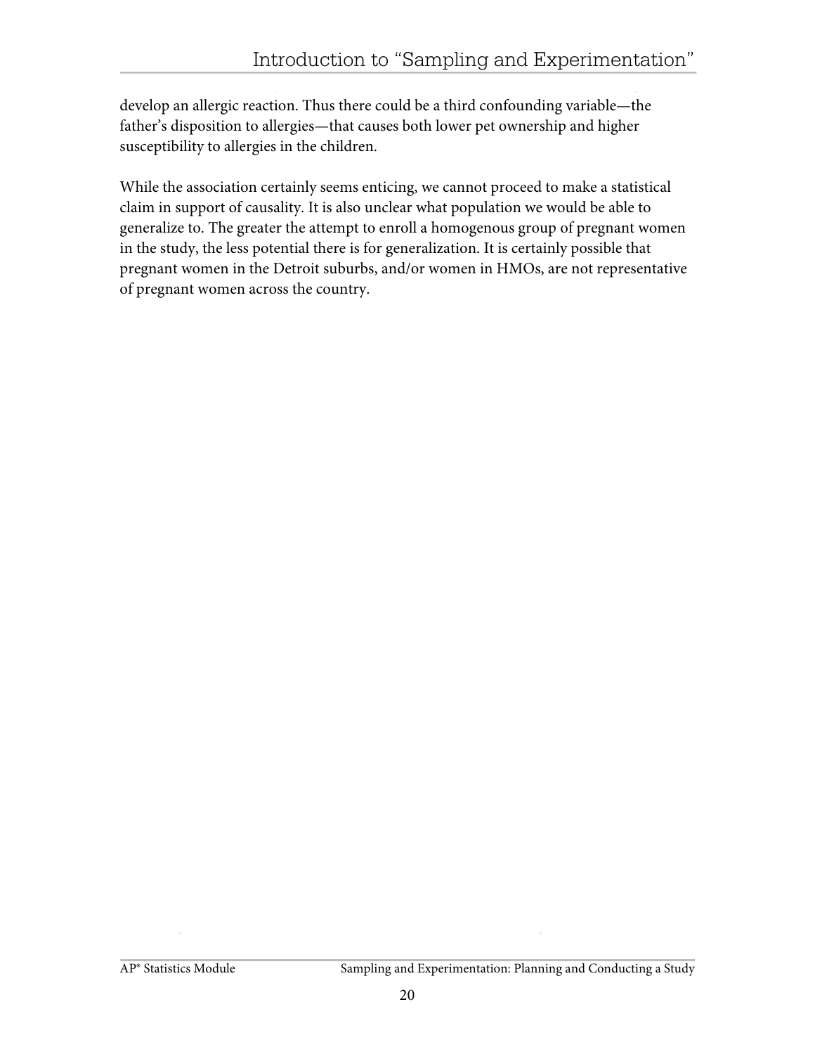develop an allergic reaction. Thus there could be a third confounding variable—the father's disposition to allergies—that causes both lower pet ownership and higher susceptibility to allergies in the children.

While the association certainly seems enticing, we cannot proceed to make a statistical claim in support of causality. It is also unclear what population we would be able to generalize to. The greater the attempt to enroll a homogenous group of pregnant women in the study, the less potential there is for generalization. It is certainly possible that pregnant women in the Detroit suburbs, and/or women in HMOs, are not representative of pregnant women across the country.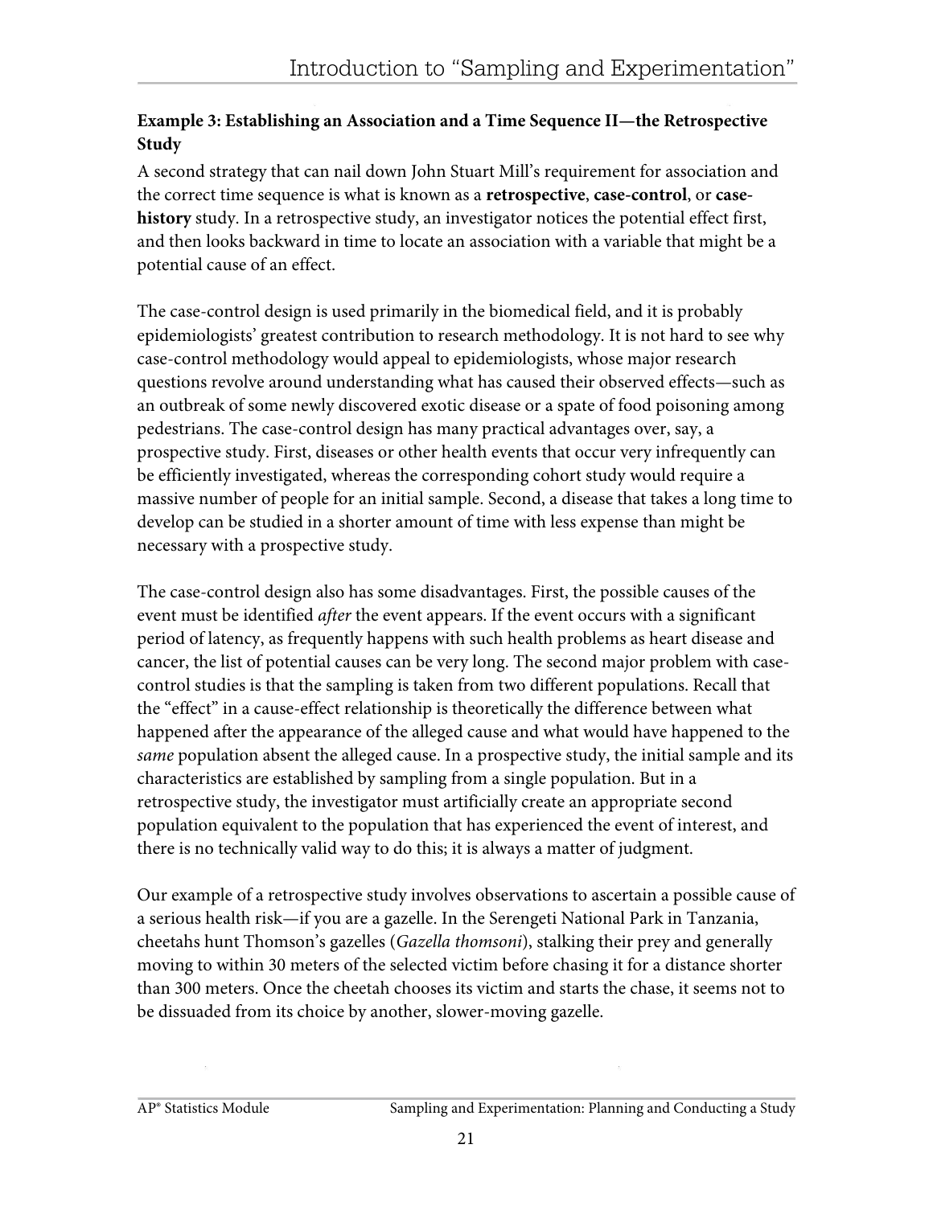**Example 3: Establishing an Association and a Time Sequence II—the Retrospective Study**

A second strategy that can nail down John Stuart Mill's requirement for association and the correct time sequence is what is known as a **retrospective**, **case-control**, or **case-history** study. In a retrospective study, an investigator notices the potential effect first, and then looks backward in time to locate an association with a variable that might be a potential cause of an effect.

The case-control design is used primarily in the biomedical field, and it is probably epidemiologists' greatest contribution to research methodology. It is not hard to see why case-control methodology would appeal to epidemiologists, whose major research questions revolve around understanding what has caused their observed effects—such as an outbreak of some newly discovered exotic disease or a spate of food poisoning among pedestrians. The case-control design has many practical advantages over, say, a prospective study. First, diseases or other health events that occur very infrequently can be efficiently investigated, whereas the corresponding cohort study would require a massive number of people for an initial sample. Second, a disease that takes a long time to develop can be studied in a shorter amount of time with less expense than might be necessary with a prospective study.

The case-control design also has some disadvantages. First, the possible causes of the event must be identified *after* the event appears. If the event occurs with a significant period of latency, as frequently happens with such health problems as heart disease and cancer, the list of potential causes can be very long. The second major problem with case-control studies is that the sampling is taken from two different populations. Recall that the "effect" in a cause-effect relationship is theoretically the difference between what happened after the appearance of the alleged cause and what would have happened to the *same* population absent the alleged cause. In a prospective study, the initial sample and its characteristics are established by sampling from a single population. But in a retrospective study, the investigator must artificially create an appropriate second population equivalent to the population that has experienced the event of interest, and there is no technically valid way to do this; it is always a matter of judgment.

Our example of a retrospective study involves observations to ascertain a possible cause of a serious health risk—if you are a gazelle. In the Serengeti National Park in Tanzania, cheetahs hunt Thomson's gazelles (*Gazella thomsoni*), stalking their prey and generally moving to within 30 meters of the selected victim before chasing it for a distance shorter than 300 meters. Once the cheetah chooses its victim and starts the chase, it seems not to be dissuaded from its choice by another, slower-moving gazelle.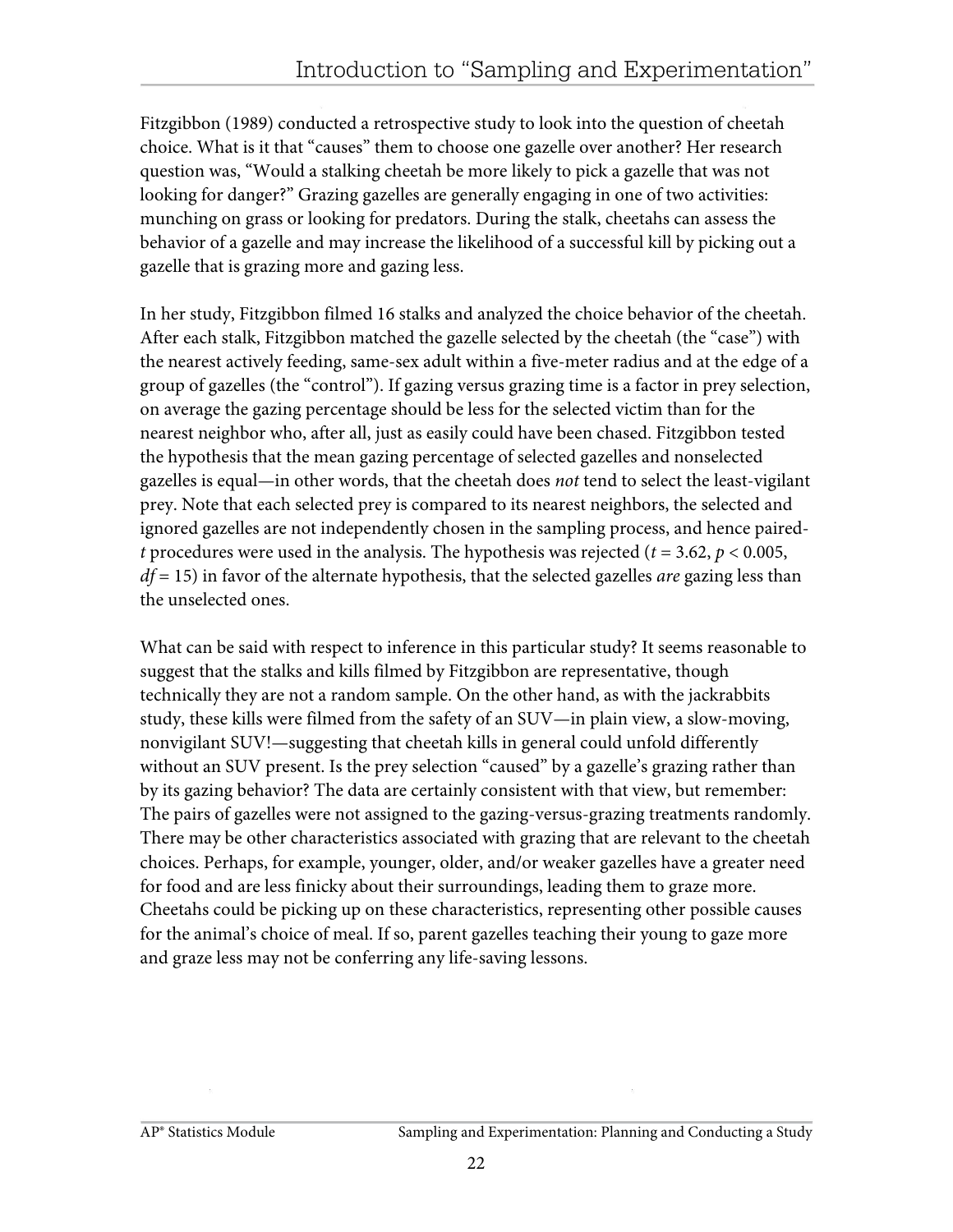Fitzgibbon (1989) conducted a retrospective study to look into the question of cheetah choice. What is it that "causes" them to choose one gazelle over another? Her research question was, "Would a stalking cheetah be more likely to pick a gazelle that was not looking for danger?" Grazing gazelles are generally engaging in one of two activities: munching on grass or looking for predators. During the stalk, cheetahs can assess the behavior of a gazelle and may increase the likelihood of a successful kill by picking out a gazelle that is grazing more and gazing less.

In her study, Fitzgibbon filmed 16 stalks and analyzed the choice behavior of the cheetah. After each stalk, Fitzgibbon matched the gazelle selected by the cheetah (the "case") with the nearest actively feeding, same-sex adult within a five-meter radius and at the edge of a group of gazelles (the "control"). If gazing versus grazing time is a factor in prey selection, on average the gazing percentage should be less for the selected victim than for the nearest neighbor who, after all, just as easily could have been chased. Fitzgibbon tested the hypothesis that the mean gazing percentage of selected gazelles and nonselected gazelles is equal—in other words, that the cheetah does *not* tend to select the least-vigilant prey. Note that each selected prey is compared to its nearest neighbors, the selected and ignored gazelles are not independently chosen in the sampling process, and hence paired-*t* procedures were used in the analysis. The hypothesis was rejected ($t = 3.62$, $p < 0.005$, $df = 15$) in favor of the alternate hypothesis, that the selected gazelles *are* gazing less than the unselected ones.

What can be said with respect to inference in this particular study? It seems reasonable to suggest that the stalks and kills filmed by Fitzgibbon are representative, though technically they are not a random sample. On the other hand, as with the jackrabbits study, these kills were filmed from the safety of an SUV—in plain view, a slow-moving, nonvigilant SUV!—suggesting that cheetah kills in general could unfold differently without an SUV present. Is the prey selection "caused" by a gazelle's grazing rather than by its gazing behavior? The data are certainly consistent with that view, but remember: The pairs of gazelles were not assigned to the gazing-versus-grazing treatments randomly. There may be other characteristics associated with grazing that are relevant to the cheetah choices. Perhaps, for example, younger, older, and/or weaker gazelles have a greater need for food and are less finicky about their surroundings, leading them to graze more. Cheetahs could be picking up on these characteristics, representing other possible causes for the animal's choice of meal. If so, parent gazelles teaching their young to gaze more and graze less may not be conferring any life-saving lessons.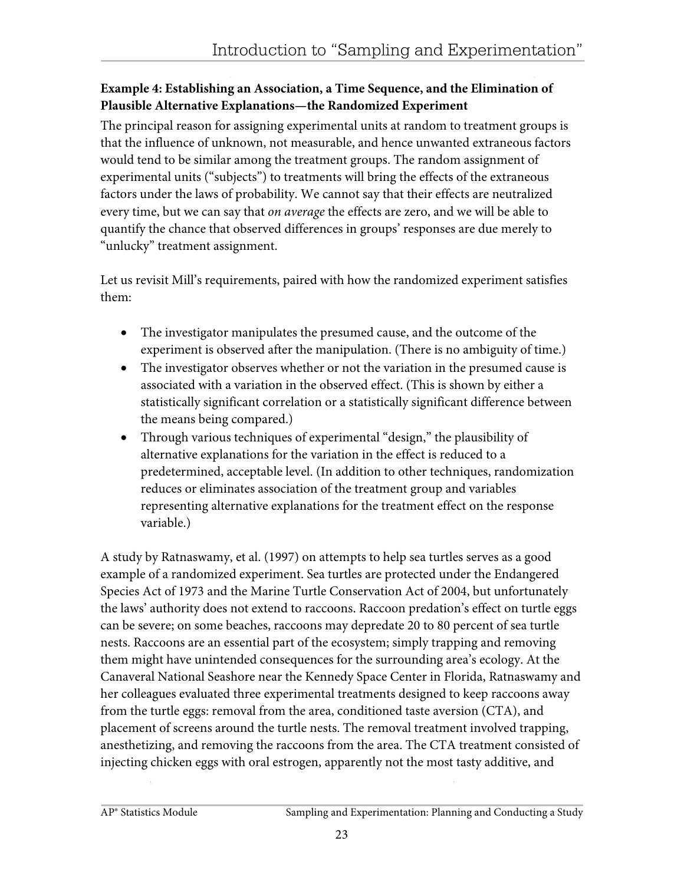**Example 4: Establishing an Association, a Time Sequence, and the Elimination of Plausible Alternative Explanations—the Randomized Experiment**

The principal reason for assigning experimental units at random to treatment groups is that the influence of unknown, not measurable, and hence unwanted extraneous factors would tend to be similar among the treatment groups. The random assignment of experimental units ("subjects") to treatments will bring the effects of the extraneous factors under the laws of probability. We cannot say that their effects are neutralized every time, but we can say that *on average* the effects are zero, and we will be able to quantify the chance that observed differences in groups' responses are due merely to "unlucky" treatment assignment.

Let us revisit Mill's requirements, paired with how the randomized experiment satisfies them:

- The investigator manipulates the presumed cause, and the outcome of the experiment is observed after the manipulation. (There is no ambiguity of time.)
- The investigator observes whether or not the variation in the presumed cause is associated with a variation in the observed effect. (This is shown by either a statistically significant correlation or a statistically significant difference between the means being compared.)
- Through various techniques of experimental "design," the plausibility of alternative explanations for the variation in the effect is reduced to a predetermined, acceptable level. (In addition to other techniques, randomization reduces or eliminates association of the treatment group and variables representing alternative explanations for the treatment effect on the response variable.)

A study by Ratnaswamy, et al. (1997) on attempts to help sea turtles serves as a good example of a randomized experiment. Sea turtles are protected under the Endangered Species Act of 1973 and the Marine Turtle Conservation Act of 2004, but unfortunately the laws' authority does not extend to raccoons. Raccoon predation's effect on turtle eggs can be severe; on some beaches, raccoons may depredate 20 to 80 percent of sea turtle nests. Raccoons are an essential part of the ecosystem; simply trapping and removing them might have unintended consequences for the surrounding area's ecology. At the Canaveral National Seashore near the Kennedy Space Center in Florida, Ratnaswamy and her colleagues evaluated three experimental treatments designed to keep raccoons away from the turtle eggs: removal from the area, conditioned taste aversion (CTA), and placement of screens around the turtle nests. The removal treatment involved trapping, anesthetizing, and removing the raccoons from the area. The CTA treatment consisted of injecting chicken eggs with oral estrogen, apparently not the most tasty additive, and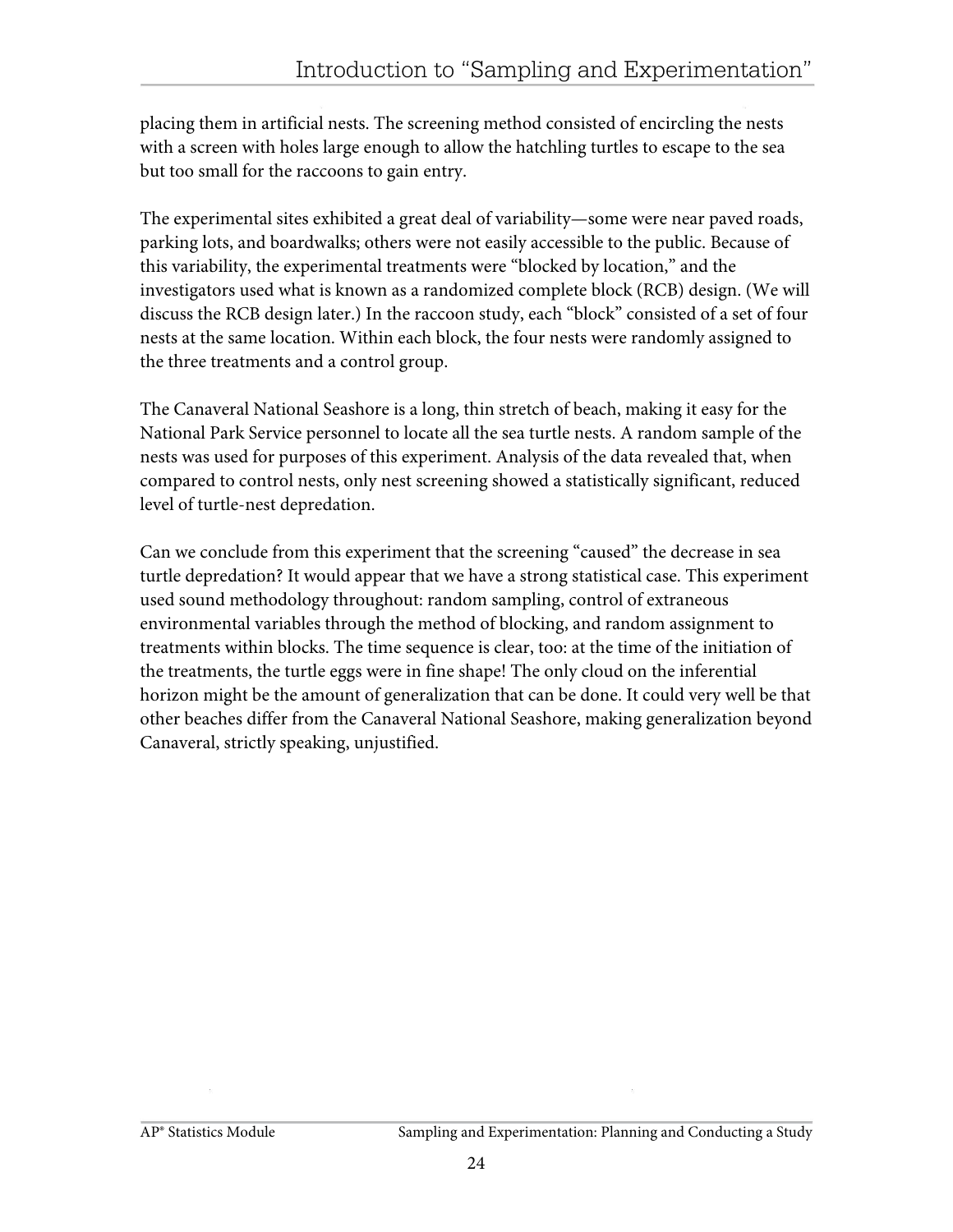placing them in artificial nests. The screening method consisted of encircling the nests with a screen with holes large enough to allow the hatchling turtles to escape to the sea but too small for the raccoons to gain entry.

The experimental sites exhibited a great deal of variability—some were near paved roads, parking lots, and boardwalks; others were not easily accessible to the public. Because of this variability, the experimental treatments were "blocked by location," and the investigators used what is known as a randomized complete block (RCB) design. (We will discuss the RCB design later.) In the raccoon study, each "block" consisted of a set of four nests at the same location. Within each block, the four nests were randomly assigned to the three treatments and a control group.

The Canaveral National Seashore is a long, thin stretch of beach, making it easy for the National Park Service personnel to locate all the sea turtle nests. A random sample of the nests was used for purposes of this experiment. Analysis of the data revealed that, when compared to control nests, only nest screening showed a statistically significant, reduced level of turtle-nest depredation.

Can we conclude from this experiment that the screening "caused" the decrease in sea turtle depredation? It would appear that we have a strong statistical case. This experiment used sound methodology throughout: random sampling, control of extraneous environmental variables through the method of blocking, and random assignment to treatments within blocks. The time sequence is clear, too: at the time of the initiation of the treatments, the turtle eggs were in fine shape! The only cloud on the inferential horizon might be the amount of generalization that can be done. It could very well be that other beaches differ from the Canaveral National Seashore, making generalization beyond Canaveral, strictly speaking, unjustified.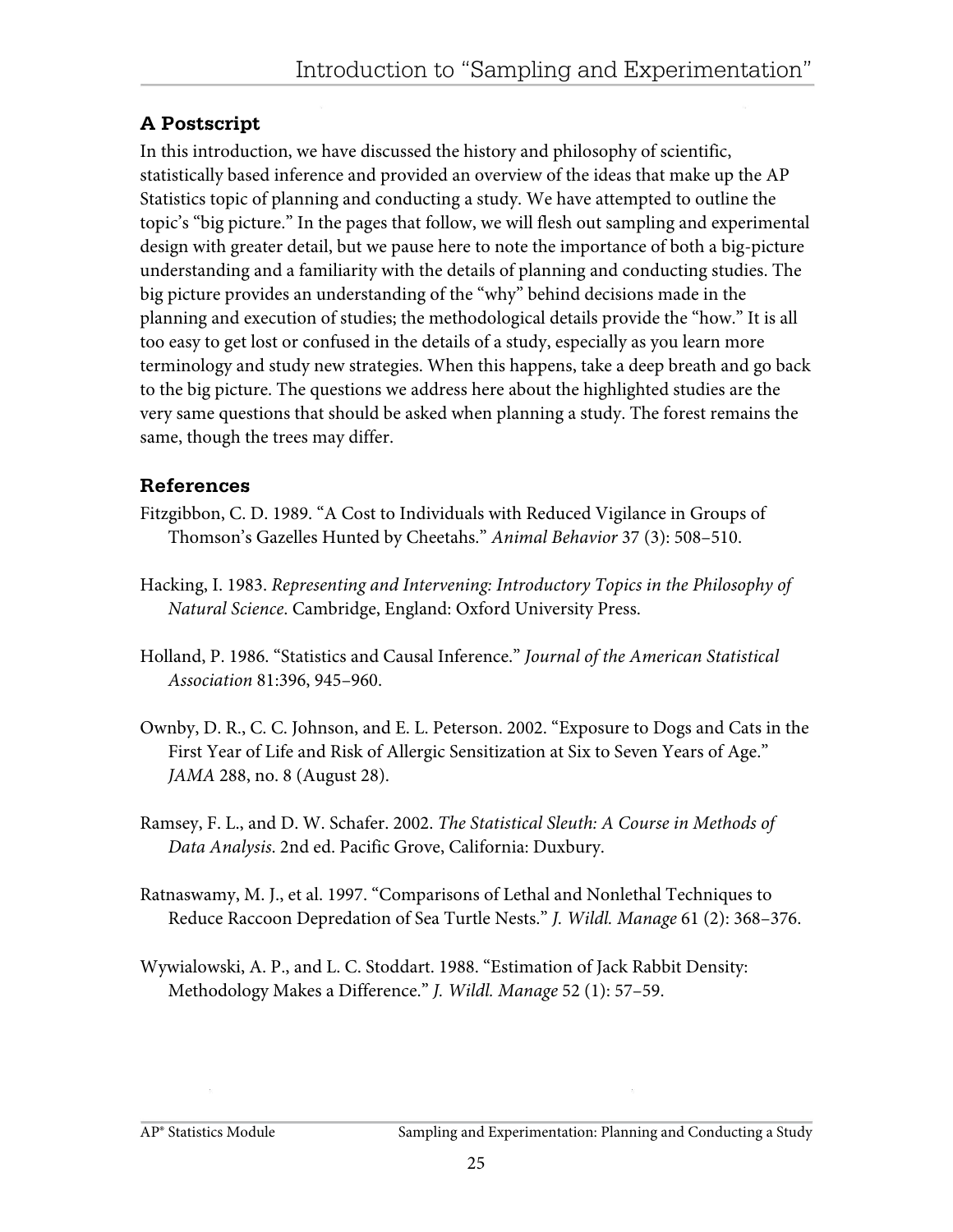## A Postscript

In this introduction, we have discussed the history and philosophy of scientific, statistically based inference and provided an overview of the ideas that make up the AP Statistics topic of planning and conducting a study. We have attempted to outline the topic's "big picture." In the pages that follow, we will flesh out sampling and experimental design with greater detail, but we pause here to note the importance of both a big-picture understanding and a familiarity with the details of planning and conducting studies. The big picture provides an understanding of the "why" behind decisions made in the planning and execution of studies; the methodological details provide the "how." It is all too easy to get lost or confused in the details of a study, especially as you learn more terminology and study new strategies. When this happens, take a deep breath and go back to the big picture. The questions we address here about the highlighted studies are the very same questions that should be asked when planning a study. The forest remains the same, though the trees may differ.

## References

Fitzgibbon, C. D. 1989. "A Cost to Individuals with Reduced Vigilance in Groups of Thomson's Gazelles Hunted by Cheetahs." *Animal Behavior* 37 (3): 508–510.

Hacking, I. 1983. *Representing and Intervening: Introductory Topics in the Philosophy of Natural Science*. Cambridge, England: Oxford University Press.

Holland, P. 1986. "Statistics and Causal Inference." *Journal of the American Statistical Association* 81:396, 945–960.

Ownby, D. R., C. C. Johnson, and E. L. Peterson. 2002. "Exposure to Dogs and Cats in the First Year of Life and Risk of Allergic Sensitization at Six to Seven Years of Age." *JAMA* 288, no. 8 (August 28).

Ramsey, F. L., and D. W. Schafer. 2002. *The Statistical Sleuth: A Course in Methods of Data Analysis*. 2nd ed. Pacific Grove, California: Duxbury.

Ratnaswamy, M. J., et al. 1997. "Comparisons of Lethal and Nonlethal Techniques to Reduce Raccoon Depredation of Sea Turtle Nests." *J. Wildl. Manage* 61 (2): 368–376.

Wywialowski, A. P., and L. C. Stoddart. 1988. "Estimation of Jack Rabbit Density: Methodology Makes a Difference." *J. Wildl. Manage* 52 (1): 57–59.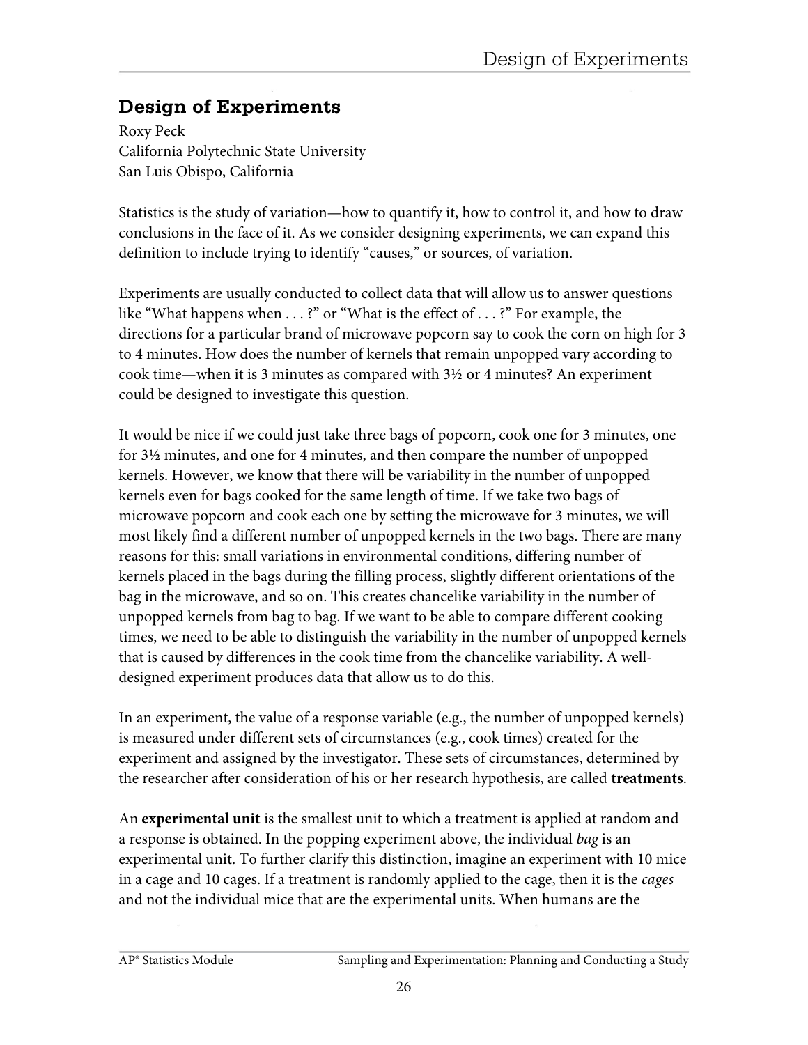## Design of Experiments

Roxy Peck
California Polytechnic State University
San Luis Obispo, California

Statistics is the study of variation—how to quantify it, how to control it, and how to draw conclusions in the face of it. As we consider designing experiments, we can expand this definition to include trying to identify "causes," or sources, of variation.

Experiments are usually conducted to collect data that will allow us to answer questions like "What happens when . . . ?" or "What is the effect of . . . ?" For example, the directions for a particular brand of microwave popcorn say to cook the corn on high for 3 to 4 minutes. How does the number of kernels that remain unpopped vary according to cook time—when it is 3 minutes as compared with 3½ or 4 minutes? An experiment could be designed to investigate this question.

It would be nice if we could just take three bags of popcorn, cook one for 3 minutes, one for 3½ minutes, and one for 4 minutes, and then compare the number of unpopped kernels. However, we know that there will be variability in the number of unpopped kernels even for bags cooked for the same length of time. If we take two bags of microwave popcorn and cook each one by setting the microwave for 3 minutes, we will most likely find a different number of unpopped kernels in the two bags. There are many reasons for this: small variations in environmental conditions, differing number of kernels placed in the bags during the filling process, slightly different orientations of the bag in the microwave, and so on. This creates chancelike variability in the number of unpopped kernels from bag to bag. If we want to be able to compare different cooking times, we need to be able to distinguish the variability in the number of unpopped kernels that is caused by differences in the cook time from the chancelike variability. A well-designed experiment produces data that allow us to do this.

In an experiment, the value of a response variable (e.g., the number of unpopped kernels) is measured under different sets of circumstances (e.g., cook times) created for the experiment and assigned by the investigator. These sets of circumstances, determined by the researcher after consideration of his or her research hypothesis, are called **treatments**.

An **experimental unit** is the smallest unit to which a treatment is applied at random and a response is obtained. In the popping experiment above, the individual *bag* is an experimental unit. To further clarify this distinction, imagine an experiment with 10 mice in a cage and 10 cages. If a treatment is randomly applied to the cage, then it is the *cages* and not the individual mice that are the experimental units. When humans are the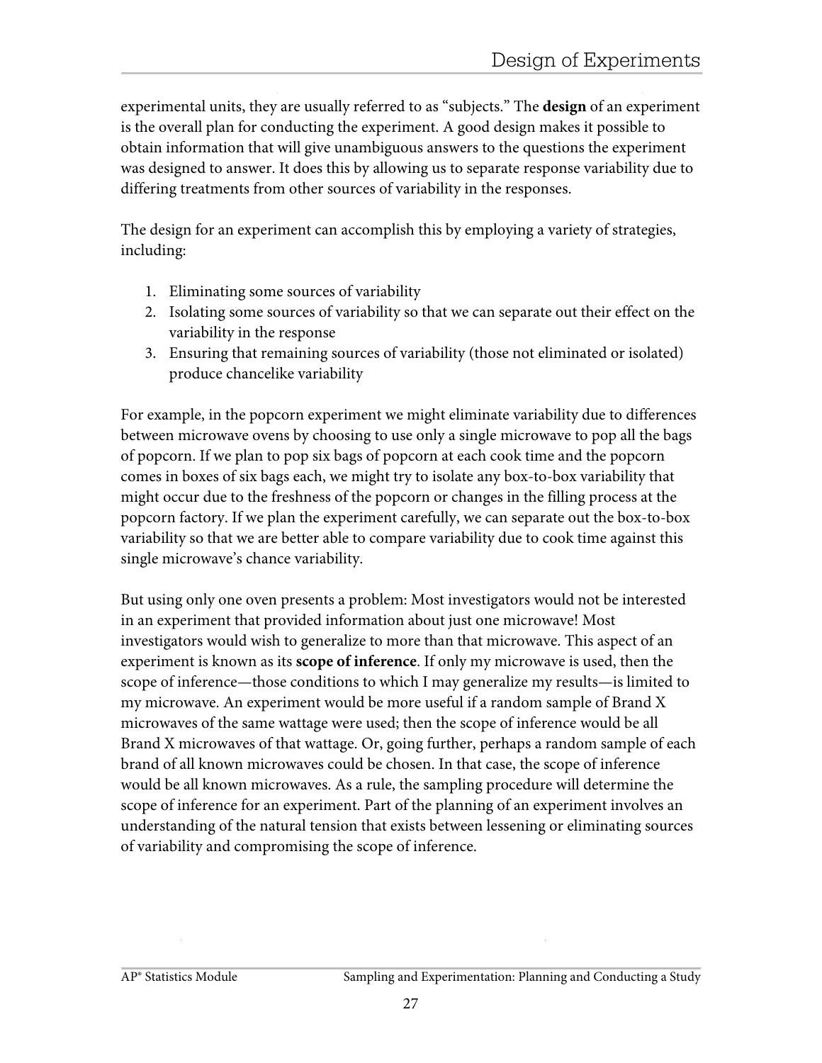experimental units, they are usually referred to as "subjects." The **design** of an experiment is the overall plan for conducting the experiment. A good design makes it possible to obtain information that will give unambiguous answers to the questions the experiment was designed to answer. It does this by allowing us to separate response variability due to differing treatments from other sources of variability in the responses.

The design for an experiment can accomplish this by employing a variety of strategies, including:

1. Eliminating some sources of variability
2. Isolating some sources of variability so that we can separate out their effect on the variability in the response
3. Ensuring that remaining sources of variability (those not eliminated or isolated) produce chancelike variability

For example, in the popcorn experiment we might eliminate variability due to differences between microwave ovens by choosing to use only a single microwave to pop all the bags of popcorn. If we plan to pop six bags of popcorn at each cook time and the popcorn comes in boxes of six bags each, we might try to isolate any box-to-box variability that might occur due to the freshness of the popcorn or changes in the filling process at the popcorn factory. If we plan the experiment carefully, we can separate out the box-to-box variability so that we are better able to compare variability due to cook time against this single microwave's chance variability.

But using only one oven presents a problem: Most investigators would not be interested in an experiment that provided information about just one microwave! Most investigators would wish to generalize to more than that microwave. This aspect of an experiment is known as its **scope of inference**. If only my microwave is used, then the scope of inference—those conditions to which I may generalize my results—is limited to my microwave. An experiment would be more useful if a random sample of Brand X microwaves of the same wattage were used; then the scope of inference would be all Brand X microwaves of that wattage. Or, going further, perhaps a random sample of each brand of all known microwaves could be chosen. In that case, the scope of inference would be all known microwaves. As a rule, the sampling procedure will determine the scope of inference for an experiment. Part of the planning of an experiment involves an understanding of the natural tension that exists between lessening or eliminating sources of variability and compromising the scope of inference.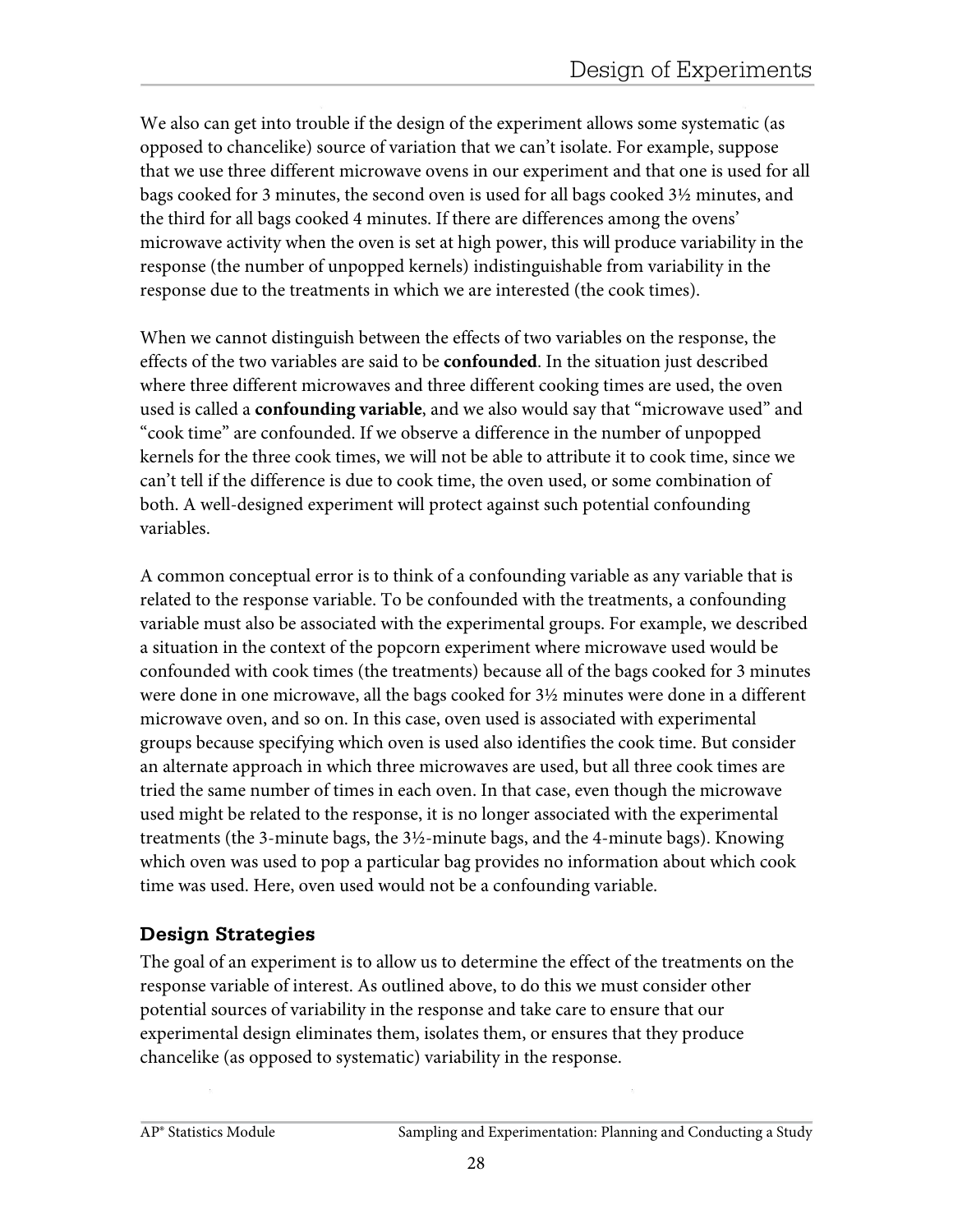We also can get into trouble if the design of the experiment allows some systematic (as opposed to chancelike) source of variation that we can't isolate. For example, suppose that we use three different microwave ovens in our experiment and that one is used for all bags cooked for 3 minutes, the second oven is used for all bags cooked 3½ minutes, and the third for all bags cooked 4 minutes. If there are differences among the ovens' microwave activity when the oven is set at high power, this will produce variability in the response (the number of unpopped kernels) indistinguishable from variability in the response due to the treatments in which we are interested (the cook times).

When we cannot distinguish between the effects of two variables on the response, the effects of the two variables are said to be **confounded**. In the situation just described where three different microwaves and three different cooking times are used, the oven used is called a **confounding variable**, and we also would say that "microwave used" and "cook time" are confounded. If we observe a difference in the number of unpopped kernels for the three cook times, we will not be able to attribute it to cook time, since we can't tell if the difference is due to cook time, the oven used, or some combination of both. A well-designed experiment will protect against such potential confounding variables.

A common conceptual error is to think of a confounding variable as any variable that is related to the response variable. To be confounded with the treatments, a confounding variable must also be associated with the experimental groups. For example, we described a situation in the context of the popcorn experiment where microwave used would be confounded with cook times (the treatments) because all of the bags cooked for 3 minutes were done in one microwave, all the bags cooked for 3½ minutes were done in a different microwave oven, and so on. In this case, oven used is associated with experimental groups because specifying which oven is used also identifies the cook time. But consider an alternate approach in which three microwaves are used, but all three cook times are tried the same number of times in each oven. In that case, even though the microwave used might be related to the response, it is no longer associated with the experimental treatments (the 3-minute bags, the 3½-minute bags, and the 4-minute bags). Knowing which oven was used to pop a particular bag provides no information about which cook time was used. Here, oven used would not be a confounding variable.

### Design Strategies

The goal of an experiment is to allow us to determine the effect of the treatments on the response variable of interest. As outlined above, to do this we must consider other potential sources of variability in the response and take care to ensure that our experimental design eliminates them, isolates them, or ensures that they produce chancelike (as opposed to systematic) variability in the response.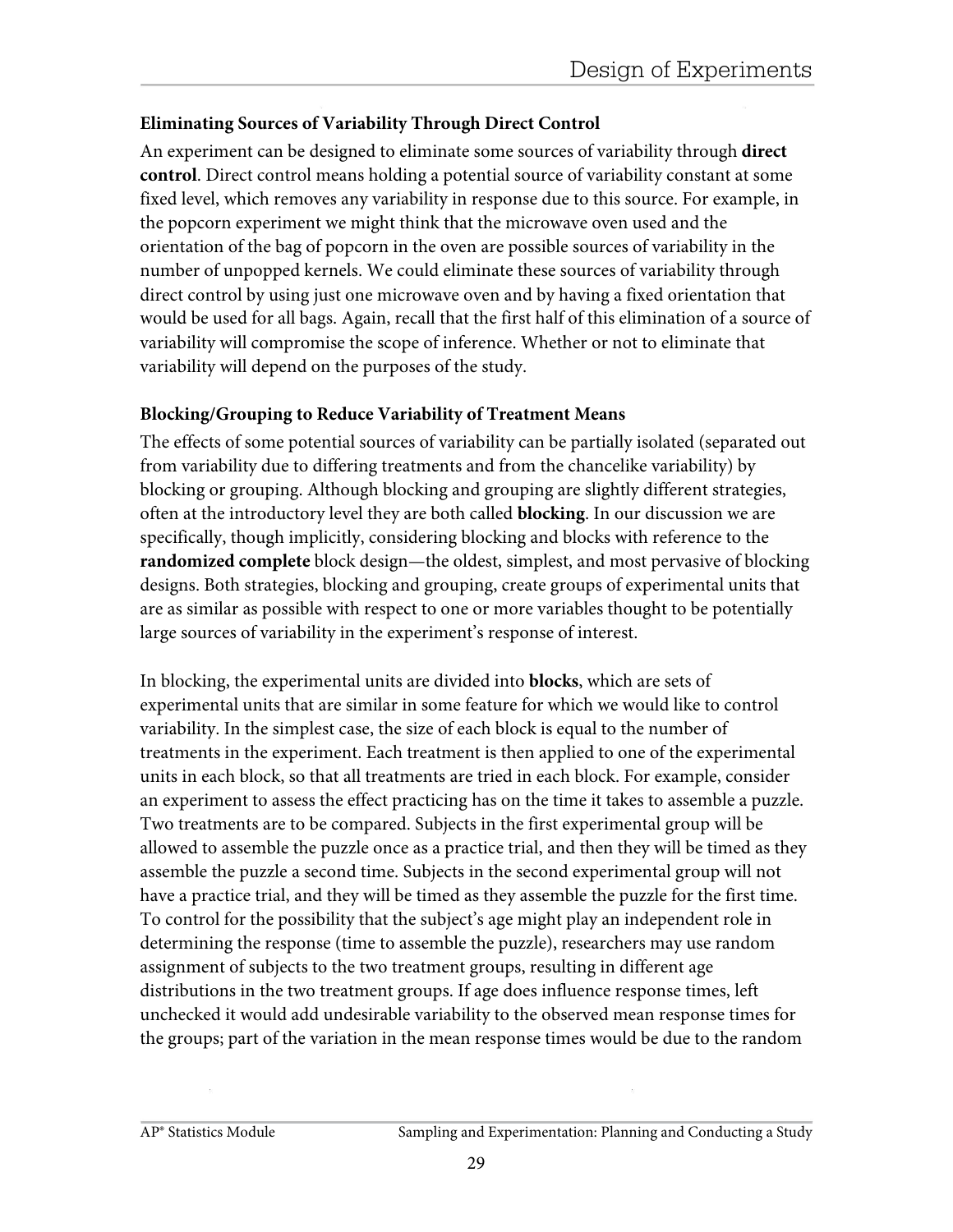### Eliminating Sources of Variability Through Direct Control

An experiment can be designed to eliminate some sources of variability through **direct control**. Direct control means holding a potential source of variability constant at some fixed level, which removes any variability in response due to this source. For example, in the popcorn experiment we might think that the microwave oven used and the orientation of the bag of popcorn in the oven are possible sources of variability in the number of unpopped kernels. We could eliminate these sources of variability through direct control by using just one microwave oven and by having a fixed orientation that would be used for all bags. Again, recall that the first half of this elimination of a source of variability will compromise the scope of inference. Whether or not to eliminate that variability will depend on the purposes of the study.

### Blocking/Grouping to Reduce Variability of Treatment Means

The effects of some potential sources of variability can be partially isolated (separated out from variability due to differing treatments and from the chancelike variability) by blocking or grouping. Although blocking and grouping are slightly different strategies, often at the introductory level they are both called **blocking**. In our discussion we are specifically, though implicitly, considering blocking and blocks with reference to the **randomized complete** block design—the oldest, simplest, and most pervasive of blocking designs. Both strategies, blocking and grouping, create groups of experimental units that are as similar as possible with respect to one or more variables thought to be potentially large sources of variability in the experiment's response of interest.

In blocking, the experimental units are divided into **blocks**, which are sets of experimental units that are similar in some feature for which we would like to control variability. In the simplest case, the size of each block is equal to the number of treatments in the experiment. Each treatment is then applied to one of the experimental units in each block, so that all treatments are tried in each block. For example, consider an experiment to assess the effect practicing has on the time it takes to assemble a puzzle. Two treatments are to be compared. Subjects in the first experimental group will be allowed to assemble the puzzle once as a practice trial, and then they will be timed as they assemble the puzzle a second time. Subjects in the second experimental group will not have a practice trial, and they will be timed as they assemble the puzzle for the first time. To control for the possibility that the subject's age might play an independent role in determining the response (time to assemble the puzzle), researchers may use random assignment of subjects to the two treatment groups, resulting in different age distributions in the two treatment groups. If age does influence response times, left unchecked it would add undesirable variability to the observed mean response times for the groups; part of the variation in the mean response times would be due to the random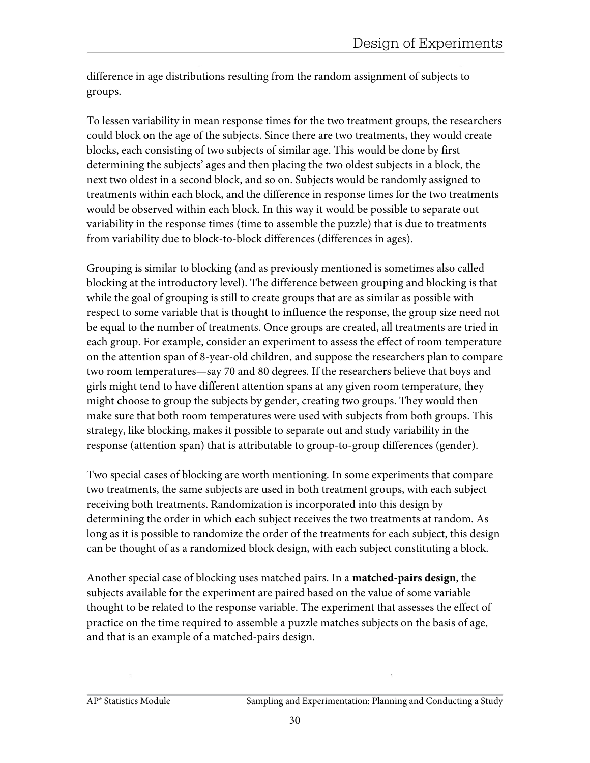difference in age distributions resulting from the random assignment of subjects to groups.

To lessen variability in mean response times for the two treatment groups, the researchers could block on the age of the subjects. Since there are two treatments, they would create blocks, each consisting of two subjects of similar age. This would be done by first determining the subjects' ages and then placing the two oldest subjects in a block, the next two oldest in a second block, and so on. Subjects would be randomly assigned to treatments within each block, and the difference in response times for the two treatments would be observed within each block. In this way it would be possible to separate out variability in the response times (time to assemble the puzzle) that is due to treatments from variability due to block-to-block differences (differences in ages).

Grouping is similar to blocking (and as previously mentioned is sometimes also called blocking at the introductory level). The difference between grouping and blocking is that while the goal of grouping is still to create groups that are as similar as possible with respect to some variable that is thought to influence the response, the group size need not be equal to the number of treatments. Once groups are created, all treatments are tried in each group. For example, consider an experiment to assess the effect of room temperature on the attention span of 8-year-old children, and suppose the researchers plan to compare two room temperatures—say 70 and 80 degrees. If the researchers believe that boys and girls might tend to have different attention spans at any given room temperature, they might choose to group the subjects by gender, creating two groups. They would then make sure that both room temperatures were used with subjects from both groups. This strategy, like blocking, makes it possible to separate out and study variability in the response (attention span) that is attributable to group-to-group differences (gender).

Two special cases of blocking are worth mentioning. In some experiments that compare two treatments, the same subjects are used in both treatment groups, with each subject receiving both treatments. Randomization is incorporated into this design by determining the order in which each subject receives the two treatments at random. As long as it is possible to randomize the order of the treatments for each subject, this design can be thought of as a randomized block design, with each subject constituting a block.

Another special case of blocking uses matched pairs. In a **matched-pairs design**, the subjects available for the experiment are paired based on the value of some variable thought to be related to the response variable. The experiment that assesses the effect of practice on the time required to assemble a puzzle matches subjects on the basis of age, and that is an example of a matched-pairs design.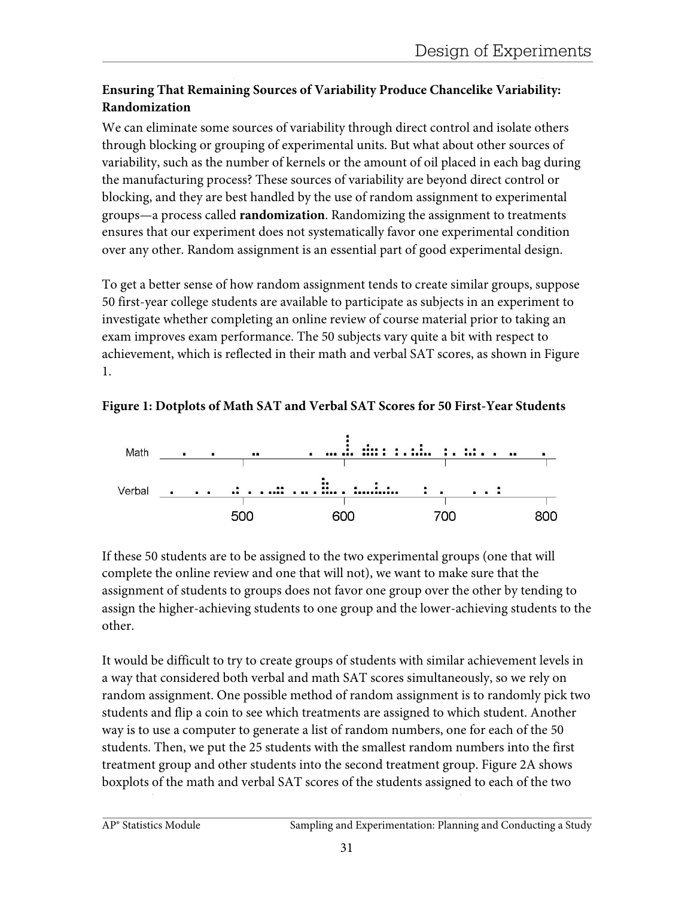**Ensuring That Remaining Sources of Variability Produce Chancelike Variability: Randomization**

We can eliminate some sources of variability through direct control and isolate others through blocking or grouping of experimental units. But what about other sources of variability, such as the number of kernels or the amount of oil placed in each bag during the manufacturing process? These sources of variability are beyond direct control or blocking, and they are best handled by the use of random assignment to experimental groups—a process called **randomization**. Randomizing the assignment to treatments ensures that our experiment does not systematically favor one experimental condition over any other. Random assignment is an essential part of good experimental design.

To get a better sense of how random assignment tends to create similar groups, suppose 50 first-year college students are available to participate as subjects in an experiment to investigate whether completing an online review of course material prior to taking an exam improves exam performance. The 50 subjects vary quite a bit with respect to achievement, which is reflected in their math and verbal SAT scores, as shown in Figure 1.

**Figure 1: Dotplots of Math SAT and Verbal SAT Scores for 50 First-Year Students**

If these 50 students are to be assigned to the two experimental groups (one that will complete the online review and one that will not), we want to make sure that the assignment of students to groups does not favor one group over the other by tending to assign the higher-achieving students to one group and the lower-achieving students to the other.

It would be difficult to try to create groups of students with similar achievement levels in a way that considered both verbal and math SAT scores simultaneously, so we rely on random assignment. One possible method of random assignment is to randomly pick two students and flip a coin to see which treatments are assigned to which student. Another way is to use a computer to generate a list of random numbers, one for each of the 50 students. Then, we put the 25 students with the smallest random numbers into the first treatment group and other students into the second treatment group. Figure 2A shows boxplots of the math and verbal SAT scores of the students assigned to each of the two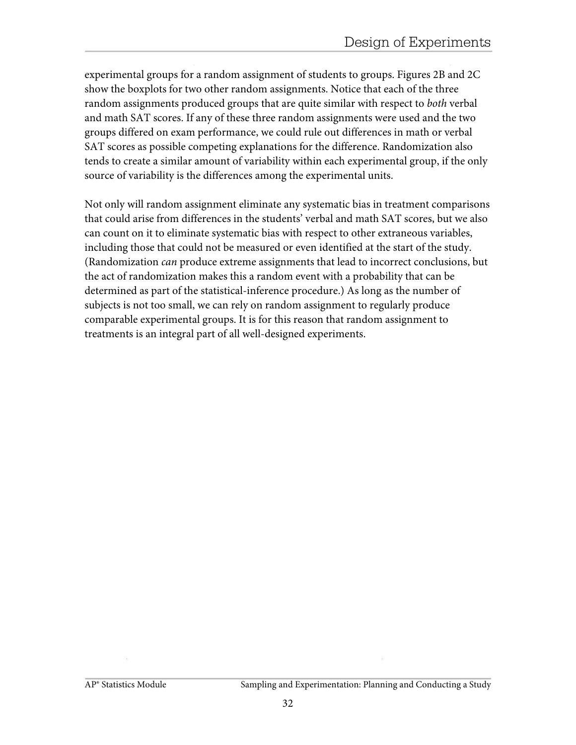experimental groups for a random assignment of students to groups. Figures 2B and 2C show the boxplots for two other random assignments. Notice that each of the three random assignments produced groups that are quite similar with respect to *both* verbal and math SAT scores. If any of these three random assignments were used and the two groups differed on exam performance, we could rule out differences in math or verbal SAT scores as possible competing explanations for the difference. Randomization also tends to create a similar amount of variability within each experimental group, if the only source of variability is the differences among the experimental units.

Not only will random assignment eliminate any systematic bias in treatment comparisons that could arise from differences in the students' verbal and math SAT scores, but we also can count on it to eliminate systematic bias with respect to other extraneous variables, including those that could not be measured or even identified at the start of the study. (Randomization *can* produce extreme assignments that lead to incorrect conclusions, but the act of randomization makes this a random event with a probability that can be determined as part of the statistical-inference procedure.) As long as the number of subjects is not too small, we can rely on random assignment to regularly produce comparable experimental groups. It is for this reason that random assignment to treatments is an integral part of all well-designed experiments.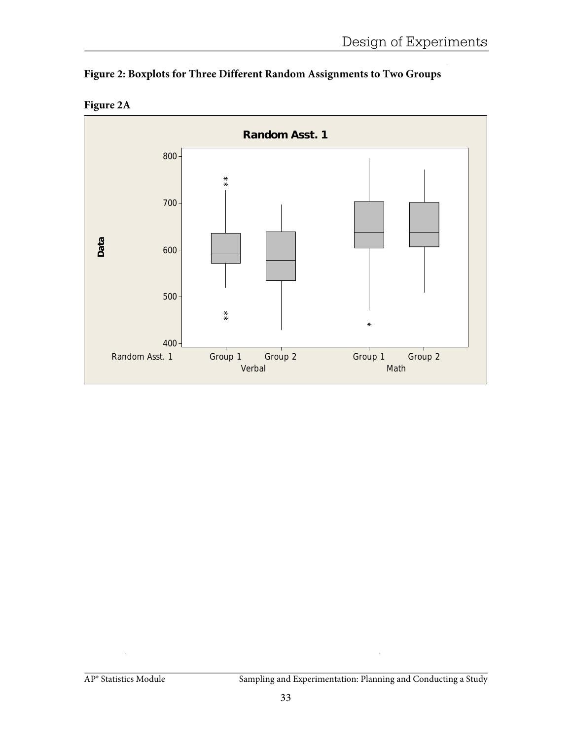**Figure 2: Boxplots for Three Different Random Assignments to Two Groups**

**Figure 2A**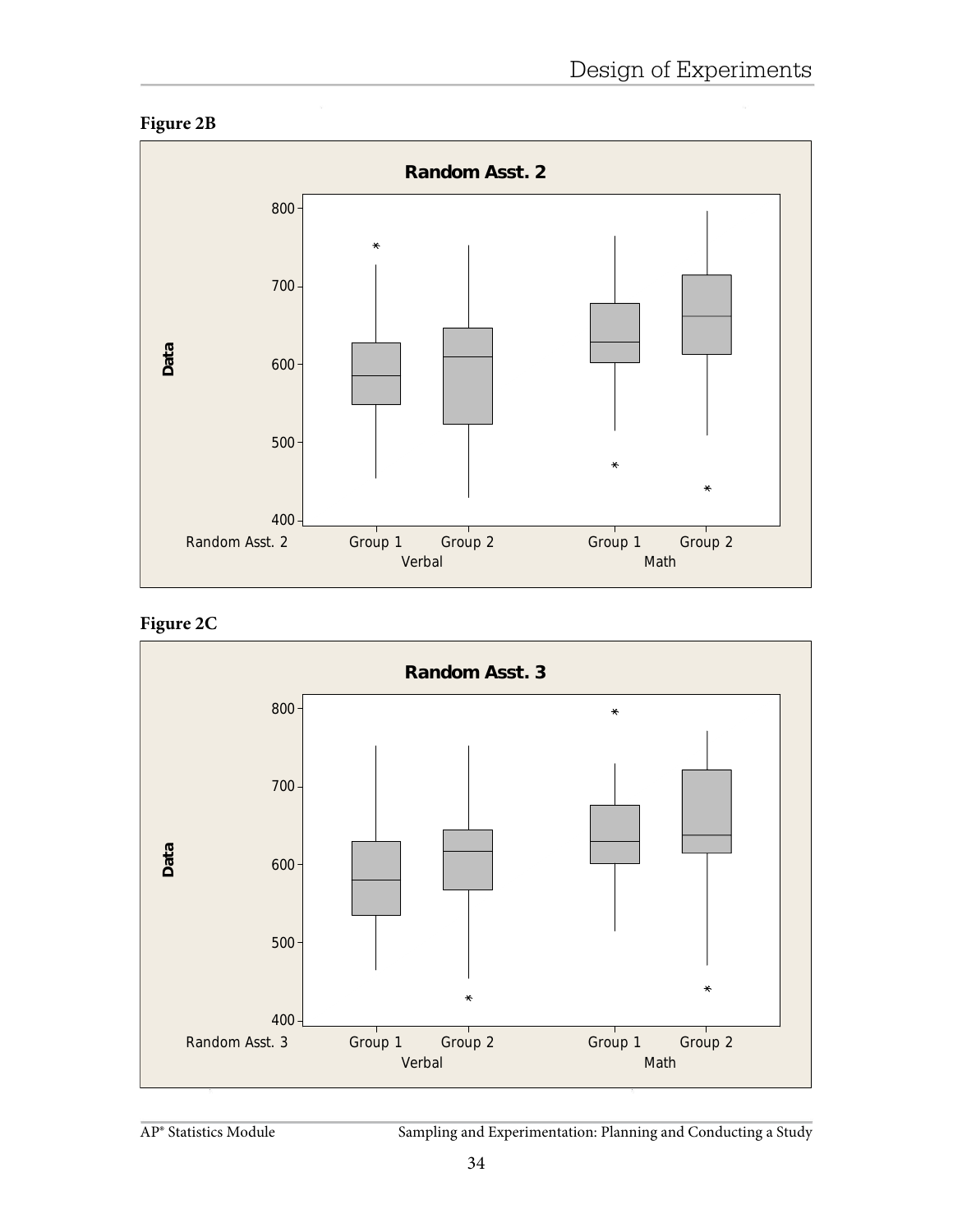**Figure 2B**

**Figure 2C**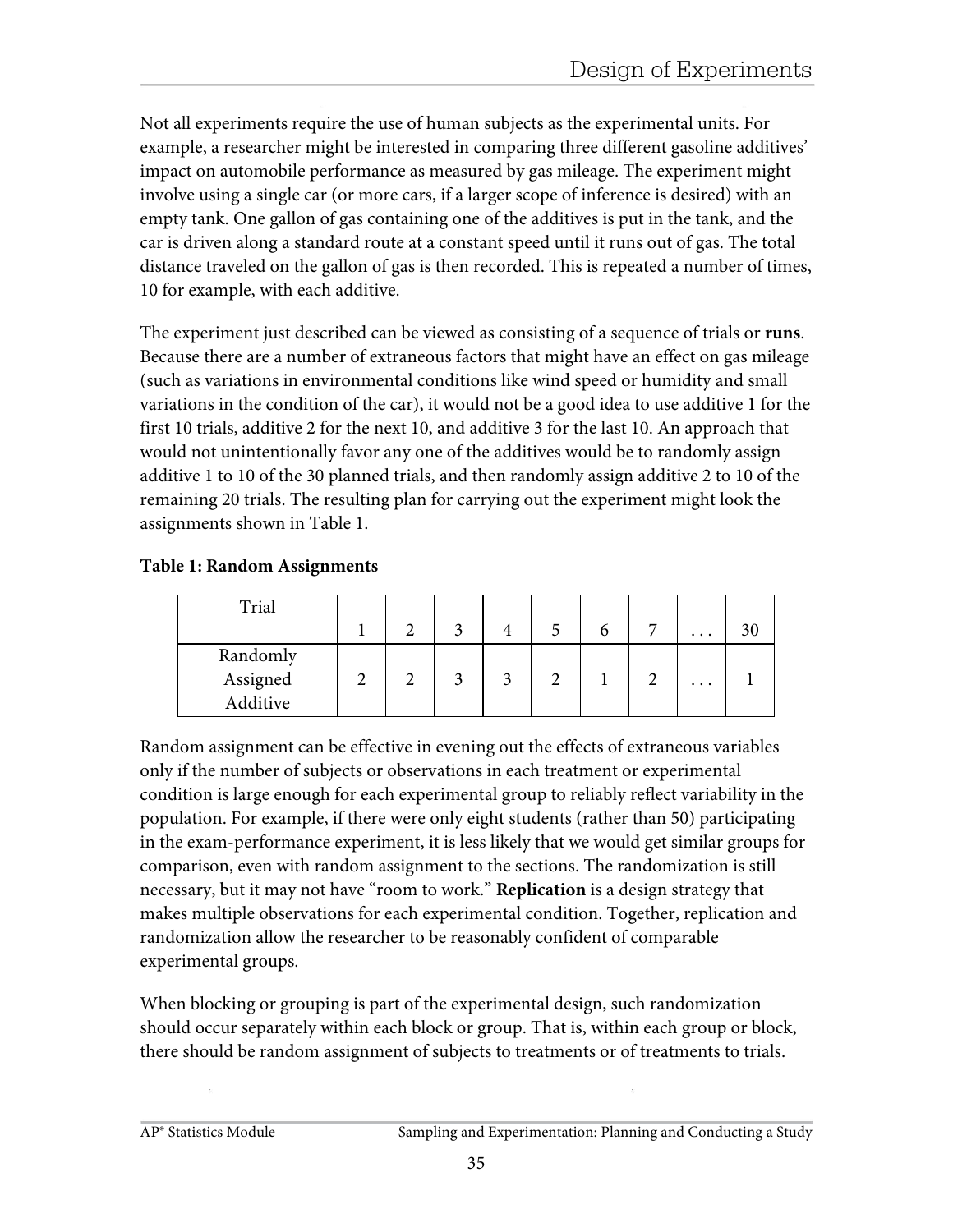Not all experiments require the use of human subjects as the experimental units. For example, a researcher might be interested in comparing three different gasoline additives' impact on automobile performance as measured by gas mileage. The experiment might involve using a single car (or more cars, if a larger scope of inference is desired) with an empty tank. One gallon of gas containing one of the additives is put in the tank, and the car is driven along a standard route at a constant speed until it runs out of gas. The total distance traveled on the gallon of gas is then recorded. This is repeated a number of times, 10 for example, with each additive.

The experiment just described can be viewed as consisting of a sequence of trials or **runs**. Because there are a number of extraneous factors that might have an effect on gas mileage (such as variations in environmental conditions like wind speed or humidity and small variations in the condition of the car), it would not be a good idea to use additive 1 for the first 10 trials, additive 2 for the next 10, and additive 3 for the last 10. An approach that would not unintentionally favor any one of the additives would be to randomly assign additive 1 to 10 of the 30 planned trials, and then randomly assign additive 2 to 10 of the remaining 20 trials. The resulting plan for carrying out the experiment might look the assignments shown in Table 1.

**Table 1: Random Assignments**

| Trial | 1 | 2 | 3 | 4 | 5 | 6 | 7 | . . . | 30 |
|---|---|---|---|---|---|---|---|---|---|
| Randomly Assigned Additive | 2 | 2 | 3 | 3 | 2 | 1 | 2 | . . . | 1 |

Random assignment can be effective in evening out the effects of extraneous variables only if the number of subjects or observations in each treatment or experimental condition is large enough for each experimental group to reliably reflect variability in the population. For example, if there were only eight students (rather than 50) participating in the exam-performance experiment, it is less likely that we would get similar groups for comparison, even with random assignment to the sections. The randomization is still necessary, but it may not have "room to work." **Replication** is a design strategy that makes multiple observations for each experimental condition. Together, replication and randomization allow the researcher to be reasonably confident of comparable experimental groups.

When blocking or grouping is part of the experimental design, such randomization should occur separately within each block or group. That is, within each group or block, there should be random assignment of subjects to treatments or of treatments to trials.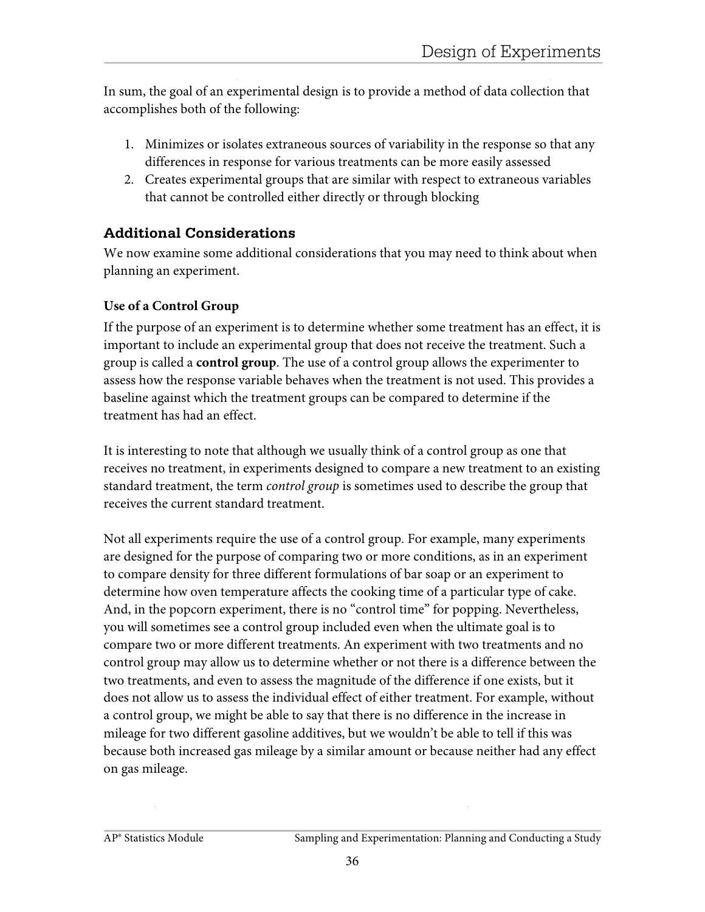In sum, the goal of an experimental design is to provide a method of data collection that accomplishes both of the following:

1. Minimizes or isolates extraneous sources of variability in the response so that any differences in response for various treatments can be more easily assessed
2. Creates experimental groups that are similar with respect to extraneous variables that cannot be controlled either directly or through blocking

## Additional Considerations

We now examine some additional considerations that you may need to think about when planning an experiment.

### Use of a Control Group

If the purpose of an experiment is to determine whether some treatment has an effect, it is important to include an experimental group that does not receive the treatment. Such a group is called a **control group**. The use of a control group allows the experimenter to assess how the response variable behaves when the treatment is not used. This provides a baseline against which the treatment groups can be compared to determine if the treatment has had an effect.

It is interesting to note that although we usually think of a control group as one that receives no treatment, in experiments designed to compare a new treatment to an existing standard treatment, the term *control group* is sometimes used to describe the group that receives the current standard treatment.

Not all experiments require the use of a control group. For example, many experiments are designed for the purpose of comparing two or more conditions, as in an experiment to compare density for three different formulations of bar soap or an experiment to determine how oven temperature affects the cooking time of a particular type of cake. And, in the popcorn experiment, there is no "control time" for popping. Nevertheless, you will sometimes see a control group included even when the ultimate goal is to compare two or more different treatments. An experiment with two treatments and no control group may allow us to determine whether or not there is a difference between the two treatments, and even to assess the magnitude of the difference if one exists, but it does not allow us to assess the individual effect of either treatment. For example, without a control group, we might be able to say that there is no difference in the increase in mileage for two different gasoline additives, but we wouldn't be able to tell if this was because both increased gas mileage by a similar amount or because neither had any effect on gas mileage.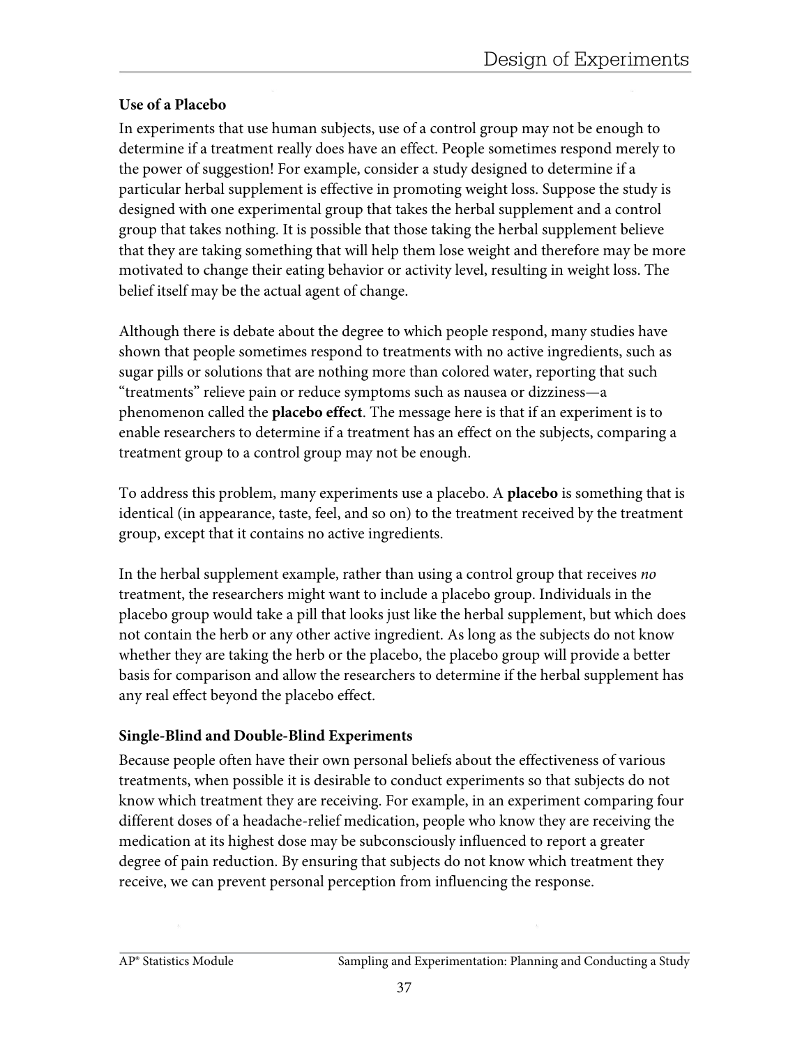### Use of a Placebo

In experiments that use human subjects, use of a control group may not be enough to determine if a treatment really does have an effect. People sometimes respond merely to the power of suggestion! For example, consider a study designed to determine if a particular herbal supplement is effective in promoting weight loss. Suppose the study is designed with one experimental group that takes the herbal supplement and a control group that takes nothing. It is possible that those taking the herbal supplement believe that they are taking something that will help them lose weight and therefore may be more motivated to change their eating behavior or activity level, resulting in weight loss. The belief itself may be the actual agent of change.

Although there is debate about the degree to which people respond, many studies have shown that people sometimes respond to treatments with no active ingredients, such as sugar pills or solutions that are nothing more than colored water, reporting that such "treatments" relieve pain or reduce symptoms such as nausea or dizziness—a phenomenon called the **placebo effect**. The message here is that if an experiment is to enable researchers to determine if a treatment has an effect on the subjects, comparing a treatment group to a control group may not be enough.

To address this problem, many experiments use a placebo. A **placebo** is something that is identical (in appearance, taste, feel, and so on) to the treatment received by the treatment group, except that it contains no active ingredients.

In the herbal supplement example, rather than using a control group that receives *no* treatment, the researchers might want to include a placebo group. Individuals in the placebo group would take a pill that looks just like the herbal supplement, but which does not contain the herb or any other active ingredient. As long as the subjects do not know whether they are taking the herb or the placebo, the placebo group will provide a better basis for comparison and allow the researchers to determine if the herbal supplement has any real effect beyond the placebo effect.

### Single-Blind and Double-Blind Experiments

Because people often have their own personal beliefs about the effectiveness of various treatments, when possible it is desirable to conduct experiments so that subjects do not know which treatment they are receiving. For example, in an experiment comparing four different doses of a headache-relief medication, people who know they are receiving the medication at its highest dose may be subconsciously influenced to report a greater degree of pain reduction. By ensuring that subjects do not know which treatment they receive, we can prevent personal perception from influencing the response.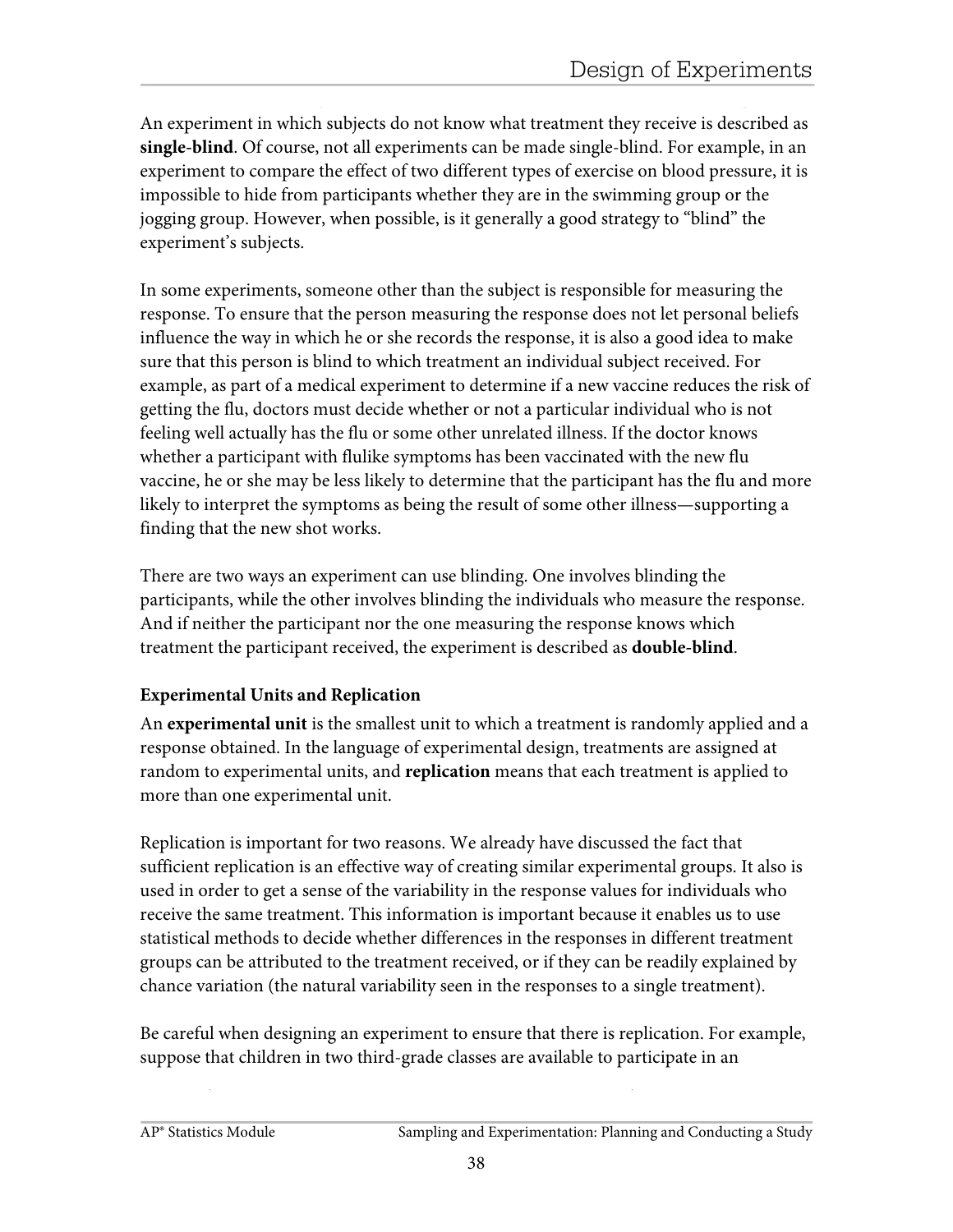An experiment in which subjects do not know what treatment they receive is described as **single-blind**. Of course, not all experiments can be made single-blind. For example, in an experiment to compare the effect of two different types of exercise on blood pressure, it is impossible to hide from participants whether they are in the swimming group or the jogging group. However, when possible, is it generally a good strategy to "blind" the experiment's subjects.

In some experiments, someone other than the subject is responsible for measuring the response. To ensure that the person measuring the response does not let personal beliefs influence the way in which he or she records the response, it is also a good idea to make sure that this person is blind to which treatment an individual subject received. For example, as part of a medical experiment to determine if a new vaccine reduces the risk of getting the flu, doctors must decide whether or not a particular individual who is not feeling well actually has the flu or some other unrelated illness. If the doctor knows whether a participant with flulike symptoms has been vaccinated with the new flu vaccine, he or she may be less likely to determine that the participant has the flu and more likely to interpret the symptoms as being the result of some other illness—supporting a finding that the new shot works.

There are two ways an experiment can use blinding. One involves blinding the participants, while the other involves blinding the individuals who measure the response. And if neither the participant nor the one measuring the response knows which treatment the participant received, the experiment is described as **double-blind**.

**Experimental Units and Replication**

An **experimental unit** is the smallest unit to which a treatment is randomly applied and a response obtained. In the language of experimental design, treatments are assigned at random to experimental units, and **replication** means that each treatment is applied to more than one experimental unit.

Replication is important for two reasons. We already have discussed the fact that sufficient replication is an effective way of creating similar experimental groups. It also is used in order to get a sense of the variability in the response values for individuals who receive the same treatment. This information is important because it enables us to use statistical methods to decide whether differences in the responses in different treatment groups can be attributed to the treatment received, or if they can be readily explained by chance variation (the natural variability seen in the responses to a single treatment).

Be careful when designing an experiment to ensure that there is replication. For example, suppose that children in two third-grade classes are available to participate in an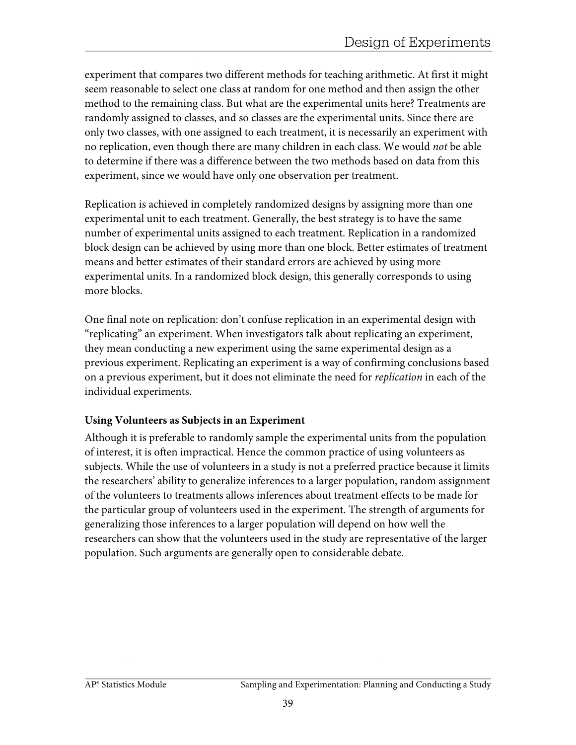experiment that compares two different methods for teaching arithmetic. At first it might seem reasonable to select one class at random for one method and then assign the other method to the remaining class. But what are the experimental units here? Treatments are randomly assigned to classes, and so classes are the experimental units. Since there are only two classes, with one assigned to each treatment, it is necessarily an experiment with no replication, even though there are many children in each class. We would *not* be able to determine if there was a difference between the two methods based on data from this experiment, since we would have only one observation per treatment.

Replication is achieved in completely randomized designs by assigning more than one experimental unit to each treatment. Generally, the best strategy is to have the same number of experimental units assigned to each treatment. Replication in a randomized block design can be achieved by using more than one block. Better estimates of treatment means and better estimates of their standard errors are achieved by using more experimental units. In a randomized block design, this generally corresponds to using more blocks.

One final note on replication: don't confuse replication in an experimental design with "replicating" an experiment. When investigators talk about replicating an experiment, they mean conducting a new experiment using the same experimental design as a previous experiment. Replicating an experiment is a way of confirming conclusions based on a previous experiment, but it does not eliminate the need for *replication* in each of the individual experiments.

### Using Volunteers as Subjects in an Experiment

Although it is preferable to randomly sample the experimental units from the population of interest, it is often impractical. Hence the common practice of using volunteers as subjects. While the use of volunteers in a study is not a preferred practice because it limits the researchers' ability to generalize inferences to a larger population, random assignment of the volunteers to treatments allows inferences about treatment effects to be made for the particular group of volunteers used in the experiment. The strength of arguments for generalizing those inferences to a larger population will depend on how well the researchers can show that the volunteers used in the study are representative of the larger population. Such arguments are generally open to considerable debate.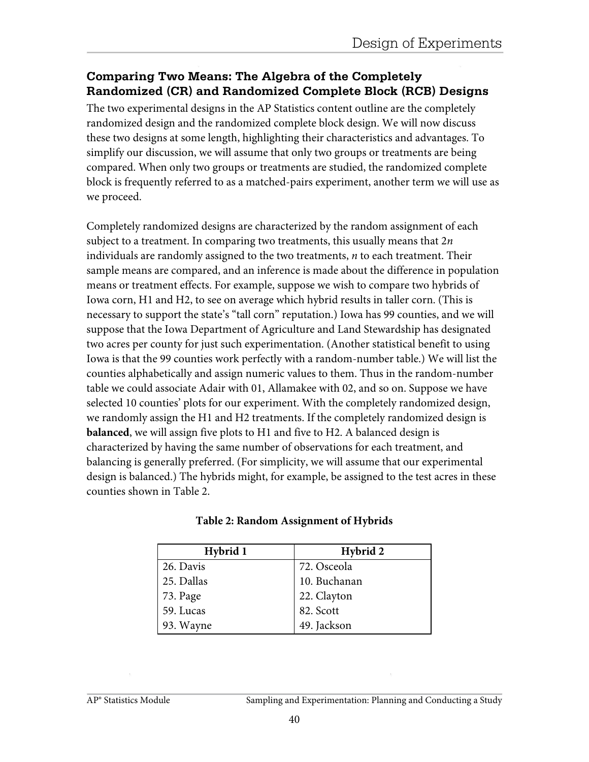## Comparing Two Means: The Algebra of the Completely Randomized (CR) and Randomized Complete Block (RCB) Designs

The two experimental designs in the AP Statistics content outline are the completely randomized design and the randomized complete block design. We will now discuss these two designs at some length, highlighting their characteristics and advantages. To simplify our discussion, we will assume that only two groups or treatments are being compared. When only two groups or treatments are studied, the randomized complete block is frequently referred to as a matched-pairs experiment, another term we will use as we proceed.

Completely randomized designs are characterized by the random assignment of each subject to a treatment. In comparing two treatments, this usually means that $2n$ individuals are randomly assigned to the two treatments, $n$ to each treatment. Their sample means are compared, and an inference is made about the difference in population means or treatment effects. For example, suppose we wish to compare two hybrids of Iowa corn, H1 and H2, to see on average which hybrid results in taller corn. (This is necessary to support the state's "tall corn" reputation.) Iowa has 99 counties, and we will suppose that the Iowa Department of Agriculture and Land Stewardship has designated two acres per county for just such experimentation. (Another statistical benefit to using Iowa is that the 99 counties work perfectly with a random-number table.) We will list the counties alphabetically and assign numeric values to them. Thus in the random-number table we could associate Adair with 01, Allamakee with 02, and so on. Suppose we have selected 10 counties' plots for our experiment. With the completely randomized design, we randomly assign the H1 and H2 treatments. If the completely randomized design is **balanced**, we will assign five plots to H1 and five to H2. A balanced design is characterized by having the same number of observations for each treatment, and balancing is generally preferred. (For simplicity, we will assume that our experimental design is balanced.) The hybrids might, for example, be assigned to the test acres in these counties shown in Table 2.

**Table 2: Random Assignment of Hybrids**

| Hybrid 1 | Hybrid 2 |
|---|---|
| 26. Davis | 72. Osceola |
| 25. Dallas | 10. Buchanan |
| 73. Page | 22. Clayton |
| 59. Lucas | 82. Scott |
| 93. Wayne | 49. Jackson |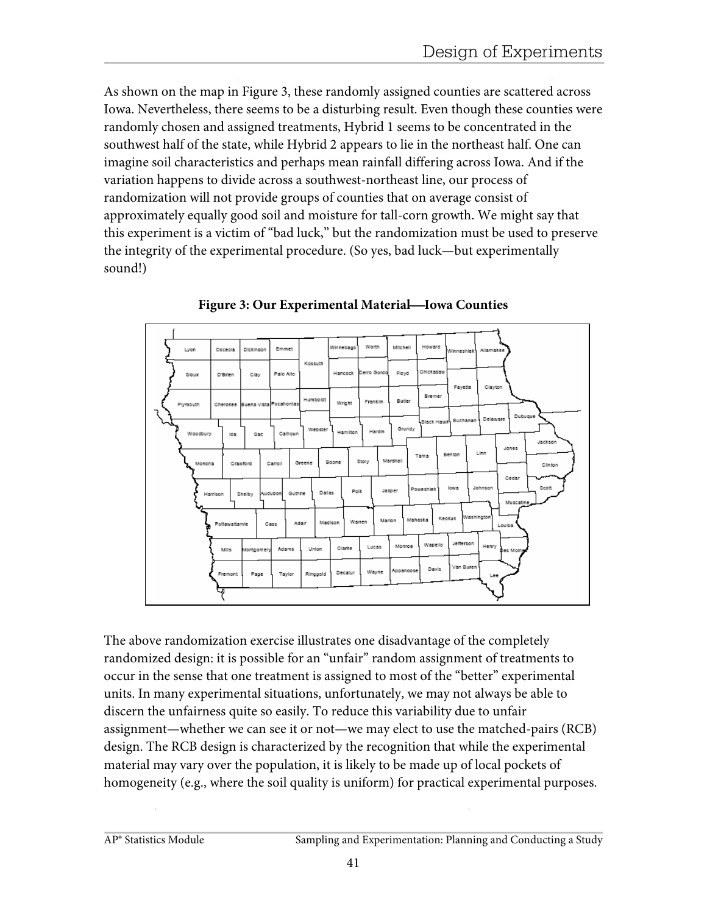As shown on the map in Figure 3, these randomly assigned counties are scattered across Iowa. Nevertheless, there seems to be a disturbing result. Even though these counties were randomly chosen and assigned treatments, Hybrid 1 seems to be concentrated in the southwest half of the state, while Hybrid 2 appears to lie in the northeast half. One can imagine soil characteristics and perhaps mean rainfall differing across Iowa. And if the variation happens to divide across a southwest-northeast line, our process of randomization will not provide groups of counties that on average consist of approximately equally good soil and moisture for tall-corn growth. We might say that this experiment is a victim of "bad luck," but the randomization must be used to preserve the integrity of the experimental procedure. (So yes, bad luck—but experimentally sound!)

**Figure 3: Our Experimental Material—Iowa Counties**

The above randomization exercise illustrates one disadvantage of the completely randomized design: it is possible for an "unfair" random assignment of treatments to occur in the sense that one treatment is assigned to most of the "better" experimental units. In many experimental situations, unfortunately, we may not always be able to discern the unfairness quite so easily. To reduce this variability due to unfair assignment—whether we can see it or not—we may elect to use the matched-pairs (RCB) design. The RCB design is characterized by the recognition that while the experimental material may vary over the population, it is likely to be made up of local pockets of homogeneity (e.g., where the soil quality is uniform) for practical experimental purposes.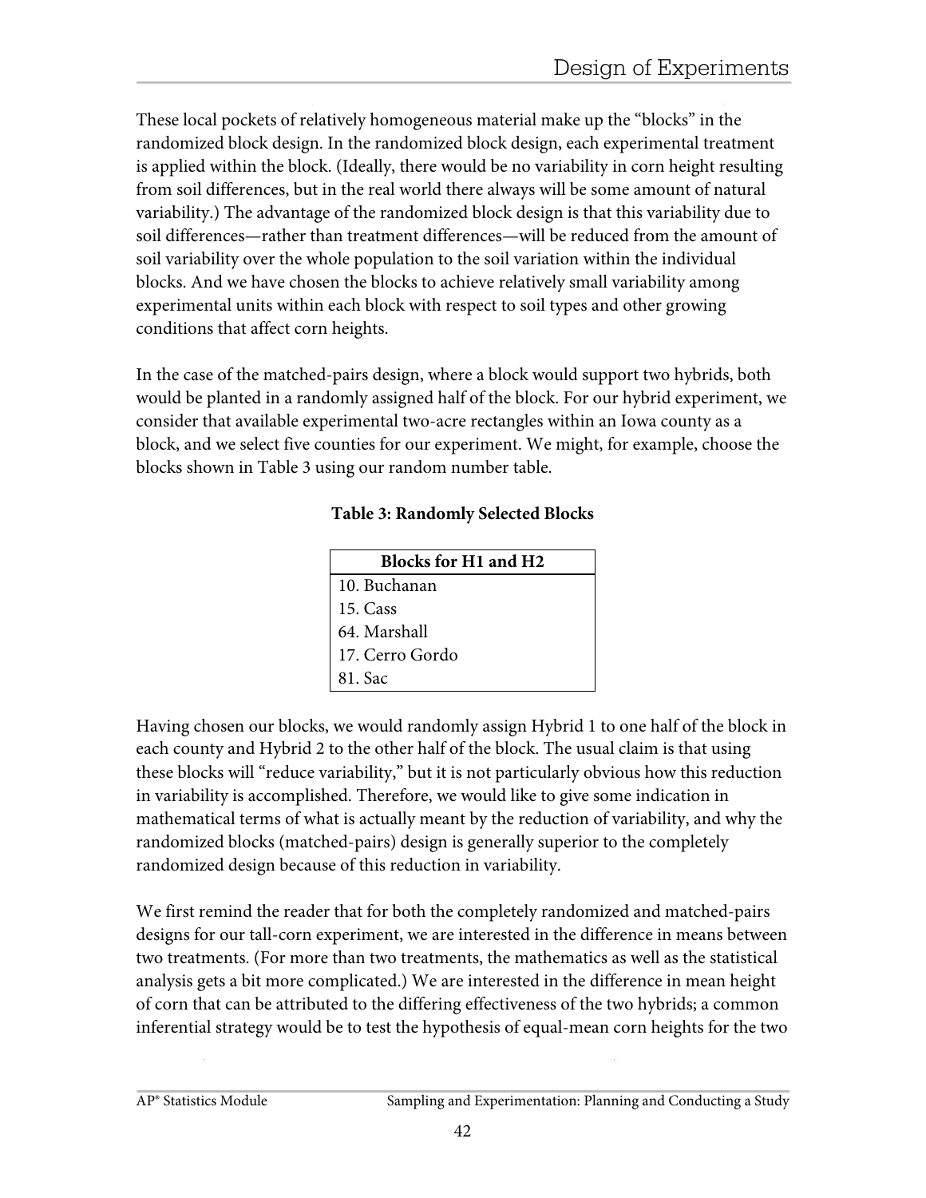These local pockets of relatively homogeneous material make up the "blocks" in the randomized block design. In the randomized block design, each experimental treatment is applied within the block. (Ideally, there would be no variability in corn height resulting from soil differences, but in the real world there always will be some amount of natural variability.) The advantage of the randomized block design is that this variability due to soil differences—rather than treatment differences—will be reduced from the amount of soil variability over the whole population to the soil variation within the individual blocks. And we have chosen the blocks to achieve relatively small variability among experimental units within each block with respect to soil types and other growing conditions that affect corn heights.

In the case of the matched-pairs design, where a block would support two hybrids, both would be planted in a randomly assigned half of the block. For our hybrid experiment, we consider that available experimental two-acre rectangles within an Iowa county as a block, and we select five counties for our experiment. We might, for example, choose the blocks shown in Table 3 using our random number table.

**Table 3: Randomly Selected Blocks**

| Blocks for H1 and H2 |
|---|
| 10. Buchanan |
| 15. Cass |
| 64. Marshall |
| 17. Cerro Gordo |
| 81. Sac |

Having chosen our blocks, we would randomly assign Hybrid 1 to one half of the block in each county and Hybrid 2 to the other half of the block. The usual claim is that using these blocks will "reduce variability," but it is not particularly obvious how this reduction in variability is accomplished. Therefore, we would like to give some indication in mathematical terms of what is actually meant by the reduction of variability, and why the randomized blocks (matched-pairs) design is generally superior to the completely randomized design because of this reduction in variability.

We first remind the reader that for both the completely randomized and matched-pairs designs for our tall-corn experiment, we are interested in the difference in means between two treatments. (For more than two treatments, the mathematics as well as the statistical analysis gets a bit more complicated.) We are interested in the difference in mean height of corn that can be attributed to the differing effectiveness of the two hybrids; a common inferential strategy would be to test the hypothesis of equal-mean corn heights for the two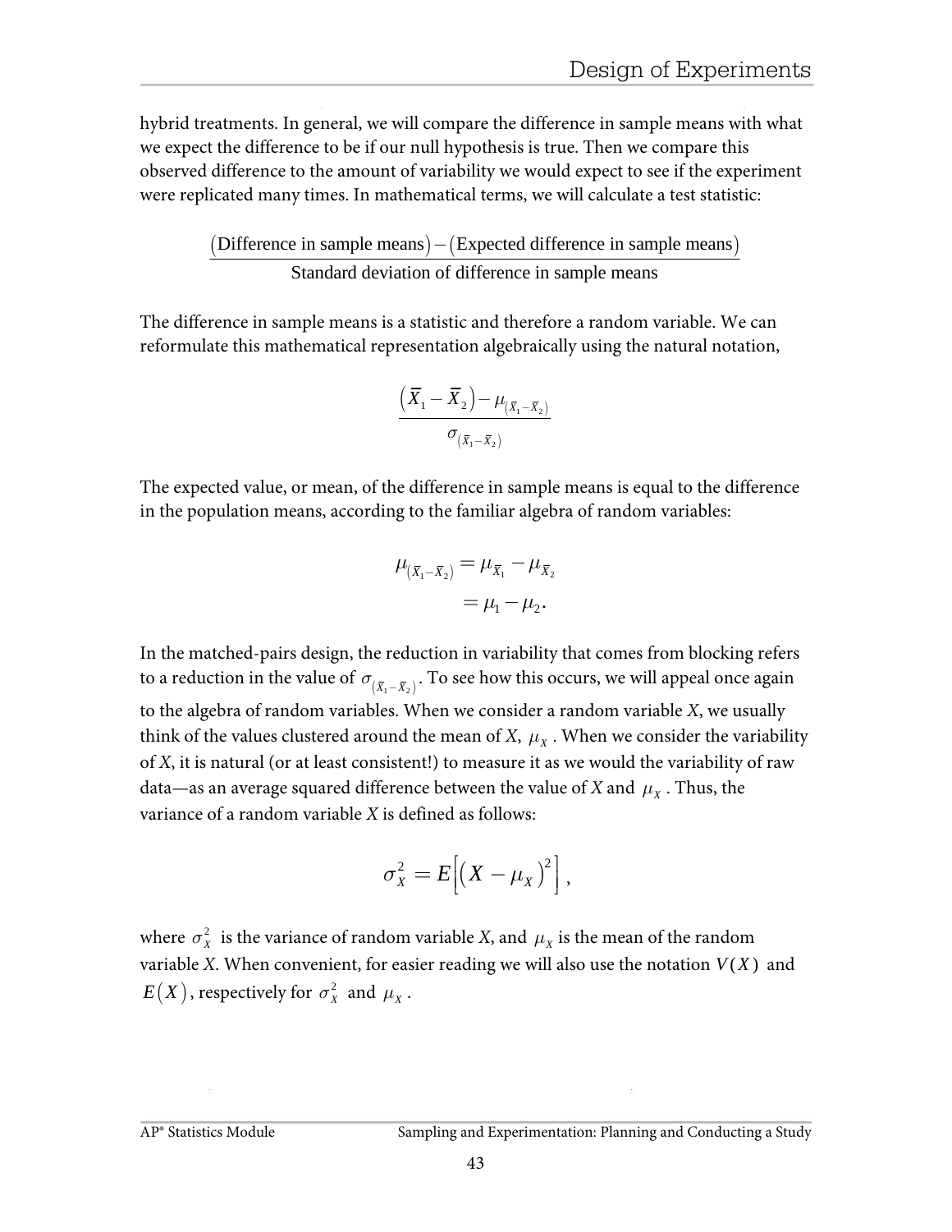hybrid treatments. In general, we will compare the difference in sample means with what we expect the difference to be if our null hypothesis is true. Then we compare this observed difference to the amount of variability we would expect to see if the experiment were replicated many times. In mathematical terms, we will calculate a test statistic:

$$\frac{(\text{Difference in sample means}) - (\text{Expected difference in sample means})}{\text{Standard deviation of difference in sample means}}$$

The difference in sample means is a statistic and therefore a random variable. We can reformulate this mathematical representation algebraically using the natural notation,

$$\frac{\left(\bar{X}_1 - \bar{X}_2\right) - \mu_{\left(\bar{X}_1 - \bar{X}_2\right)}}{\sigma_{\left(\bar{X}_1 - \bar{X}_2\right)}}$$

The expected value, or mean, of the difference in sample means is equal to the difference in the population means, according to the familiar algebra of random variables:

$$\begin{aligned}\mu_{\left(\bar{X}_1 - \bar{X}_2\right)} &= \mu_{\bar{X}_1} - \mu_{\bar{X}_2} \\ &= \mu_1 - \mu_2.\end{aligned}$$

In the matched-pairs design, the reduction in variability that comes from blocking refers to a reduction in the value of $\sigma_{\left(\bar{X}_1 - \bar{X}_2\right)}$. To see how this occurs, we will appeal once again to the algebra of random variables. When we consider a random variable *X*, we usually think of the values clustered around the mean of *X*, $\mu_X$. When we consider the variability of *X*, it is natural (or at least consistent!) to measure it as we would the variability of raw data—as an average squared difference between the value of *X* and $\mu_X$. Thus, the variance of a random variable *X* is defined as follows:

$$\sigma_X^2 = E\left[\left(X - \mu_X\right)^2\right],$$

where $\sigma_X^2$ is the variance of random variable *X*, and $\mu_X$ is the mean of the random variable *X*. When convenient, for easier reading we will also use the notation $V(X)$ and $E(X)$, respectively for $\sigma_X^2$ and $\mu_X$.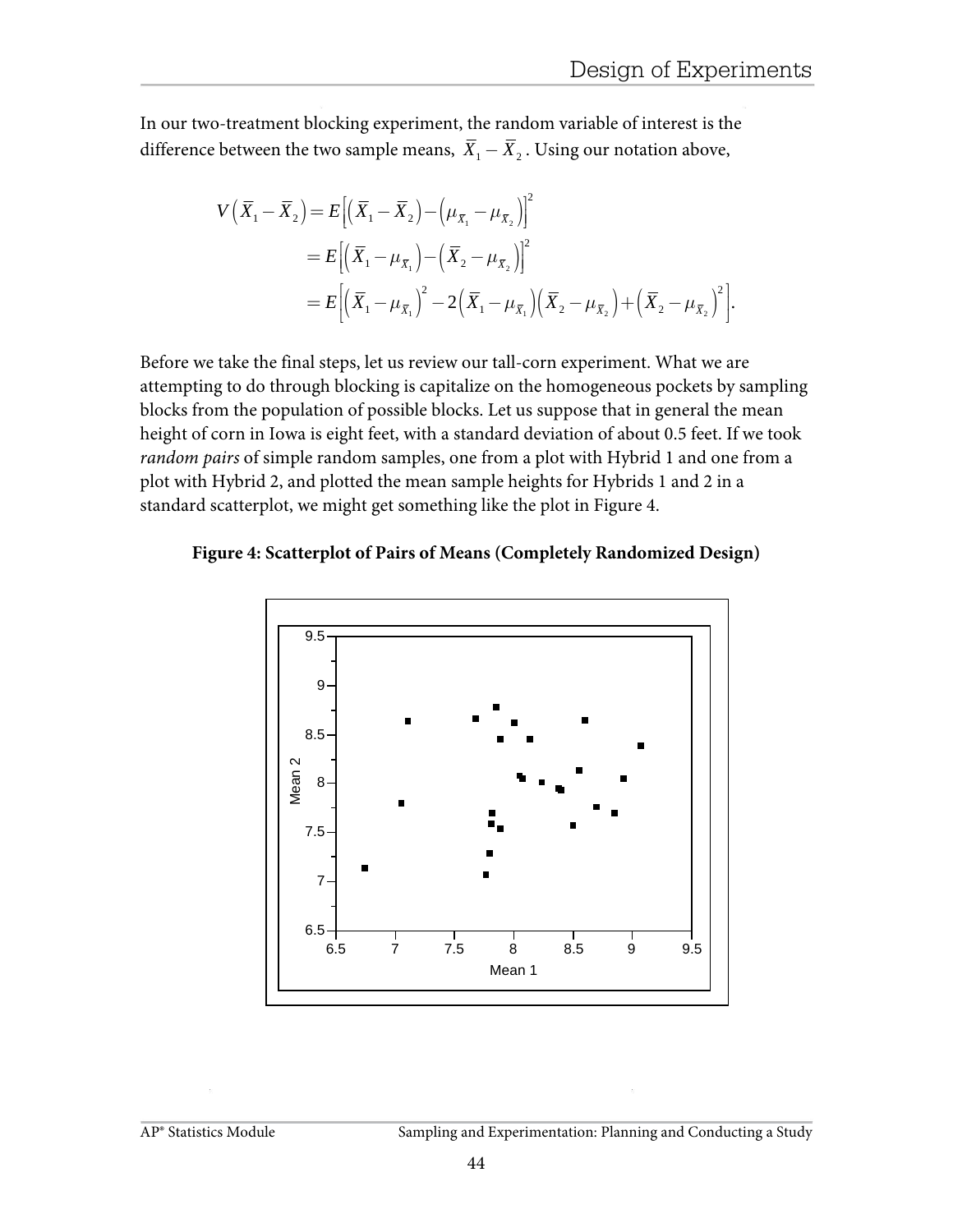In our two-treatment blocking experiment, the random variable of interest is the difference between the two sample means, $\bar{X}_1 - \bar{X}_2$. Using our notation above,

$$
\begin{aligned}
V\left(\bar{X}_1 - \bar{X}_2\right) &= E\left[\left(\bar{X}_1 - \bar{X}_2\right) - \left(\mu_{\bar{X}_1} - \mu_{\bar{X}_2}\right)\right]^2 \\
&= E\left[\left(\bar{X}_1 - \mu_{\bar{X}_1}\right) - \left(\bar{X}_2 - \mu_{\bar{X}_2}\right)\right]^2 \\
&= E\left[\left(\bar{X}_1 - \mu_{\bar{X}_1}\right)^2 - 2\left(\bar{X}_1 - \mu_{\bar{X}_1}\right)\left(\bar{X}_2 - \mu_{\bar{X}_2}\right) + \left(\bar{X}_2 - \mu_{\bar{X}_2}\right)^2\right].
\end{aligned}
$$

Before we take the final steps, let us review our tall-corn experiment. What we are attempting to do through blocking is capitalize on the homogeneous pockets by sampling blocks from the population of possible blocks. Let us suppose that in general the mean height of corn in Iowa is eight feet, with a standard deviation of about 0.5 feet. If we took *random pairs* of simple random samples, one from a plot with Hybrid 1 and one from a plot with Hybrid 2, and plotted the mean sample heights for Hybrids 1 and 2 in a standard scatterplot, we might get something like the plot in Figure 4.

**Figure 4: Scatterplot of Pairs of Means (Completely Randomized Design)**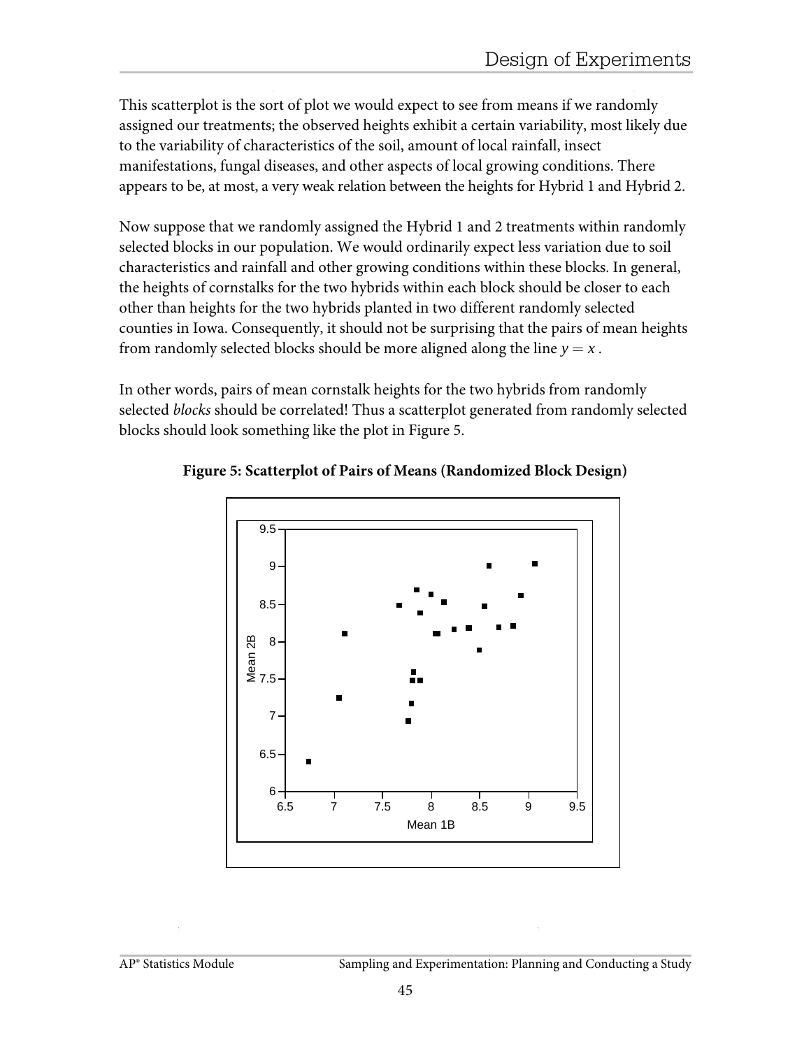This scatterplot is the sort of plot we would expect to see from means if we randomly assigned our treatments; the observed heights exhibit a certain variability, most likely due to the variability of characteristics of the soil, amount of local rainfall, insect manifestations, fungal diseases, and other aspects of local growing conditions. There appears to be, at most, a very weak relation between the heights for Hybrid 1 and Hybrid 2.

Now suppose that we randomly assigned the Hybrid 1 and 2 treatments within randomly selected blocks in our population. We would ordinarily expect less variation due to soil characteristics and rainfall and other growing conditions within these blocks. In general, the heights of cornstalks for the two hybrids within each block should be closer to each other than heights for the two hybrids planted in two different randomly selected counties in Iowa. Consequently, it should not be surprising that the pairs of mean heights from randomly selected blocks should be more aligned along the line $y = x$.

In other words, pairs of mean cornstalk heights for the two hybrids from randomly selected *blocks* should be correlated! Thus a scatterplot generated from randomly selected blocks should look something like the plot in Figure 5.

**Figure 5: Scatterplot of Pairs of Means (Randomized Block Design)**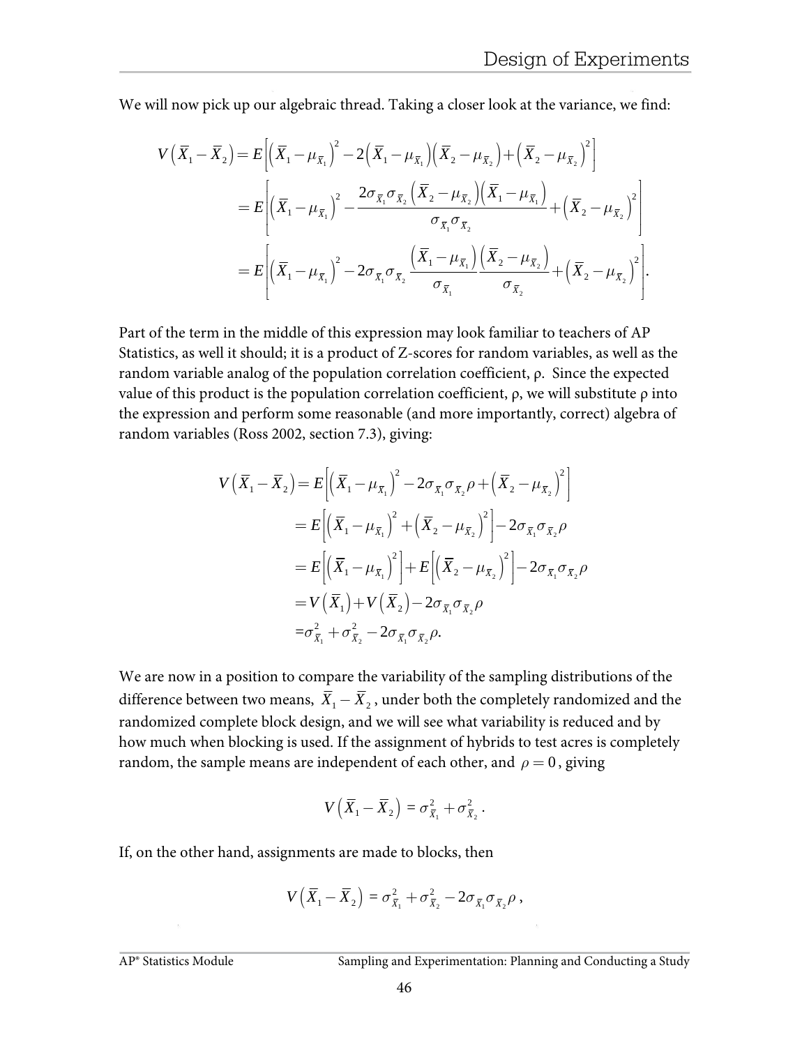We will now pick up our algebraic thread. Taking a closer look at the variance, we find:

$$
\begin{aligned}
V\left(\bar{X}_1 - \bar{X}_2\right) &= E\left[\left(\bar{X}_1 - \mu_{\bar{X}_1}\right)^2 - 2\left(\bar{X}_1 - \mu_{\bar{X}_1}\right)\left(\bar{X}_2 - \mu_{\bar{X}_2}\right) + \left(\bar{X}_2 - \mu_{\bar{X}_2}\right)^2\right] \\
&= E\left[\left(\bar{X}_1 - \mu_{\bar{X}_1}\right)^2 - \frac{2\sigma_{\bar{X}_1}\sigma_{\bar{X}_2}\left(\bar{X}_2 - \mu_{\bar{X}_2}\right)\left(\bar{X}_1 - \mu_{\bar{X}_1}\right)}{\sigma_{\bar{X}_1}\sigma_{\bar{X}_2}} + \left(\bar{X}_2 - \mu_{\bar{X}_2}\right)^2\right] \\
&= E\left[\left(\bar{X}_1 - \mu_{\bar{X}_1}\right)^2 - 2\sigma_{\bar{X}_1}\sigma_{\bar{X}_2}\frac{\left(\bar{X}_1 - \mu_{\bar{X}_1}\right)}{\sigma_{\bar{X}_1}}\frac{\left(\bar{X}_2 - \mu_{\bar{X}_2}\right)}{\sigma_{\bar{X}_2}} + \left(\bar{X}_2 - \mu_{\bar{X}_2}\right)^2\right].
\end{aligned}
$$

Part of the term in the middle of this expression may look familiar to teachers of AP Statistics, as well it should; it is a product of Z-scores for random variables, as well as the random variable analog of the population correlation coefficient, ρ. Since the expected value of this product is the population correlation coefficient, ρ, we will substitute ρ into the expression and perform some reasonable (and more importantly, correct) algebra of random variables (Ross 2002, section 7.3), giving:

$$
\begin{aligned}
V\left(\bar{X}_1 - \bar{X}_2\right) &= E\left[\left(\bar{X}_1 - \mu_{\bar{X}_1}\right)^2 - 2\sigma_{\bar{X}_1}\sigma_{\bar{X}_2}\rho + \left(\bar{X}_2 - \mu_{\bar{X}_2}\right)^2\right] \\
&= E\left[\left(\bar{X}_1 - \mu_{\bar{X}_1}\right)^2 + \left(\bar{X}_2 - \mu_{\bar{X}_2}\right)^2\right] - 2\sigma_{\bar{X}_1}\sigma_{\bar{X}_2}\rho \\
&= E\left[\left(\bar{X}_1 - \mu_{\bar{X}_1}\right)^2\right] + E\left[\left(\bar{X}_2 - \mu_{\bar{X}_2}\right)^2\right] - 2\sigma_{\bar{X}_1}\sigma_{\bar{X}_2}\rho \\
&= V\left(\bar{X}_1\right) + V\left(\bar{X}_2\right) - 2\sigma_{\bar{X}_1}\sigma_{\bar{X}_2}\rho \\
&= \sigma^2_{\bar{X}_1} + \sigma^2_{\bar{X}_2} - 2\sigma_{\bar{X}_1}\sigma_{\bar{X}_2}\rho.
\end{aligned}
$$

We are now in a position to compare the variability of the sampling distributions of the difference between two means, $\bar{X}_1 - \bar{X}_2$, under both the completely randomized and the randomized complete block design, and we will see what variability is reduced and by how much when blocking is used. If the assignment of hybrids to test acres is completely random, the sample means are independent of each other, and $\rho = 0$, giving

$$
V\left(\bar{X}_1 - \bar{X}_2\right) = \sigma^2_{\bar{X}_1} + \sigma^2_{\bar{X}_2}.
$$

If, on the other hand, assignments are made to blocks, then

$$
V\left(\bar{X}_1 - \bar{X}_2\right) = \sigma^2_{\bar{X}_1} + \sigma^2_{\bar{X}_2} - 2\sigma_{\bar{X}_1}\sigma_{\bar{X}_2}\rho,
$$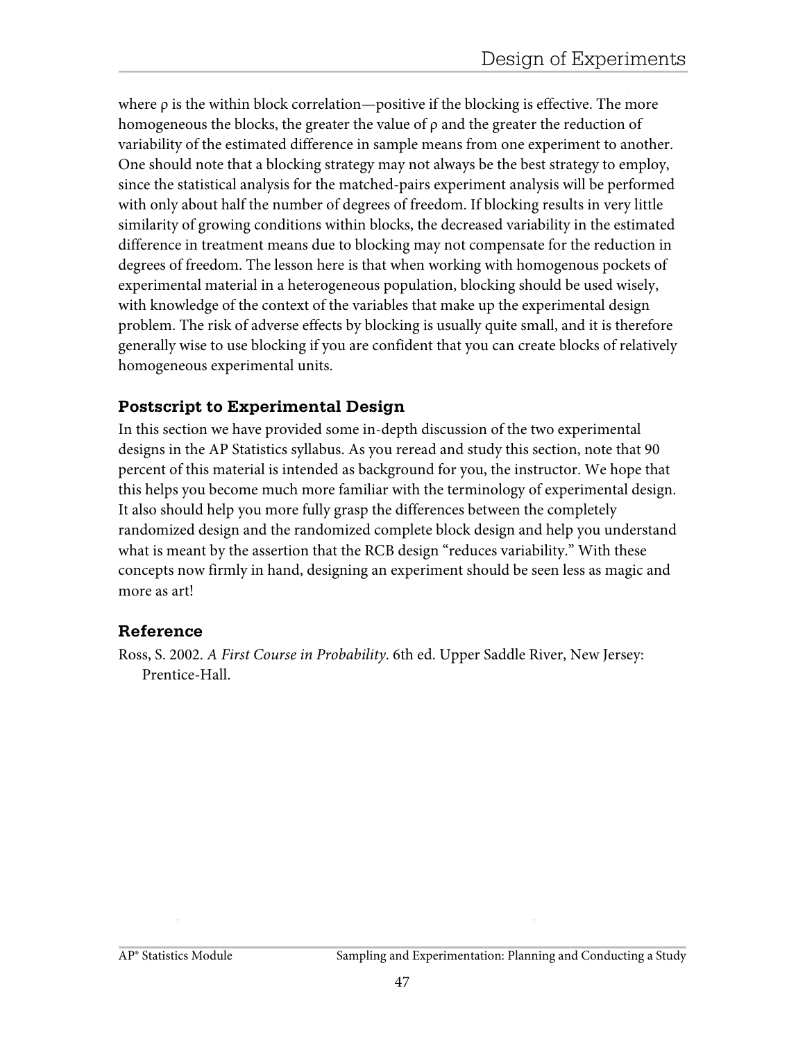where $\rho$ is the within block correlation—positive if the blocking is effective. The more homogeneous the blocks, the greater the value of $\rho$ and the greater the reduction of variability of the estimated difference in sample means from one experiment to another. One should note that a blocking strategy may not always be the best strategy to employ, since the statistical analysis for the matched-pairs experiment analysis will be performed with only about half the number of degrees of freedom. If blocking results in very little similarity of growing conditions within blocks, the decreased variability in the estimated difference in treatment means due to blocking may not compensate for the reduction in degrees of freedom. The lesson here is that when working with homogenous pockets of experimental material in a heterogeneous population, blocking should be used wisely, with knowledge of the context of the variables that make up the experimental design problem. The risk of adverse effects by blocking is usually quite small, and it is therefore generally wise to use blocking if you are confident that you can create blocks of relatively homogeneous experimental units.

### Postscript to Experimental Design

In this section we have provided some in-depth discussion of the two experimental designs in the AP Statistics syllabus. As you reread and study this section, note that 90 percent of this material is intended as background for you, the instructor. We hope that this helps you become much more familiar with the terminology of experimental design. It also should help you more fully grasp the differences between the completely randomized design and the randomized complete block design and help you understand what is meant by the assertion that the RCB design "reduces variability." With these concepts now firmly in hand, designing an experiment should be seen less as magic and more as art!

### Reference

Ross, S. 2002. *A First Course in Probability*. 6th ed. Upper Saddle River, New Jersey: Prentice-Hall.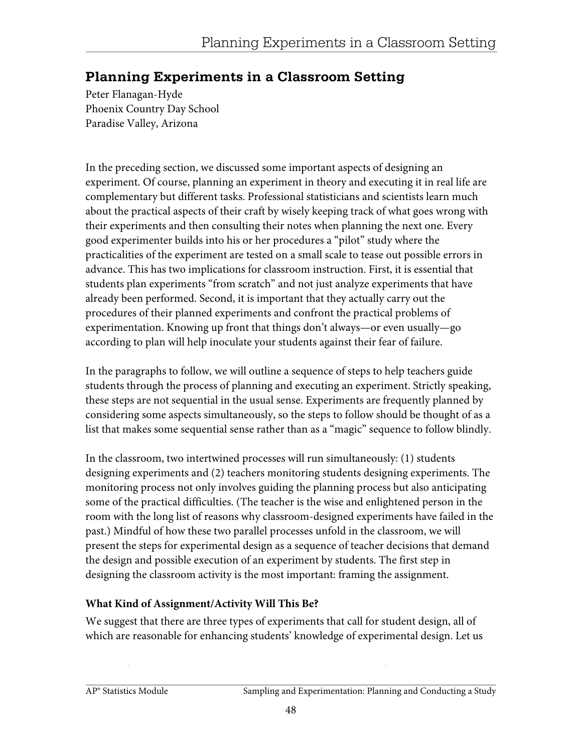# Planning Experiments in a Classroom Setting

Peter Flanagan-Hyde
Phoenix Country Day School
Paradise Valley, Arizona

In the preceding section, we discussed some important aspects of designing an experiment. Of course, planning an experiment in theory and executing it in real life are complementary but different tasks. Professional statisticians and scientists learn much about the practical aspects of their craft by wisely keeping track of what goes wrong with their experiments and then consulting their notes when planning the next one. Every good experimenter builds into his or her procedures a "pilot" study where the practicalities of the experiment are tested on a small scale to tease out possible errors in advance. This has two implications for classroom instruction. First, it is essential that students plan experiments "from scratch" and not just analyze experiments that have already been performed. Second, it is important that they actually carry out the procedures of their planned experiments and confront the practical problems of experimentation. Knowing up front that things don't always—or even usually—go according to plan will help inoculate your students against their fear of failure.

In the paragraphs to follow, we will outline a sequence of steps to help teachers guide students through the process of planning and executing an experiment. Strictly speaking, these steps are not sequential in the usual sense. Experiments are frequently planned by considering some aspects simultaneously, so the steps to follow should be thought of as a list that makes some sequential sense rather than as a "magic" sequence to follow blindly.

In the classroom, two intertwined processes will run simultaneously: (1) students designing experiments and (2) teachers monitoring students designing experiments. The monitoring process not only involves guiding the planning process but also anticipating some of the practical difficulties. (The teacher is the wise and enlightened person in the room with the long list of reasons why classroom-designed experiments have failed in the past.) Mindful of how these two parallel processes unfold in the classroom, we will present the steps for experimental design as a sequence of teacher decisions that demand the design and possible execution of an experiment by students. The first step in designing the classroom activity is the most important: framing the assignment.

### What Kind of Assignment/Activity Will This Be?

We suggest that there are three types of experiments that call for student design, all of which are reasonable for enhancing students' knowledge of experimental design. Let us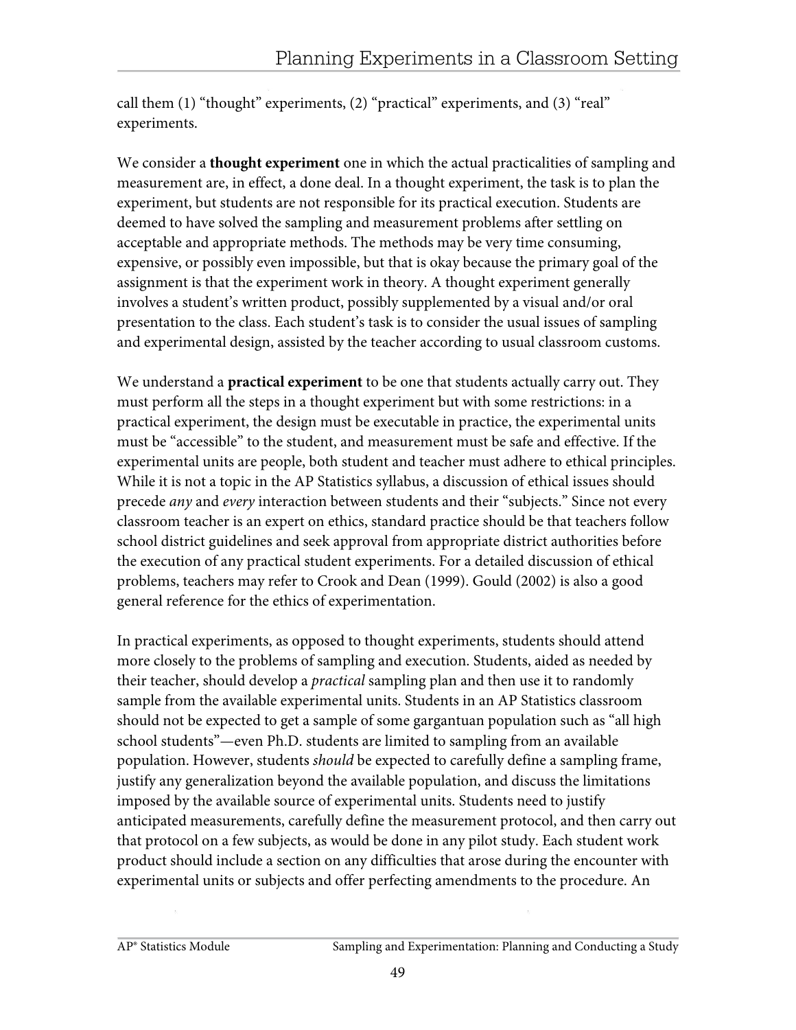call them (1) "thought" experiments, (2) "practical" experiments, and (3) "real" experiments.

We consider a **thought experiment** one in which the actual practicalities of sampling and measurement are, in effect, a done deal. In a thought experiment, the task is to plan the experiment, but students are not responsible for its practical execution. Students are deemed to have solved the sampling and measurement problems after settling on acceptable and appropriate methods. The methods may be very time consuming, expensive, or possibly even impossible, but that is okay because the primary goal of the assignment is that the experiment work in theory. A thought experiment generally involves a student's written product, possibly supplemented by a visual and/or oral presentation to the class. Each student's task is to consider the usual issues of sampling and experimental design, assisted by the teacher according to usual classroom customs.

We understand a **practical experiment** to be one that students actually carry out. They must perform all the steps in a thought experiment but with some restrictions: in a practical experiment, the design must be executable in practice, the experimental units must be "accessible" to the student, and measurement must be safe and effective. If the experimental units are people, both student and teacher must adhere to ethical principles. While it is not a topic in the AP Statistics syllabus, a discussion of ethical issues should precede *any* and *every* interaction between students and their "subjects." Since not every classroom teacher is an expert on ethics, standard practice should be that teachers follow school district guidelines and seek approval from appropriate district authorities before the execution of any practical student experiments. For a detailed discussion of ethical problems, teachers may refer to Crook and Dean (1999). Gould (2002) is also a good general reference for the ethics of experimentation.

In practical experiments, as opposed to thought experiments, students should attend more closely to the problems of sampling and execution. Students, aided as needed by their teacher, should develop a *practical* sampling plan and then use it to randomly sample from the available experimental units. Students in an AP Statistics classroom should not be expected to get a sample of some gargantuan population such as "all high school students"—even Ph.D. students are limited to sampling from an available population. However, students *should* be expected to carefully define a sampling frame, justify any generalization beyond the available population, and discuss the limitations imposed by the available source of experimental units. Students need to justify anticipated measurements, carefully define the measurement protocol, and then carry out that protocol on a few subjects, as would be done in any pilot study. Each student work product should include a section on any difficulties that arose during the encounter with experimental units or subjects and offer perfecting amendments to the procedure. An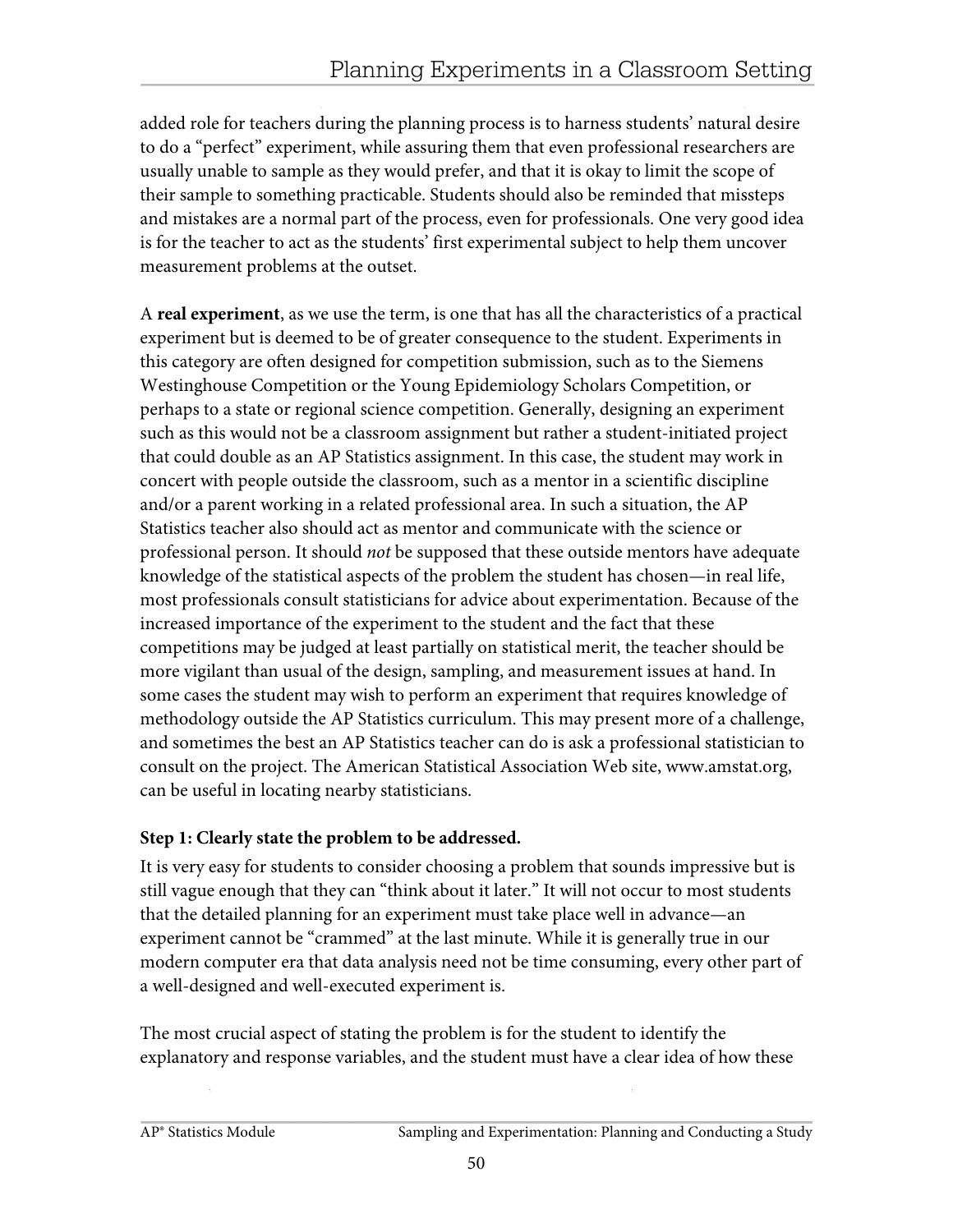added role for teachers during the planning process is to harness students' natural desire to do a "perfect" experiment, while assuring them that even professional researchers are usually unable to sample as they would prefer, and that it is okay to limit the scope of their sample to something practicable. Students should also be reminded that missteps and mistakes are a normal part of the process, even for professionals. One very good idea is for the teacher to act as the students' first experimental subject to help them uncover measurement problems at the outset.

A **real experiment**, as we use the term, is one that has all the characteristics of a practical experiment but is deemed to be of greater consequence to the student. Experiments in this category are often designed for competition submission, such as to the Siemens Westinghouse Competition or the Young Epidemiology Scholars Competition, or perhaps to a state or regional science competition. Generally, designing an experiment such as this would not be a classroom assignment but rather a student-initiated project that could double as an AP Statistics assignment. In this case, the student may work in concert with people outside the classroom, such as a mentor in a scientific discipline and/or a parent working in a related professional area. In such a situation, the AP Statistics teacher also should act as mentor and communicate with the science or professional person. It should *not* be supposed that these outside mentors have adequate knowledge of the statistical aspects of the problem the student has chosen—in real life, most professionals consult statisticians for advice about experimentation. Because of the increased importance of the experiment to the student and the fact that these competitions may be judged at least partially on statistical merit, the teacher should be more vigilant than usual of the design, sampling, and measurement issues at hand. In some cases the student may wish to perform an experiment that requires knowledge of methodology outside the AP Statistics curriculum. This may present more of a challenge, and sometimes the best an AP Statistics teacher can do is ask a professional statistician to consult on the project. The American Statistical Association Web site, www.amstat.org, can be useful in locating nearby statisticians.

**Step 1: Clearly state the problem to be addressed.**

It is very easy for students to consider choosing a problem that sounds impressive but is still vague enough that they can "think about it later." It will not occur to most students that the detailed planning for an experiment must take place well in advance—an experiment cannot be "crammed" at the last minute. While it is generally true in our modern computer era that data analysis need not be time consuming, every other part of a well-designed and well-executed experiment is.

The most crucial aspect of stating the problem is for the student to identify the explanatory and response variables, and the student must have a clear idea of how these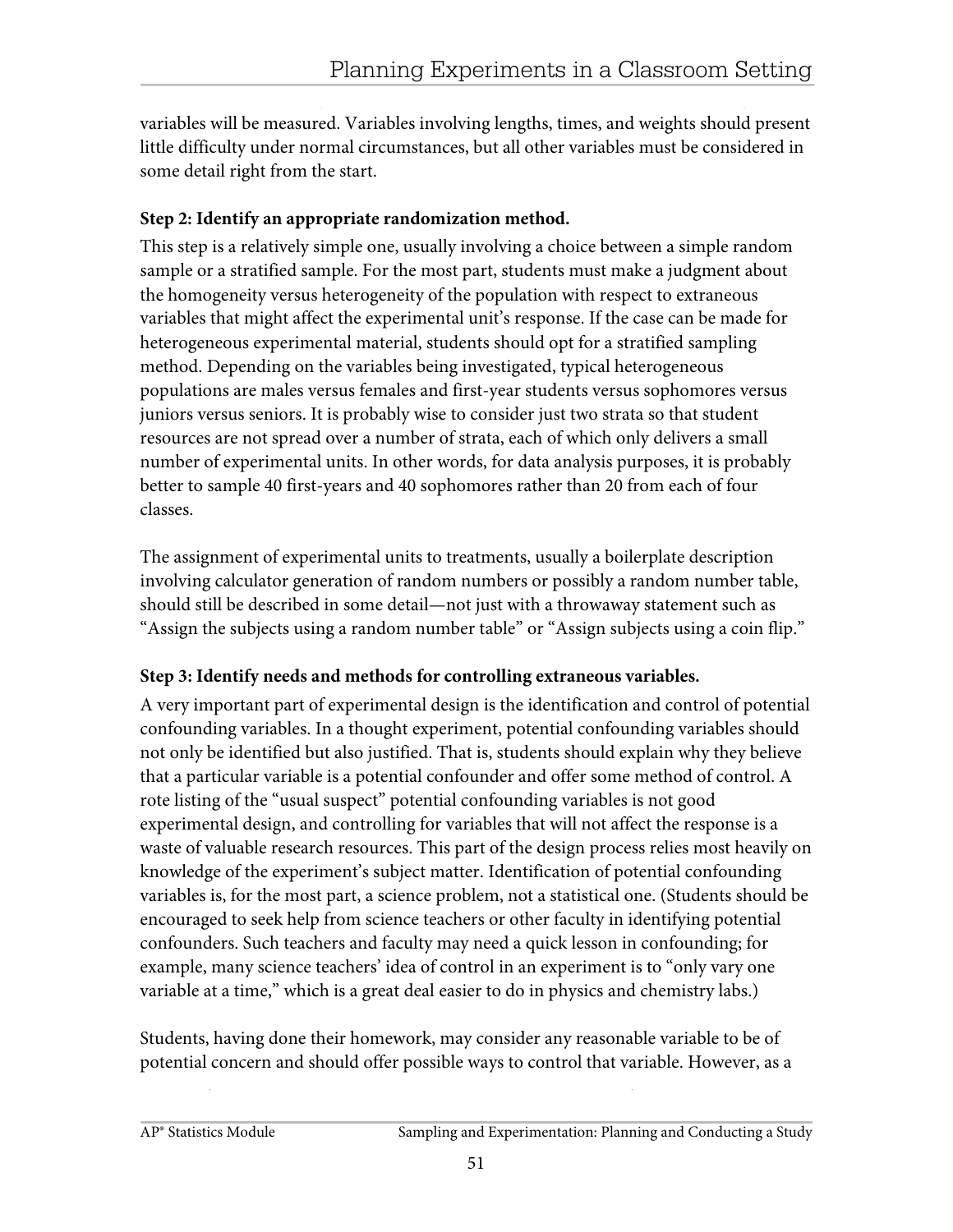variables will be measured. Variables involving lengths, times, and weights should present little difficulty under normal circumstances, but all other variables must be considered in some detail right from the start.

**Step 2: Identify an appropriate randomization method.**

This step is a relatively simple one, usually involving a choice between a simple random sample or a stratified sample. For the most part, students must make a judgment about the homogeneity versus heterogeneity of the population with respect to extraneous variables that might affect the experimental unit's response. If the case can be made for heterogeneous experimental material, students should opt for a stratified sampling method. Depending on the variables being investigated, typical heterogeneous populations are males versus females and first-year students versus sophomores versus juniors versus seniors. It is probably wise to consider just two strata so that student resources are not spread over a number of strata, each of which only delivers a small number of experimental units. In other words, for data analysis purposes, it is probably better to sample 40 first-years and 40 sophomores rather than 20 from each of four classes.

The assignment of experimental units to treatments, usually a boilerplate description involving calculator generation of random numbers or possibly a random number table, should still be described in some detail—not just with a throwaway statement such as "Assign the subjects using a random number table" or "Assign subjects using a coin flip."

**Step 3: Identify needs and methods for controlling extraneous variables.**

A very important part of experimental design is the identification and control of potential confounding variables. In a thought experiment, potential confounding variables should not only be identified but also justified. That is, students should explain why they believe that a particular variable is a potential confounder and offer some method of control. A rote listing of the "usual suspect" potential confounding variables is not good experimental design, and controlling for variables that will not affect the response is a waste of valuable research resources. This part of the design process relies most heavily on knowledge of the experiment's subject matter. Identification of potential confounding variables is, for the most part, a science problem, not a statistical one. (Students should be encouraged to seek help from science teachers or other faculty in identifying potential confounders. Such teachers and faculty may need a quick lesson in confounding; for example, many science teachers' idea of control in an experiment is to "only vary one variable at a time," which is a great deal easier to do in physics and chemistry labs.)

Students, having done their homework, may consider any reasonable variable to be of potential concern and should offer possible ways to control that variable. However, as a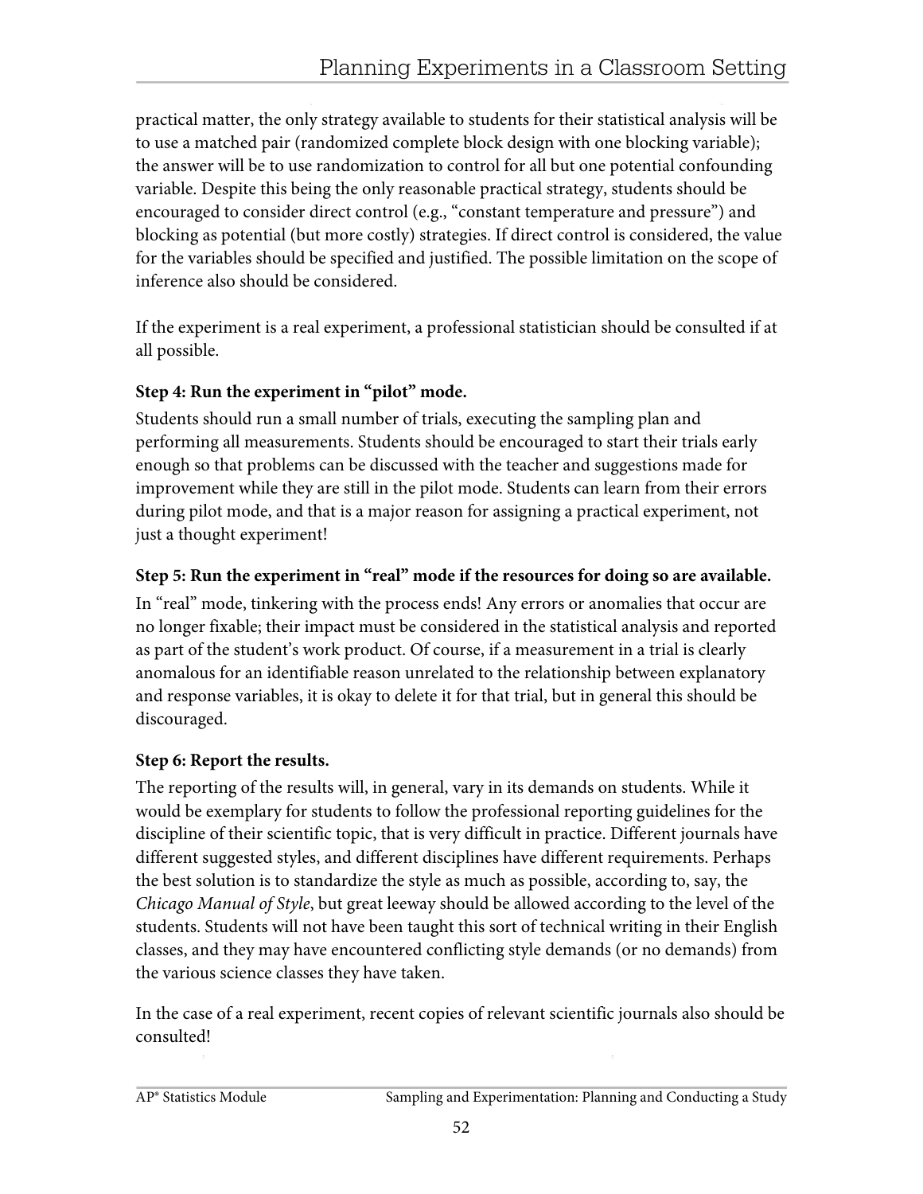practical matter, the only strategy available to students for their statistical analysis will be to use a matched pair (randomized complete block design with one blocking variable); the answer will be to use randomization to control for all but one potential confounding variable. Despite this being the only reasonable practical strategy, students should be encouraged to consider direct control (e.g., "constant temperature and pressure") and blocking as potential (but more costly) strategies. If direct control is considered, the value for the variables should be specified and justified. The possible limitation on the scope of inference also should be considered.

If the experiment is a real experiment, a professional statistician should be consulted if at all possible.

**Step 4: Run the experiment in "pilot" mode.**

Students should run a small number of trials, executing the sampling plan and performing all measurements. Students should be encouraged to start their trials early enough so that problems can be discussed with the teacher and suggestions made for improvement while they are still in the pilot mode. Students can learn from their errors during pilot mode, and that is a major reason for assigning a practical experiment, not just a thought experiment!

**Step 5: Run the experiment in "real" mode if the resources for doing so are available.**

In "real" mode, tinkering with the process ends! Any errors or anomalies that occur are no longer fixable; their impact must be considered in the statistical analysis and reported as part of the student's work product. Of course, if a measurement in a trial is clearly anomalous for an identifiable reason unrelated to the relationship between explanatory and response variables, it is okay to delete it for that trial, but in general this should be discouraged.

**Step 6: Report the results.**

The reporting of the results will, in general, vary in its demands on students. While it would be exemplary for students to follow the professional reporting guidelines for the discipline of their scientific topic, that is very difficult in practice. Different journals have different suggested styles, and different disciplines have different requirements. Perhaps the best solution is to standardize the style as much as possible, according to, say, the *Chicago Manual of Style*, but great leeway should be allowed according to the level of the students. Students will not have been taught this sort of technical writing in their English classes, and they may have encountered conflicting style demands (or no demands) from the various science classes they have taken.

In the case of a real experiment, recent copies of relevant scientific journals also should be consulted!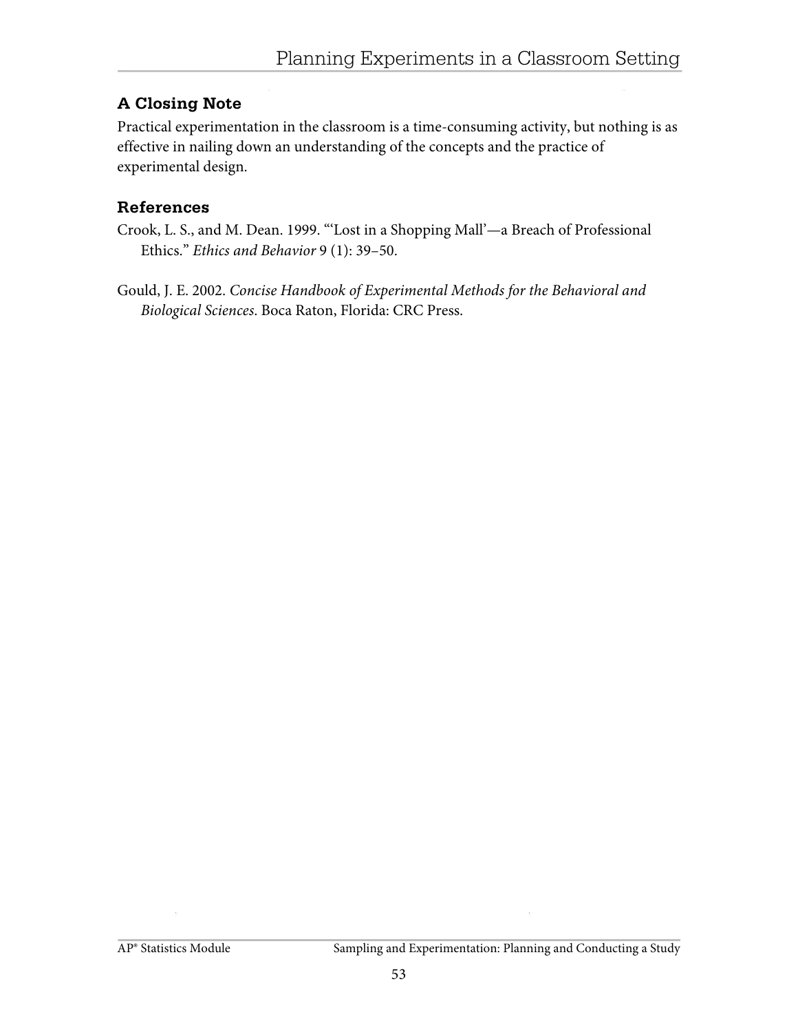### A Closing Note

Practical experimentation in the classroom is a time-consuming activity, but nothing is as effective in nailing down an understanding of the concepts and the practice of experimental design.

### References

Crook, L. S., and M. Dean. 1999. "'Lost in a Shopping Mall'—a Breach of Professional Ethics." *Ethics and Behavior* 9 (1): 39–50.

Gould, J. E. 2002. *Concise Handbook of Experimental Methods for the Behavioral and Biological Sciences*. Boca Raton, Florida: CRC Press.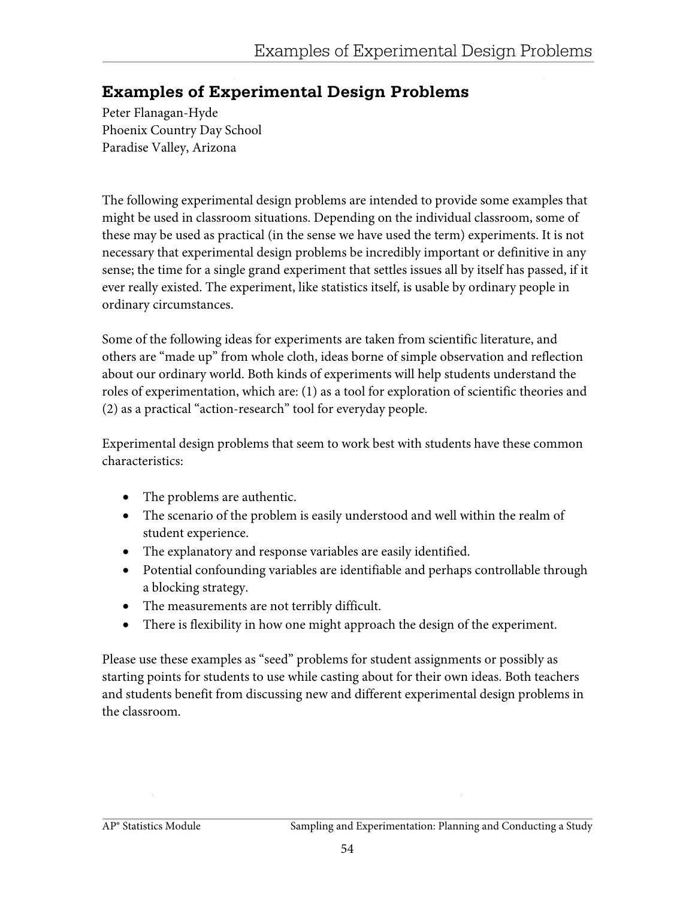## Examples of Experimental Design Problems

Peter Flanagan-Hyde
Phoenix Country Day School
Paradise Valley, Arizona

The following experimental design problems are intended to provide some examples that might be used in classroom situations. Depending on the individual classroom, some of these may be used as practical (in the sense we have used the term) experiments. It is not necessary that experimental design problems be incredibly important or definitive in any sense; the time for a single grand experiment that settles issues all by itself has passed, if it ever really existed. The experiment, like statistics itself, is usable by ordinary people in ordinary circumstances.

Some of the following ideas for experiments are taken from scientific literature, and others are "made up" from whole cloth, ideas borne of simple observation and reflection about our ordinary world. Both kinds of experiments will help students understand the roles of experimentation, which are: (1) as a tool for exploration of scientific theories and (2) as a practical "action-research" tool for everyday people.

Experimental design problems that seem to work best with students have these common characteristics:

- The problems are authentic.
- The scenario of the problem is easily understood and well within the realm of student experience.
- The explanatory and response variables are easily identified.
- Potential confounding variables are identifiable and perhaps controllable through a blocking strategy.
- The measurements are not terribly difficult.
- There is flexibility in how one might approach the design of the experiment.

Please use these examples as "seed" problems for student assignments or possibly as starting points for students to use while casting about for their own ideas. Both teachers and students benefit from discussing new and different experimental design problems in the classroom.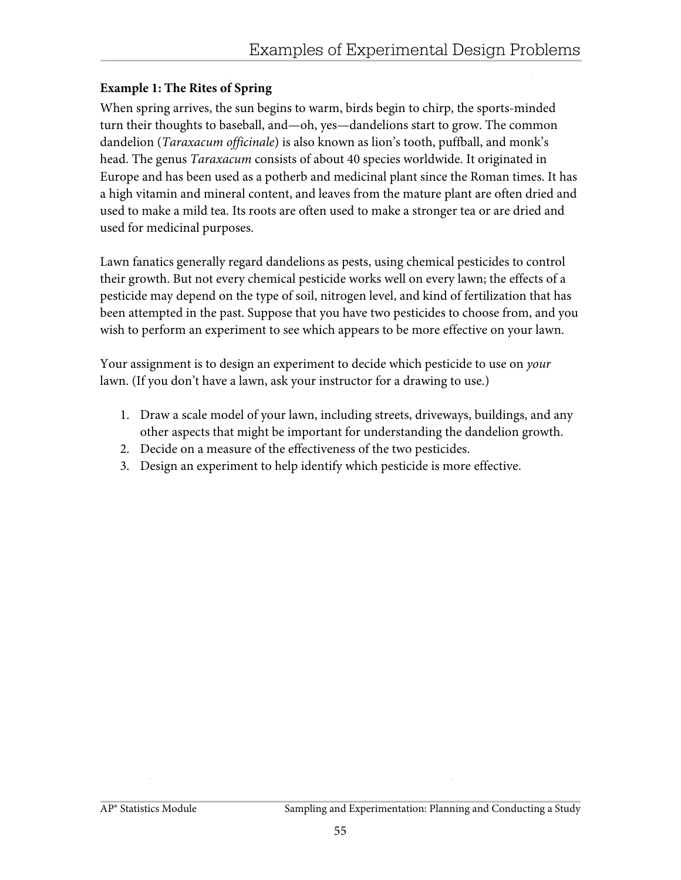# Examples of Experimental Design Problems

**Example 1: The Rites of Spring**

When spring arrives, the sun begins to warm, birds begin to chirp, the sports-minded turn their thoughts to baseball, and—oh, yes—dandelions start to grow. The common dandelion (*Taraxacum officinale*) is also known as lion's tooth, puffball, and monk's head. The genus *Taraxacum* consists of about 40 species worldwide. It originated in Europe and has been used as a potherb and medicinal plant since the Roman times. It has a high vitamin and mineral content, and leaves from the mature plant are often dried and used to make a mild tea. Its roots are often used to make a stronger tea or are dried and used for medicinal purposes.

Lawn fanatics generally regard dandelions as pests, using chemical pesticides to control their growth. But not every chemical pesticide works well on every lawn; the effects of a pesticide may depend on the type of soil, nitrogen level, and kind of fertilization that has been attempted in the past. Suppose that you have two pesticides to choose from, and you wish to perform an experiment to see which appears to be more effective on your lawn.

Your assignment is to design an experiment to decide which pesticide to use on *your* lawn. (If you don't have a lawn, ask your instructor for a drawing to use.)

1. Draw a scale model of your lawn, including streets, driveways, buildings, and any other aspects that might be important for understanding the dandelion growth.
2. Decide on a measure of the effectiveness of the two pesticides.
3. Design an experiment to help identify which pesticide is more effective.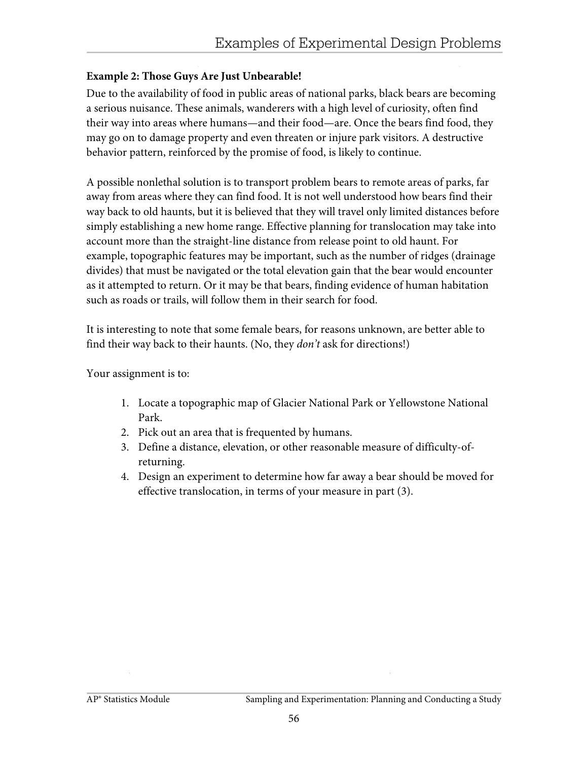**Example 2: Those Guys Are Just Unbearable!**

Due to the availability of food in public areas of national parks, black bears are becoming a serious nuisance. These animals, wanderers with a high level of curiosity, often find their way into areas where humans—and their food—are. Once the bears find food, they may go on to damage property and even threaten or injure park visitors. A destructive behavior pattern, reinforced by the promise of food, is likely to continue.

A possible nonlethal solution is to transport problem bears to remote areas of parks, far away from areas where they can find food. It is not well understood how bears find their way back to old haunts, but it is believed that they will travel only limited distances before simply establishing a new home range. Effective planning for translocation may take into account more than the straight-line distance from release point to old haunt. For example, topographic features may be important, such as the number of ridges (drainage divides) that must be navigated or the total elevation gain that the bear would encounter as it attempted to return. Or it may be that bears, finding evidence of human habitation such as roads or trails, will follow them in their search for food.

It is interesting to note that some female bears, for reasons unknown, are better able to find their way back to their haunts. (No, they *don't* ask for directions!)

Your assignment is to:

1. Locate a topographic map of Glacier National Park or Yellowstone National Park.
2. Pick out an area that is frequented by humans.
3. Define a distance, elevation, or other reasonable measure of difficulty-of-returning.
4. Design an experiment to determine how far away a bear should be moved for effective translocation, in terms of your measure in part (3).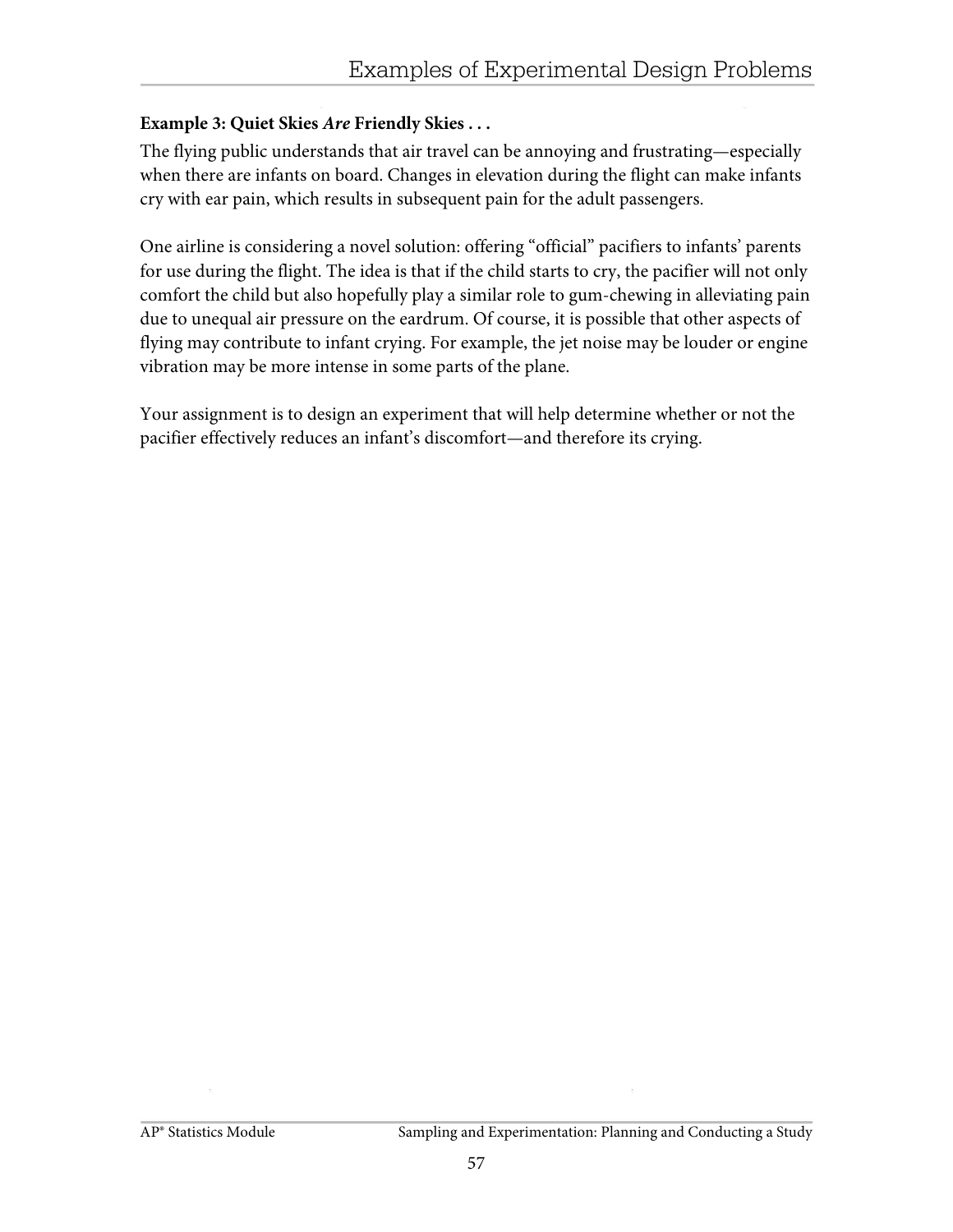**Example 3: Quiet Skies *Are* Friendly Skies . . .**

The flying public understands that air travel can be annoying and frustrating—especially when there are infants on board. Changes in elevation during the flight can make infants cry with ear pain, which results in subsequent pain for the adult passengers.

One airline is considering a novel solution: offering "official" pacifiers to infants' parents for use during the flight. The idea is that if the child starts to cry, the pacifier will not only comfort the child but also hopefully play a similar role to gum-chewing in alleviating pain due to unequal air pressure on the eardrum. Of course, it is possible that other aspects of flying may contribute to infant crying. For example, the jet noise may be louder or engine vibration may be more intense in some parts of the plane.

Your assignment is to design an experiment that will help determine whether or not the pacifier effectively reduces an infant's discomfort—and therefore its crying.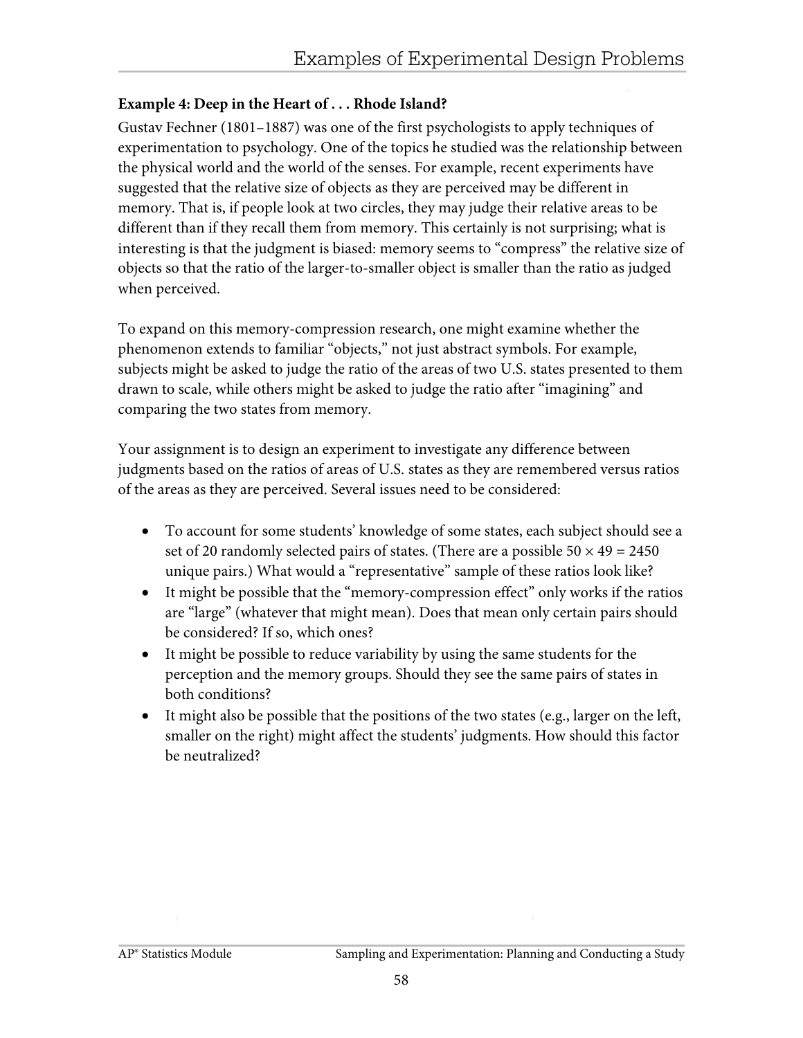### Example 4: Deep in the Heart of . . . Rhode Island?

Gustav Fechner (1801–1887) was one of the first psychologists to apply techniques of experimentation to psychology. One of the topics he studied was the relationship between the physical world and the world of the senses. For example, recent experiments have suggested that the relative size of objects as they are perceived may be different in memory. That is, if people look at two circles, they may judge their relative areas to be different than if they recall them from memory. This certainly is not surprising; what is interesting is that the judgment is biased: memory seems to "compress" the relative size of objects so that the ratio of the larger-to-smaller object is smaller than the ratio as judged when perceived.

To expand on this memory-compression research, one might examine whether the phenomenon extends to familiar "objects," not just abstract symbols. For example, subjects might be asked to judge the ratio of the areas of two U.S. states presented to them drawn to scale, while others might be asked to judge the ratio after "imagining" and comparing the two states from memory.

Your assignment is to design an experiment to investigate any difference between judgments based on the ratios of areas of U.S. states as they are remembered versus ratios of the areas as they are perceived. Several issues need to be considered:

- To account for some students' knowledge of some states, each subject should see a set of 20 randomly selected pairs of states. (There are a possible $50 \times 49 = 2450$ unique pairs.) What would a "representative" sample of these ratios look like?
- It might be possible that the "memory-compression effect" only works if the ratios are "large" (whatever that might mean). Does that mean only certain pairs should be considered? If so, which ones?
- It might be possible to reduce variability by using the same students for the perception and the memory groups. Should they see the same pairs of states in both conditions?
- It might also be possible that the positions of the two states (e.g., larger on the left, smaller on the right) might affect the students' judgments. How should this factor be neutralized?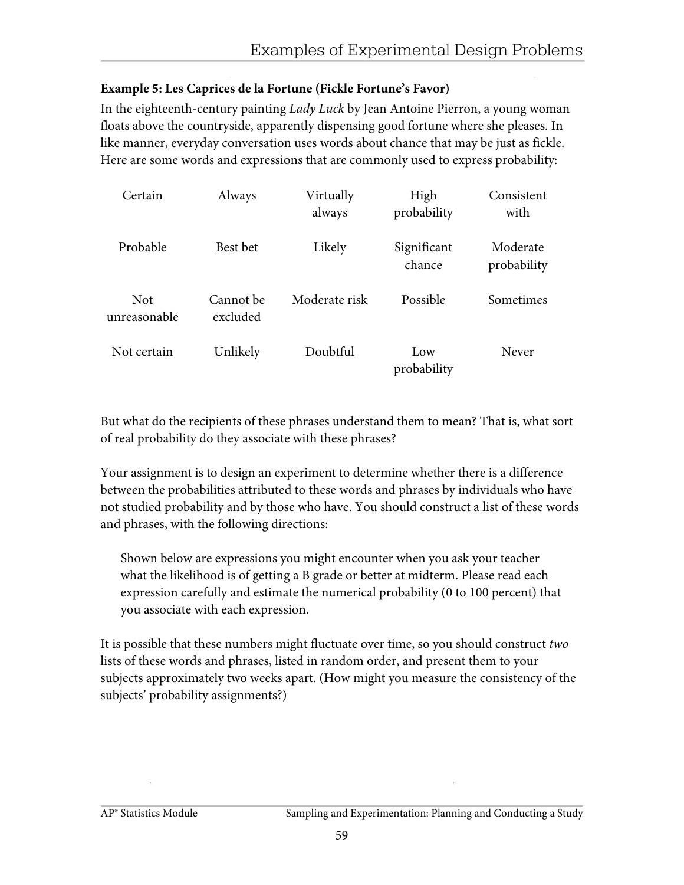**Example 5: Les Caprices de la Fortune (Fickle Fortune's Favor)**

In the eighteenth-century painting *Lady Luck* by Jean Antoine Pierron, a young woman floats above the countryside, apparently dispensing good fortune where she pleases. In like manner, everyday conversation uses words about chance that may be just as fickle. Here are some words and expressions that are commonly used to express probability:

| | | | | |
|---|---|---|---|---|
| Certain | Always | Virtually always | High probability | Consistent with |
| Probable | Best bet | Likely | Significant chance | Moderate probability |
| Not unreasonable | Cannot be excluded | Moderate risk | Possible | Sometimes |
| Not certain | Unlikely | Doubtful | Low probability | Never |

But what do the recipients of these phrases understand them to mean? That is, what sort of real probability do they associate with these phrases?

Your assignment is to design an experiment to determine whether there is a difference between the probabilities attributed to these words and phrases by individuals who have not studied probability and by those who have. You should construct a list of these words and phrases, with the following directions:

> Shown below are expressions you might encounter when you ask your teacher what the likelihood is of getting a B grade or better at midterm. Please read each expression carefully and estimate the numerical probability (0 to 100 percent) that you associate with each expression.

It is possible that these numbers might fluctuate over time, so you should construct *two* lists of these words and phrases, listed in random order, and present them to your subjects approximately two weeks apart. (How might you measure the consistency of the subjects' probability assignments?)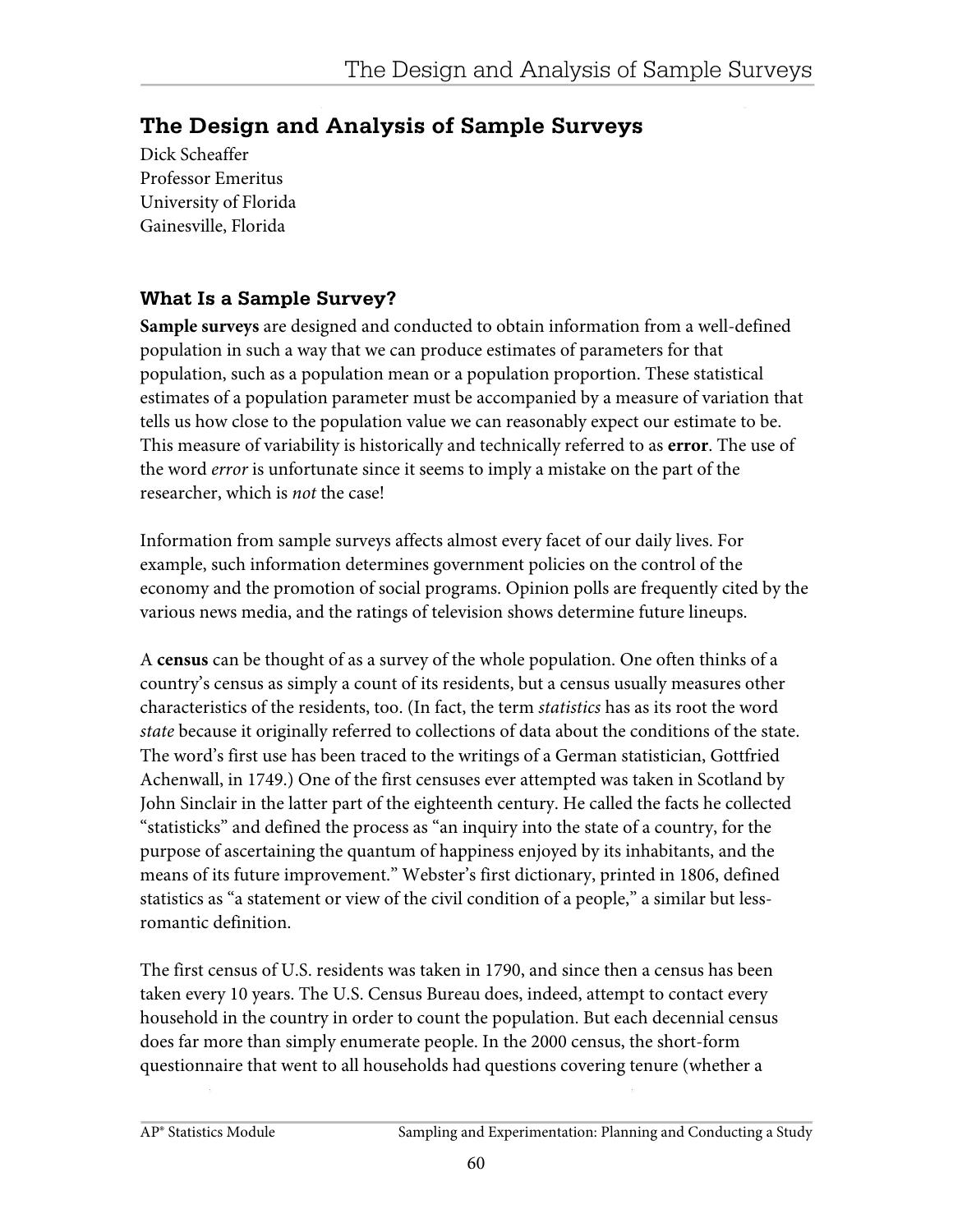## The Design and Analysis of Sample Surveys

Dick Scheaffer
Professor Emeritus
University of Florida
Gainesville, Florida

### What Is a Sample Survey?

**Sample surveys** are designed and conducted to obtain information from a well-defined population in such a way that we can produce estimates of parameters for that population, such as a population mean or a population proportion. These statistical estimates of a population parameter must be accompanied by a measure of variation that tells us how close to the population value we can reasonably expect our estimate to be. This measure of variability is historically and technically referred to as **error**. The use of the word *error* is unfortunate since it seems to imply a mistake on the part of the researcher, which is *not* the case!

Information from sample surveys affects almost every facet of our daily lives. For example, such information determines government policies on the control of the economy and the promotion of social programs. Opinion polls are frequently cited by the various news media, and the ratings of television shows determine future lineups.

A **census** can be thought of as a survey of the whole population. One often thinks of a country's census as simply a count of its residents, but a census usually measures other characteristics of the residents, too. (In fact, the term *statistics* has as its root the word *state* because it originally referred to collections of data about the conditions of the state. The word's first use has been traced to the writings of a German statistician, Gottfried Achenwall, in 1749.) One of the first censuses ever attempted was taken in Scotland by John Sinclair in the latter part of the eighteenth century. He called the facts he collected "statisticks" and defined the process as "an inquiry into the state of a country, for the purpose of ascertaining the quantum of happiness enjoyed by its inhabitants, and the means of its future improvement." Webster's first dictionary, printed in 1806, defined statistics as "a statement or view of the civil condition of a people," a similar but less-romantic definition.

The first census of U.S. residents was taken in 1790, and since then a census has been taken every 10 years. The U.S. Census Bureau does, indeed, attempt to contact every household in the country in order to count the population. But each decennial census does far more than simply enumerate people. In the 2000 census, the short-form questionnaire that went to all households had questions covering tenure (whether a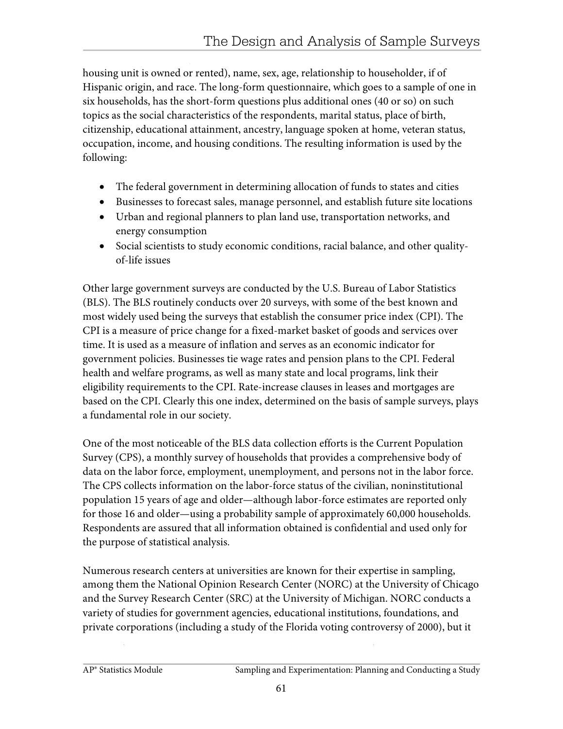housing unit is owned or rented), name, sex, age, relationship to householder, if of Hispanic origin, and race. The long-form questionnaire, which goes to a sample of one in six households, has the short-form questions plus additional ones (40 or so) on such topics as the social characteristics of the respondents, marital status, place of birth, citizenship, educational attainment, ancestry, language spoken at home, veteran status, occupation, income, and housing conditions. The resulting information is used by the following:

- The federal government in determining allocation of funds to states and cities
- Businesses to forecast sales, manage personnel, and establish future site locations
- Urban and regional planners to plan land use, transportation networks, and energy consumption
- Social scientists to study economic conditions, racial balance, and other quality-of-life issues

Other large government surveys are conducted by the U.S. Bureau of Labor Statistics (BLS). The BLS routinely conducts over 20 surveys, with some of the best known and most widely used being the surveys that establish the consumer price index (CPI). The CPI is a measure of price change for a fixed-market basket of goods and services over time. It is used as a measure of inflation and serves as an economic indicator for government policies. Businesses tie wage rates and pension plans to the CPI. Federal health and welfare programs, as well as many state and local programs, link their eligibility requirements to the CPI. Rate-increase clauses in leases and mortgages are based on the CPI. Clearly this one index, determined on the basis of sample surveys, plays a fundamental role in our society.

One of the most noticeable of the BLS data collection efforts is the Current Population Survey (CPS), a monthly survey of households that provides a comprehensive body of data on the labor force, employment, unemployment, and persons not in the labor force. The CPS collects information on the labor-force status of the civilian, noninstitutional population 15 years of age and older—although labor-force estimates are reported only for those 16 and older—using a probability sample of approximately 60,000 households. Respondents are assured that all information obtained is confidential and used only for the purpose of statistical analysis.

Numerous research centers at universities are known for their expertise in sampling, among them the National Opinion Research Center (NORC) at the University of Chicago and the Survey Research Center (SRC) at the University of Michigan. NORC conducts a variety of studies for government agencies, educational institutions, foundations, and private corporations (including a study of the Florida voting controversy of 2000), but it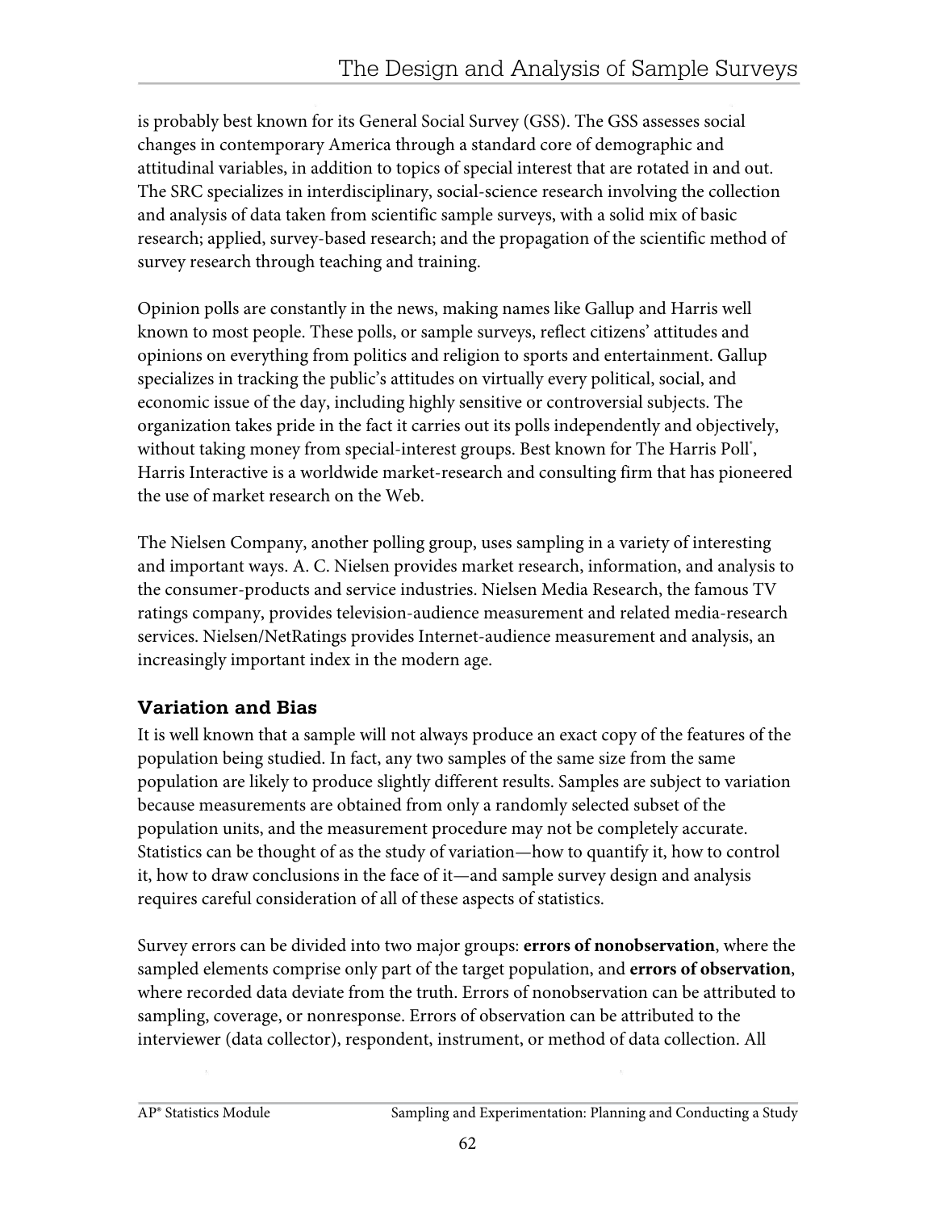is probably best known for its General Social Survey (GSS). The GSS assesses social changes in contemporary America through a standard core of demographic and attitudinal variables, in addition to topics of special interest that are rotated in and out. The SRC specializes in interdisciplinary, social-science research involving the collection and analysis of data taken from scientific sample surveys, with a solid mix of basic research; applied, survey-based research; and the propagation of the scientific method of survey research through teaching and training.

Opinion polls are constantly in the news, making names like Gallup and Harris well known to most people. These polls, or sample surveys, reflect citizens' attitudes and opinions on everything from politics and religion to sports and entertainment. Gallup specializes in tracking the public's attitudes on virtually every political, social, and economic issue of the day, including highly sensitive or controversial subjects. The organization takes pride in the fact it carries out its polls independently and objectively, without taking money from special-interest groups. Best known for The Harris Poll®, Harris Interactive is a worldwide market-research and consulting firm that has pioneered the use of market research on the Web.

The Nielsen Company, another polling group, uses sampling in a variety of interesting and important ways. A. C. Nielsen provides market research, information, and analysis to the consumer-products and service industries. Nielsen Media Research, the famous TV ratings company, provides television-audience measurement and related media-research services. Nielsen/NetRatings provides Internet-audience measurement and analysis, an increasingly important index in the modern age.

## Variation and Bias

It is well known that a sample will not always produce an exact copy of the features of the population being studied. In fact, any two samples of the same size from the same population are likely to produce slightly different results. Samples are subject to variation because measurements are obtained from only a randomly selected subset of the population units, and the measurement procedure may not be completely accurate. Statistics can be thought of as the study of variation—how to quantify it, how to control it, how to draw conclusions in the face of it—and sample survey design and analysis requires careful consideration of all of these aspects of statistics.

Survey errors can be divided into two major groups: **errors of nonobservation**, where the sampled elements comprise only part of the target population, and **errors of observation**, where recorded data deviate from the truth. Errors of nonobservation can be attributed to sampling, coverage, or nonresponse. Errors of observation can be attributed to the interviewer (data collector), respondent, instrument, or method of data collection. All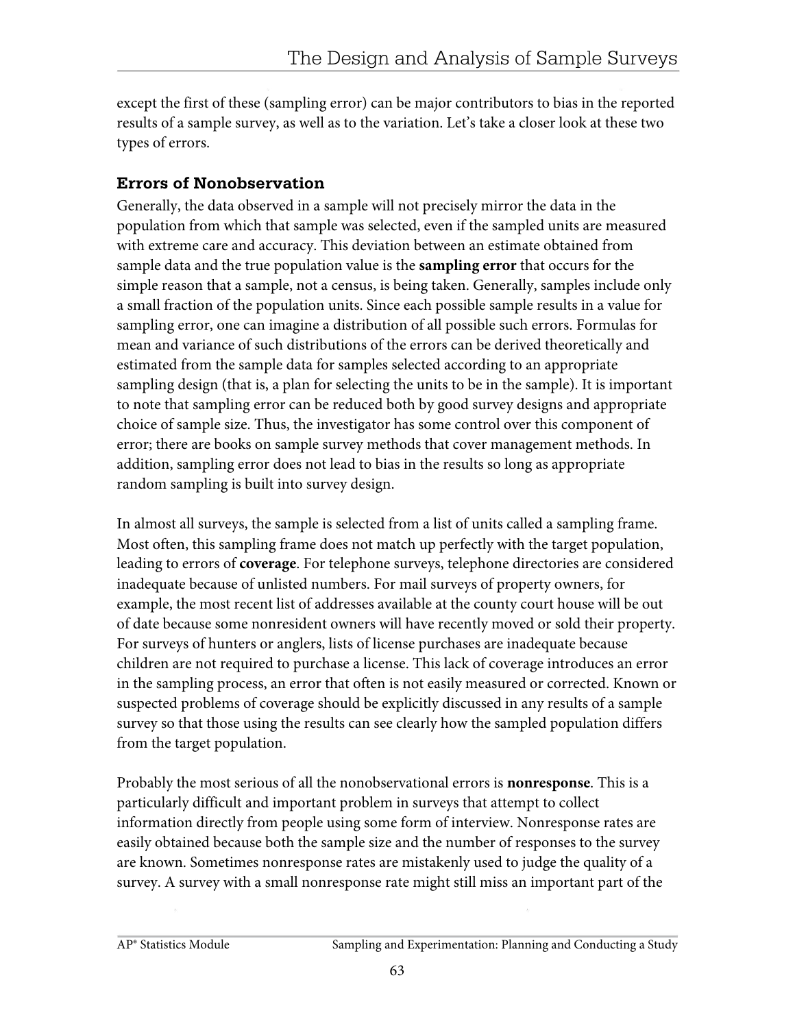except the first of these (sampling error) can be major contributors to bias in the reported results of a sample survey, as well as to the variation. Let's take a closer look at these two types of errors.

### Errors of Nonobservation

Generally, the data observed in a sample will not precisely mirror the data in the population from which that sample was selected, even if the sampled units are measured with extreme care and accuracy. This deviation between an estimate obtained from sample data and the true population value is the **sampling error** that occurs for the simple reason that a sample, not a census, is being taken. Generally, samples include only a small fraction of the population units. Since each possible sample results in a value for sampling error, one can imagine a distribution of all possible such errors. Formulas for mean and variance of such distributions of the errors can be derived theoretically and estimated from the sample data for samples selected according to an appropriate sampling design (that is, a plan for selecting the units to be in the sample). It is important to note that sampling error can be reduced both by good survey designs and appropriate choice of sample size. Thus, the investigator has some control over this component of error; there are books on sample survey methods that cover management methods. In addition, sampling error does not lead to bias in the results so long as appropriate random sampling is built into survey design.

In almost all surveys, the sample is selected from a list of units called a sampling frame. Most often, this sampling frame does not match up perfectly with the target population, leading to errors of **coverage**. For telephone surveys, telephone directories are considered inadequate because of unlisted numbers. For mail surveys of property owners, for example, the most recent list of addresses available at the county court house will be out of date because some nonresident owners will have recently moved or sold their property. For surveys of hunters or anglers, lists of license purchases are inadequate because children are not required to purchase a license. This lack of coverage introduces an error in the sampling process, an error that often is not easily measured or corrected. Known or suspected problems of coverage should be explicitly discussed in any results of a sample survey so that those using the results can see clearly how the sampled population differs from the target population.

Probably the most serious of all the nonobservational errors is **nonresponse**. This is a particularly difficult and important problem in surveys that attempt to collect information directly from people using some form of interview. Nonresponse rates are easily obtained because both the sample size and the number of responses to the survey are known. Sometimes nonresponse rates are mistakenly used to judge the quality of a survey. A survey with a small nonresponse rate might still miss an important part of the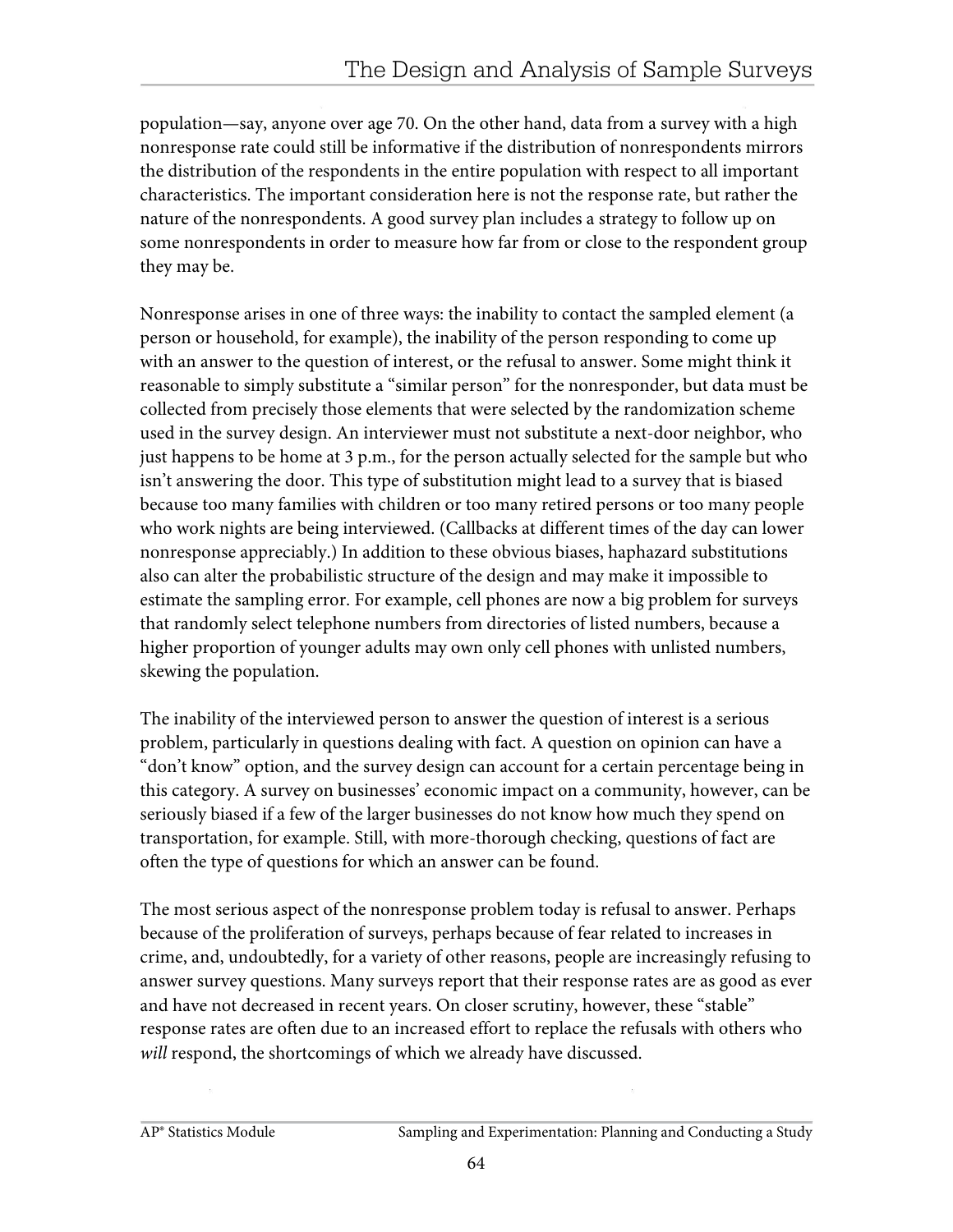population—say, anyone over age 70. On the other hand, data from a survey with a high nonresponse rate could still be informative if the distribution of nonrespondents mirrors the distribution of the respondents in the entire population with respect to all important characteristics. The important consideration here is not the response rate, but rather the nature of the nonrespondents. A good survey plan includes a strategy to follow up on some nonrespondents in order to measure how far from or close to the respondent group they may be.

Nonresponse arises in one of three ways: the inability to contact the sampled element (a person or household, for example), the inability of the person responding to come up with an answer to the question of interest, or the refusal to answer. Some might think it reasonable to simply substitute a "similar person" for the nonresponder, but data must be collected from precisely those elements that were selected by the randomization scheme used in the survey design. An interviewer must not substitute a next-door neighbor, who just happens to be home at 3 p.m., for the person actually selected for the sample but who isn't answering the door. This type of substitution might lead to a survey that is biased because too many families with children or too many retired persons or too many people who work nights are being interviewed. (Callbacks at different times of the day can lower nonresponse appreciably.) In addition to these obvious biases, haphazard substitutions also can alter the probabilistic structure of the design and may make it impossible to estimate the sampling error. For example, cell phones are now a big problem for surveys that randomly select telephone numbers from directories of listed numbers, because a higher proportion of younger adults may own only cell phones with unlisted numbers, skewing the population.

The inability of the interviewed person to answer the question of interest is a serious problem, particularly in questions dealing with fact. A question on opinion can have a "don't know" option, and the survey design can account for a certain percentage being in this category. A survey on businesses' economic impact on a community, however, can be seriously biased if a few of the larger businesses do not know how much they spend on transportation, for example. Still, with more-thorough checking, questions of fact are often the type of questions for which an answer can be found.

The most serious aspect of the nonresponse problem today is refusal to answer. Perhaps because of the proliferation of surveys, perhaps because of fear related to increases in crime, and, undoubtedly, for a variety of other reasons, people are increasingly refusing to answer survey questions. Many surveys report that their response rates are as good as ever and have not decreased in recent years. On closer scrutiny, however, these "stable" response rates are often due to an increased effort to replace the refusals with others who *will* respond, the shortcomings of which we already have discussed.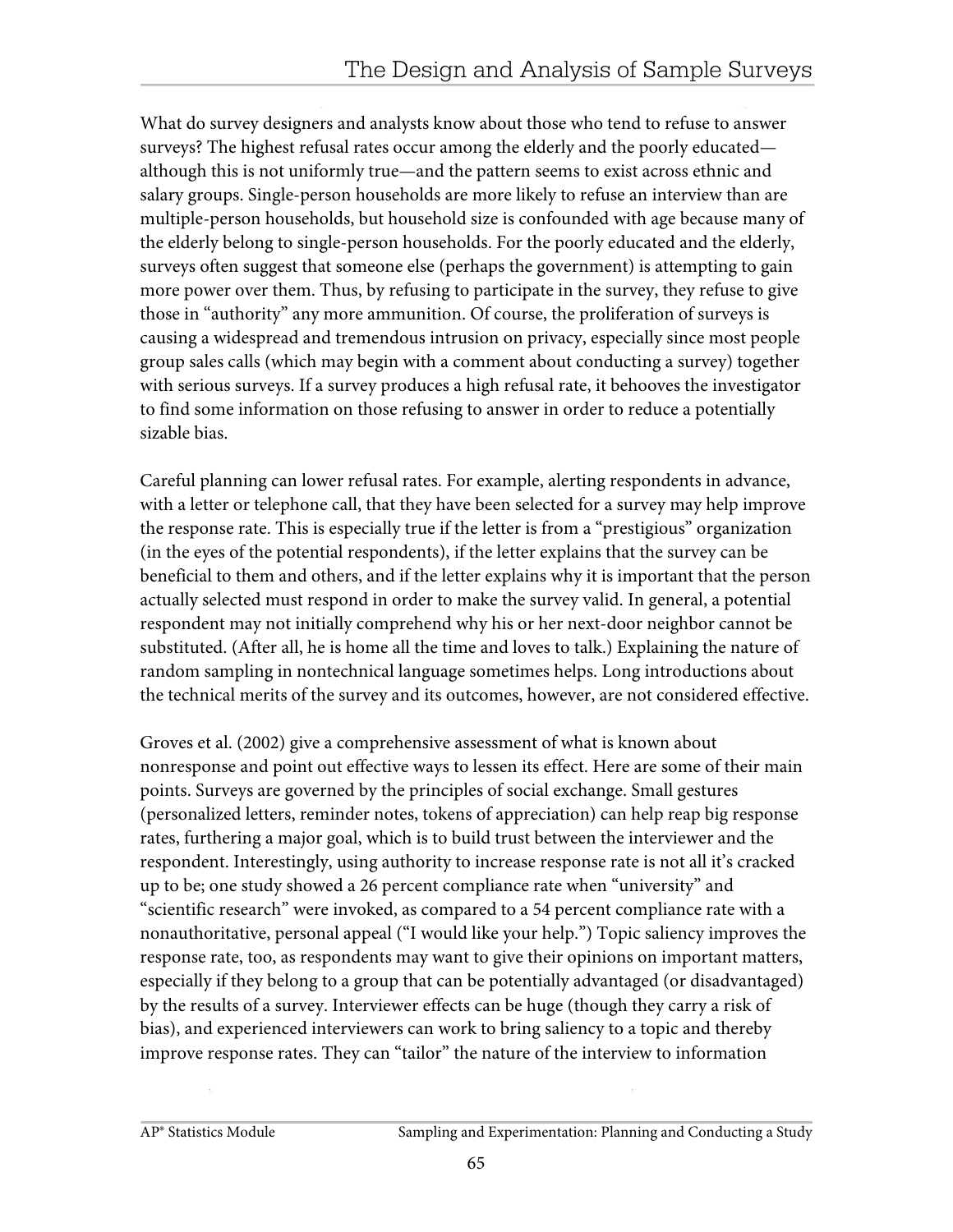What do survey designers and analysts know about those who tend to refuse to answer surveys? The highest refusal rates occur among the elderly and the poorly educated—although this is not uniformly true—and the pattern seems to exist across ethnic and salary groups. Single-person households are more likely to refuse an interview than are multiple-person households, but household size is confounded with age because many of the elderly belong to single-person households. For the poorly educated and the elderly, surveys often suggest that someone else (perhaps the government) is attempting to gain more power over them. Thus, by refusing to participate in the survey, they refuse to give those in "authority" any more ammunition. Of course, the proliferation of surveys is causing a widespread and tremendous intrusion on privacy, especially since most people group sales calls (which may begin with a comment about conducting a survey) together with serious surveys. If a survey produces a high refusal rate, it behooves the investigator to find some information on those refusing to answer in order to reduce a potentially sizable bias.

Careful planning can lower refusal rates. For example, alerting respondents in advance, with a letter or telephone call, that they have been selected for a survey may help improve the response rate. This is especially true if the letter is from a "prestigious" organization (in the eyes of the potential respondents), if the letter explains that the survey can be beneficial to them and others, and if the letter explains why it is important that the person actually selected must respond in order to make the survey valid. In general, a potential respondent may not initially comprehend why his or her next-door neighbor cannot be substituted. (After all, he is home all the time and loves to talk.) Explaining the nature of random sampling in nontechnical language sometimes helps. Long introductions about the technical merits of the survey and its outcomes, however, are not considered effective.

Groves et al. (2002) give a comprehensive assessment of what is known about nonresponse and point out effective ways to lessen its effect. Here are some of their main points. Surveys are governed by the principles of social exchange. Small gestures (personalized letters, reminder notes, tokens of appreciation) can help reap big response rates, furthering a major goal, which is to build trust between the interviewer and the respondent. Interestingly, using authority to increase response rate is not all it's cracked up to be; one study showed a 26 percent compliance rate when "university" and "scientific research" were invoked, as compared to a 54 percent compliance rate with a nonauthoritative, personal appeal ("I would like your help.") Topic saliency improves the response rate, too, as respondents may want to give their opinions on important matters, especially if they belong to a group that can be potentially advantaged (or disadvantaged) by the results of a survey. Interviewer effects can be huge (though they carry a risk of bias), and experienced interviewers can work to bring saliency to a topic and thereby improve response rates. They can "tailor" the nature of the interview to information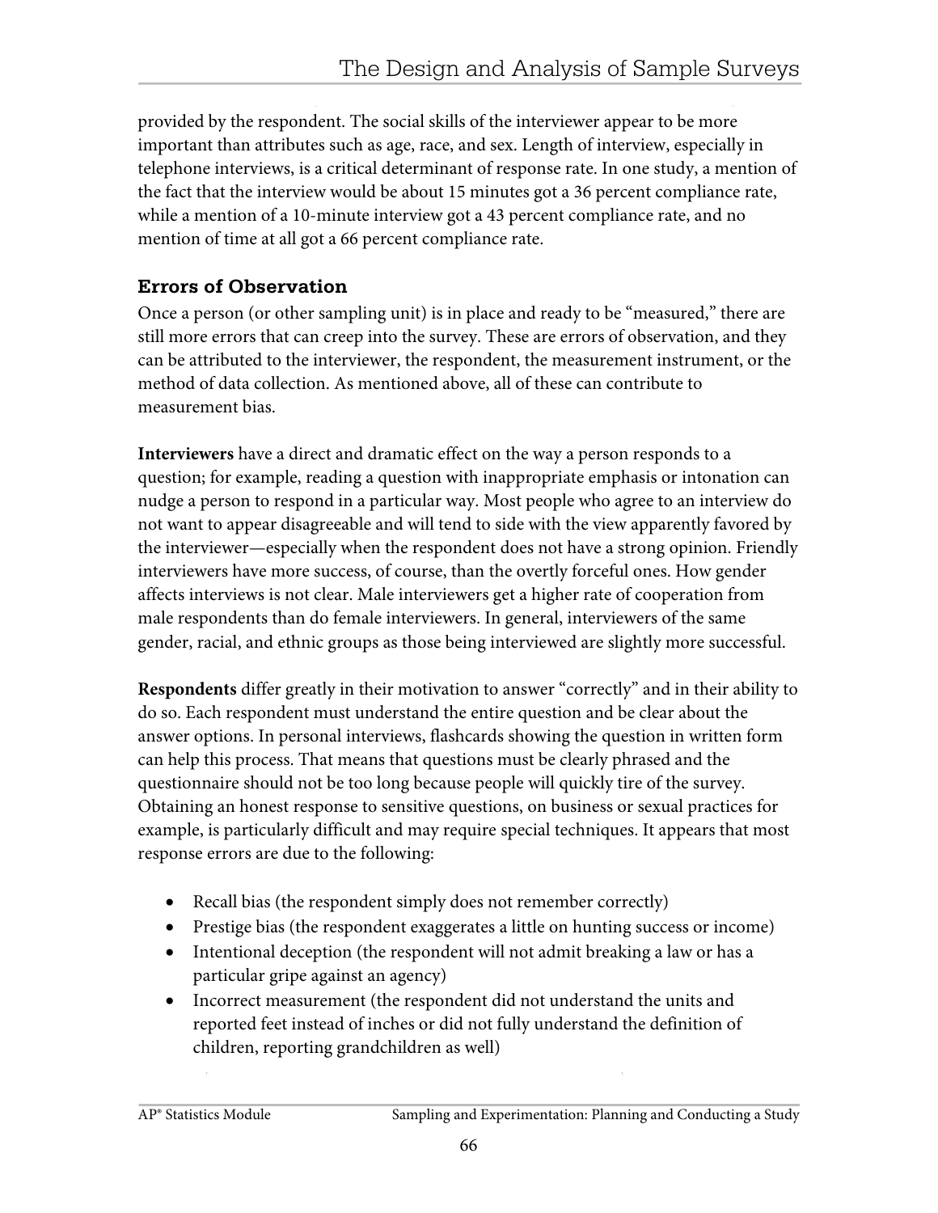provided by the respondent. The social skills of the interviewer appear to be more important than attributes such as age, race, and sex. Length of interview, especially in telephone interviews, is a critical determinant of response rate. In one study, a mention of the fact that the interview would be about 15 minutes got a 36 percent compliance rate, while a mention of a 10-minute interview got a 43 percent compliance rate, and no mention of time at all got a 66 percent compliance rate.

### Errors of Observation

Once a person (or other sampling unit) is in place and ready to be "measured," there are still more errors that can creep into the survey. These are errors of observation, and they can be attributed to the interviewer, the respondent, the measurement instrument, or the method of data collection. As mentioned above, all of these can contribute to measurement bias.

**Interviewers** have a direct and dramatic effect on the way a person responds to a question; for example, reading a question with inappropriate emphasis or intonation can nudge a person to respond in a particular way. Most people who agree to an interview do not want to appear disagreeable and will tend to side with the view apparently favored by the interviewer—especially when the respondent does not have a strong opinion. Friendly interviewers have more success, of course, than the overtly forceful ones. How gender affects interviews is not clear. Male interviewers get a higher rate of cooperation from male respondents than do female interviewers. In general, interviewers of the same gender, racial, and ethnic groups as those being interviewed are slightly more successful.

**Respondents** differ greatly in their motivation to answer "correctly" and in their ability to do so. Each respondent must understand the entire question and be clear about the answer options. In personal interviews, flashcards showing the question in written form can help this process. That means that questions must be clearly phrased and the questionnaire should not be too long because people will quickly tire of the survey. Obtaining an honest response to sensitive questions, on business or sexual practices for example, is particularly difficult and may require special techniques. It appears that most response errors are due to the following:

- Recall bias (the respondent simply does not remember correctly)
- Prestige bias (the respondent exaggerates a little on hunting success or income)
- Intentional deception (the respondent will not admit breaking a law or has a particular gripe against an agency)
- Incorrect measurement (the respondent did not understand the units and reported feet instead of inches or did not fully understand the definition of children, reporting grandchildren as well)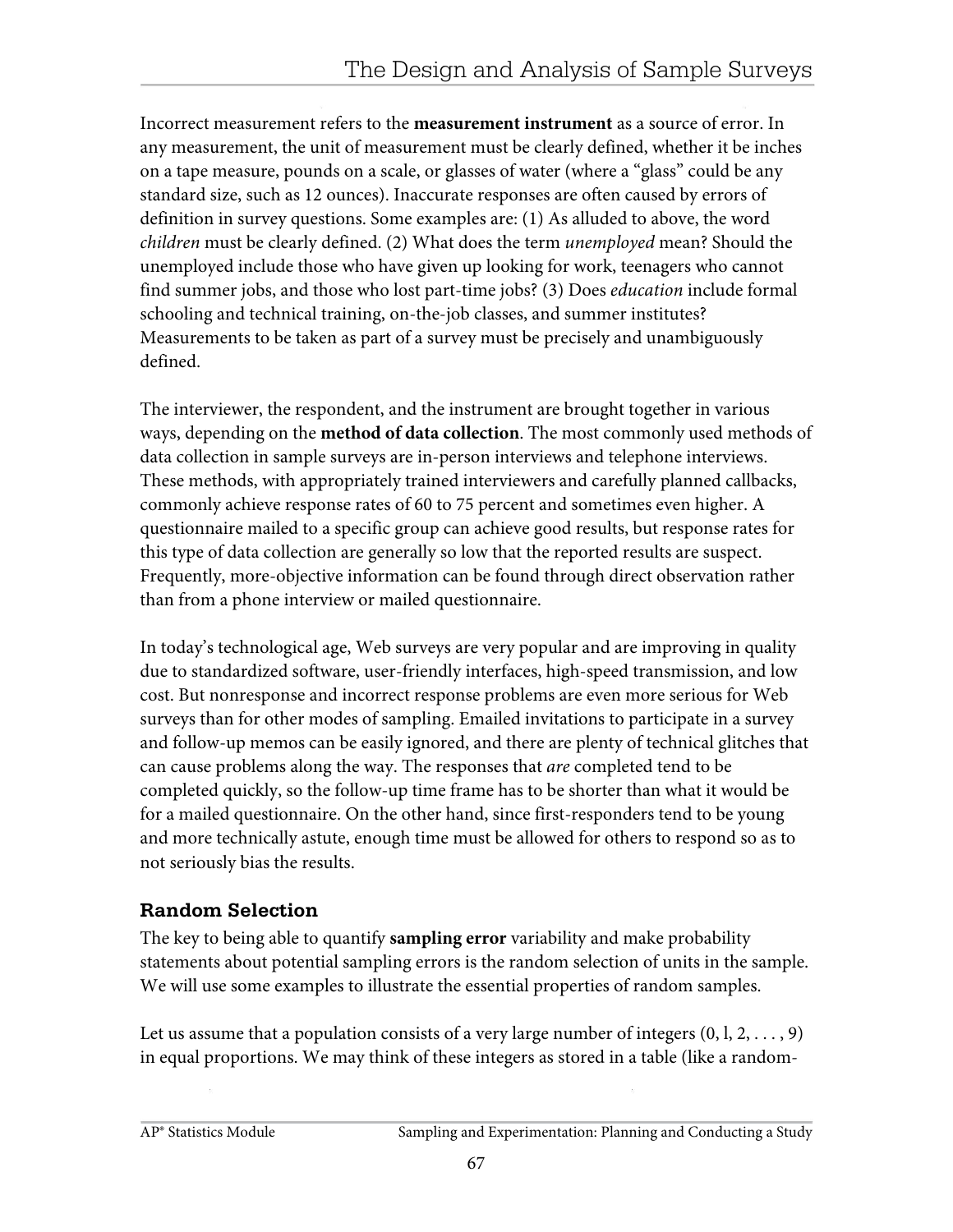Incorrect measurement refers to the **measurement instrument** as a source of error. In any measurement, the unit of measurement must be clearly defined, whether it be inches on a tape measure, pounds on a scale, or glasses of water (where a "glass" could be any standard size, such as 12 ounces). Inaccurate responses are often caused by errors of definition in survey questions. Some examples are: (1) As alluded to above, the word *children* must be clearly defined. (2) What does the term *unemployed* mean? Should the unemployed include those who have given up looking for work, teenagers who cannot find summer jobs, and those who lost part-time jobs? (3) Does *education* include formal schooling and technical training, on-the-job classes, and summer institutes? Measurements to be taken as part of a survey must be precisely and unambiguously defined.

The interviewer, the respondent, and the instrument are brought together in various ways, depending on the **method of data collection**. The most commonly used methods of data collection in sample surveys are in-person interviews and telephone interviews. These methods, with appropriately trained interviewers and carefully planned callbacks, commonly achieve response rates of 60 to 75 percent and sometimes even higher. A questionnaire mailed to a specific group can achieve good results, but response rates for this type of data collection are generally so low that the reported results are suspect. Frequently, more-objective information can be found through direct observation rather than from a phone interview or mailed questionnaire.

In today's technological age, Web surveys are very popular and are improving in quality due to standardized software, user-friendly interfaces, high-speed transmission, and low cost. But nonresponse and incorrect response problems are even more serious for Web surveys than for other modes of sampling. Emailed invitations to participate in a survey and follow-up memos can be easily ignored, and there are plenty of technical glitches that can cause problems along the way. The responses that *are* completed tend to be completed quickly, so the follow-up time frame has to be shorter than what it would be for a mailed questionnaire. On the other hand, since first-responders tend to be young and more technically astute, enough time must be allowed for others to respond so as to not seriously bias the results.

### Random Selection

The key to being able to quantify **sampling error** variability and make probability statements about potential sampling errors is the random selection of units in the sample. We will use some examples to illustrate the essential properties of random samples.

Let us assume that a population consists of a very large number of integers (0, l, 2, . . . , 9) in equal proportions. We may think of these integers as stored in a table (like a random-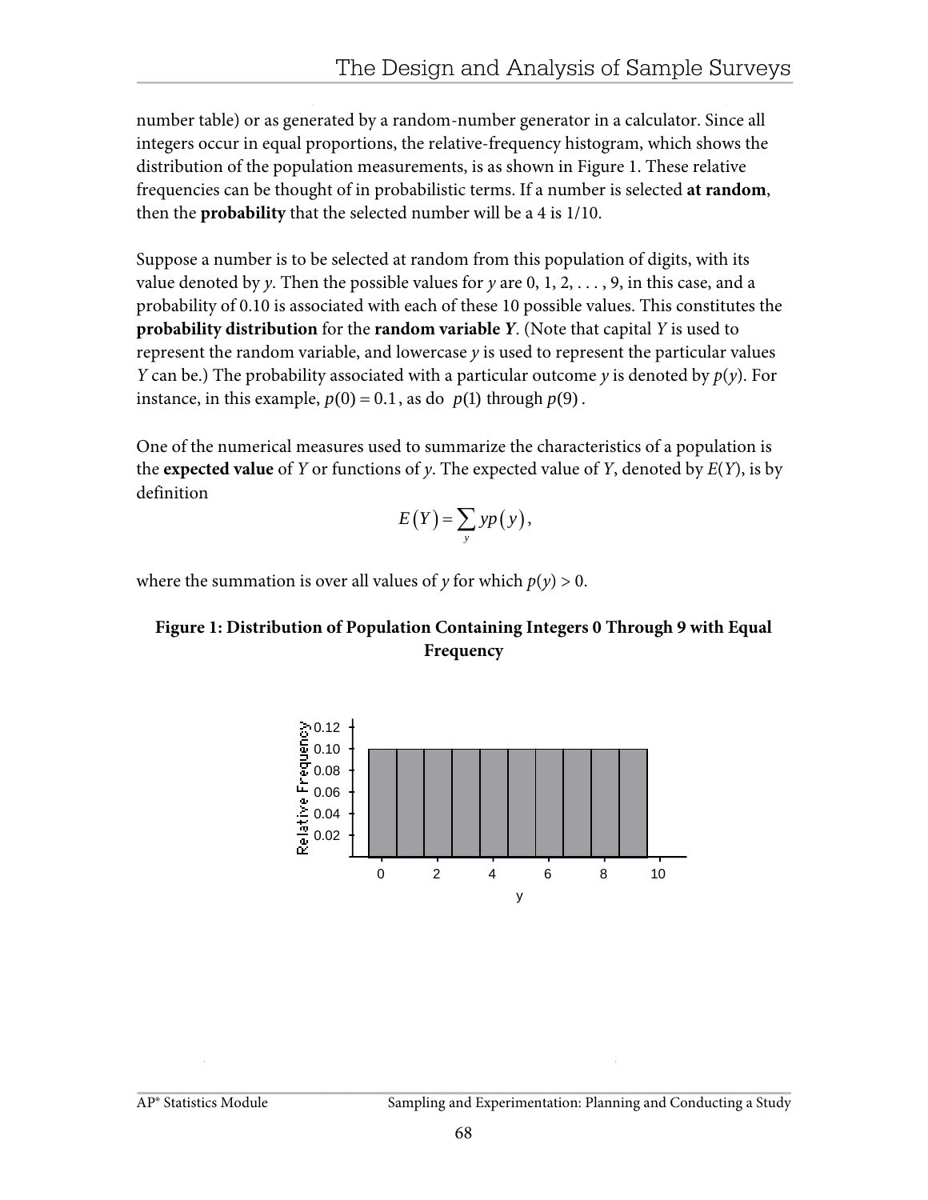number table) or as generated by a random-number generator in a calculator. Since all integers occur in equal proportions, the relative-frequency histogram, which shows the distribution of the population measurements, is as shown in Figure 1. These relative frequencies can be thought of in probabilistic terms. If a number is selected **at random**, then the **probability** that the selected number will be a 4 is 1/10.

Suppose a number is to be selected at random from this population of digits, with its value denoted by $y$. Then the possible values for $y$ are 0, 1, 2, . . . , 9, in this case, and a probability of 0.10 is associated with each of these 10 possible values. This constitutes the **probability distribution** for the **random variable *Y***. (Note that capital $Y$ is used to represent the random variable, and lowercase $y$ is used to represent the particular values $Y$ can be.) The probability associated with a particular outcome $y$ is denoted by $p(y)$. For instance, in this example, $p(0) = 0.1$, as do $p(1)$ through $p(9)$.

One of the numerical measures used to summarize the characteristics of a population is the **expected value** of $Y$ or functions of $y$. The expected value of $Y$, denoted by $E(Y)$, is by definition

$$E(Y) = \sum_{y} yp(y),$$

where the summation is over all values of $y$ for which $p(y) > 0$.

**Figure 1: Distribution of Population Containing Integers 0 Through 9 with Equal Frequency**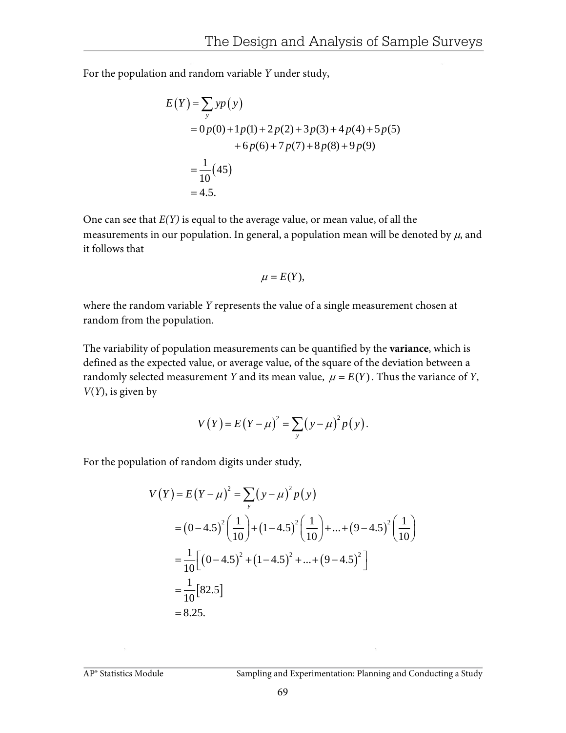For the population and random variable $Y$ under study,

$$
\begin{aligned}
E(Y) &= \sum_y yp(y) \\
&= 0p(0) + 1p(1) + 2p(2) + 3p(3) + 4p(4) + 5p(5) \\
&\qquad + 6p(6) + 7p(7) + 8p(8) + 9p(9) \\
&= \frac{1}{10}(45) \\
&= 4.5.
\end{aligned}
$$

One can see that $E(Y)$ is equal to the average value, or mean value, of all the measurements in our population. In general, a population mean will be denoted by $\mu$, and it follows that

$$\mu = E(Y),$$

where the random variable $Y$ represents the value of a single measurement chosen at random from the population.

The variability of population measurements can be quantified by the **variance**, which is defined as the expected value, or average value, of the square of the deviation between a randomly selected measurement $Y$ and its mean value, $\mu = E(Y)$. Thus the variance of $Y$, $V(Y)$, is given by

$$V(Y) = E(Y - \mu)^2 = \sum_y (y - \mu)^2 p(y).$$

For the population of random digits under study,

$$
\begin{aligned}
V(Y) = E(Y - \mu)^2 &= \sum_y (y - \mu)^2 p(y) \\
&= (0 - 4.5)^2 \left(\frac{1}{10}\right) + (1 - 4.5)^2 \left(\frac{1}{10}\right) + \ldots + (9 - 4.5)^2 \left(\frac{1}{10}\right) \\
&= \frac{1}{10}\left[(0 - 4.5)^2 + (1 - 4.5)^2 + \ldots + (9 - 4.5)^2\right] \\
&= \frac{1}{10}[82.5] \\
&= 8.25.
\end{aligned}
$$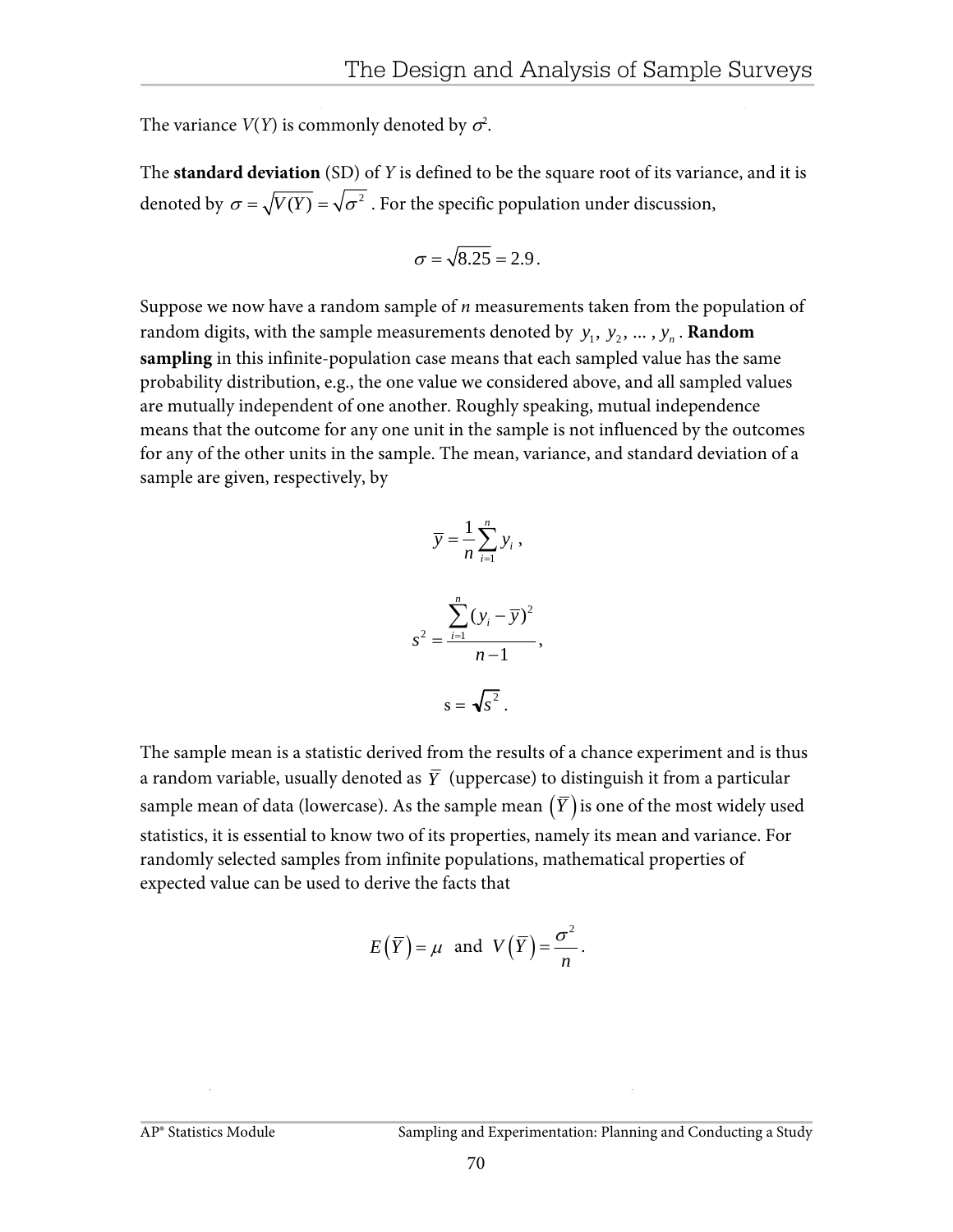The variance $V(Y)$ is commonly denoted by $\sigma^2$.

The **standard deviation** (SD) of $Y$ is defined to be the square root of its variance, and it is denoted by $\sigma = \sqrt{V(Y)} = \sqrt{\sigma^2}$ . For the specific population under discussion,

$$\sigma = \sqrt{8.25} = 2.9 .$$

Suppose we now have a random sample of $n$ measurements taken from the population of random digits, with the sample measurements denoted by $y_1, y_2, \dots, y_n$. **Random sampling** in this infinite-population case means that each sampled value has the same probability distribution, e.g., the one value we considered above, and all sampled values are mutually independent of one another. Roughly speaking, mutual independence means that the outcome for any one unit in the sample is not influenced by the outcomes for any of the other units in the sample. The mean, variance, and standard deviation of a sample are given, respectively, by

$$\bar{y} = \frac{1}{n}\sum_{i=1}^{n} y_i ,$$

$$s^2 = \frac{\sum_{i=1}^{n}(y_i - \bar{y})^2}{n-1} ,$$

$$s = \sqrt{s^2} .$$

The sample mean is a statistic derived from the results of a chance experiment and is thus a random variable, usually denoted as $\bar{Y}$ (uppercase) to distinguish it from a particular sample mean of data (lowercase). As the sample mean $(\bar{Y})$ is one of the most widely used statistics, it is essential to know two of its properties, namely its mean and variance. For randomly selected samples from infinite populations, mathematical properties of expected value can be used to derive the facts that

$$E(\bar{Y}) = \mu \;\text{ and }\; V(\bar{Y}) = \frac{\sigma^2}{n} .$$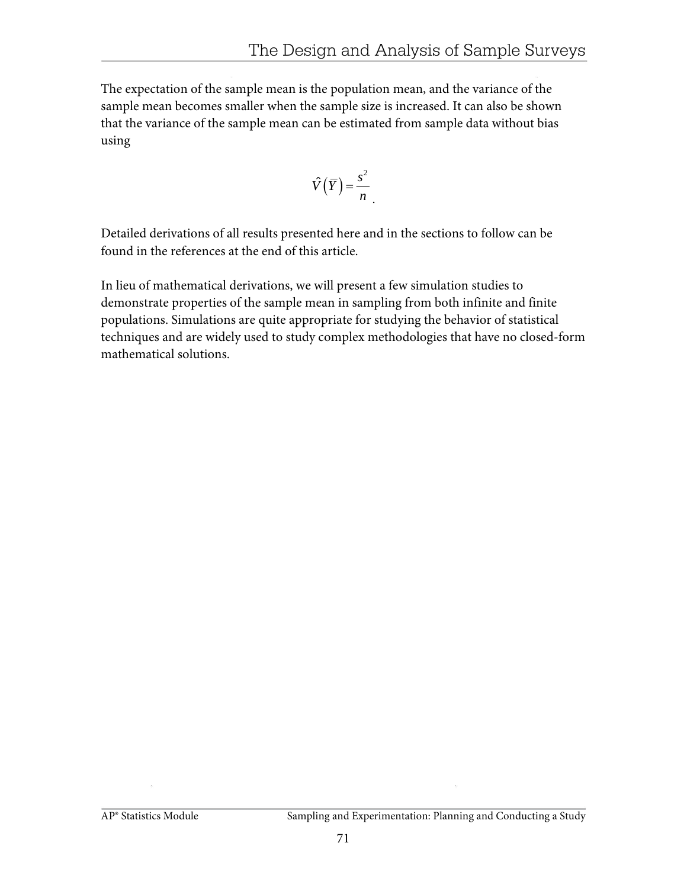The expectation of the sample mean is the population mean, and the variance of the sample mean becomes smaller when the sample size is increased. It can also be shown that the variance of the sample mean can be estimated from sample data without bias using

$$\hat{V}\left(\overline{Y}\right) = \frac{s^2}{n}.$$

Detailed derivations of all results presented here and in the sections to follow can be found in the references at the end of this article.

In lieu of mathematical derivations, we will present a few simulation studies to demonstrate properties of the sample mean in sampling from both infinite and finite populations. Simulations are quite appropriate for studying the behavior of statistical techniques and are widely used to study complex methodologies that have no closed-form mathematical solutions.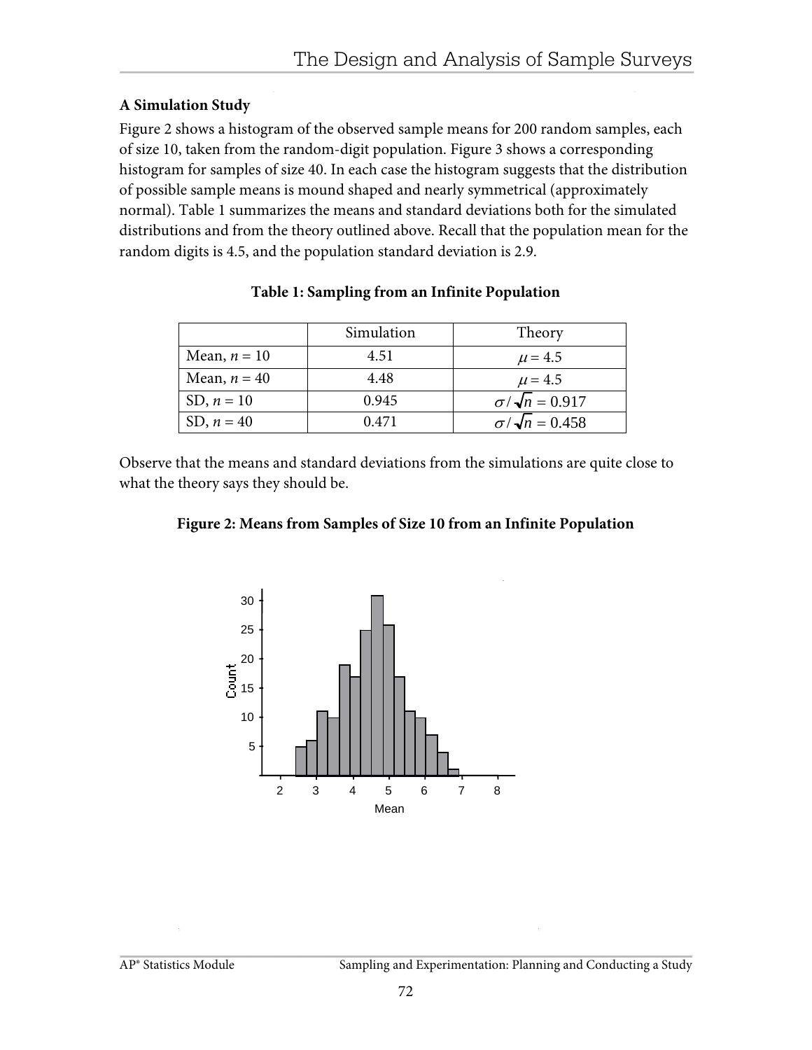### A Simulation Study

Figure 2 shows a histogram of the observed sample means for 200 random samples, each of size 10, taken from the random-digit population. Figure 3 shows a corresponding histogram for samples of size 40. In each case the histogram suggests that the distribution of possible sample means is mound shaped and nearly symmetrical (approximately normal). Table 1 summarizes the means and standard deviations both for the simulated distributions and from the theory outlined above. Recall that the population mean for the random digits is 4.5, and the population standard deviation is 2.9.

**Table 1: Sampling from an Infinite Population**

| | Simulation | Theory |
|---|---|---|
| Mean, $n$ = 10 | 4.51 | $\mu = 4.5$ |
| Mean, $n$ = 40 | 4.48 | $\mu = 4.5$ |
| SD, $n$ = 10 | 0.945 | $\sigma/\sqrt{n} = 0.917$ |
| SD, $n$ = 40 | 0.471 | $\sigma/\sqrt{n} = 0.458$ |

Observe that the means and standard deviations from the simulations are quite close to what the theory says they should be.

**Figure 2: Means from Samples of Size 10 from an Infinite Population**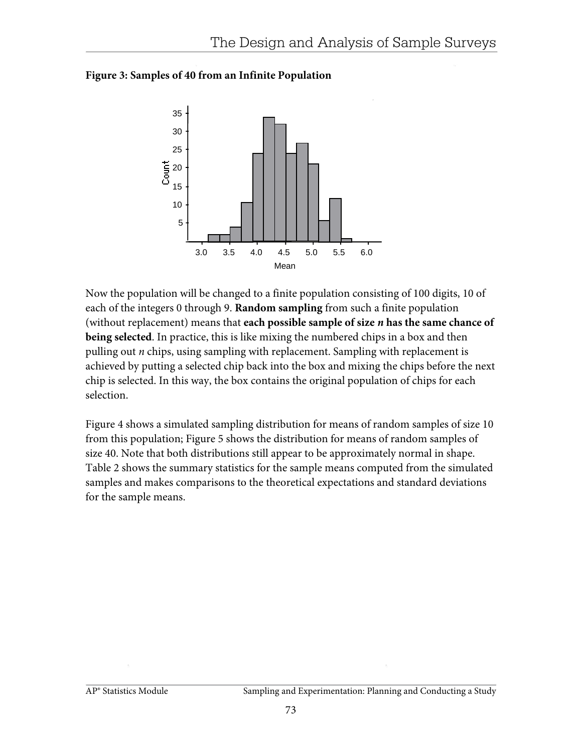**Figure 3: Samples of 40 from an Infinite Population**

Now the population will be changed to a finite population consisting of 100 digits, 10 of each of the integers 0 through 9. **Random sampling** from such a finite population (without replacement) means that **each possible sample of size *n* has the same chance of being selected**. In practice, this is like mixing the numbered chips in a box and then pulling out *n* chips, using sampling with replacement. Sampling with replacement is achieved by putting a selected chip back into the box and mixing the chips before the next chip is selected. In this way, the box contains the original population of chips for each selection.

Figure 4 shows a simulated sampling distribution for means of random samples of size 10 from this population; Figure 5 shows the distribution for means of random samples of size 40. Note that both distributions still appear to be approximately normal in shape. Table 2 shows the summary statistics for the sample means computed from the simulated samples and makes comparisons to the theoretical expectations and standard deviations for the sample means.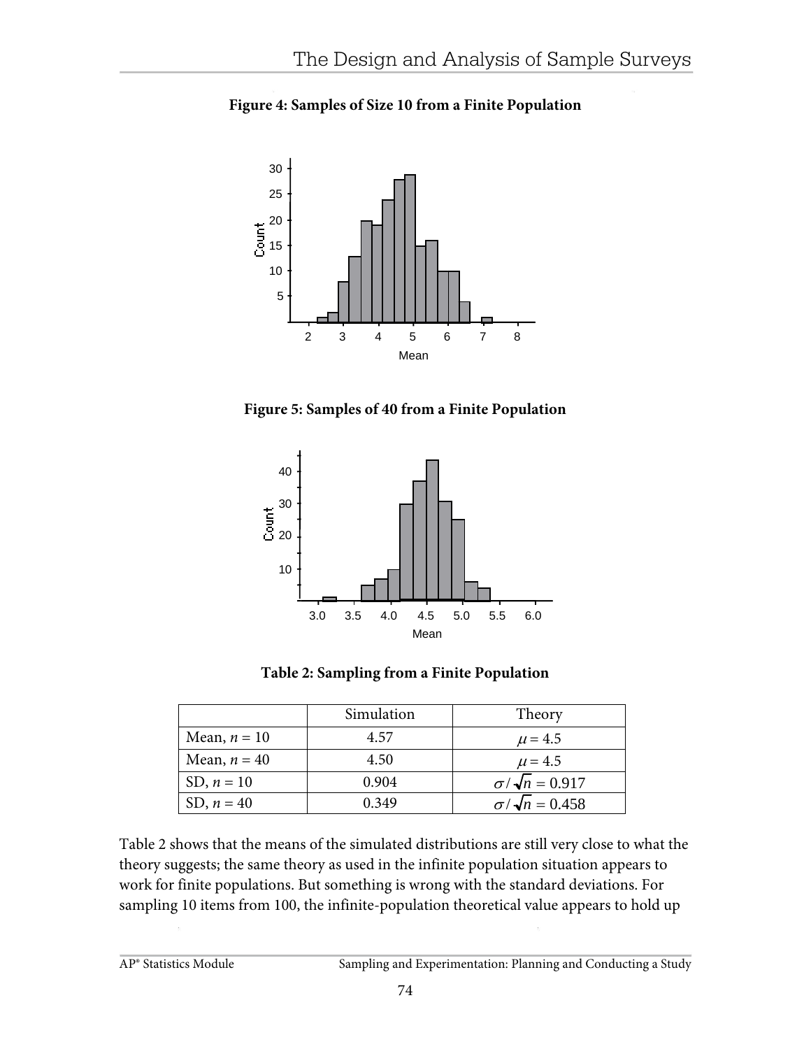**Figure 4: Samples of Size 10 from a Finite Population**

**Figure 5: Samples of 40 from a Finite Population**

**Table 2: Sampling from a Finite Population**

| | Simulation | Theory |
|---|---|---|
| Mean, $n = 10$ | 4.57 | $\mu = 4.5$ |
| Mean, $n = 40$ | 4.50 | $\mu = 4.5$ |
| SD, $n = 10$ | 0.904 | $\sigma / \sqrt{n} = 0.917$ |
| SD, $n = 40$ | 0.349 | $\sigma / \sqrt{n} = 0.458$ |

Table 2 shows that the means of the simulated distributions are still very close to what the theory suggests; the same theory as used in the infinite population situation appears to work for finite populations. But something is wrong with the standard deviations. For sampling 10 items from 100, the infinite-population theoretical value appears to hold up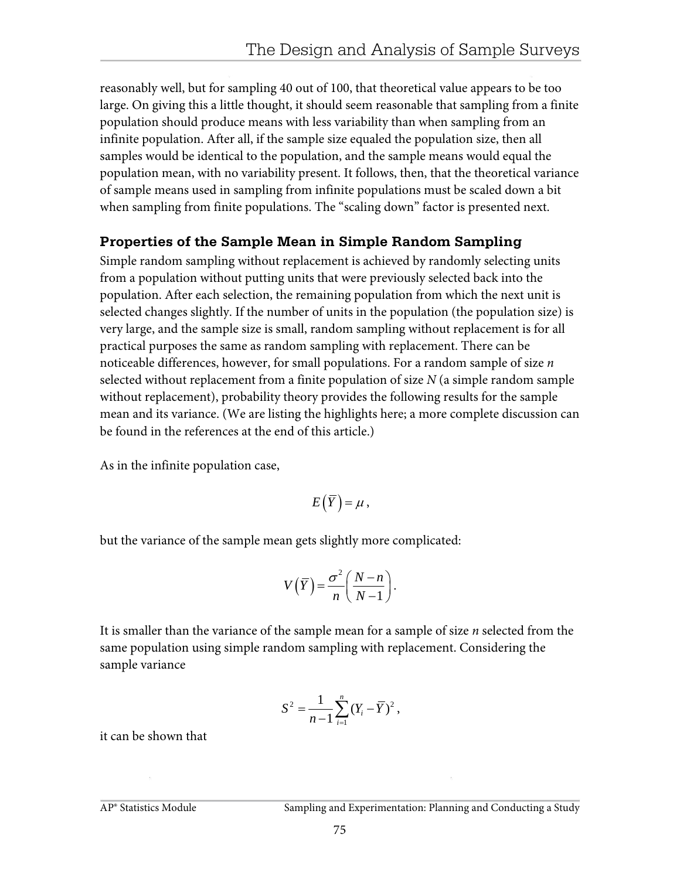reasonably well, but for sampling 40 out of 100, that theoretical value appears to be too large. On giving this a little thought, it should seem reasonable that sampling from a finite population should produce means with less variability than when sampling from an infinite population. After all, if the sample size equaled the population size, then all samples would be identical to the population, and the sample means would equal the population mean, with no variability present. It follows, then, that the theoretical variance of sample means used in sampling from infinite populations must be scaled down a bit when sampling from finite populations. The "scaling down" factor is presented next.

### Properties of the Sample Mean in Simple Random Sampling

Simple random sampling without replacement is achieved by randomly selecting units from a population without putting units that were previously selected back into the population. After each selection, the remaining population from which the next unit is selected changes slightly. If the number of units in the population (the population size) is very large, and the sample size is small, random sampling without replacement is for all practical purposes the same as random sampling with replacement. There can be noticeable differences, however, for small populations. For a random sample of size $n$ selected without replacement from a finite population of size $N$ (a simple random sample without replacement), probability theory provides the following results for the sample mean and its variance. (We are listing the highlights here; a more complete discussion can be found in the references at the end of this article.)

As in the infinite population case,

$$E\left(\overline{Y}\right) = \mu ,$$

but the variance of the sample mean gets slightly more complicated:

$$V\left(\overline{Y}\right) = \frac{\sigma^2}{n}\left(\frac{N-n}{N-1}\right).$$

It is smaller than the variance of the sample mean for a sample of size $n$ selected from the same population using simple random sampling with replacement. Considering the sample variance

$$S^2 = \frac{1}{n-1}\sum_{i=1}^{n}(Y_i - \overline{Y})^2 ,$$

it can be shown that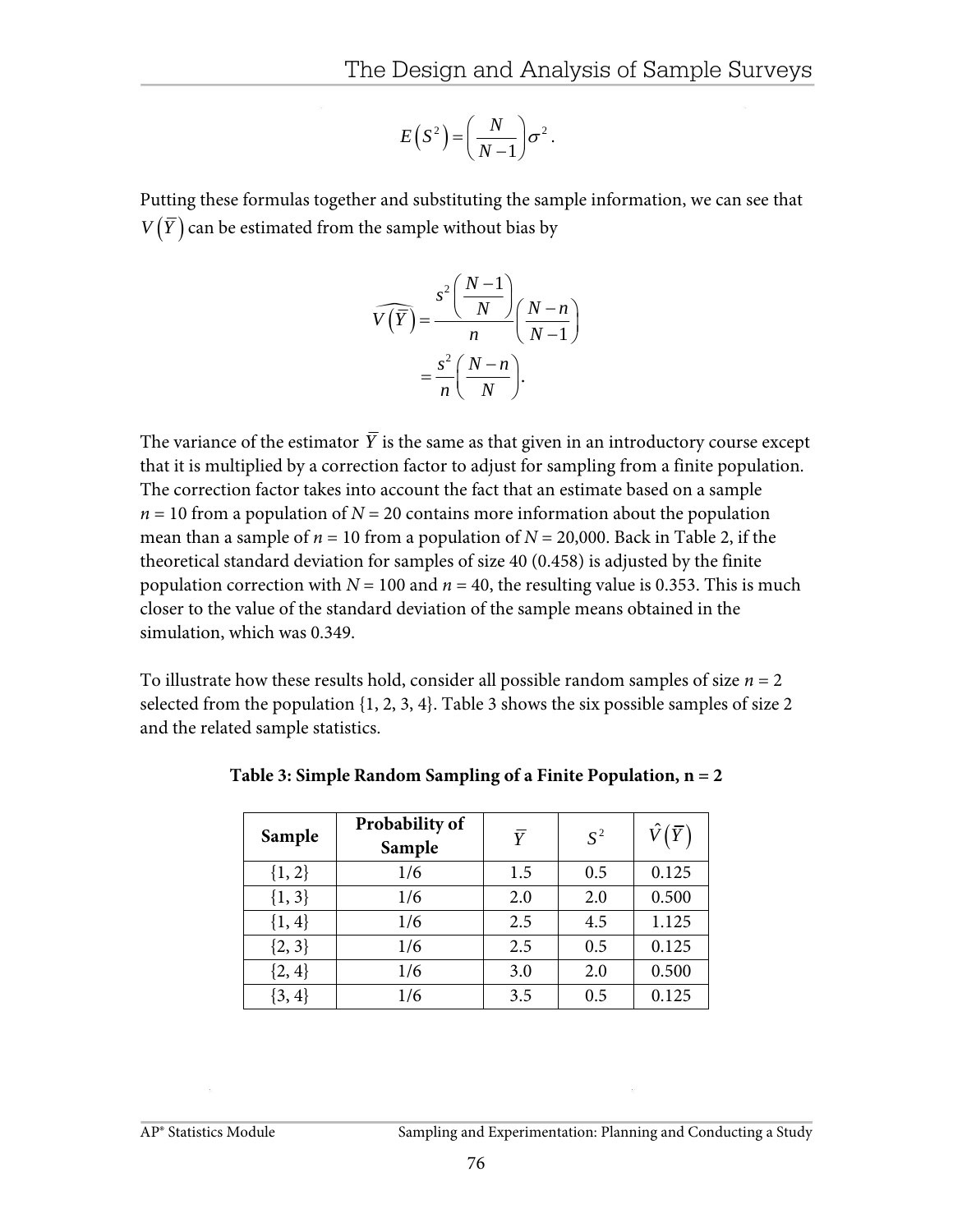$$E\left(S^2\right)=\left(\frac{N}{N-1}\right)\sigma^2 .$$

Putting these formulas together and substituting the sample information, we can see that $V\left(\overline{Y}\right)$ can be estimated from the sample without bias by

$$\widehat{V\left(\overline{Y}\right)}=\frac{s^2\left(\frac{N-1}{N}\right)}{n}\left(\frac{N-n}{N-1}\right)$$
$$=\frac{s^2}{n}\left(\frac{N-n}{N}\right).$$

The variance of the estimator $\overline{Y}$ is the same as that given in an introductory course except that it is multiplied by a correction factor to adjust for sampling from a finite population. The correction factor takes into account the fact that an estimate based on a sample $n = 10$ from a population of $N = 20$ contains more information about the population mean than a sample of $n = 10$ from a population of $N = 20{,}000$. Back in Table 2, if the theoretical standard deviation for samples of size 40 (0.458) is adjusted by the finite population correction with $N = 100$ and $n = 40$, the resulting value is 0.353. This is much closer to the value of the standard deviation of the sample means obtained in the simulation, which was 0.349.

To illustrate how these results hold, consider all possible random samples of size $n = 2$ selected from the population {1, 2, 3, 4}. Table 3 shows the six possible samples of size 2 and the related sample statistics.

**Table 3: Simple Random Sampling of a Finite Population, n = 2**

| Sample | Probability of Sample | $\overline{Y}$ | $S^2$ | $\hat{V}\left(\overline{Y}\right)$ |
|---|---|---|---|---|
| {1, 2} | 1/6 | 1.5 | 0.5 | 0.125 |
| {1, 3} | 1/6 | 2.0 | 2.0 | 0.500 |
| {1, 4} | 1/6 | 2.5 | 4.5 | 1.125 |
| {2, 3} | 1/6 | 2.5 | 0.5 | 0.125 |
| {2, 4} | 1/6 | 3.0 | 2.0 | 0.500 |
| {3, 4} | 1/6 | 3.5 | 0.5 | 0.125 |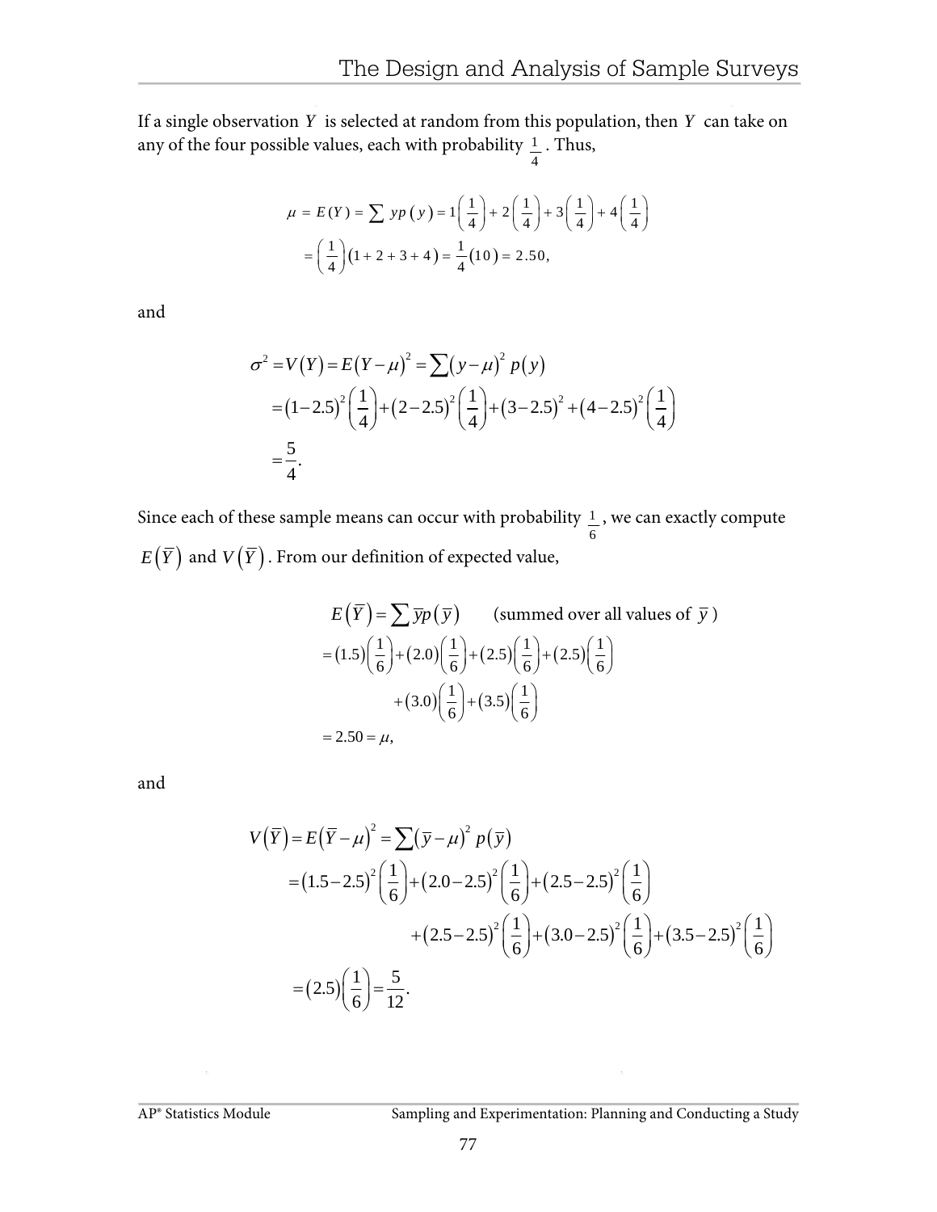If a single observation $Y$ is selected at random from this population, then $Y$ can take on any of the four possible values, each with probability $\frac{1}{4}$. Thus,

$$\mu = E(Y) = \sum yp(y) = 1\left(\frac{1}{4}\right) + 2\left(\frac{1}{4}\right) + 3\left(\frac{1}{4}\right) + 4\left(\frac{1}{4}\right)$$
$$= \left(\frac{1}{4}\right)(1 + 2 + 3 + 4) = \frac{1}{4}(10) = 2.50,$$

and

$$\sigma^2 = V(Y) = E(Y-\mu)^2 = \sum(y-\mu)^2 p(y)$$
$$= (1-2.5)^2\left(\frac{1}{4}\right) + (2-2.5)^2\left(\frac{1}{4}\right) + (3-2.5)^2 + (4-2.5)^2\left(\frac{1}{4}\right)$$
$$= \frac{5}{4}.$$

Since each of these sample means can occur with probability $\frac{1}{6}$, we can exactly compute $E(\bar{Y})$ and $V(\bar{Y})$. From our definition of expected value,

$$E(\bar{Y}) = \sum \bar{y}p(\bar{y}) \qquad \text{(summed over all values of } \bar{y}\text{)}$$
$$= (1.5)\left(\frac{1}{6}\right) + (2.0)\left(\frac{1}{6}\right) + (2.5)\left(\frac{1}{6}\right) + (2.5)\left(\frac{1}{6}\right)$$
$$+ (3.0)\left(\frac{1}{6}\right) + (3.5)\left(\frac{1}{6}\right)$$
$$= 2.50 = \mu,$$

and

$$V(\bar{Y}) = E(\bar{Y}-\mu)^2 = \sum(\bar{y}-\mu)^2 p(\bar{y})$$
$$= (1.5-2.5)^2\left(\frac{1}{6}\right) + (2.0-2.5)^2\left(\frac{1}{6}\right) + (2.5-2.5)^2\left(\frac{1}{6}\right)$$
$$+ (2.5-2.5)^2\left(\frac{1}{6}\right) + (3.0-2.5)^2\left(\frac{1}{6}\right) + (3.5-2.5)^2\left(\frac{1}{6}\right)$$
$$= (2.5)\left(\frac{1}{6}\right) = \frac{5}{12}.$$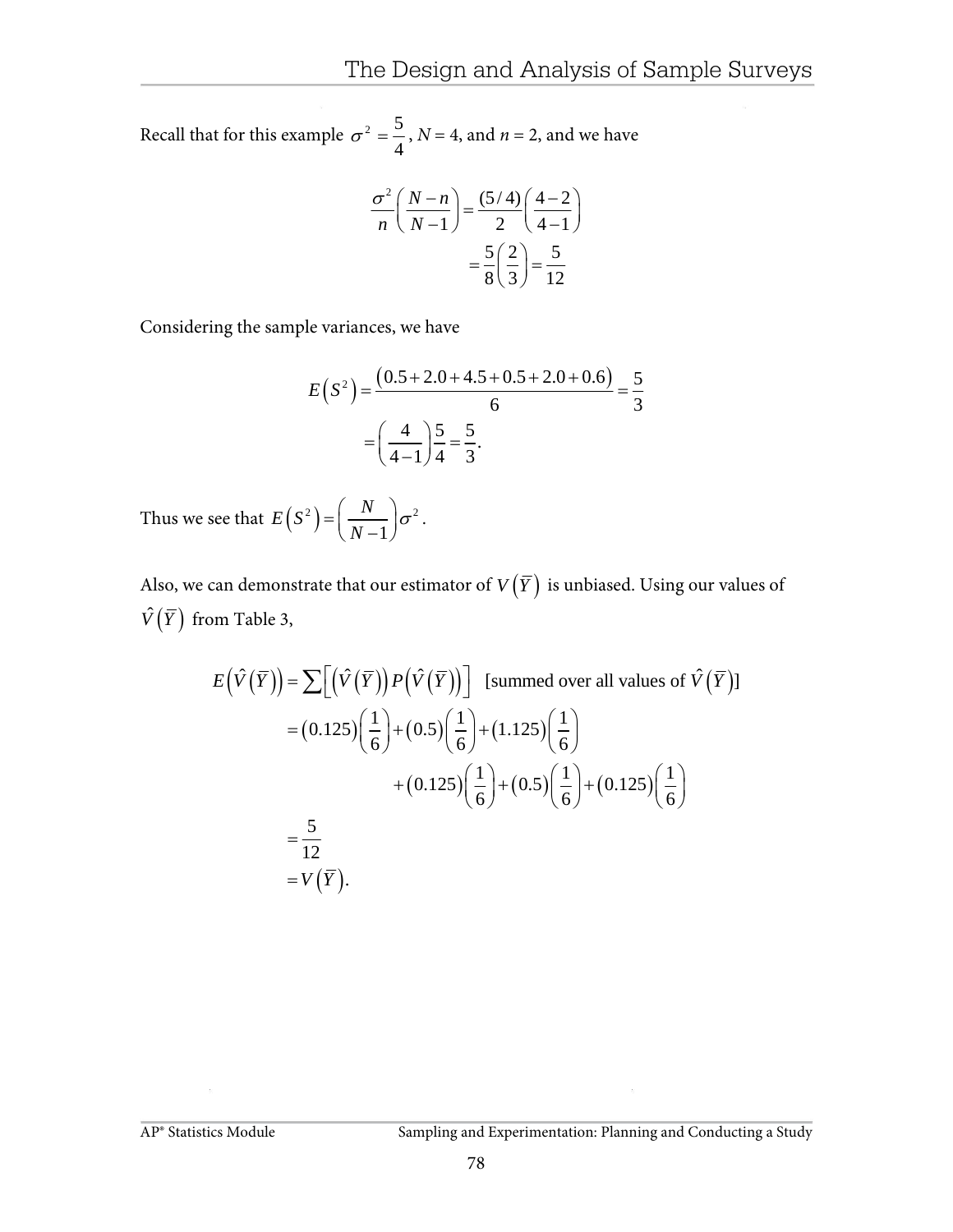Recall that for this example $\sigma^2 = \frac{5}{4}$, $N = 4$, and $n = 2$, and we have

$$
\begin{aligned}
\frac{\sigma^2}{n}\left(\frac{N-n}{N-1}\right) &= \frac{(5/4)}{2}\left(\frac{4-2}{4-1}\right) \\
&= \frac{5}{8}\left(\frac{2}{3}\right) = \frac{5}{12}
\end{aligned}
$$

Considering the sample variances, we have

$$
\begin{aligned}
E\left(S^2\right) &= \frac{\left(0.5+2.0+4.5+0.5+2.0+0.6\right)}{6} = \frac{5}{3} \\
&= \left(\frac{4}{4-1}\right)\frac{5}{4} = \frac{5}{3}.
\end{aligned}
$$

Thus we see that $E\left(S^2\right) = \left(\frac{N}{N-1}\right)\sigma^2$.

Also, we can demonstrate that our estimator of $V\left(\overline{Y}\right)$ is unbiased. Using our values of $\hat{V}\left(\overline{Y}\right)$ from Table 3,

$$
\begin{aligned}
E\left(\hat{V}\left(\overline{Y}\right)\right) &= \sum\left[\left(\hat{V}\left(\overline{Y}\right)\right)P\left(\hat{V}\left(\overline{Y}\right)\right)\right] \quad \text{[summed over all values of } \hat{V}\left(\overline{Y}\right)\text{]} \\
&= \left(0.125\right)\left(\frac{1}{6}\right) + \left(0.5\right)\left(\frac{1}{6}\right) + \left(1.125\right)\left(\frac{1}{6}\right) \\
&\qquad + \left(0.125\right)\left(\frac{1}{6}\right) + \left(0.5\right)\left(\frac{1}{6}\right) + \left(0.125\right)\left(\frac{1}{6}\right) \\
&= \frac{5}{12} \\
&= V\left(\overline{Y}\right).
\end{aligned}
$$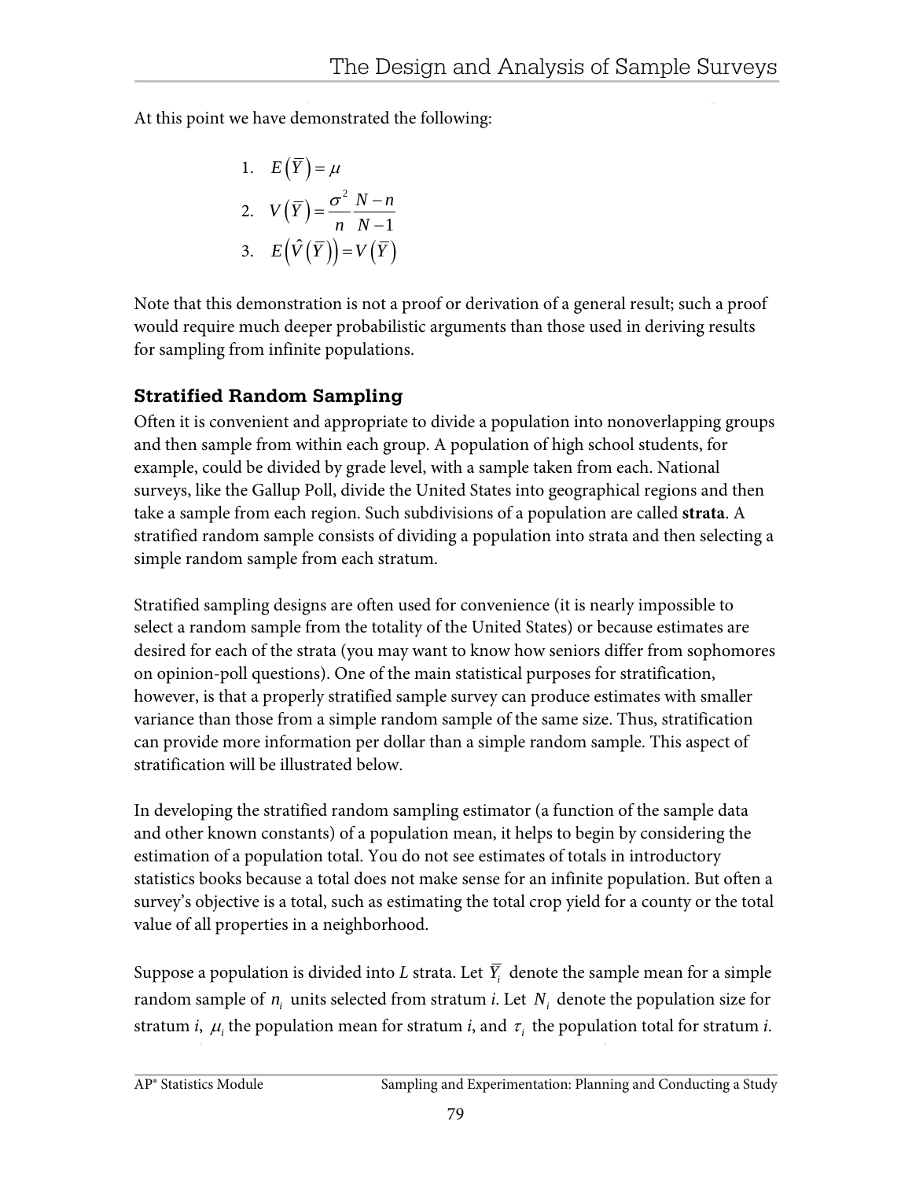At this point we have demonstrated the following:

1. $E\left(\overline{Y}\right) = \mu$
2. $V\left(\overline{Y}\right) = \dfrac{\sigma^2}{n}\dfrac{N-n}{N-1}$
3. $E\left(\hat{V}\left(\overline{Y}\right)\right) = V\left(\overline{Y}\right)$

Note that this demonstration is not a proof or derivation of a general result; such a proof would require much deeper probabilistic arguments than those used in deriving results for sampling from infinite populations.

### Stratified Random Sampling

Often it is convenient and appropriate to divide a population into nonoverlapping groups and then sample from within each group. A population of high school students, for example, could be divided by grade level, with a sample taken from each. National surveys, like the Gallup Poll, divide the United States into geographical regions and then take a sample from each region. Such subdivisions of a population are called **strata**. A stratified random sample consists of dividing a population into strata and then selecting a simple random sample from each stratum.

Stratified sampling designs are often used for convenience (it is nearly impossible to select a random sample from the totality of the United States) or because estimates are desired for each of the strata (you may want to know how seniors differ from sophomores on opinion-poll questions). One of the main statistical purposes for stratification, however, is that a properly stratified sample survey can produce estimates with smaller variance than those from a simple random sample of the same size. Thus, stratification can provide more information per dollar than a simple random sample. This aspect of stratification will be illustrated below.

In developing the stratified random sampling estimator (a function of the sample data and other known constants) of a population mean, it helps to begin by considering the estimation of a population total. You do not see estimates of totals in introductory statistics books because a total does not make sense for an infinite population. But often a survey's objective is a total, such as estimating the total crop yield for a county or the total value of all properties in a neighborhood.

Suppose a population is divided into $L$ strata. Let $\overline{Y}_i$ denote the sample mean for a simple random sample of $n_i$ units selected from stratum $i$. Let $N_i$ denote the population size for stratum $i$, $\mu_i$ the population mean for stratum $i$, and $\tau_i$ the population total for stratum $i$.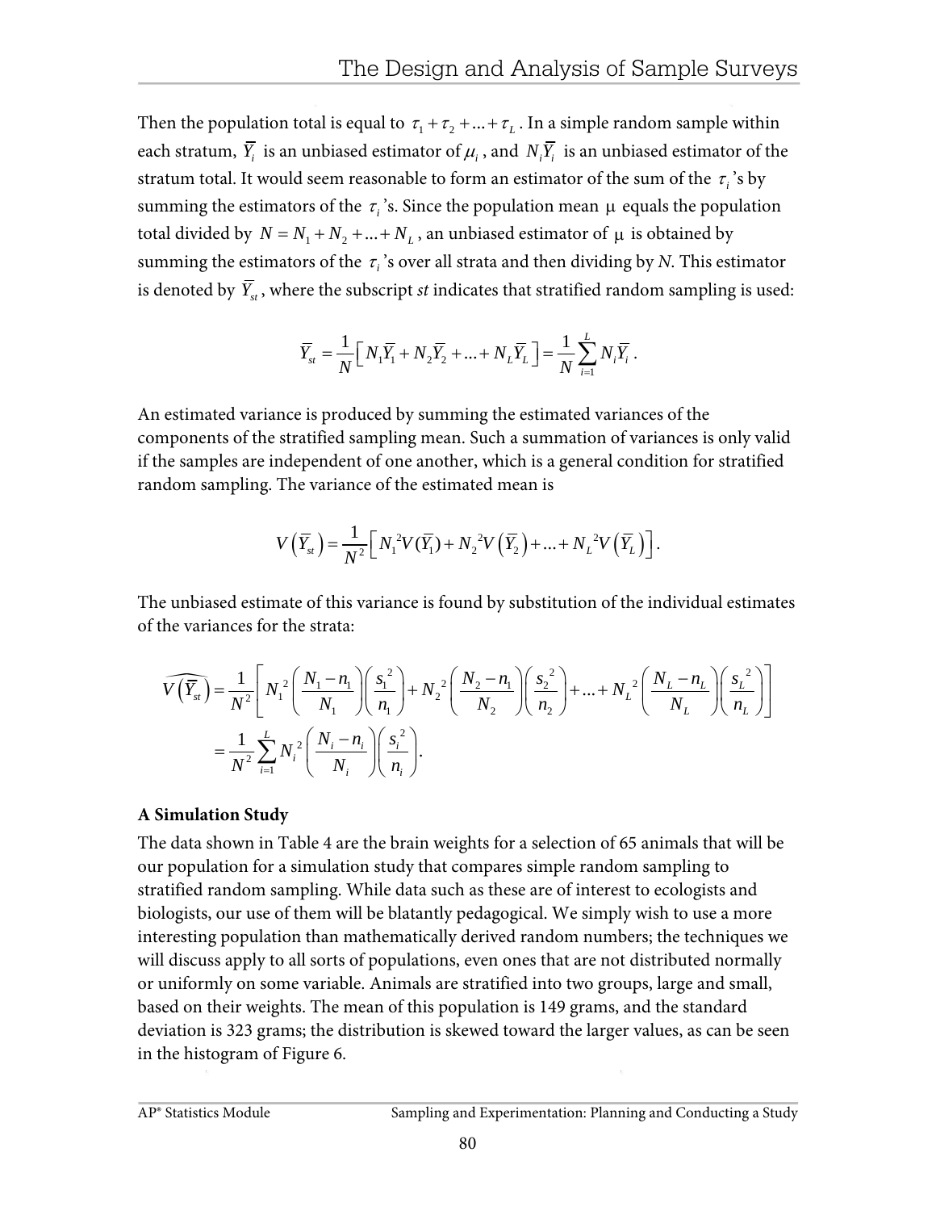Then the population total is equal to $\tau_1 + \tau_2 + ... + \tau_L$. In a simple random sample within each stratum, $\overline{Y_i}$ is an unbiased estimator of $\mu_i$, and $N_i\overline{Y_i}$ is an unbiased estimator of the stratum total. It would seem reasonable to form an estimator of the sum of the $\tau_i$'s by summing the estimators of the $\tau_i$'s. Since the population mean μ equals the population total divided by $N = N_1 + N_2 + ... + N_L$, an unbiased estimator of μ is obtained by summing the estimators of the $\tau_i$'s over all strata and then dividing by *N*. This estimator is denoted by $\overline{Y}_{st}$, where the subscript *st* indicates that stratified random sampling is used:

$$\overline{Y}_{st} = \frac{1}{N}\left[N_1\overline{Y}_1 + N_2\overline{Y}_2 + ... + N_L\overline{Y}_L\right] = \frac{1}{N}\sum_{i=1}^{L} N_i\overline{Y}_i .$$

An estimated variance is produced by summing the estimated variances of the components of the stratified sampling mean. Such a summation of variances is only valid if the samples are independent of one another, which is a general condition for stratified random sampling. The variance of the estimated mean is

$$V\left(\overline{Y}_{st}\right) = \frac{1}{N^2}\left[N_1^{\,2}V(\overline{Y}_1) + N_2^{\,2}V\left(\overline{Y}_2\right) + ... + N_L^{\,2}V\left(\overline{Y}_L\right)\right].$$

The unbiased estimate of this variance is found by substitution of the individual estimates of the variances for the strata:

$$\begin{aligned}\widehat{V\left(\overline{Y}_{st}\right)} &= \frac{1}{N^2}\left[N_1^{\,2}\left(\frac{N_1 - n_1}{N_1}\right)\left(\frac{s_1^{\,2}}{n_1}\right) + N_2^{\,2}\left(\frac{N_2 - n_1}{N_2}\right)\left(\frac{s_2^{\,2}}{n_2}\right) + ... + N_L^{\,2}\left(\frac{N_L - n_L}{N_L}\right)\left(\frac{s_L^{\,2}}{n_L}\right)\right] \\ &= \frac{1}{N^2}\sum_{i=1}^{L} N_i^{\,2}\left(\frac{N_i - n_i}{N_i}\right)\left(\frac{s_i^{\,2}}{n_i}\right).\end{aligned}$$

**A Simulation Study**

The data shown in Table 4 are the brain weights for a selection of 65 animals that will be our population for a simulation study that compares simple random sampling to stratified random sampling. While data such as these are of interest to ecologists and biologists, our use of them will be blatantly pedagogical. We simply wish to use a more interesting population than mathematically derived random numbers; the techniques we will discuss apply to all sorts of populations, even ones that are not distributed normally or uniformly on some variable. Animals are stratified into two groups, large and small, based on their weights. The mean of this population is 149 grams, and the standard deviation is 323 grams; the distribution is skewed toward the larger values, as can be seen in the histogram of Figure 6.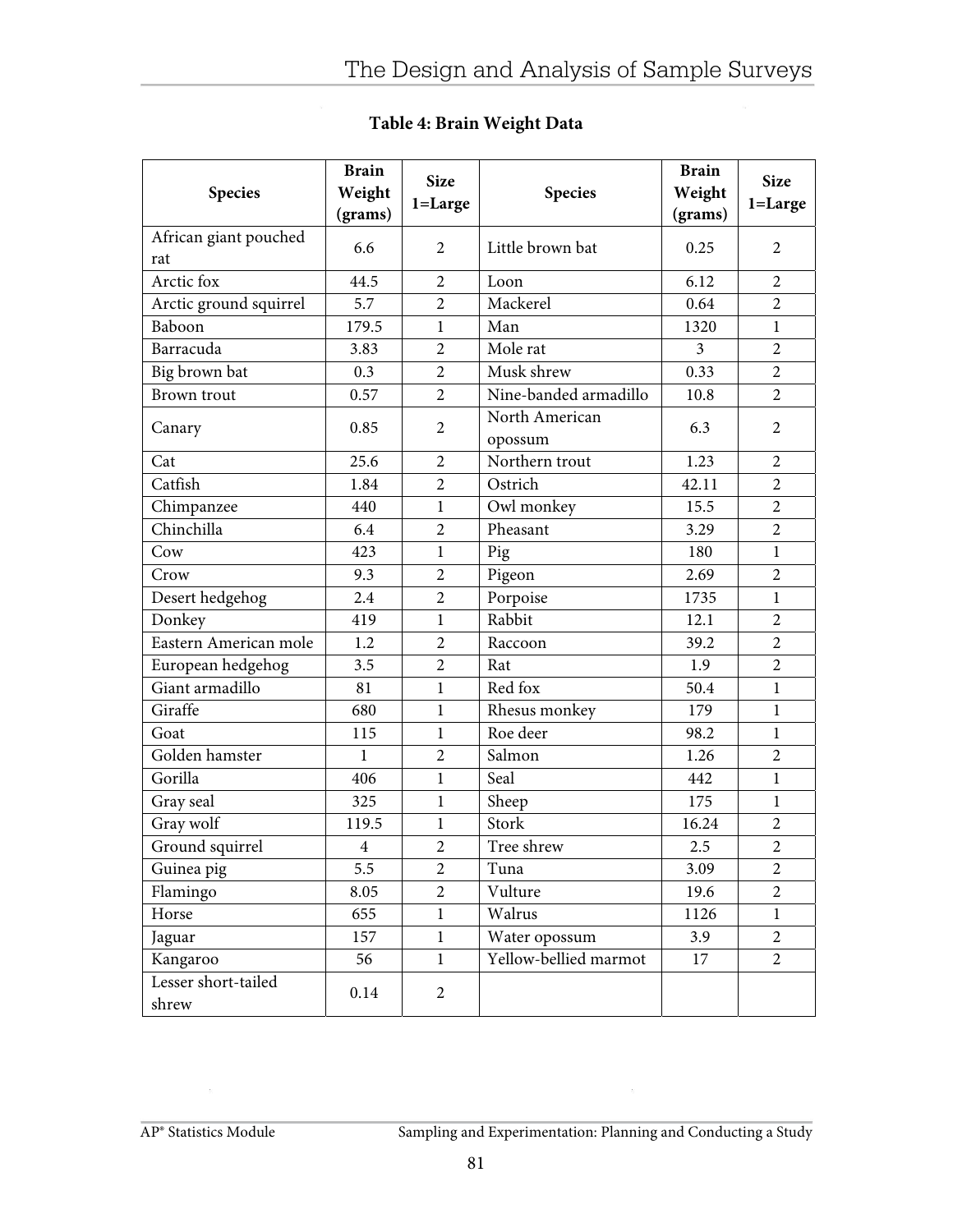**Table 4: Brain Weight Data**

| Species | Brain Weight (grams) | Size 1=Large | Species | Brain Weight (grams) | Size 1=Large |
|---|---|---|---|---|---|
| African giant pouched rat | 6.6 | 2 | Little brown bat | 0.25 | 2 |
| Arctic fox | 44.5 | 2 | Loon | 6.12 | 2 |
| Arctic ground squirrel | 5.7 | 2 | Mackerel | 0.64 | 2 |
| Baboon | 179.5 | 1 | Man | 1320 | 1 |
| Barracuda | 3.83 | 2 | Mole rat | 3 | 2 |
| Big brown bat | 0.3 | 2 | Musk shrew | 0.33 | 2 |
| Brown trout | 0.57 | 2 | Nine-banded armadillo | 10.8 | 2 |
| Canary | 0.85 | 2 | North American opossum | 6.3 | 2 |
| Cat | 25.6 | 2 | Northern trout | 1.23 | 2 |
| Catfish | 1.84 | 2 | Ostrich | 42.11 | 2 |
| Chimpanzee | 440 | 1 | Owl monkey | 15.5 | 2 |
| Chinchilla | 6.4 | 2 | Pheasant | 3.29 | 2 |
| Cow | 423 | 1 | Pig | 180 | 1 |
| Crow | 9.3 | 2 | Pigeon | 2.69 | 2 |
| Desert hedgehog | 2.4 | 2 | Porpoise | 1735 | 1 |
| Donkey | 419 | 1 | Rabbit | 12.1 | 2 |
| Eastern American mole | 1.2 | 2 | Raccoon | 39.2 | 2 |
| European hedgehog | 3.5 | 2 | Rat | 1.9 | 2 |
| Giant armadillo | 81 | 1 | Red fox | 50.4 | 1 |
| Giraffe | 680 | 1 | Rhesus monkey | 179 | 1 |
| Goat | 115 | 1 | Roe deer | 98.2 | 1 |
| Golden hamster | 1 | 2 | Salmon | 1.26 | 2 |
| Gorilla | 406 | 1 | Seal | 442 | 1 |
| Gray seal | 325 | 1 | Sheep | 175 | 1 |
| Gray wolf | 119.5 | 1 | Stork | 16.24 | 2 |
| Ground squirrel | 4 | 2 | Tree shrew | 2.5 | 2 |
| Guinea pig | 5.5 | 2 | Tuna | 3.09 | 2 |
| Flamingo | 8.05 | 2 | Vulture | 19.6 | 2 |
| Horse | 655 | 1 | Walrus | 1126 | 1 |
| Jaguar | 157 | 1 | Water opossum | 3.9 | 2 |
| Kangaroo | 56 | 1 | Yellow-bellied marmot | 17 | 2 |
| Lesser short-tailed shrew | 0.14 | 2 | | | |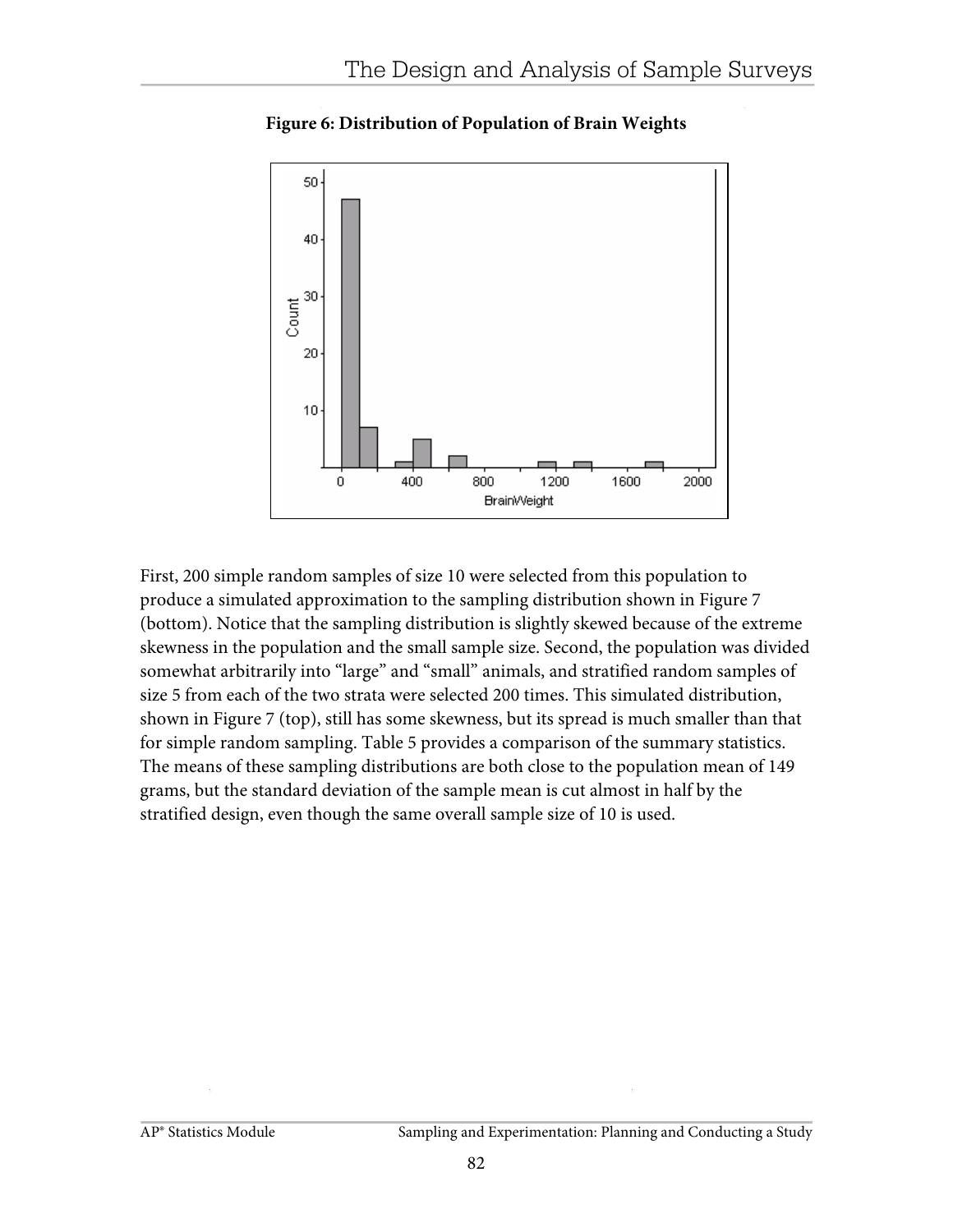**Figure 6: Distribution of Population of Brain Weights**

First, 200 simple random samples of size 10 were selected from this population to produce a simulated approximation to the sampling distribution shown in Figure 7 (bottom). Notice that the sampling distribution is slightly skewed because of the extreme skewness in the population and the small sample size. Second, the population was divided somewhat arbitrarily into "large" and "small" animals, and stratified random samples of size 5 from each of the two strata were selected 200 times. This simulated distribution, shown in Figure 7 (top), still has some skewness, but its spread is much smaller than that for simple random sampling. Table 5 provides a comparison of the summary statistics. The means of these sampling distributions are both close to the population mean of 149 grams, but the standard deviation of the sample mean is cut almost in half by the stratified design, even though the same overall sample size of 10 is used.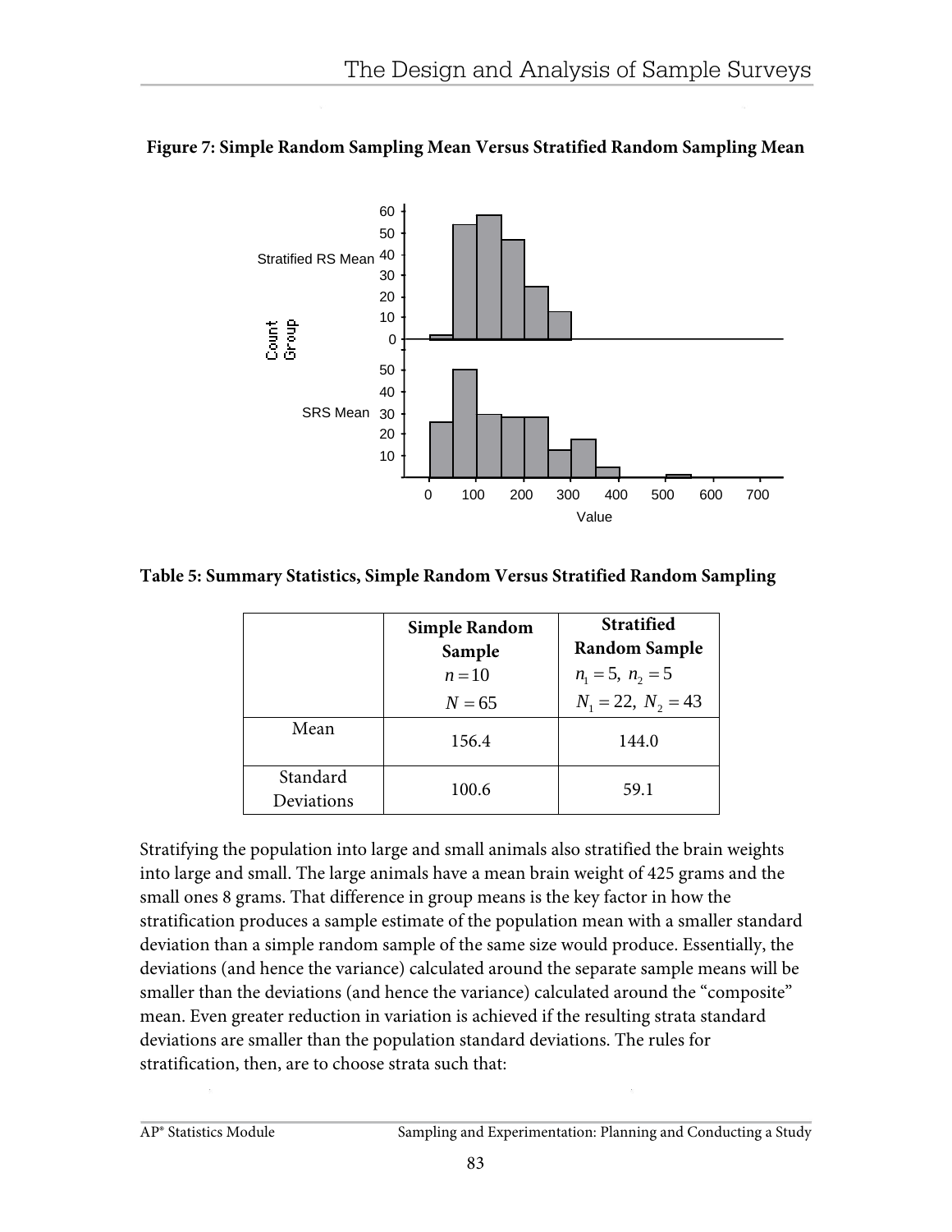**Figure 7: Simple Random Sampling Mean Versus Stratified Random Sampling Mean**

**Table 5: Summary Statistics, Simple Random Versus Stratified Random Sampling**

| | **Simple Random Sample** $n = 10$ $N = 65$ | **Stratified Random Sample** $n_1 = 5,\ n_2 = 5$ $N_1 = 22,\ N_2 = 43$ |
|---|---|---|
| Mean | 156.4 | 144.0 |
| Standard Deviations | 100.6 | 59.1 |

Stratifying the population into large and small animals also stratified the brain weights into large and small. The large animals have a mean brain weight of 425 grams and the small ones 8 grams. That difference in group means is the key factor in how the stratification produces a sample estimate of the population mean with a smaller standard deviation than a simple random sample of the same size would produce. Essentially, the deviations (and hence the variance) calculated around the separate sample means will be smaller than the deviations (and hence the variance) calculated around the "composite" mean. Even greater reduction in variation is achieved if the resulting strata standard deviations are smaller than the population standard deviations. The rules for stratification, then, are to choose strata such that: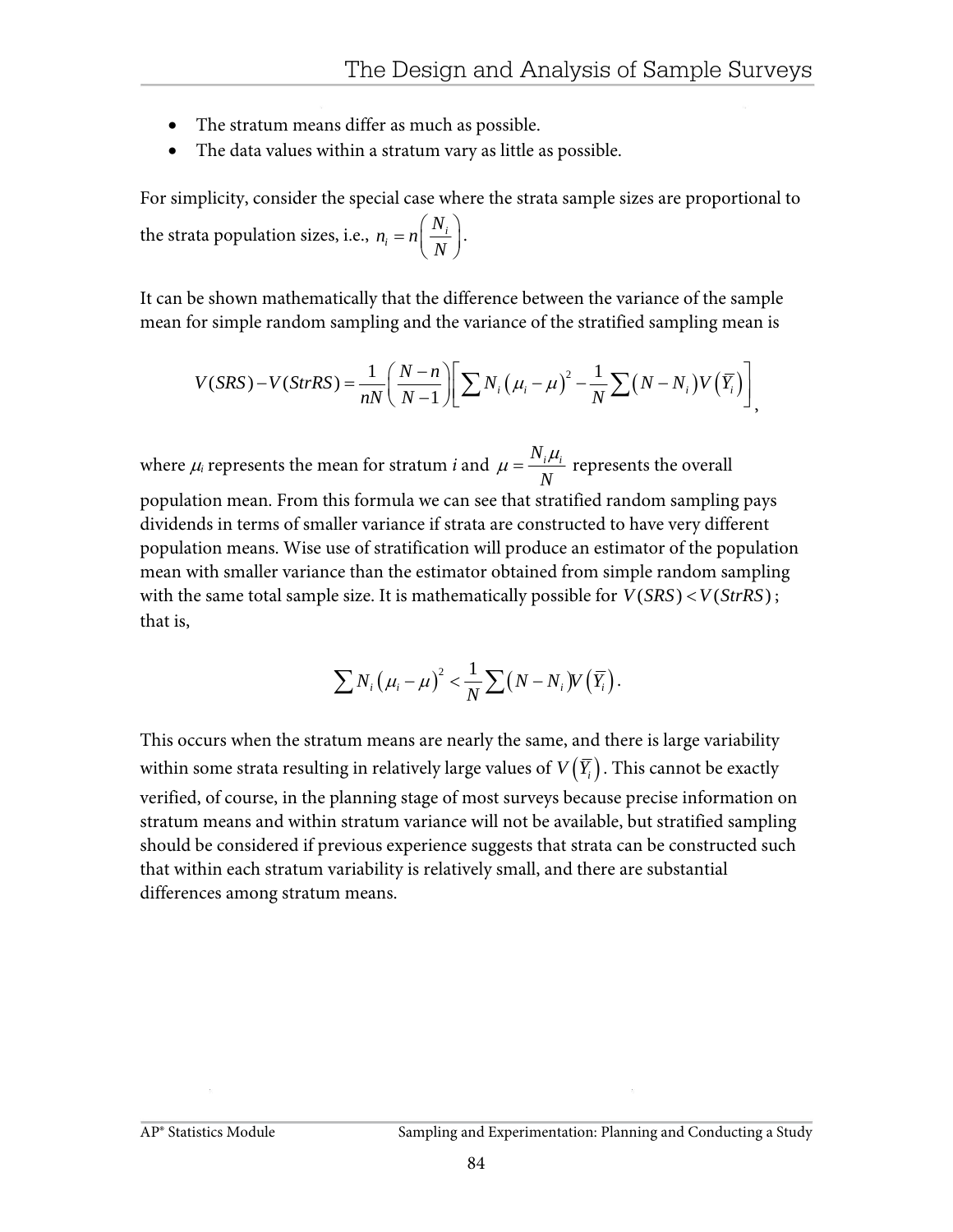- The stratum means differ as much as possible.
- The data values within a stratum vary as little as possible.

For simplicity, consider the special case where the strata sample sizes are proportional to the strata population sizes, i.e., $n_i = n\left(\frac{N_i}{N}\right)$.

It can be shown mathematically that the difference between the variance of the sample mean for simple random sampling and the variance of the stratified sampling mean is

$$V(SRS) - V(StrRS) = \frac{1}{nN}\left(\frac{N-n}{N-1}\right)\left[\sum N_i\left(\mu_i - \mu\right)^2 - \frac{1}{N}\sum\left(N - N_i\right)V\left(\overline{Y}_i\right)\right],$$

where $\mu_i$ represents the mean for stratum $i$ and $\mu = \frac{N_i \mu_i}{N}$ represents the overall population mean. From this formula we can see that stratified random sampling pays dividends in terms of smaller variance if strata are constructed to have very different population means. Wise use of stratification will produce an estimator of the population mean with smaller variance than the estimator obtained from simple random sampling with the same total sample size. It is mathematically possible for $V(SRS) < V(StrRS)$; that is,

$$\sum N_i\left(\mu_i - \mu\right)^2 < \frac{1}{N}\sum\left(N - N_i\right)V\left(\overline{Y}_i\right).$$

This occurs when the stratum means are nearly the same, and there is large variability within some strata resulting in relatively large values of $V\left(\overline{Y}_i\right)$. This cannot be exactly verified, of course, in the planning stage of most surveys because precise information on stratum means and within stratum variance will not be available, but stratified sampling should be considered if previous experience suggests that strata can be constructed such that within each stratum variability is relatively small, and there are substantial differences among stratum means.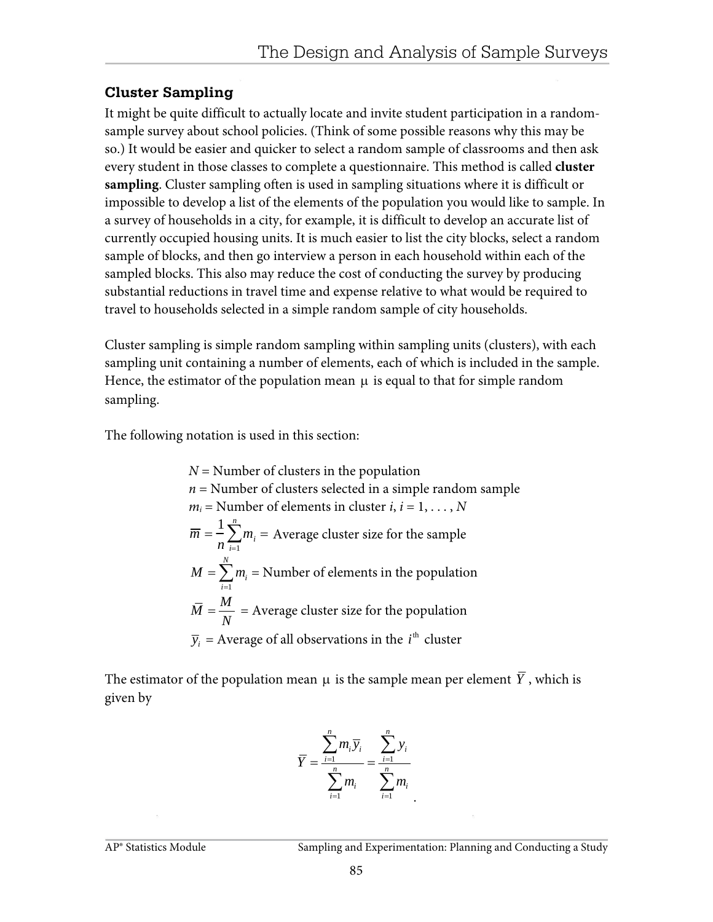## Cluster Sampling

It might be quite difficult to actually locate and invite student participation in a random-sample survey about school policies. (Think of some possible reasons why this may be so.) It would be easier and quicker to select a random sample of classrooms and then ask every student in those classes to complete a questionnaire. This method is called **cluster sampling**. Cluster sampling often is used in sampling situations where it is difficult or impossible to develop a list of the elements of the population you would like to sample. In a survey of households in a city, for example, it is difficult to develop an accurate list of currently occupied housing units. It is much easier to list the city blocks, select a random sample of blocks, and then go interview a person in each household within each of the sampled blocks. This also may reduce the cost of conducting the survey by producing substantial reductions in travel time and expense relative to what would be required to travel to households selected in a simple random sample of city households.

Cluster sampling is simple random sampling within sampling units (clusters), with each sampling unit containing a number of elements, each of which is included in the sample. Hence, the estimator of the population mean $\mu$ is equal to that for simple random sampling.

The following notation is used in this section:

$N$ = Number of clusters in the population

$n$ = Number of clusters selected in a simple random sample

$m_i$ = Number of elements in cluster $i$, $i = 1, \ldots, N$

$\overline{m} = \frac{1}{n}\sum_{i=1}^{n} m_i =$ Average cluster size for the sample

$M = \sum_{i=1}^{N} m_i =$ Number of elements in the population

$\overline{M} = \frac{M}{N}$ = Average cluster size for the population

$\overline{y}_i$ = Average of all observations in the $i^{\text{th}}$ cluster

The estimator of the population mean $\mu$ is the sample mean per element $\overline{Y}$, which is given by

$$\overline{Y} = \frac{\sum_{i=1}^{n} m_i \overline{y}_i}{\sum_{i=1}^{n} m_i} = \frac{\sum_{i=1}^{n} y_i}{\sum_{i=1}^{n} m_i}.$$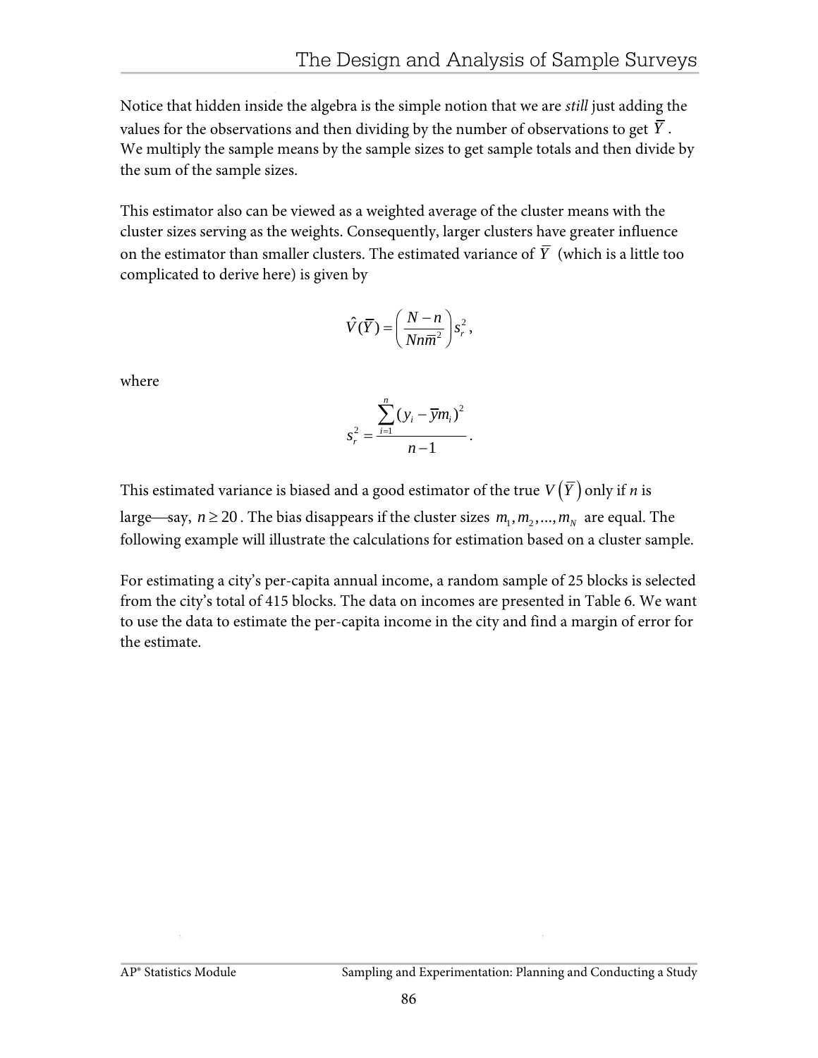Notice that hidden inside the algebra is the simple notion that we are *still* just adding the values for the observations and then dividing by the number of observations to get $\overline{Y}$. We multiply the sample means by the sample sizes to get sample totals and then divide by the sum of the sample sizes.

This estimator also can be viewed as a weighted average of the cluster means with the cluster sizes serving as the weights. Consequently, larger clusters have greater influence on the estimator than smaller clusters. The estimated variance of $\overline{Y}$ (which is a little too complicated to derive here) is given by

$$\hat{V}(\overline{Y}) = \left(\frac{N-n}{Nn\overline{m}^2}\right)s_r^2,$$

where

$$s_r^2 = \frac{\sum_{i=1}^{n}(y_i - \overline{y}m_i)^2}{n-1}.$$

This estimated variance is biased and a good estimator of the true $V\left(\overline{Y}\right)$ only if $n$ is large—say, $n \geq 20$. The bias disappears if the cluster sizes $m_1, m_2, \ldots, m_N$ are equal. The following example will illustrate the calculations for estimation based on a cluster sample.

For estimating a city's per-capita annual income, a random sample of 25 blocks is selected from the city's total of 415 blocks. The data on incomes are presented in Table 6. We want to use the data to estimate the per-capita income in the city and find a margin of error for the estimate.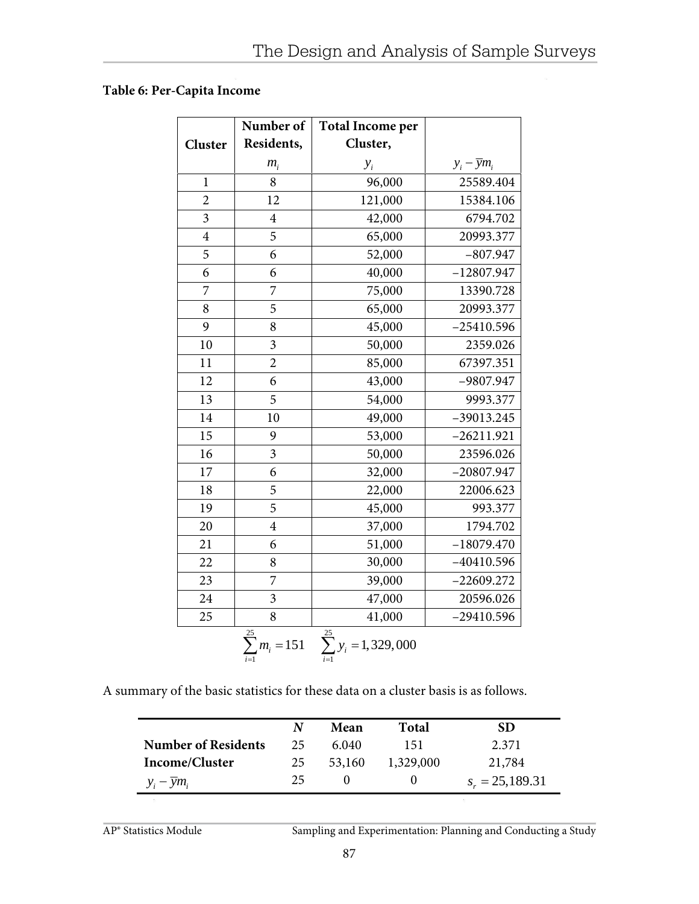**Table 6: Per-Capita Income**

| Cluster | Number of Residents, $m_i$ | Total Income per Cluster, $y_i$ | $y_i - \bar{y}m_i$ |
|---|---|---|---|
| 1 | 8 | 96,000 | 25589.404 |
| 2 | 12 | 121,000 | 15384.106 |
| 3 | 4 | 42,000 | 6794.702 |
| 4 | 5 | 65,000 | 20993.377 |
| 5 | 6 | 52,000 | −807.947 |
| 6 | 6 | 40,000 | −12807.947 |
| 7 | 7 | 75,000 | 13390.728 |
| 8 | 5 | 65,000 | 20993.377 |
| 9 | 8 | 45,000 | −25410.596 |
| 10 | 3 | 50,000 | 2359.026 |
| 11 | 2 | 85,000 | 67397.351 |
| 12 | 6 | 43,000 | −9807.947 |
| 13 | 5 | 54,000 | 9993.377 |
| 14 | 10 | 49,000 | −39013.245 |
| 15 | 9 | 53,000 | −26211.921 |
| 16 | 3 | 50,000 | 23596.026 |
| 17 | 6 | 32,000 | −20807.947 |
| 18 | 5 | 22,000 | 22006.623 |
| 19 | 5 | 45,000 | 993.377 |
| 20 | 4 | 37,000 | 1794.702 |
| 21 | 6 | 51,000 | −18079.470 |
| 22 | 8 | 30,000 | −40410.596 |
| 23 | 7 | 39,000 | −22609.272 |
| 24 | 3 | 47,000 | 20596.026 |
| 25 | 8 | 41,000 | −29410.596 |
| | $\sum_{i=1}^{25} m_i = 151$ | $\sum_{i=1}^{25} y_i = 1,329,000$ | |

A summary of the basic statistics for these data on a cluster basis is as follows.

| | $N$ | Mean | Total | SD |
|---|---|---|---|---|
| **Number of Residents** | 25 | 6.040 | 151 | 2.371 |
| **Income/Cluster** | 25 | 53,160 | 1,329,000 | 21,784 |
| $y_i - \bar{y}m_i$ | 25 | 0 | 0 | $s_r = 25,189.31$ |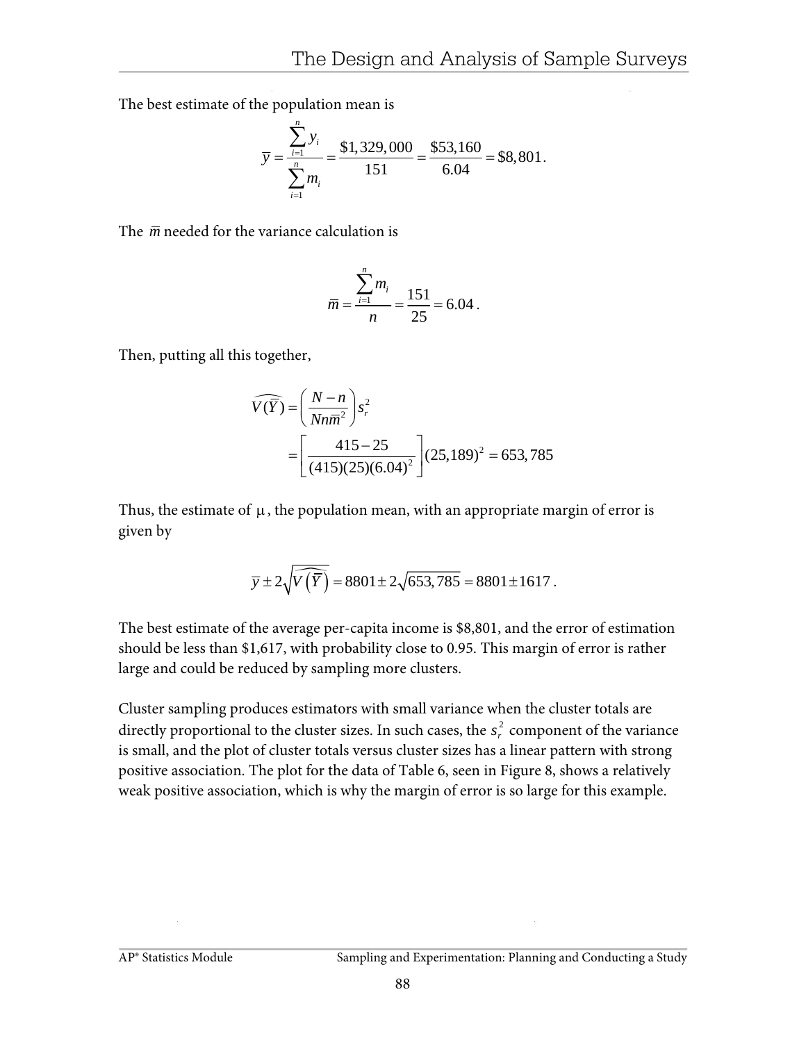The best estimate of the population mean is

$$\bar{y} = \frac{\sum_{i=1}^{n} y_i}{\sum_{i=1}^{n} m_i} = \frac{\$1,329,000}{151} = \frac{\$53,160}{6.04} = \$8,801.$$

The $\bar{m}$ needed for the variance calculation is

$$\bar{m} = \frac{\sum_{i=1}^{n} m_i}{n} = \frac{151}{25} = 6.04\,.$$

Then, putting all this together,

$$\begin{aligned}\widehat{V(\bar{Y})} &= \left(\frac{N-n}{Nn\bar{m}^2}\right)s_r^2 \\ &= \left[\frac{415-25}{(415)(25)(6.04)^2}\right](25,189)^2 = 653,785\end{aligned}$$

Thus, the estimate of $\mu$, the population mean, with an appropriate margin of error is given by

$$\bar{y} \pm 2\sqrt{\widehat{V\left(\bar{Y}\right)}} = 8801 \pm 2\sqrt{653,785} = 8801 \pm 1617\,.$$

The best estimate of the average per-capita income is $8,801, and the error of estimation should be less than $1,617, with probability close to 0.95. This margin of error is rather large and could be reduced by sampling more clusters.

Cluster sampling produces estimators with small variance when the cluster totals are directly proportional to the cluster sizes. In such cases, the $s_r^2$ component of the variance is small, and the plot of cluster totals versus cluster sizes has a linear pattern with strong positive association. The plot for the data of Table 6, seen in Figure 8, shows a relatively weak positive association, which is why the margin of error is so large for this example.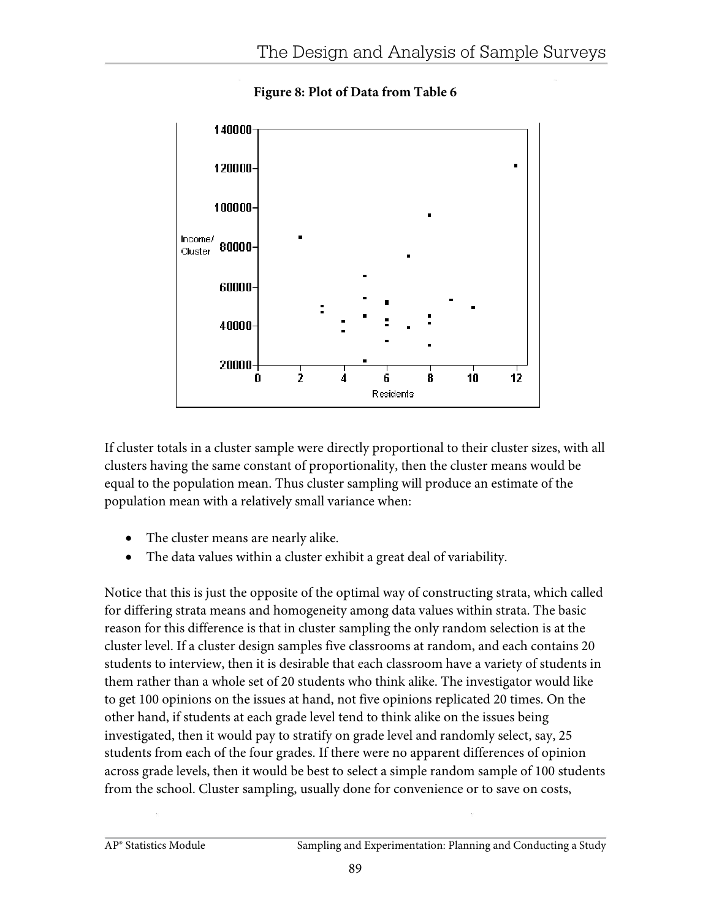**Figure 8: Plot of Data from Table 6**

If cluster totals in a cluster sample were directly proportional to their cluster sizes, with all clusters having the same constant of proportionality, then the cluster means would be equal to the population mean. Thus cluster sampling will produce an estimate of the population mean with a relatively small variance when:

- The cluster means are nearly alike.
- The data values within a cluster exhibit a great deal of variability.

Notice that this is just the opposite of the optimal way of constructing strata, which called for differing strata means and homogeneity among data values within strata. The basic reason for this difference is that in cluster sampling the only random selection is at the cluster level. If a cluster design samples five classrooms at random, and each contains 20 students to interview, then it is desirable that each classroom have a variety of students in them rather than a whole set of 20 students who think alike. The investigator would like to get 100 opinions on the issues at hand, not five opinions replicated 20 times. On the other hand, if students at each grade level tend to think alike on the issues being investigated, then it would pay to stratify on grade level and randomly select, say, 25 students from each of the four grades. If there were no apparent differences of opinion across grade levels, then it would be best to select a simple random sample of 100 students from the school. Cluster sampling, usually done for convenience or to save on costs,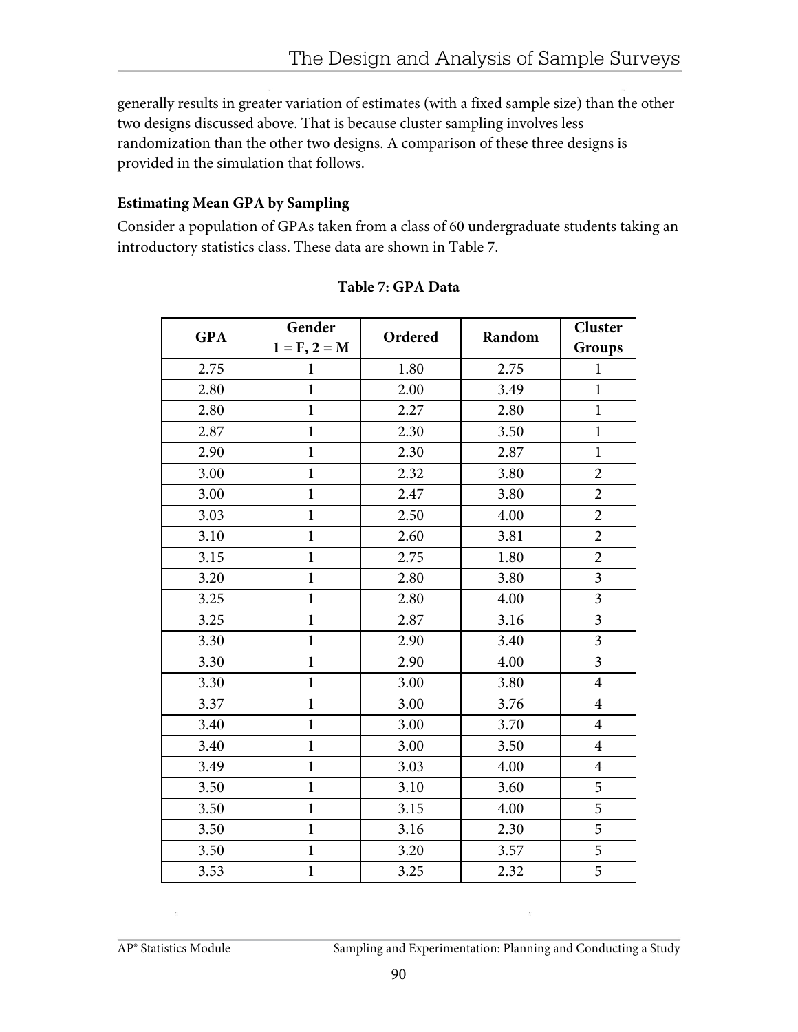generally results in greater variation of estimates (with a fixed sample size) than the other two designs discussed above. That is because cluster sampling involves less randomization than the other two designs. A comparison of these three designs is provided in the simulation that follows.

### Estimating Mean GPA by Sampling

Consider a population of GPAs taken from a class of 60 undergraduate students taking an introductory statistics class. These data are shown in Table 7.

**Table 7: GPA Data**

| GPA | Gender 1 = F, 2 = M | Ordered | Random | Cluster Groups |
|---|---|---|---|---|
| 2.75 | 1 | 1.80 | 2.75 | 1 |
| 2.80 | 1 | 2.00 | 3.49 | 1 |
| 2.80 | 1 | 2.27 | 2.80 | 1 |
| 2.87 | 1 | 2.30 | 3.50 | 1 |
| 2.90 | 1 | 2.30 | 2.87 | 1 |
| 3.00 | 1 | 2.32 | 3.80 | 2 |
| 3.00 | 1 | 2.47 | 3.80 | 2 |
| 3.03 | 1 | 2.50 | 4.00 | 2 |
| 3.10 | 1 | 2.60 | 3.81 | 2 |
| 3.15 | 1 | 2.75 | 1.80 | 2 |
| 3.20 | 1 | 2.80 | 3.80 | 3 |
| 3.25 | 1 | 2.80 | 4.00 | 3 |
| 3.25 | 1 | 2.87 | 3.16 | 3 |
| 3.30 | 1 | 2.90 | 3.40 | 3 |
| 3.30 | 1 | 2.90 | 4.00 | 3 |
| 3.30 | 1 | 3.00 | 3.80 | 4 |
| 3.37 | 1 | 3.00 | 3.76 | 4 |
| 3.40 | 1 | 3.00 | 3.70 | 4 |
| 3.40 | 1 | 3.00 | 3.50 | 4 |
| 3.49 | 1 | 3.03 | 4.00 | 4 |
| 3.50 | 1 | 3.10 | 3.60 | 5 |
| 3.50 | 1 | 3.15 | 4.00 | 5 |
| 3.50 | 1 | 3.16 | 2.30 | 5 |
| 3.50 | 1 | 3.20 | 3.57 | 5 |
| 3.53 | 1 | 3.25 | 2.32 | 5 |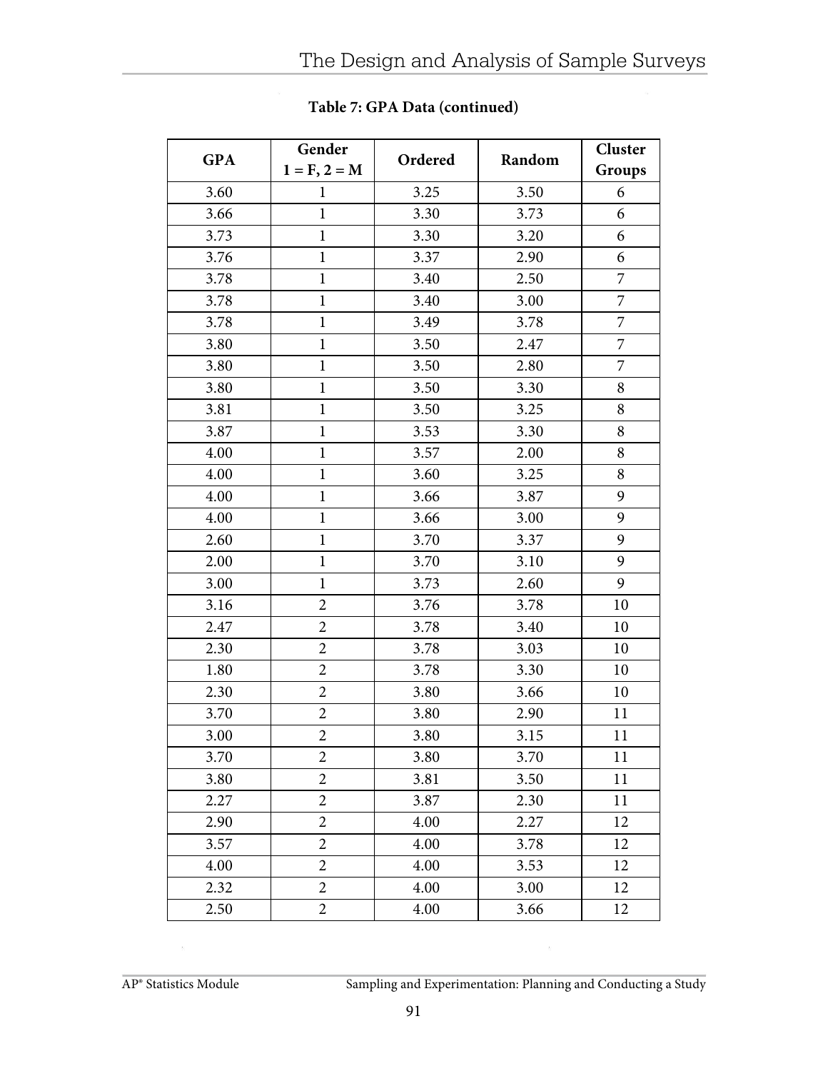**Table 7: GPA Data (continued)**

| GPA | Gender 1 = F, 2 = M | Ordered | Random | Cluster Groups |
|---|---|---|---|---|
| 3.60 | 1 | 3.25 | 3.50 | 6 |
| 3.66 | 1 | 3.30 | 3.73 | 6 |
| 3.73 | 1 | 3.30 | 3.20 | 6 |
| 3.76 | 1 | 3.37 | 2.90 | 6 |
| 3.78 | 1 | 3.40 | 2.50 | 7 |
| 3.78 | 1 | 3.40 | 3.00 | 7 |
| 3.78 | 1 | 3.49 | 3.78 | 7 |
| 3.80 | 1 | 3.50 | 2.47 | 7 |
| 3.80 | 1 | 3.50 | 2.80 | 7 |
| 3.80 | 1 | 3.50 | 3.30 | 8 |
| 3.81 | 1 | 3.50 | 3.25 | 8 |
| 3.87 | 1 | 3.53 | 3.30 | 8 |
| 4.00 | 1 | 3.57 | 2.00 | 8 |
| 4.00 | 1 | 3.60 | 3.25 | 8 |
| 4.00 | 1 | 3.66 | 3.87 | 9 |
| 4.00 | 1 | 3.66 | 3.00 | 9 |
| 2.60 | 1 | 3.70 | 3.37 | 9 |
| 2.00 | 1 | 3.70 | 3.10 | 9 |
| 3.00 | 1 | 3.73 | 2.60 | 9 |
| 3.16 | 2 | 3.76 | 3.78 | 10 |
| 2.47 | 2 | 3.78 | 3.40 | 10 |
| 2.30 | 2 | 3.78 | 3.03 | 10 |
| 1.80 | 2 | 3.78 | 3.30 | 10 |
| 2.30 | 2 | 3.80 | 3.66 | 10 |
| 3.70 | 2 | 3.80 | 2.90 | 11 |
| 3.00 | 2 | 3.80 | 3.15 | 11 |
| 3.70 | 2 | 3.80 | 3.70 | 11 |
| 3.80 | 2 | 3.81 | 3.50 | 11 |
| 2.27 | 2 | 3.87 | 2.30 | 11 |
| 2.90 | 2 | 4.00 | 2.27 | 12 |
| 3.57 | 2 | 4.00 | 3.78 | 12 |
| 4.00 | 2 | 4.00 | 3.53 | 12 |
| 2.32 | 2 | 4.00 | 3.00 | 12 |
| 2.50 | 2 | 4.00 | 3.66 | 12 |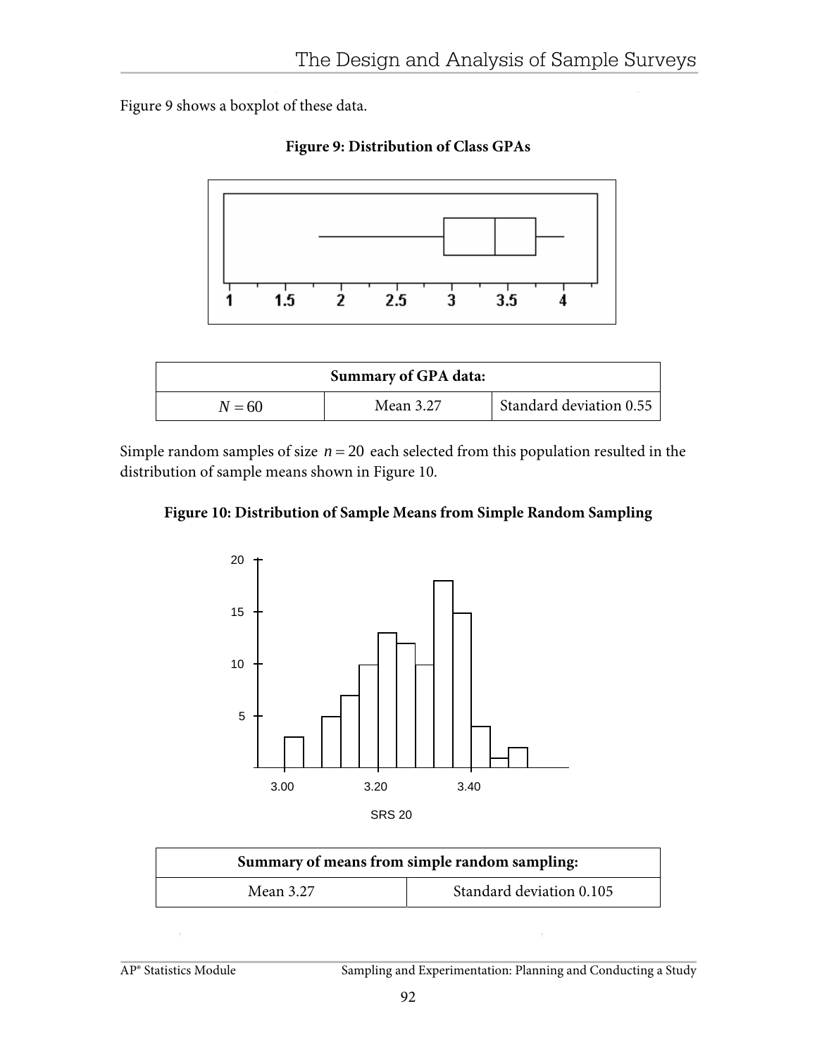Figure 9 shows a boxplot of these data.

**Figure 9: Distribution of Class GPAs**

| Summary of GPA data: | | |
|---|---|---|
| $N = 60$ | Mean 3.27 | Standard deviation 0.55 |

Simple random samples of size $n = 20$ each selected from this population resulted in the distribution of sample means shown in Figure 10.

**Figure 10: Distribution of Sample Means from Simple Random Sampling**

| Summary of means from simple random sampling: | |
|---|---|
| Mean 3.27 | Standard deviation 0.105 |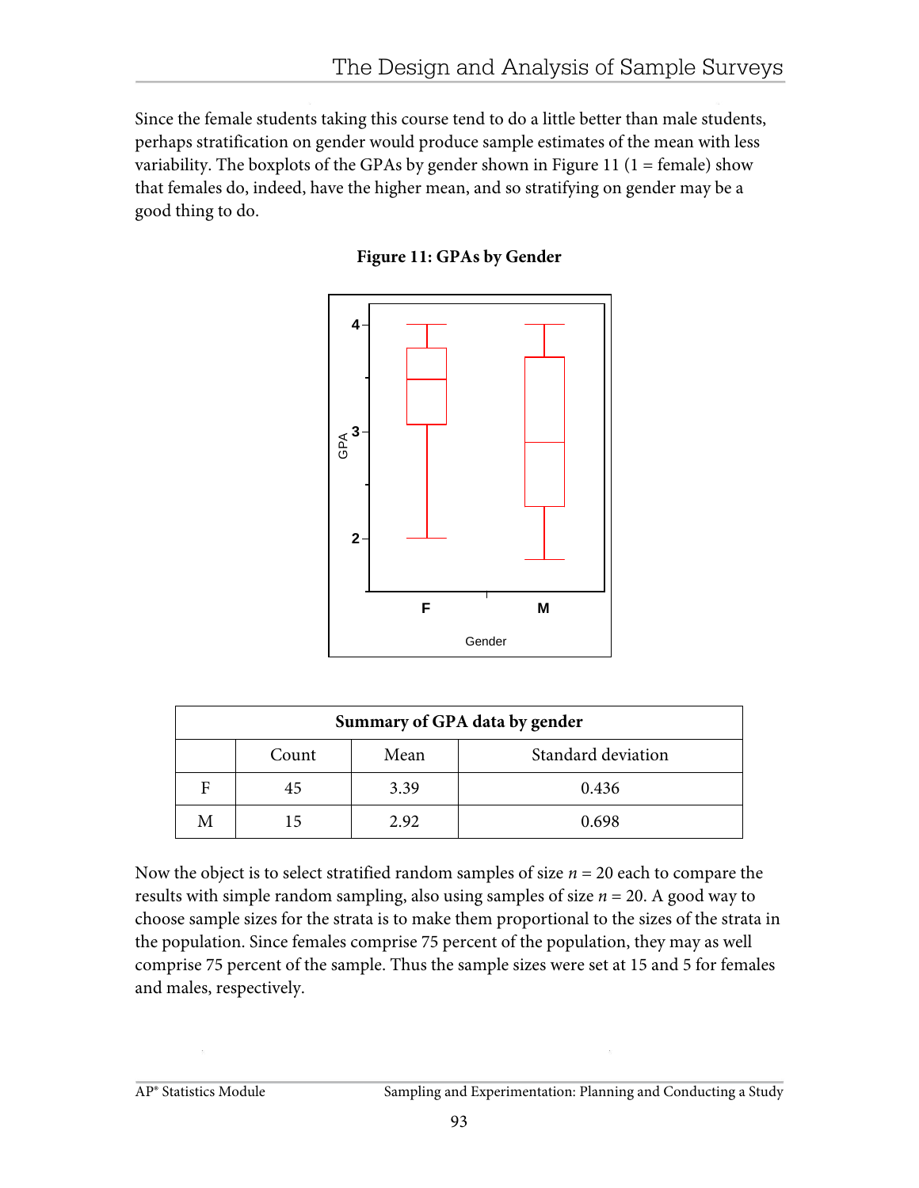Since the female students taking this course tend to do a little better than male students, perhaps stratification on gender would produce sample estimates of the mean with less variability. The boxplots of the GPAs by gender shown in Figure 11 (1 = female) show that females do, indeed, have the higher mean, and so stratifying on gender may be a good thing to do.

**Figure 11: GPAs by Gender**

| Summary of GPA data by gender | | | |
|---|---|---|---|
| | Count | Mean | Standard deviation |
| F | 45 | 3.39 | 0.436 |
| M | 15 | 2.92 | 0.698 |

Now the object is to select stratified random samples of size $n = 20$ each to compare the results with simple random sampling, also using samples of size $n = 20$. A good way to choose sample sizes for the strata is to make them proportional to the sizes of the strata in the population. Since females comprise 75 percent of the population, they may as well comprise 75 percent of the sample. Thus the sample sizes were set at 15 and 5 for females and males, respectively.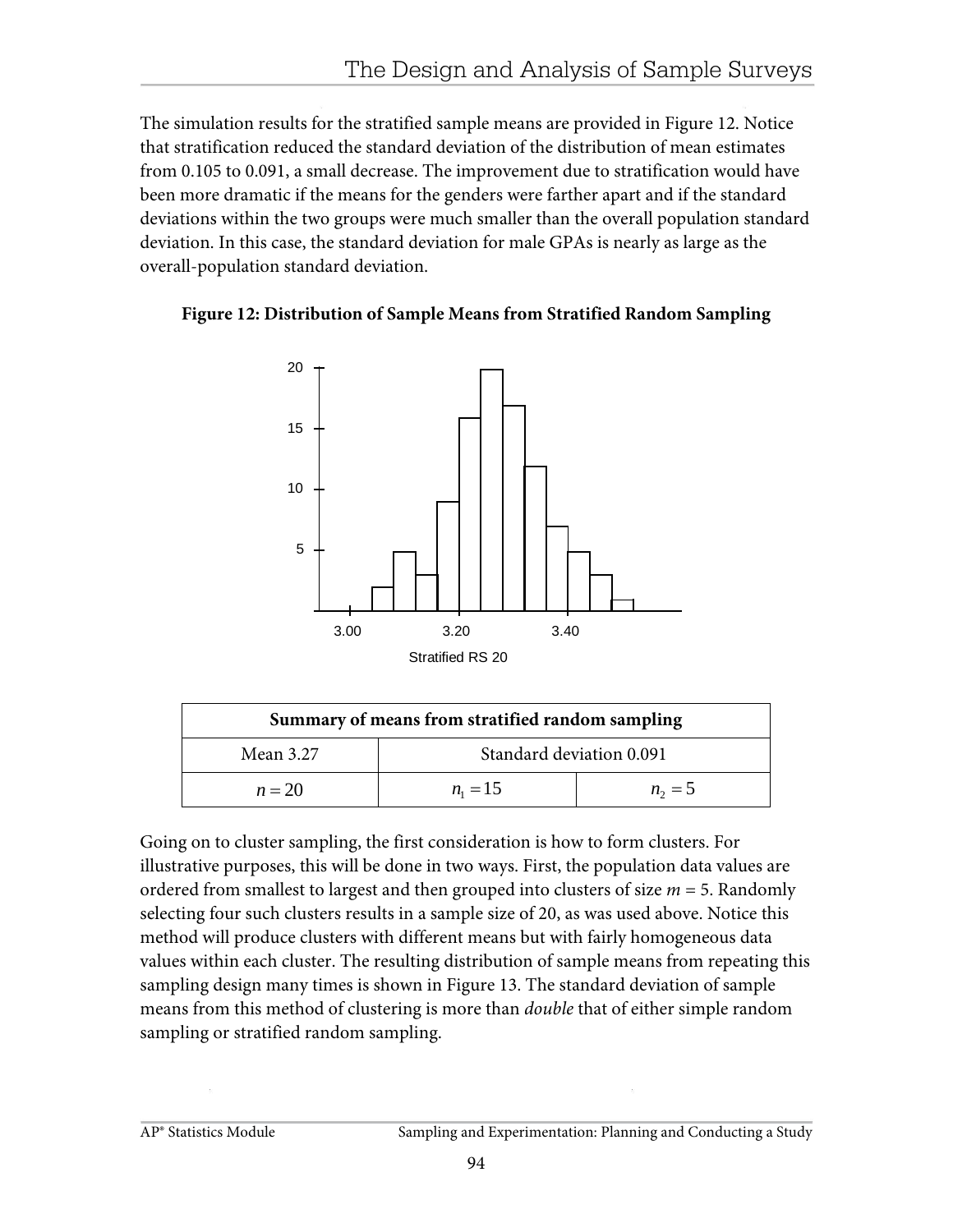The simulation results for the stratified sample means are provided in Figure 12. Notice that stratification reduced the standard deviation of the distribution of mean estimates from 0.105 to 0.091, a small decrease. The improvement due to stratification would have been more dramatic if the means for the genders were farther apart and if the standard deviations within the two groups were much smaller than the overall population standard deviation. In this case, the standard deviation for male GPAs is nearly as large as the overall-population standard deviation.

**Figure 12: Distribution of Sample Means from Stratified Random Sampling**

| Summary of means from stratified random sampling | | |
|---|---|---|
| Mean 3.27 | Standard deviation 0.091 | |
| $n = 20$ | $n_1 = 15$ | $n_2 = 5$ |

Going on to cluster sampling, the first consideration is how to form clusters. For illustrative purposes, this will be done in two ways. First, the population data values are ordered from smallest to largest and then grouped into clusters of size $m = 5$. Randomly selecting four such clusters results in a sample size of 20, as was used above. Notice this method will produce clusters with different means but with fairly homogeneous data values within each cluster. The resulting distribution of sample means from repeating this sampling design many times is shown in Figure 13. The standard deviation of sample means from this method of clustering is more than *double* that of either simple random sampling or stratified random sampling.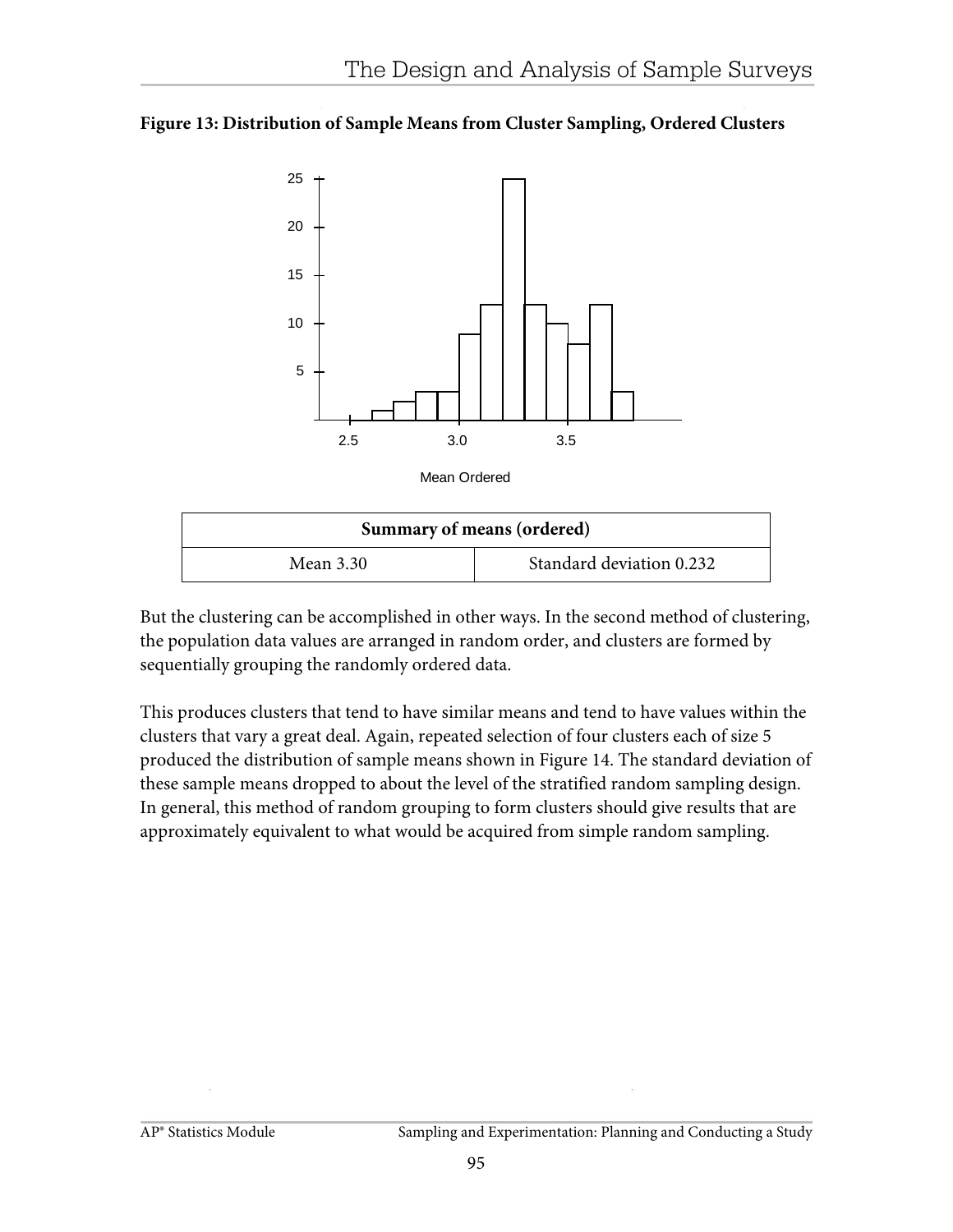**Figure 13: Distribution of Sample Means from Cluster Sampling, Ordered Clusters**

| Summary of means (ordered) | |
|---|---|
| Mean 3.30 | Standard deviation 0.232 |

But the clustering can be accomplished in other ways. In the second method of clustering, the population data values are arranged in random order, and clusters are formed by sequentially grouping the randomly ordered data.

This produces clusters that tend to have similar means and tend to have values within the clusters that vary a great deal. Again, repeated selection of four clusters each of size 5 produced the distribution of sample means shown in Figure 14. The standard deviation of these sample means dropped to about the level of the stratified random sampling design. In general, this method of random grouping to form clusters should give results that are approximately equivalent to what would be acquired from simple random sampling.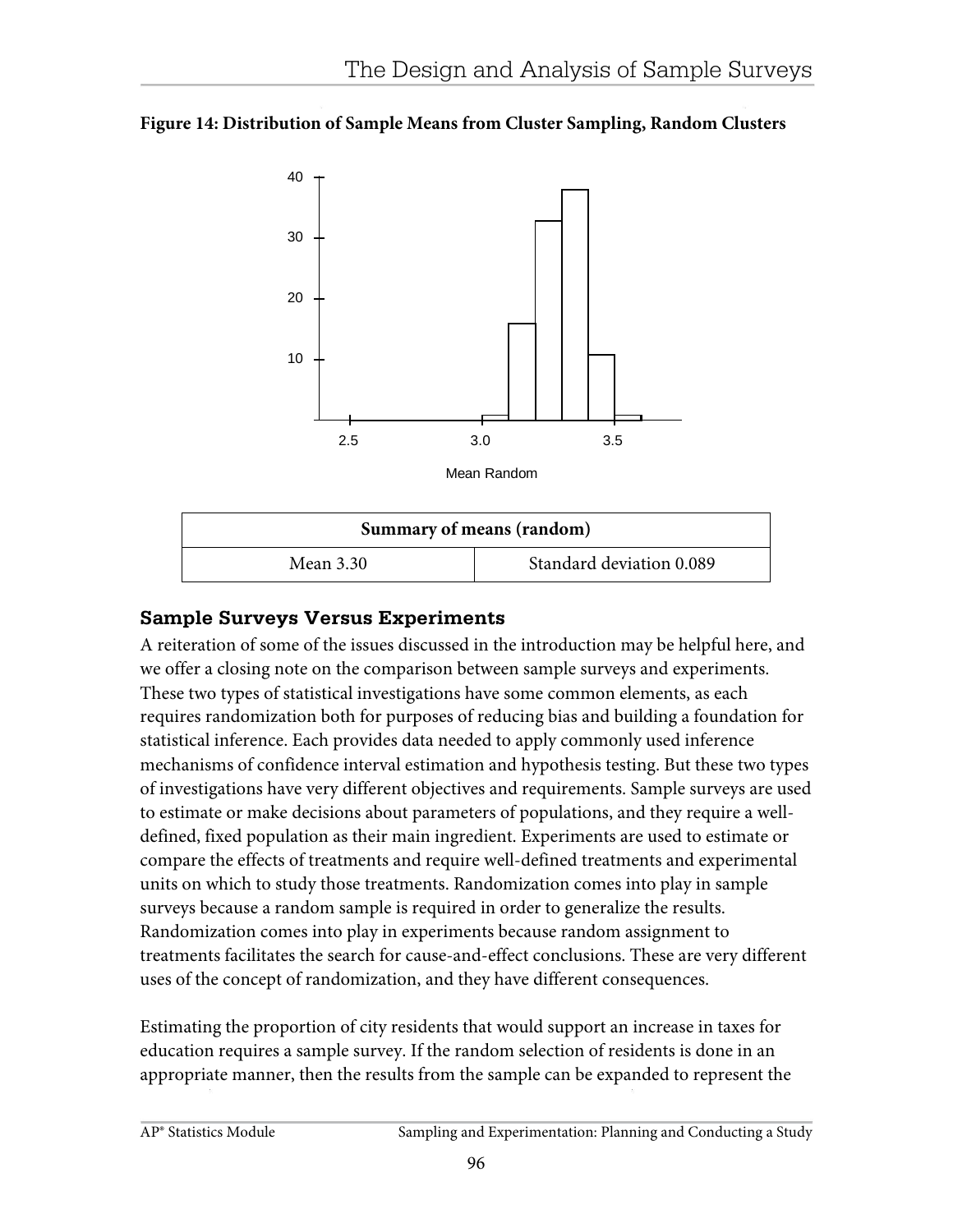**Figure 14: Distribution of Sample Means from Cluster Sampling, Random Clusters**

| Summary of means (random) | |
|---|---|
| Mean 3.30 | Standard deviation 0.089 |

## Sample Surveys Versus Experiments

A reiteration of some of the issues discussed in the introduction may be helpful here, and we offer a closing note on the comparison between sample surveys and experiments. These two types of statistical investigations have some common elements, as each requires randomization both for purposes of reducing bias and building a foundation for statistical inference. Each provides data needed to apply commonly used inference mechanisms of confidence interval estimation and hypothesis testing. But these two types of investigations have very different objectives and requirements. Sample surveys are used to estimate or make decisions about parameters of populations, and they require a well-defined, fixed population as their main ingredient. Experiments are used to estimate or compare the effects of treatments and require well-defined treatments and experimental units on which to study those treatments. Randomization comes into play in sample surveys because a random sample is required in order to generalize the results. Randomization comes into play in experiments because random assignment to treatments facilitates the search for cause-and-effect conclusions. These are very different uses of the concept of randomization, and they have different consequences.

Estimating the proportion of city residents that would support an increase in taxes for education requires a sample survey. If the random selection of residents is done in an appropriate manner, then the results from the sample can be expanded to represent the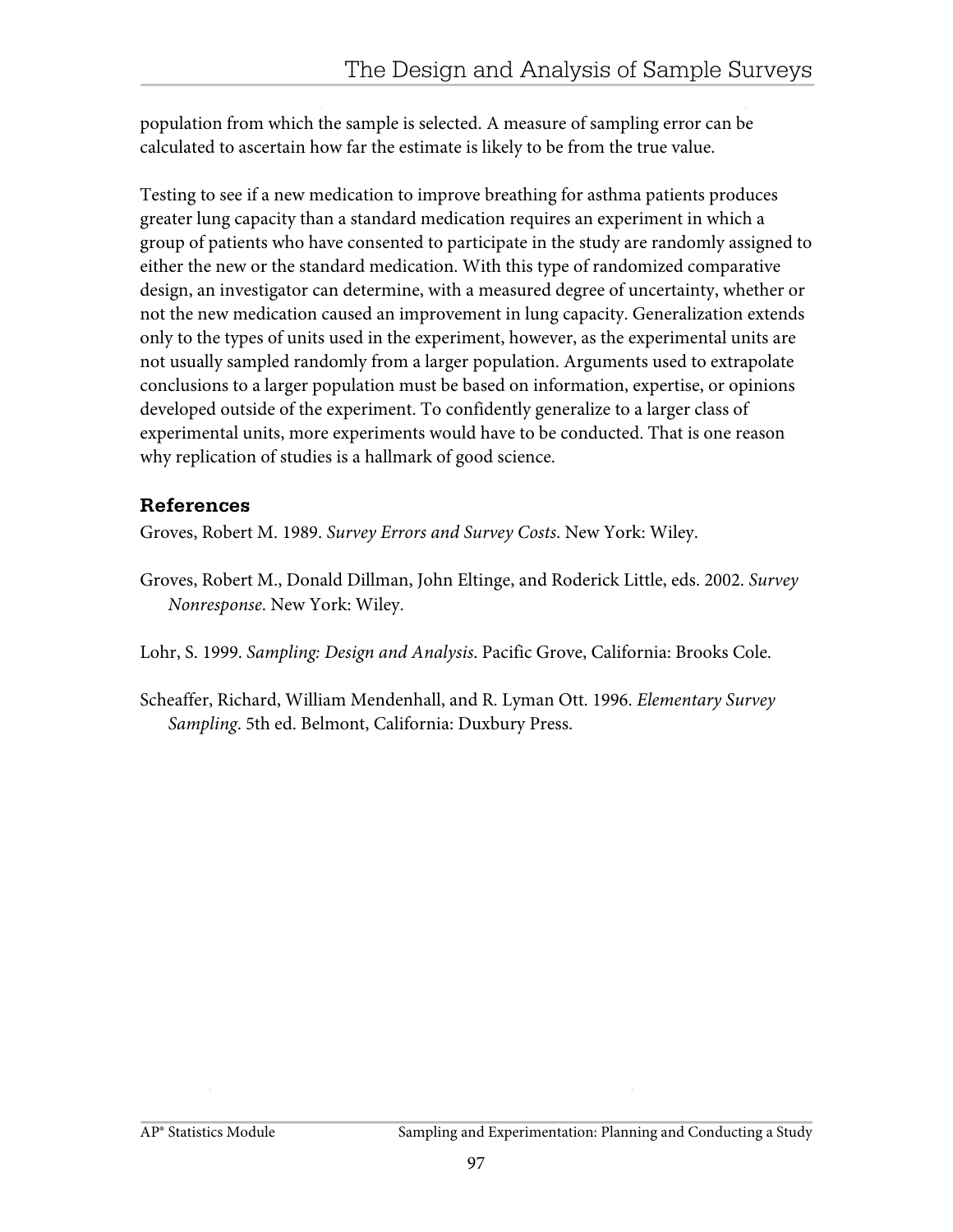population from which the sample is selected. A measure of sampling error can be calculated to ascertain how far the estimate is likely to be from the true value.

Testing to see if a new medication to improve breathing for asthma patients produces greater lung capacity than a standard medication requires an experiment in which a group of patients who have consented to participate in the study are randomly assigned to either the new or the standard medication. With this type of randomized comparative design, an investigator can determine, with a measured degree of uncertainty, whether or not the new medication caused an improvement in lung capacity. Generalization extends only to the types of units used in the experiment, however, as the experimental units are not usually sampled randomly from a larger population. Arguments used to extrapolate conclusions to a larger population must be based on information, expertise, or opinions developed outside of the experiment. To confidently generalize to a larger class of experimental units, more experiments would have to be conducted. That is one reason why replication of studies is a hallmark of good science.

### References

Groves, Robert M. 1989. *Survey Errors and Survey Costs*. New York: Wiley.

Groves, Robert M., Donald Dillman, John Eltinge, and Roderick Little, eds. 2002. *Survey Nonresponse*. New York: Wiley.

Lohr, S. 1999. *Sampling: Design and Analysis*. Pacific Grove, California: Brooks Cole.

Scheaffer, Richard, William Mendenhall, and R. Lyman Ott. 1996. *Elementary Survey Sampling*. 5th ed. Belmont, California: Duxbury Press.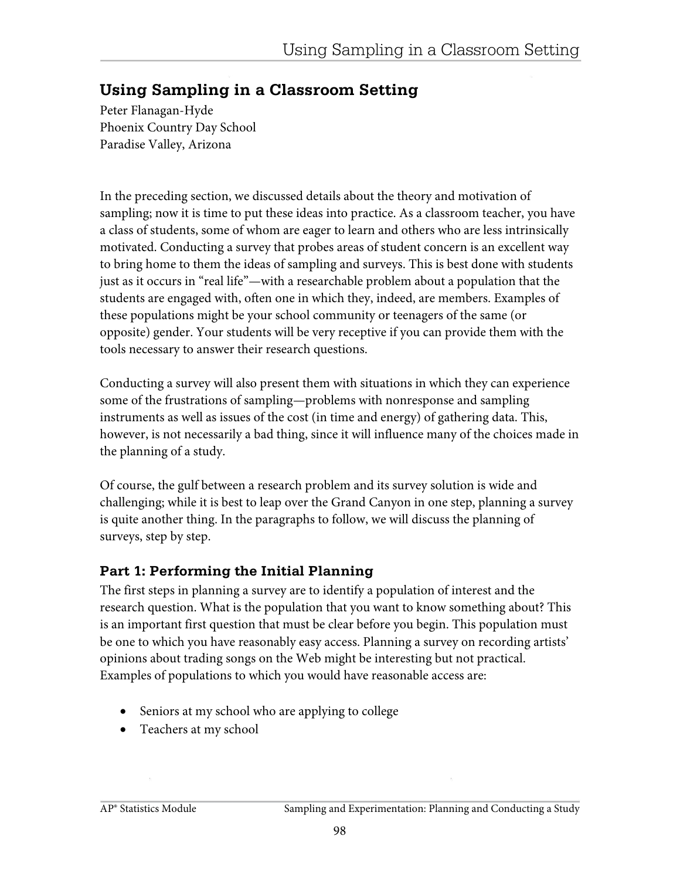## Using Sampling in a Classroom Setting

Peter Flanagan-Hyde
Phoenix Country Day School
Paradise Valley, Arizona

In the preceding section, we discussed details about the theory and motivation of sampling; now it is time to put these ideas into practice. As a classroom teacher, you have a class of students, some of whom are eager to learn and others who are less intrinsically motivated. Conducting a survey that probes areas of student concern is an excellent way to bring home to them the ideas of sampling and surveys. This is best done with students just as it occurs in "real life"—with a researchable problem about a population that the students are engaged with, often one in which they, indeed, are members. Examples of these populations might be your school community or teenagers of the same (or opposite) gender. Your students will be very receptive if you can provide them with the tools necessary to answer their research questions.

Conducting a survey will also present them with situations in which they can experience some of the frustrations of sampling—problems with nonresponse and sampling instruments as well as issues of the cost (in time and energy) of gathering data. This, however, is not necessarily a bad thing, since it will influence many of the choices made in the planning of a study.

Of course, the gulf between a research problem and its survey solution is wide and challenging; while it is best to leap over the Grand Canyon in one step, planning a survey is quite another thing. In the paragraphs to follow, we will discuss the planning of surveys, step by step.

### Part 1: Performing the Initial Planning

The first steps in planning a survey are to identify a population of interest and the research question. What is the population that you want to know something about? This is an important first question that must be clear before you begin. This population must be one to which you have reasonably easy access. Planning a survey on recording artists' opinions about trading songs on the Web might be interesting but not practical. Examples of populations to which you would have reasonable access are:

- Seniors at my school who are applying to college
- Teachers at my school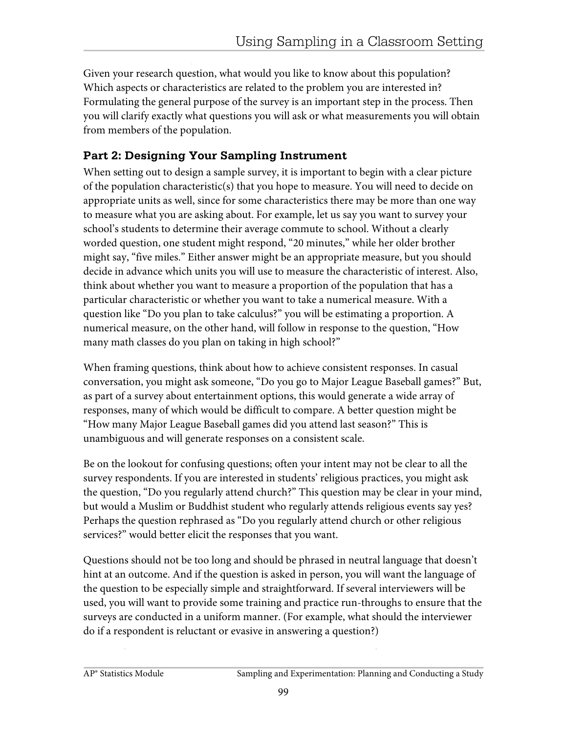Given your research question, what would you like to know about this population? Which aspects or characteristics are related to the problem you are interested in? Formulating the general purpose of the survey is an important step in the process. Then you will clarify exactly what questions you will ask or what measurements you will obtain from members of the population.

### Part 2: Designing Your Sampling Instrument

When setting out to design a sample survey, it is important to begin with a clear picture of the population characteristic(s) that you hope to measure. You will need to decide on appropriate units as well, since for some characteristics there may be more than one way to measure what you are asking about. For example, let us say you want to survey your school's students to determine their average commute to school. Without a clearly worded question, one student might respond, "20 minutes," while her older brother might say, "five miles." Either answer might be an appropriate measure, but you should decide in advance which units you will use to measure the characteristic of interest. Also, think about whether you want to measure a proportion of the population that has a particular characteristic or whether you want to take a numerical measure. With a question like "Do you plan to take calculus?" you will be estimating a proportion. A numerical measure, on the other hand, will follow in response to the question, "How many math classes do you plan on taking in high school?"

When framing questions, think about how to achieve consistent responses. In casual conversation, you might ask someone, "Do you go to Major League Baseball games?" But, as part of a survey about entertainment options, this would generate a wide array of responses, many of which would be difficult to compare. A better question might be "How many Major League Baseball games did you attend last season?" This is unambiguous and will generate responses on a consistent scale.

Be on the lookout for confusing questions; often your intent may not be clear to all the survey respondents. If you are interested in students' religious practices, you might ask the question, "Do you regularly attend church?" This question may be clear in your mind, but would a Muslim or Buddhist student who regularly attends religious events say yes? Perhaps the question rephrased as "Do you regularly attend church or other religious services?" would better elicit the responses that you want.

Questions should not be too long and should be phrased in neutral language that doesn't hint at an outcome. And if the question is asked in person, you will want the language of the question to be especially simple and straightforward. If several interviewers will be used, you will want to provide some training and practice run-throughs to ensure that the surveys are conducted in a uniform manner. (For example, what should the interviewer do if a respondent is reluctant or evasive in answering a question?)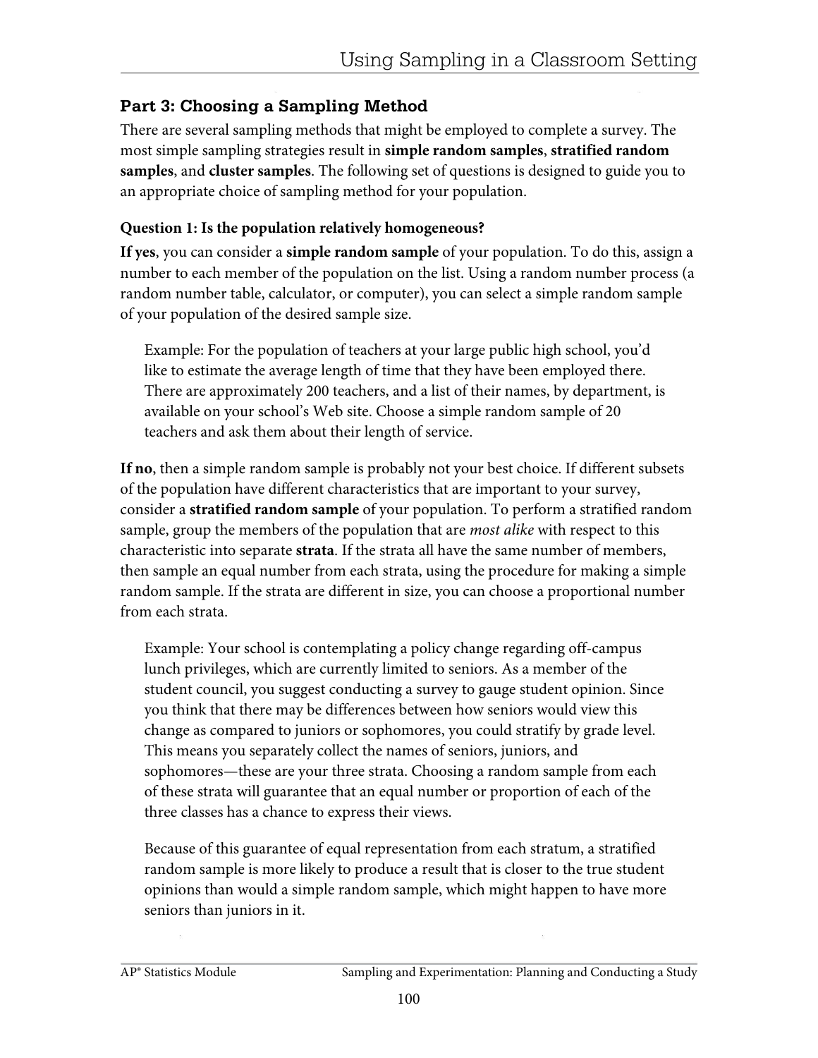## Part 3: Choosing a Sampling Method

There are several sampling methods that might be employed to complete a survey. The most simple sampling strategies result in **simple random samples**, **stratified random samples**, and **cluster samples**. The following set of questions is designed to guide you to an appropriate choice of sampling method for your population.

**Question 1: Is the population relatively homogeneous?**

**If yes**, you can consider a **simple random sample** of your population. To do this, assign a number to each member of the population on the list. Using a random number process (a random number table, calculator, or computer), you can select a simple random sample of your population of the desired sample size.

> Example: For the population of teachers at your large public high school, you'd like to estimate the average length of time that they have been employed there. There are approximately 200 teachers, and a list of their names, by department, is available on your school's Web site. Choose a simple random sample of 20 teachers and ask them about their length of service.

**If no**, then a simple random sample is probably not your best choice. If different subsets of the population have different characteristics that are important to your survey, consider a **stratified random sample** of your population. To perform a stratified random sample, group the members of the population that are *most alike* with respect to this characteristic into separate **strata**. If the strata all have the same number of members, then sample an equal number from each strata, using the procedure for making a simple random sample. If the strata are different in size, you can choose a proportional number from each strata.

> Example: Your school is contemplating a policy change regarding off-campus lunch privileges, which are currently limited to seniors. As a member of the student council, you suggest conducting a survey to gauge student opinion. Since you think that there may be differences between how seniors would view this change as compared to juniors or sophomores, you could stratify by grade level. This means you separately collect the names of seniors, juniors, and sophomores—these are your three strata. Choosing a random sample from each of these strata will guarantee that an equal number or proportion of each of the three classes has a chance to express their views.
>
> Because of this guarantee of equal representation from each stratum, a stratified random sample is more likely to produce a result that is closer to the true student opinions than would a simple random sample, which might happen to have more seniors than juniors in it.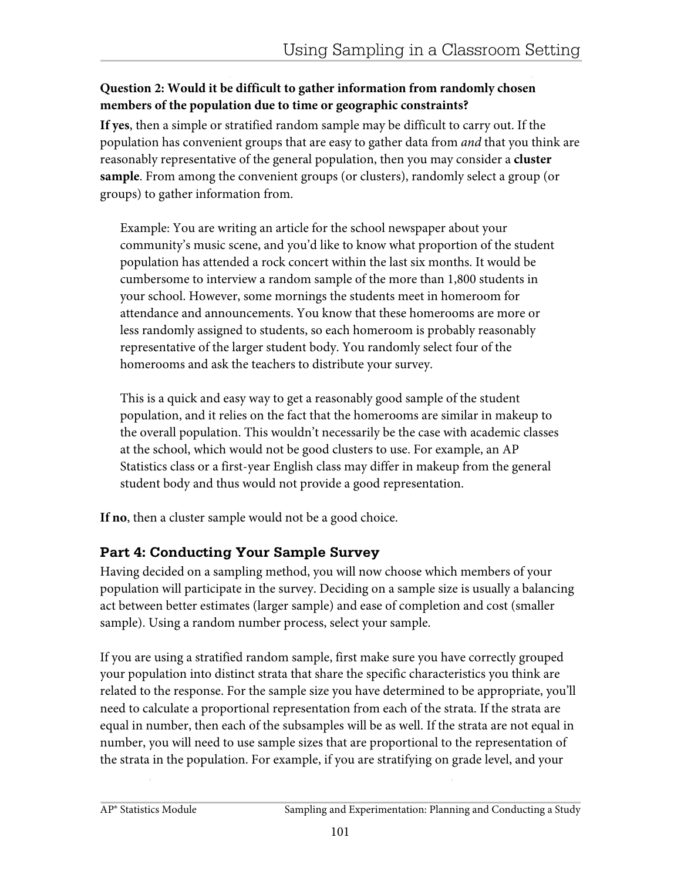**Question 2: Would it be difficult to gather information from randomly chosen members of the population due to time or geographic constraints?**

**If yes**, then a simple or stratified random sample may be difficult to carry out. If the population has convenient groups that are easy to gather data from *and* that you think are reasonably representative of the general population, then you may consider a **cluster sample**. From among the convenient groups (or clusters), randomly select a group (or groups) to gather information from.

> Example: You are writing an article for the school newspaper about your community's music scene, and you'd like to know what proportion of the student population has attended a rock concert within the last six months. It would be cumbersome to interview a random sample of the more than 1,800 students in your school. However, some mornings the students meet in homeroom for attendance and announcements. You know that these homerooms are more or less randomly assigned to students, so each homeroom is probably reasonably representative of the larger student body. You randomly select four of the homerooms and ask the teachers to distribute your survey.
>
> This is a quick and easy way to get a reasonably good sample of the student population, and it relies on the fact that the homerooms are similar in makeup to the overall population. This wouldn't necessarily be the case with academic classes at the school, which would not be good clusters to use. For example, an AP Statistics class or a first-year English class may differ in makeup from the general student body and thus would not provide a good representation.

**If no**, then a cluster sample would not be a good choice.

## Part 4: Conducting Your Sample Survey

Having decided on a sampling method, you will now choose which members of your population will participate in the survey. Deciding on a sample size is usually a balancing act between better estimates (larger sample) and ease of completion and cost (smaller sample). Using a random number process, select your sample.

If you are using a stratified random sample, first make sure you have correctly grouped your population into distinct strata that share the specific characteristics you think are related to the response. For the sample size you have determined to be appropriate, you'll need to calculate a proportional representation from each of the strata. If the strata are equal in number, then each of the subsamples will be as well. If the strata are not equal in number, you will need to use sample sizes that are proportional to the representation of the strata in the population. For example, if you are stratifying on grade level, and your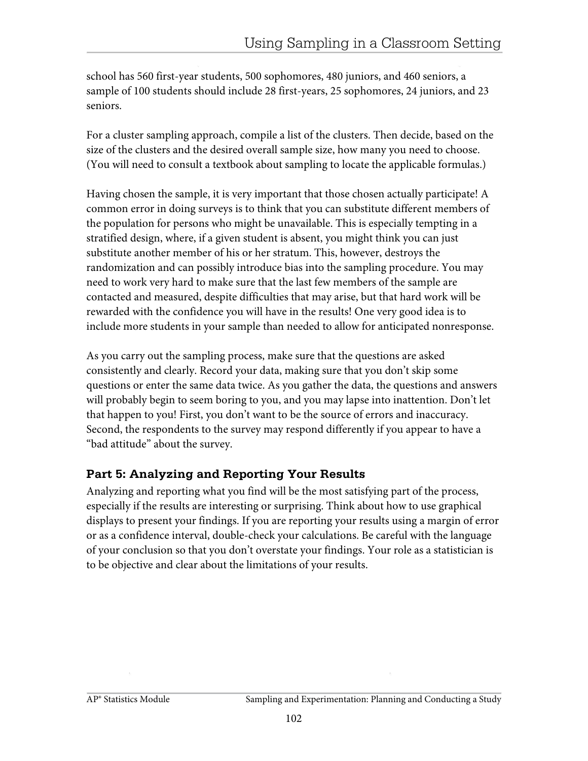school has 560 first-year students, 500 sophomores, 480 juniors, and 460 seniors, a sample of 100 students should include 28 first-years, 25 sophomores, 24 juniors, and 23 seniors.

For a cluster sampling approach, compile a list of the clusters. Then decide, based on the size of the clusters and the desired overall sample size, how many you need to choose. (You will need to consult a textbook about sampling to locate the applicable formulas.)

Having chosen the sample, it is very important that those chosen actually participate! A common error in doing surveys is to think that you can substitute different members of the population for persons who might be unavailable. This is especially tempting in a stratified design, where, if a given student is absent, you might think you can just substitute another member of his or her stratum. This, however, destroys the randomization and can possibly introduce bias into the sampling procedure. You may need to work very hard to make sure that the last few members of the sample are contacted and measured, despite difficulties that may arise, but that hard work will be rewarded with the confidence you will have in the results! One very good idea is to include more students in your sample than needed to allow for anticipated nonresponse.

As you carry out the sampling process, make sure that the questions are asked consistently and clearly. Record your data, making sure that you don't skip some questions or enter the same data twice. As you gather the data, the questions and answers will probably begin to seem boring to you, and you may lapse into inattention. Don't let that happen to you! First, you don't want to be the source of errors and inaccuracy. Second, the respondents to the survey may respond differently if you appear to have a "bad attitude" about the survey.

### Part 5: Analyzing and Reporting Your Results

Analyzing and reporting what you find will be the most satisfying part of the process, especially if the results are interesting or surprising. Think about how to use graphical displays to present your findings. If you are reporting your results using a margin of error or as a confidence interval, double-check your calculations. Be careful with the language of your conclusion so that you don't overstate your findings. Your role as a statistician is to be objective and clear about the limitations of your results.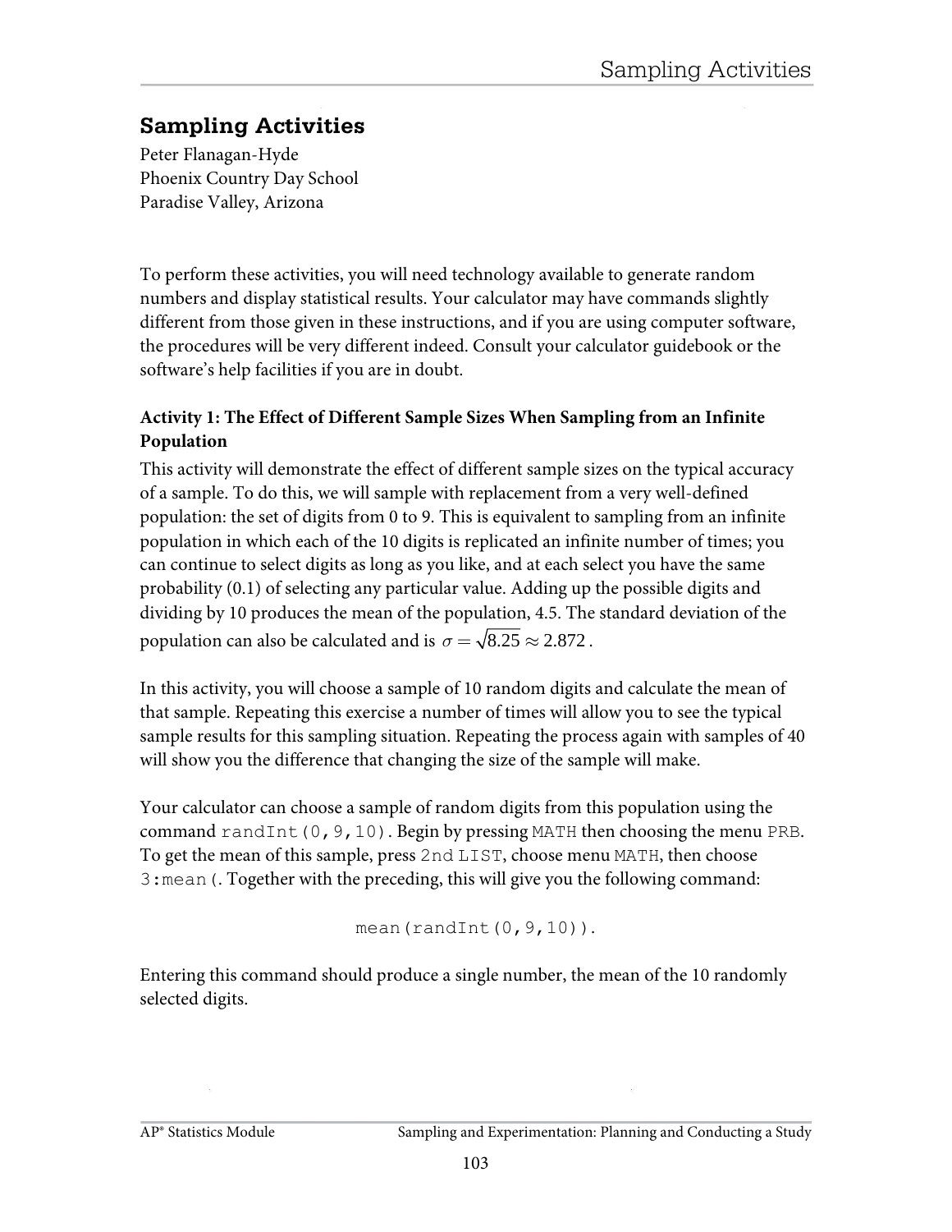# Sampling Activities

Peter Flanagan-Hyde
Phoenix Country Day School
Paradise Valley, Arizona

To perform these activities, you will need technology available to generate random numbers and display statistical results. Your calculator may have commands slightly different from those given in these instructions, and if you are using computer software, the procedures will be very different indeed. Consult your calculator guidebook or the software's help facilities if you are in doubt.

**Activity 1: The Effect of Different Sample Sizes When Sampling from an Infinite Population**

This activity will demonstrate the effect of different sample sizes on the typical accuracy of a sample. To do this, we will sample with replacement from a very well-defined population: the set of digits from 0 to 9. This is equivalent to sampling from an infinite population in which each of the 10 digits is replicated an infinite number of times; you can continue to select digits as long as you like, and at each select you have the same probability (0.1) of selecting any particular value. Adding up the possible digits and dividing by 10 produces the mean of the population, 4.5. The standard deviation of the population can also be calculated and is $\sigma = \sqrt{8.25} \approx 2.872$.

In this activity, you will choose a sample of 10 random digits and calculate the mean of that sample. Repeating this exercise a number of times will allow you to see the typical sample results for this sampling situation. Repeating the process again with samples of 40 will show you the difference that changing the size of the sample will make.

Your calculator can choose a sample of random digits from this population using the command `randInt(0,9,10)`. Begin by pressing `MATH` then choosing the menu `PRB`. To get the mean of this sample, press `2nd LIST`, choose menu `MATH`, then choose `3:mean(`. Together with the preceding, this will give you the following command:

```
mean(randInt(0,9,10)).
```

Entering this command should produce a single number, the mean of the 10 randomly selected digits.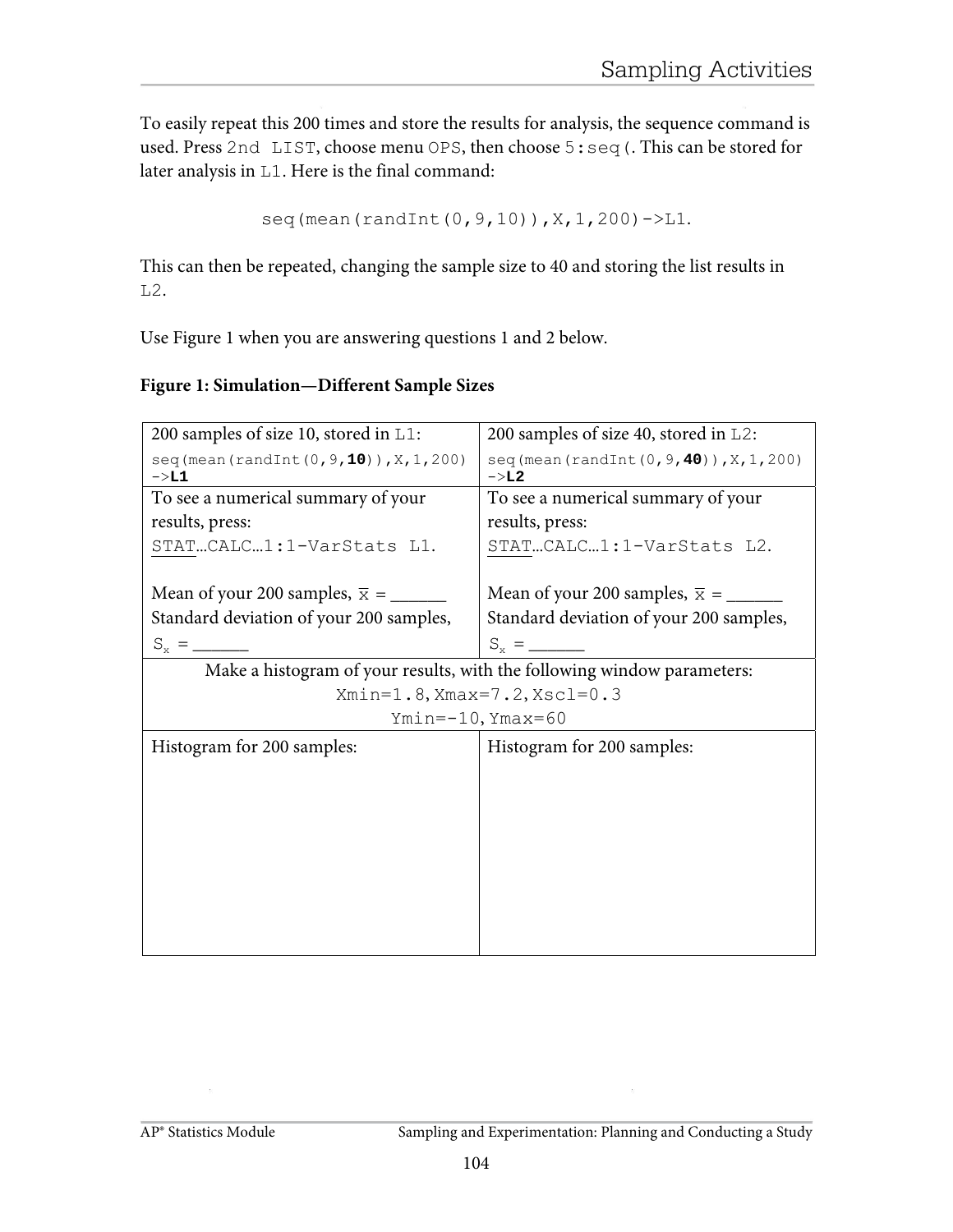To easily repeat this 200 times and store the results for analysis, the sequence command is used. Press `2nd LIST`, choose menu `OPS`, then choose `5:seq(`. This can be stored for later analysis in `L1`. Here is the final command:

```
seq(mean(randInt(0,9,10)),X,1,200)->L1.
```

This can then be repeated, changing the sample size to 40 and storing the list results in `L2`.

Use Figure 1 when you are answering questions 1 and 2 below.

**Figure 1: Simulation—Different Sample Sizes**

| 200 samples of size 10, stored in `L1`: `seq(mean(randInt(0,9,`**`10`**`)),X,1,200)->`**`L1`** | 200 samples of size 40, stored in `L2`: `seq(mean(randInt(0,9,`**`40`**`)),X,1,200)->`**`L2`** |
|---|---|
| To see a numerical summary of your results, press: STAT…CALC…`1:1-VarStats L1`. <br><br> Mean of your 200 samples, $\bar{x}$ = ______ <br> Standard deviation of your 200 samples, $S_x$ = ______ | To see a numerical summary of your results, press: STAT…CALC…`1:1-VarStats L2`. <br><br> Mean of your 200 samples, $\bar{x}$ = ______ <br> Standard deviation of your 200 samples, $S_x$ = ______ |
| Make a histogram of your results, with the following window parameters: `Xmin=1.8, Xmax=7.2, Xscl=0.3` `Ymin=-10, Ymax=60` | |
| Histogram for 200 samples: | Histogram for 200 samples: |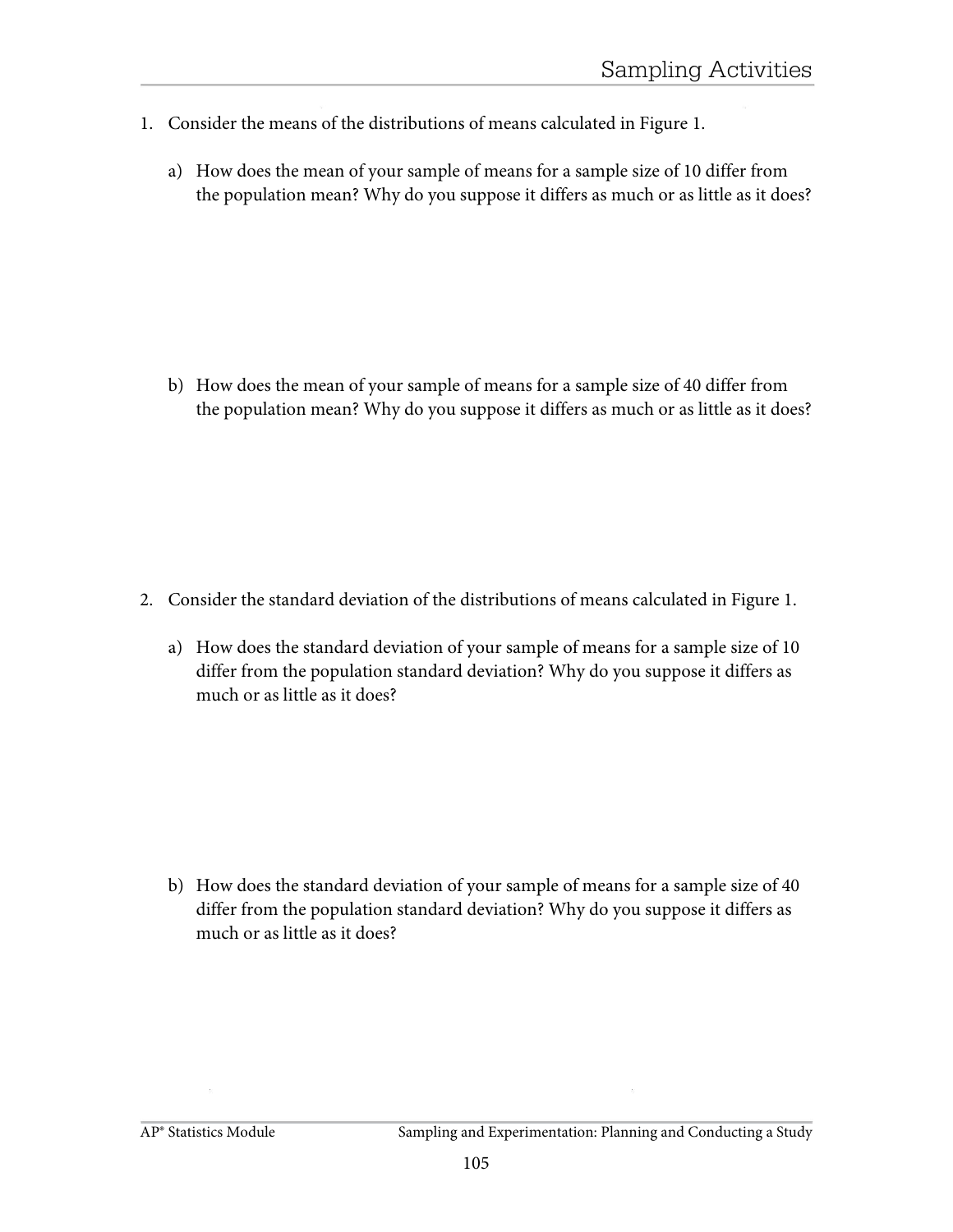1. Consider the means of the distributions of means calculated in Figure 1.

   a) How does the mean of your sample of means for a sample size of 10 differ from the population mean? Why do you suppose it differs as much or as little as it does?

   b) How does the mean of your sample of means for a sample size of 40 differ from the population mean? Why do you suppose it differs as much or as little as it does?

2. Consider the standard deviation of the distributions of means calculated in Figure 1.

   a) How does the standard deviation of your sample of means for a sample size of 10 differ from the population standard deviation? Why do you suppose it differs as much or as little as it does?

   b) How does the standard deviation of your sample of means for a sample size of 40 differ from the population standard deviation? Why do you suppose it differs as much or as little as it does?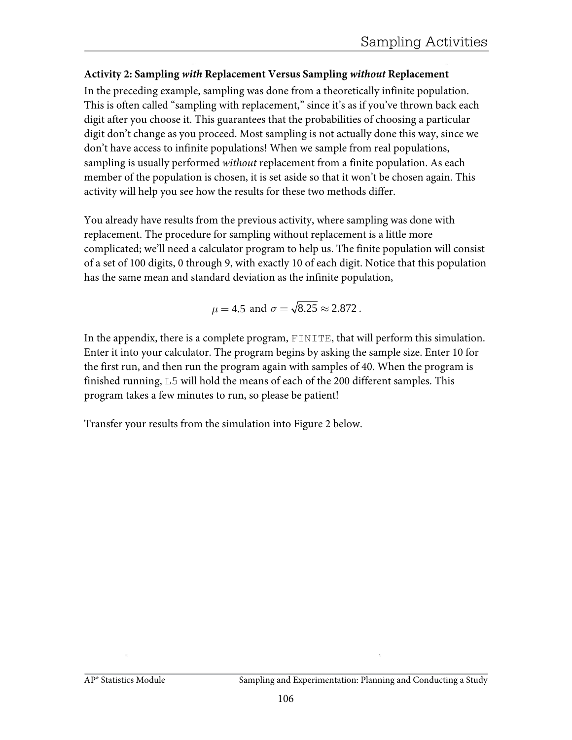### Activity 2: Sampling *with* Replacement Versus Sampling *without* Replacement

In the preceding example, sampling was done from a theoretically infinite population. This is often called "sampling with replacement," since it's as if you've thrown back each digit after you choose it. This guarantees that the probabilities of choosing a particular digit don't change as you proceed. Most sampling is not actually done this way, since we don't have access to infinite populations! When we sample from real populations, sampling is usually performed *without* replacement from a finite population. As each member of the population is chosen, it is set aside so that it won't be chosen again. This activity will help you see how the results for these two methods differ.

You already have results from the previous activity, where sampling was done with replacement. The procedure for sampling without replacement is a little more complicated; we'll need a calculator program to help us. The finite population will consist of a set of 100 digits, 0 through 9, with exactly 10 of each digit. Notice that this population has the same mean and standard deviation as the infinite population,

$$\mu = 4.5 \text{ and } \sigma = \sqrt{8.25} \approx 2.872 .$$

In the appendix, there is a complete program, `FINITE`, that will perform this simulation. Enter it into your calculator. The program begins by asking the sample size. Enter 10 for the first run, and then run the program again with samples of 40. When the program is finished running, `L5` will hold the means of each of the 200 different samples. This program takes a few minutes to run, so please be patient!

Transfer your results from the simulation into Figure 2 below.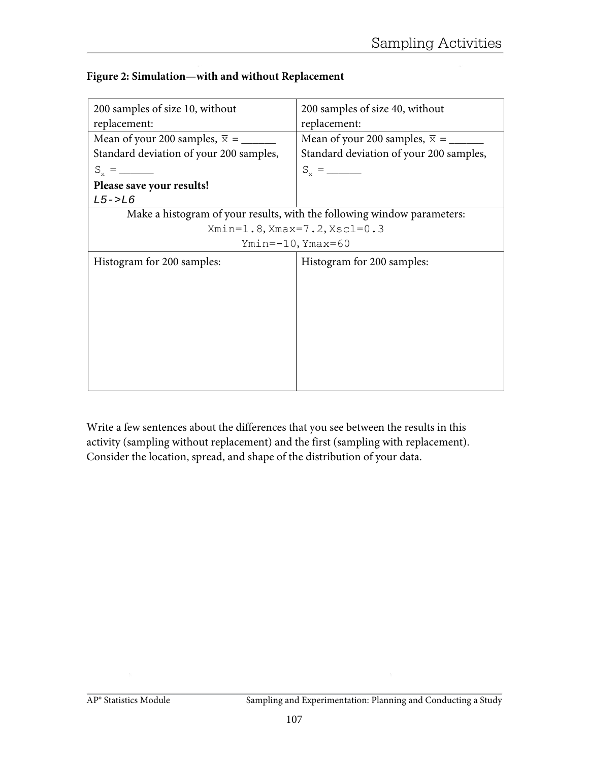**Figure 2: Simulation—with and without Replacement**

| 200 samples of size 10, without replacement: | 200 samples of size 40, without replacement: |
|---|---|
| Mean of your 200 samples, $\overline{x}$ = ______<br>Standard deviation of your 200 samples, $S_x$ = ______<br>**Please save your results!**<br>*L5->L6* | Mean of your 200 samples, $\overline{x}$ = ______<br>Standard deviation of your 200 samples, $S_x$ = ______ |
| Make a histogram of your results, with the following window parameters:<br>`Xmin=1.8, Xmax=7.2, Xscl=0.3`<br>`Ymin=-10, Ymax=60` | |
| Histogram for 200 samples: | Histogram for 200 samples: |

Write a few sentences about the differences that you see between the results in this activity (sampling without replacement) and the first (sampling with replacement). Consider the location, spread, and shape of the distribution of your data.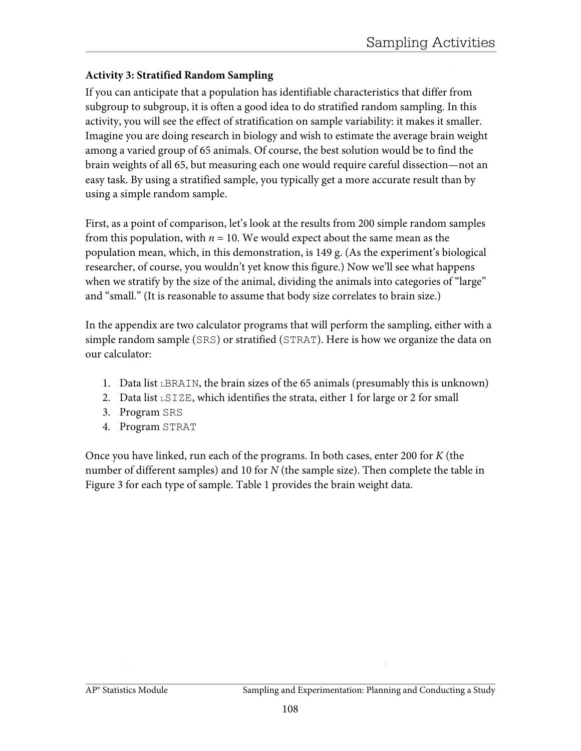### Activity 3: Stratified Random Sampling

If you can anticipate that a population has identifiable characteristics that differ from subgroup to subgroup, it is often a good idea to do stratified random sampling. In this activity, you will see the effect of stratification on sample variability: it makes it smaller. Imagine you are doing research in biology and wish to estimate the average brain weight among a varied group of 65 animals. Of course, the best solution would be to find the brain weights of all 65, but measuring each one would require careful dissection—not an easy task. By using a stratified sample, you typically get a more accurate result than by using a simple random sample.

First, as a point of comparison, let's look at the results from 200 simple random samples from this population, with $n = 10$. We would expect about the same mean as the population mean, which, in this demonstration, is 149 g. (As the experiment's biological researcher, of course, you wouldn't yet know this figure.) Now we'll see what happens when we stratify by the size of the animal, dividing the animals into categories of "large" and "small." (It is reasonable to assume that body size correlates to brain size.)

In the appendix are two calculator programs that will perform the sampling, either with a simple random sample (`SRS`) or stratified (`STRAT`). Here is how we organize the data on our calculator:

1. Data list `LBRAIN`, the brain sizes of the 65 animals (presumably this is unknown)
2. Data list `LSIZE`, which identifies the strata, either 1 for large or 2 for small
3. Program `SRS`
4. Program `STRAT`

Once you have linked, run each of the programs. In both cases, enter 200 for *K* (the number of different samples) and 10 for *N* (the sample size). Then complete the table in Figure 3 for each type of sample. Table 1 provides the brain weight data.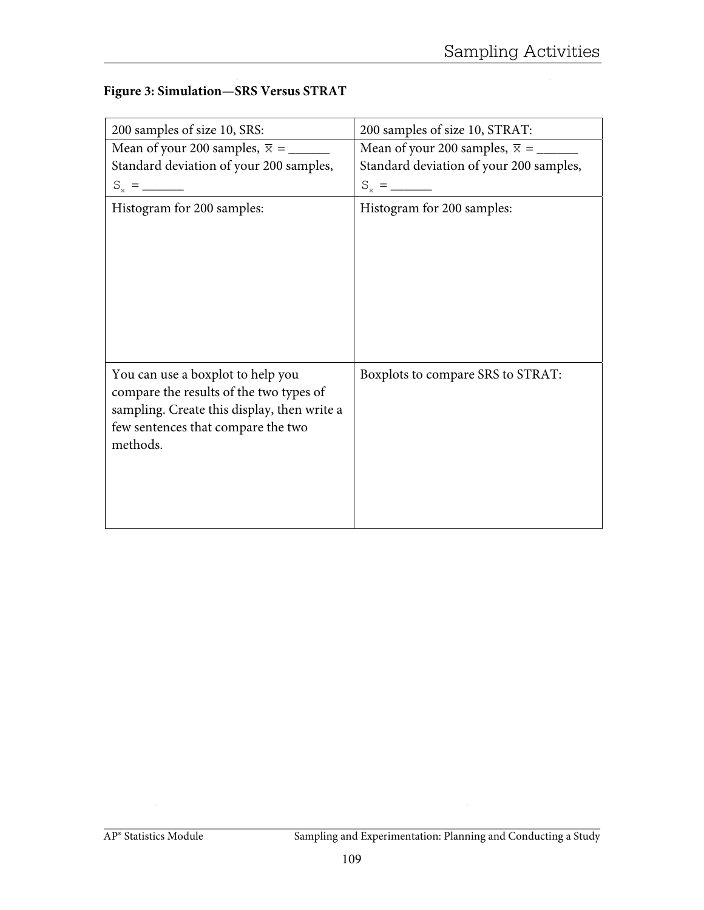**Figure 3: Simulation—SRS Versus STRAT**

| 200 samples of size 10, SRS: | 200 samples of size 10, STRAT: |
|---|---|
| Mean of your 200 samples, $\overline{x}$ = ______<br>Standard deviation of your 200 samples, $S_x$ = ______ | Mean of your 200 samples, $\overline{x}$ = ______<br>Standard deviation of your 200 samples, $S_x$ = ______ |
| Histogram for 200 samples: | Histogram for 200 samples: |
| You can use a boxplot to help you compare the results of the two types of sampling. Create this display, then write a few sentences that compare the two methods. | Boxplots to compare SRS to STRAT: |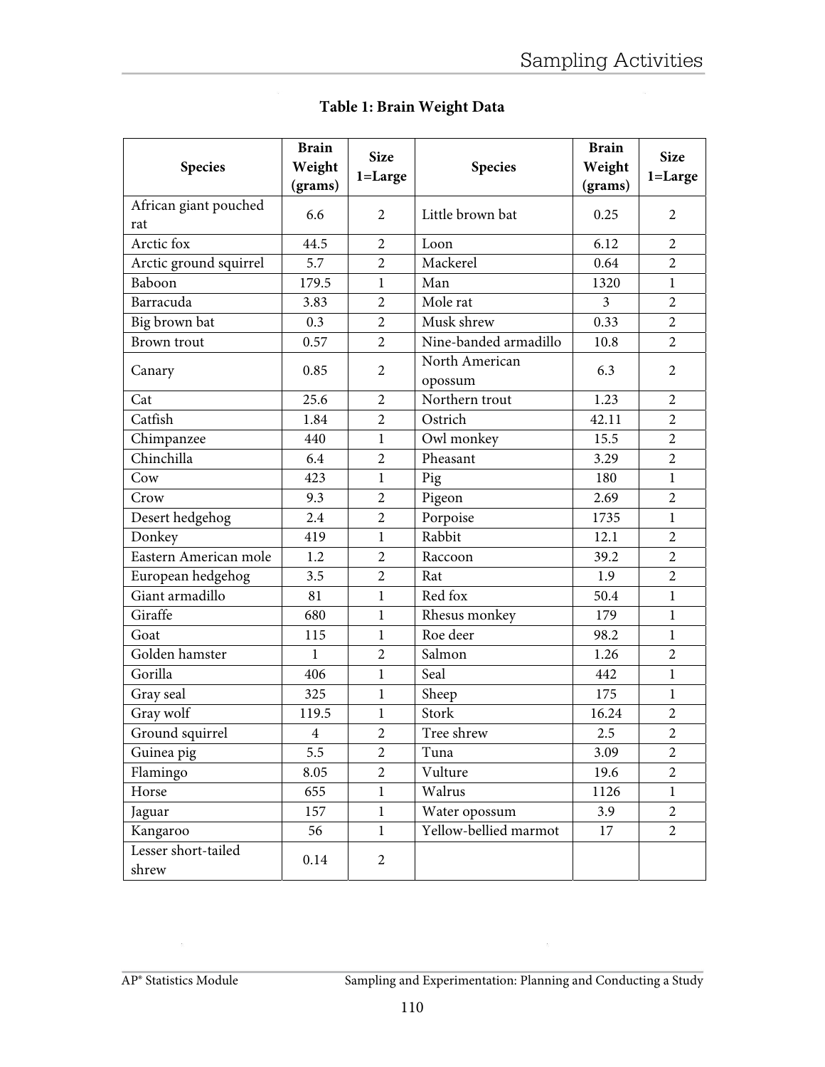**Table 1: Brain Weight Data**

| Species | Brain Weight (grams) | Size 1=Large | Species | Brain Weight (grams) | Size 1=Large |
|---|---|---|---|---|---|
| African giant pouched rat | 6.6 | 2 | Little brown bat | 0.25 | 2 |
| Arctic fox | 44.5 | 2 | Loon | 6.12 | 2 |
| Arctic ground squirrel | 5.7 | 2 | Mackerel | 0.64 | 2 |
| Baboon | 179.5 | 1 | Man | 1320 | 1 |
| Barracuda | 3.83 | 2 | Mole rat | 3 | 2 |
| Big brown bat | 0.3 | 2 | Musk shrew | 0.33 | 2 |
| Brown trout | 0.57 | 2 | Nine-banded armadillo | 10.8 | 2 |
| Canary | 0.85 | 2 | North American opossum | 6.3 | 2 |
| Cat | 25.6 | 2 | Northern trout | 1.23 | 2 |
| Catfish | 1.84 | 2 | Ostrich | 42.11 | 2 |
| Chimpanzee | 440 | 1 | Owl monkey | 15.5 | 2 |
| Chinchilla | 6.4 | 2 | Pheasant | 3.29 | 2 |
| Cow | 423 | 1 | Pig | 180 | 1 |
| Crow | 9.3 | 2 | Pigeon | 2.69 | 2 |
| Desert hedgehog | 2.4 | 2 | Porpoise | 1735 | 1 |
| Donkey | 419 | 1 | Rabbit | 12.1 | 2 |
| Eastern American mole | 1.2 | 2 | Raccoon | 39.2 | 2 |
| European hedgehog | 3.5 | 2 | Rat | 1.9 | 2 |
| Giant armadillo | 81 | 1 | Red fox | 50.4 | 1 |
| Giraffe | 680 | 1 | Rhesus monkey | 179 | 1 |
| Goat | 115 | 1 | Roe deer | 98.2 | 1 |
| Golden hamster | 1 | 2 | Salmon | 1.26 | 2 |
| Gorilla | 406 | 1 | Seal | 442 | 1 |
| Gray seal | 325 | 1 | Sheep | 175 | 1 |
| Gray wolf | 119.5 | 1 | Stork | 16.24 | 2 |
| Ground squirrel | 4 | 2 | Tree shrew | 2.5 | 2 |
| Guinea pig | 5.5 | 2 | Tuna | 3.09 | 2 |
| Flamingo | 8.05 | 2 | Vulture | 19.6 | 2 |
| Horse | 655 | 1 | Walrus | 1126 | 1 |
| Jaguar | 157 | 1 | Water opossum | 3.9 | 2 |
| Kangaroo | 56 | 1 | Yellow-bellied marmot | 17 | 2 |
| Lesser short-tailed shrew | 0.14 | 2 | | | |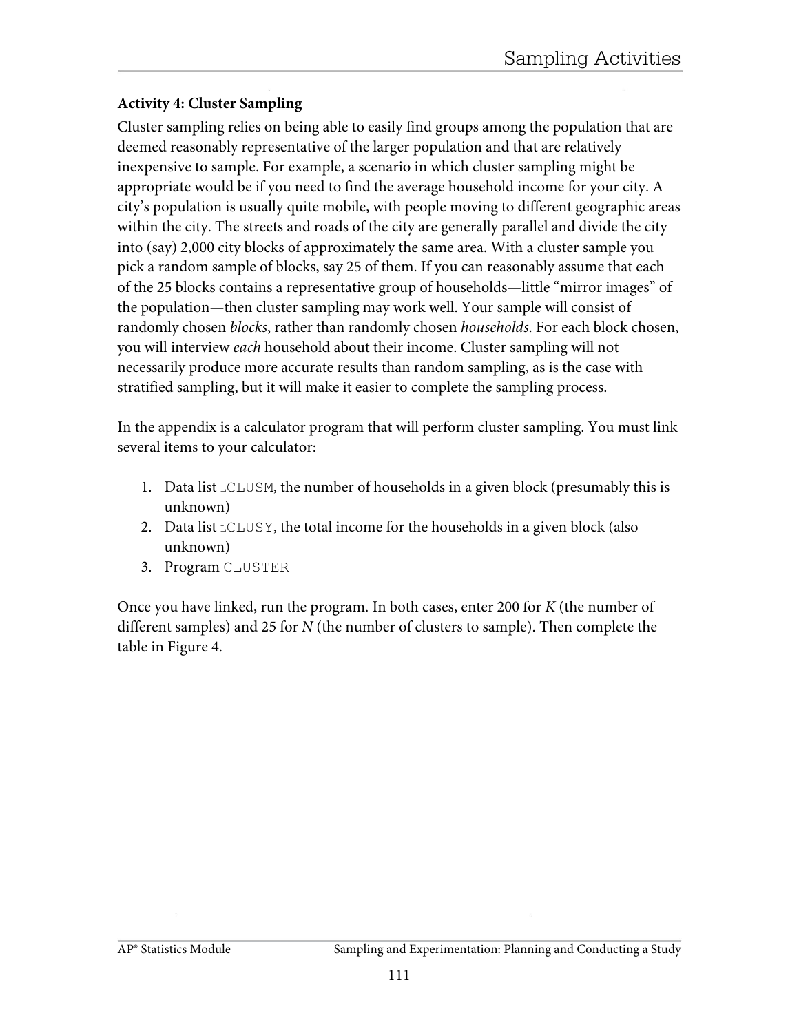### Activity 4: Cluster Sampling

Cluster sampling relies on being able to easily find groups among the population that are deemed reasonably representative of the larger population and that are relatively inexpensive to sample. For example, a scenario in which cluster sampling might be appropriate would be if you need to find the average household income for your city. A city's population is usually quite mobile, with people moving to different geographic areas within the city. The streets and roads of the city are generally parallel and divide the city into (say) 2,000 city blocks of approximately the same area. With a cluster sample you pick a random sample of blocks, say 25 of them. If you can reasonably assume that each of the 25 blocks contains a representative group of households—little "mirror images" of the population—then cluster sampling may work well. Your sample will consist of randomly chosen *blocks*, rather than randomly chosen *households*. For each block chosen, you will interview *each* household about their income. Cluster sampling will not necessarily produce more accurate results than random sampling, as is the case with stratified sampling, but it will make it easier to complete the sampling process.

In the appendix is a calculator program that will perform cluster sampling. You must link several items to your calculator:

1. Data list `LCLUSM`, the number of households in a given block (presumably this is unknown)
2. Data list `LCLUSY`, the total income for the households in a given block (also unknown)
3. Program `CLUSTER`

Once you have linked, run the program. In both cases, enter 200 for *K* (the number of different samples) and 25 for *N* (the number of clusters to sample). Then complete the table in Figure 4.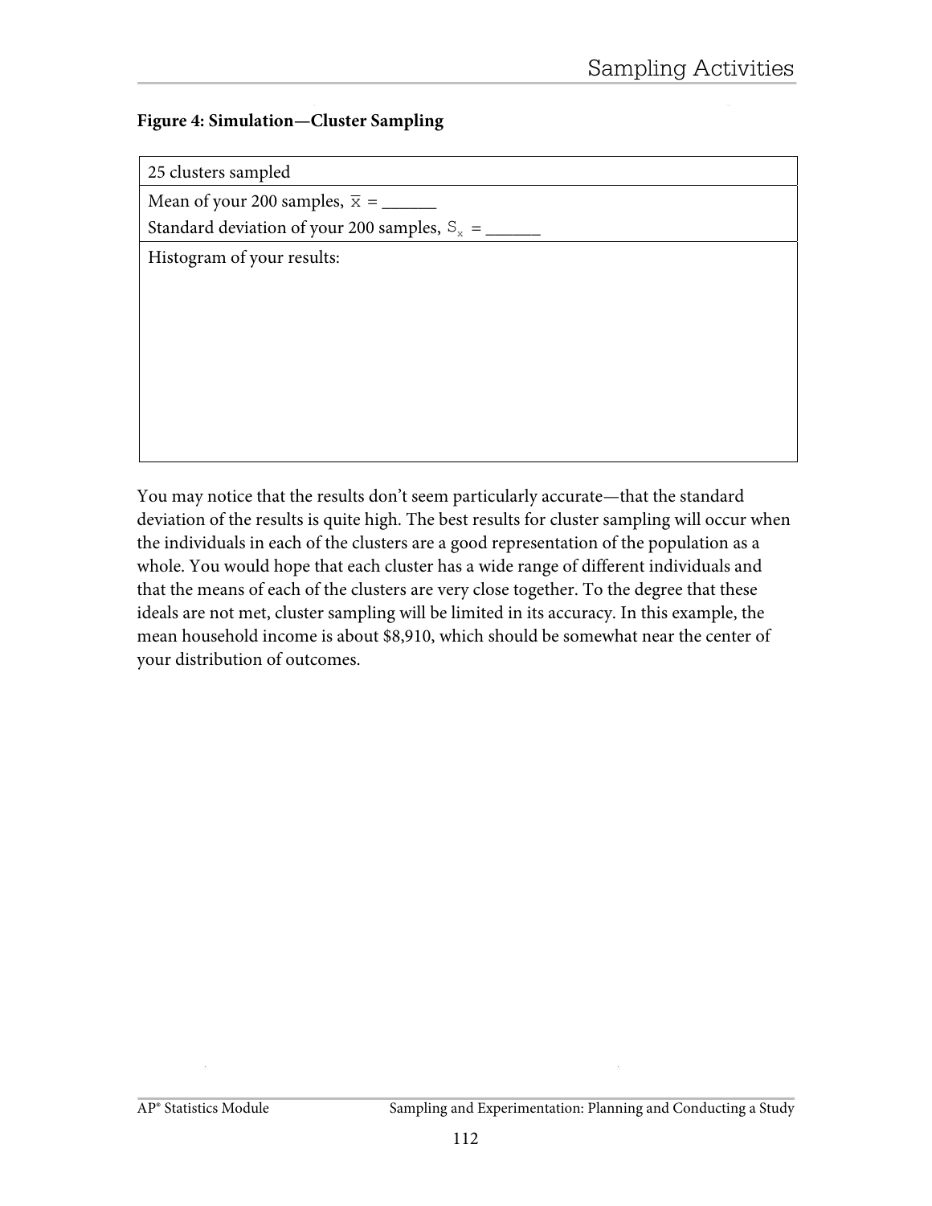**Figure 4: Simulation—Cluster Sampling**

| 25 clusters sampled |
| --- |
| Mean of your 200 samples, $\overline{x}$ = ______ <br> Standard deviation of your 200 samples, $S_x$ = ______ |
| Histogram of your results: |

You may notice that the results don't seem particularly accurate—that the standard deviation of the results is quite high. The best results for cluster sampling will occur when the individuals in each of the clusters are a good representation of the population as a whole. You would hope that each cluster has a wide range of different individuals and that the means of each of the clusters are very close together. To the degree that these ideals are not met, cluster sampling will be limited in its accuracy. In this example, the mean household income is about $8,910, which should be somewhat near the center of your distribution of outcomes.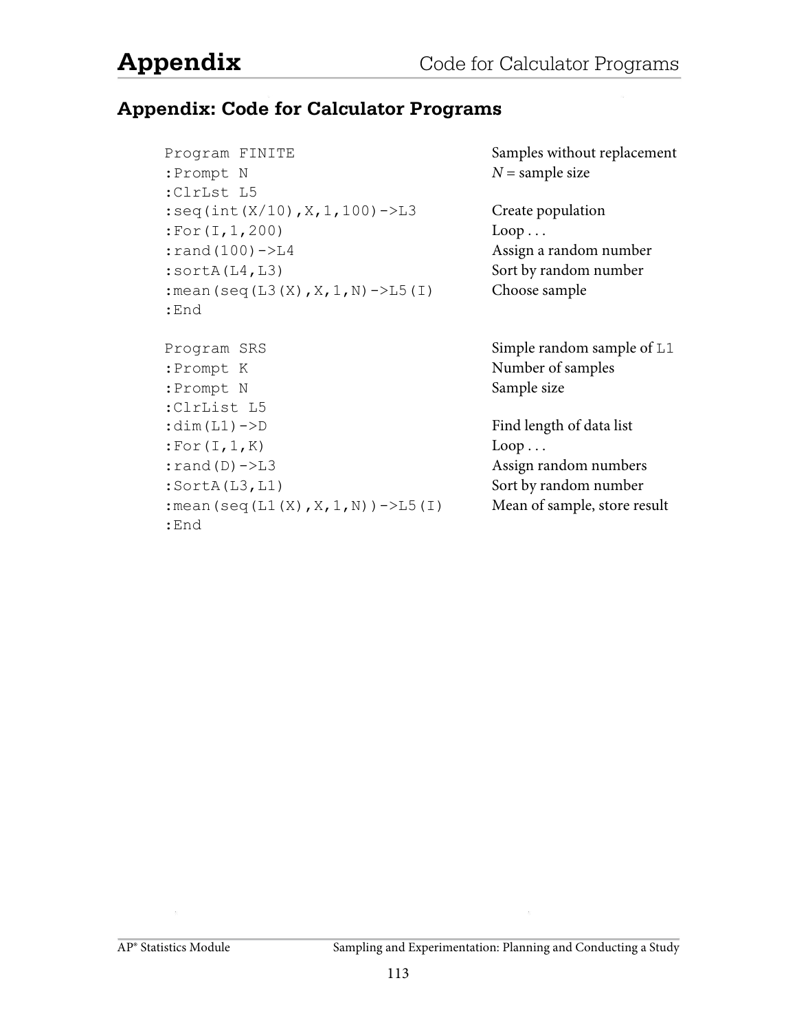## Appendix: Code for Calculator Programs

| Code | Comment |
|---|---|
| `Program FINITE` | Samples without replacement |
| `:Prompt N` | *N* = sample size |
| `:ClrLst L5` | |
| `:seq(int(X/10),X,1,100)->L3` | Create population |
| `:For(I,1,200)` | Loop . . . |
| `:rand(100)->L4` | Assign a random number |
| `:sortA(L4,L3)` | Sort by random number |
| `:mean(seq(L3(X),X,1,N)->L5(I)` | Choose sample |
| `:End` | |

| Code | Comment |
|---|---|
| `Program SRS` | Simple random sample of `L1` |
| `:Prompt K` | Number of samples |
| `:Prompt N` | Sample size |
| `:ClrList L5` | |
| `:dim(L1)->D` | Find length of data list |
| `:For(I,1,K)` | Loop . . . |
| `:rand(D)->L3` | Assign random numbers |
| `:SortA(L3,L1)` | Sort by random number |
| `:mean(seq(L1(X),X,1,N))->L5(I)` | Mean of sample, store result |
| `:End` | |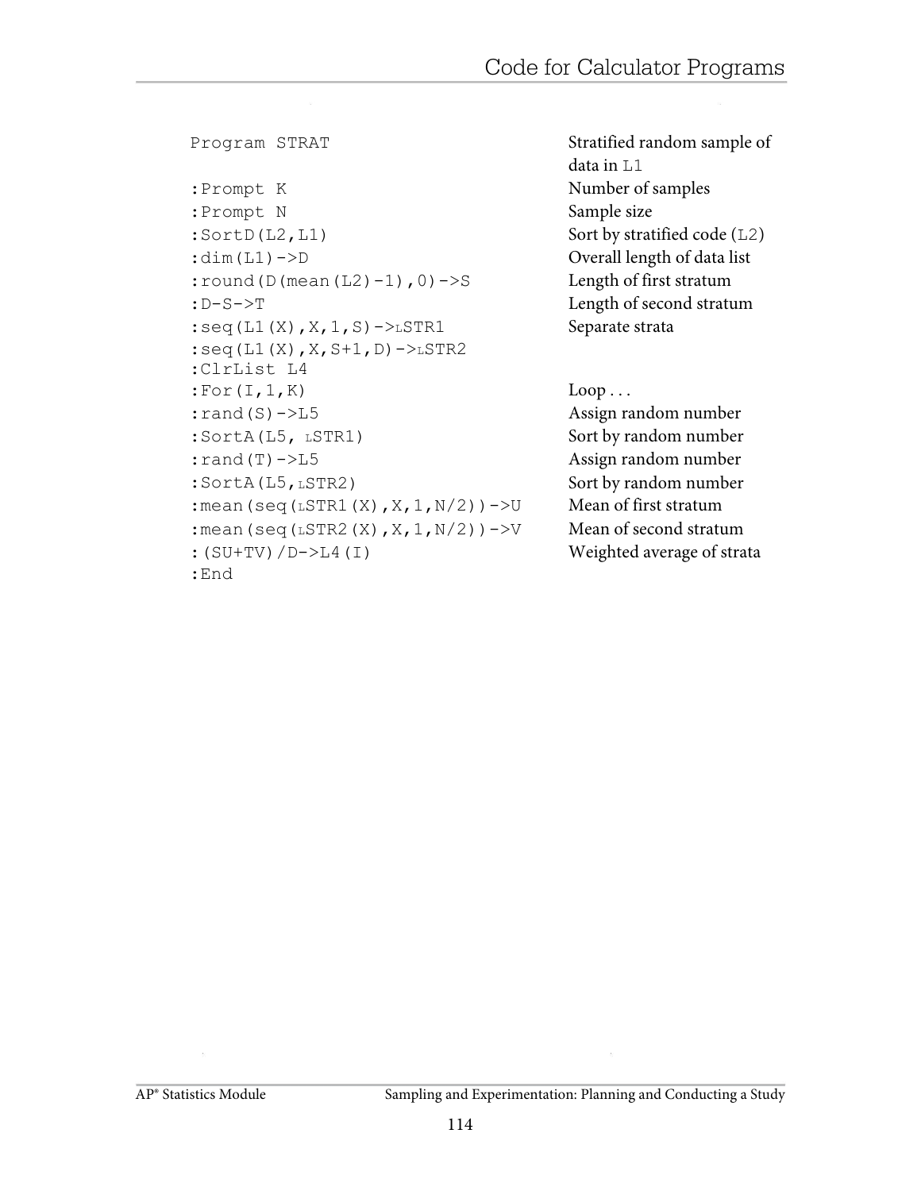| Program STRAT | Stratified random sample of data in L1 |
|---|---|
| :Prompt K | Number of samples |
| :Prompt N | Sample size |
| :SortD(L2,L1) | Sort by stratified code (L2) |
| :dim(L1)->D | Overall length of data list |
| :round(D(mean(L2)-1),0)->S | Length of first stratum |
| :D-S->T | Length of second stratum |
| :seq(L1(X),X,1,S)->ʟSTR1 | Separate strata |
| :seq(L1(X),X,S+1,D)->ʟSTR2 | |
| :ClrList L4 | |
| :For(I,1,K) | Loop . . . |
| :rand(S)->L5 | Assign random number |
| :SortA(L5, ʟSTR1) | Sort by random number |
| :rand(T)->L5 | Assign random number |
| :SortA(L5,ʟSTR2) | Sort by random number |
| :mean(seq(ʟSTR1(X),X,1,N/2))->U | Mean of first stratum |
| :mean(seq(ʟSTR2(X),X,1,N/2))->V | Mean of second stratum |
| :(SU+TV)/D->L4(I) | Weighted average of strata |
| :End | |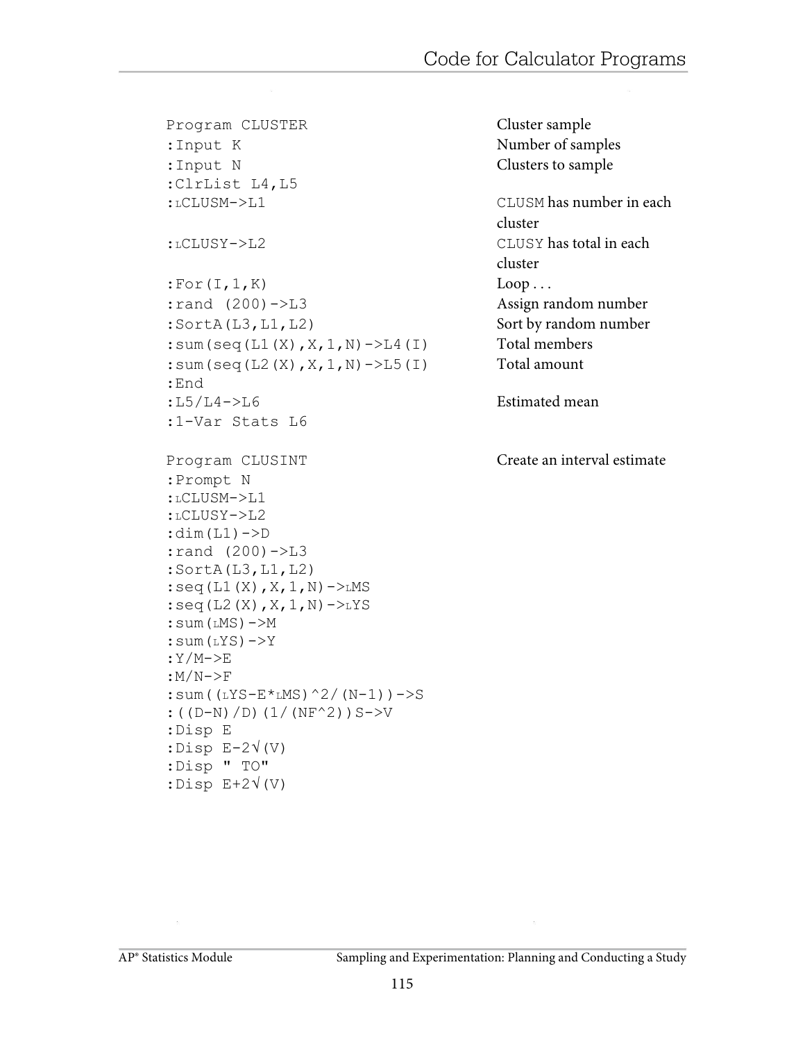| Code | Comment |
| --- | --- |
| `Program CLUSTER` | Cluster sample |
| `:Input K` | Number of samples |
| `:Input N` | Clusters to sample |
| `:ClrList L4,L5` | |
| `:LCLUSM->L1` | `CLUSM` has number in each cluster |
| `:LCLUSY->L2` | `CLUSY` has total in each cluster |
| `:For(I,1,K)` | Loop . . . |
| `:rand (200)->L3` | Assign random number |
| `:SortA(L3,L1,L2)` | Sort by random number |
| `:sum(seq(L1(X),X,1,N)->L4(I)` | Total members |
| `:sum(seq(L2(X),X,1,N)->L5(I)` | Total amount |
| `:End` | |
| `:L5/L4->L6` | Estimated mean |
| `:1-Var Stats L6` | |

| Code | Comment |
| --- | --- |
| `Program CLUSINT` | Create an interval estimate |

```
:Prompt N
:LCLUSM->L1
:LCLUSY->L2
:dim(L1)->D
:rand (200)->L3
:SortA(L3,L1,L2)
:seq(L1(X),X,1,N)->LMS
:seq(L2(X),X,1,N)->LYS
:sum(LMS)->M
:sum(LYS)->Y
:Y/M->E
:M/N->F
:sum((LYS-E*LMS)^2/(N-1))->S
:((D-N)/D)(1/(NF^2))S->V
:Disp E
:Disp E-2√(V)
:Disp " TO"
:Disp E+2√(V)
```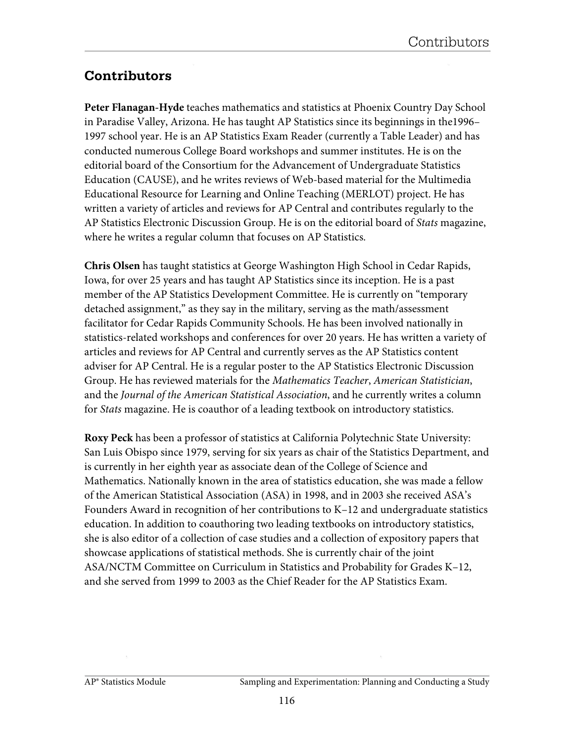## Contributors

**Peter Flanagan-Hyde** teaches mathematics and statistics at Phoenix Country Day School in Paradise Valley, Arizona. He has taught AP Statistics since its beginnings in the1996–1997 school year. He is an AP Statistics Exam Reader (currently a Table Leader) and has conducted numerous College Board workshops and summer institutes. He is on the editorial board of the Consortium for the Advancement of Undergraduate Statistics Education (CAUSE), and he writes reviews of Web-based material for the Multimedia Educational Resource for Learning and Online Teaching (MERLOT) project. He has written a variety of articles and reviews for AP Central and contributes regularly to the AP Statistics Electronic Discussion Group. He is on the editorial board of *Stats* magazine, where he writes a regular column that focuses on AP Statistics.

**Chris Olsen** has taught statistics at George Washington High School in Cedar Rapids, Iowa, for over 25 years and has taught AP Statistics since its inception. He is a past member of the AP Statistics Development Committee. He is currently on "temporary detached assignment," as they say in the military, serving as the math/assessment facilitator for Cedar Rapids Community Schools. He has been involved nationally in statistics-related workshops and conferences for over 20 years. He has written a variety of articles and reviews for AP Central and currently serves as the AP Statistics content adviser for AP Central. He is a regular poster to the AP Statistics Electronic Discussion Group. He has reviewed materials for the *Mathematics Teacher*, *American Statistician*, and the *Journal of the American Statistical Association*, and he currently writes a column for *Stats* magazine. He is coauthor of a leading textbook on introductory statistics.

**Roxy Peck** has been a professor of statistics at California Polytechnic State University: San Luis Obispo since 1979, serving for six years as chair of the Statistics Department, and is currently in her eighth year as associate dean of the College of Science and Mathematics. Nationally known in the area of statistics education, she was made a fellow of the American Statistical Association (ASA) in 1998, and in 2003 she received ASA's Founders Award in recognition of her contributions to K–12 and undergraduate statistics education. In addition to coauthoring two leading textbooks on introductory statistics, she is also editor of a collection of case studies and a collection of expository papers that showcase applications of statistical methods. She is currently chair of the joint ASA/NCTM Committee on Curriculum in Statistics and Probability for Grades K–12, and she served from 1999 to 2003 as the Chief Reader for the AP Statistics Exam.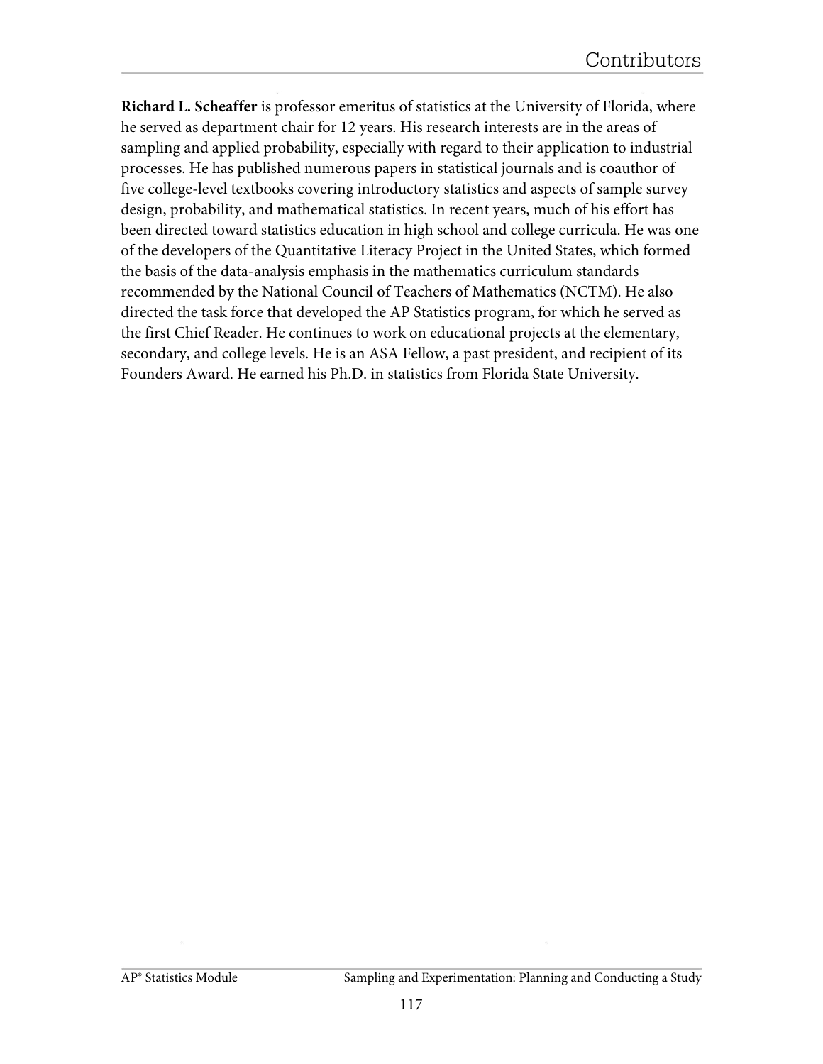**Richard L. Scheaffer** is professor emeritus of statistics at the University of Florida, where he served as department chair for 12 years. His research interests are in the areas of sampling and applied probability, especially with regard to their application to industrial processes. He has published numerous papers in statistical journals and is coauthor of five college-level textbooks covering introductory statistics and aspects of sample survey design, probability, and mathematical statistics. In recent years, much of his effort has been directed toward statistics education in high school and college curricula. He was one of the developers of the Quantitative Literacy Project in the United States, which formed the basis of the data-analysis emphasis in the mathematics curriculum standards recommended by the National Council of Teachers of Mathematics (NCTM). He also directed the task force that developed the AP Statistics program, for which he served as the first Chief Reader. He continues to work on educational projects at the elementary, secondary, and college levels. He is an ASA Fellow, a past president, and recipient of its Founders Award. He earned his Ph.D. in statistics from Florida State University.